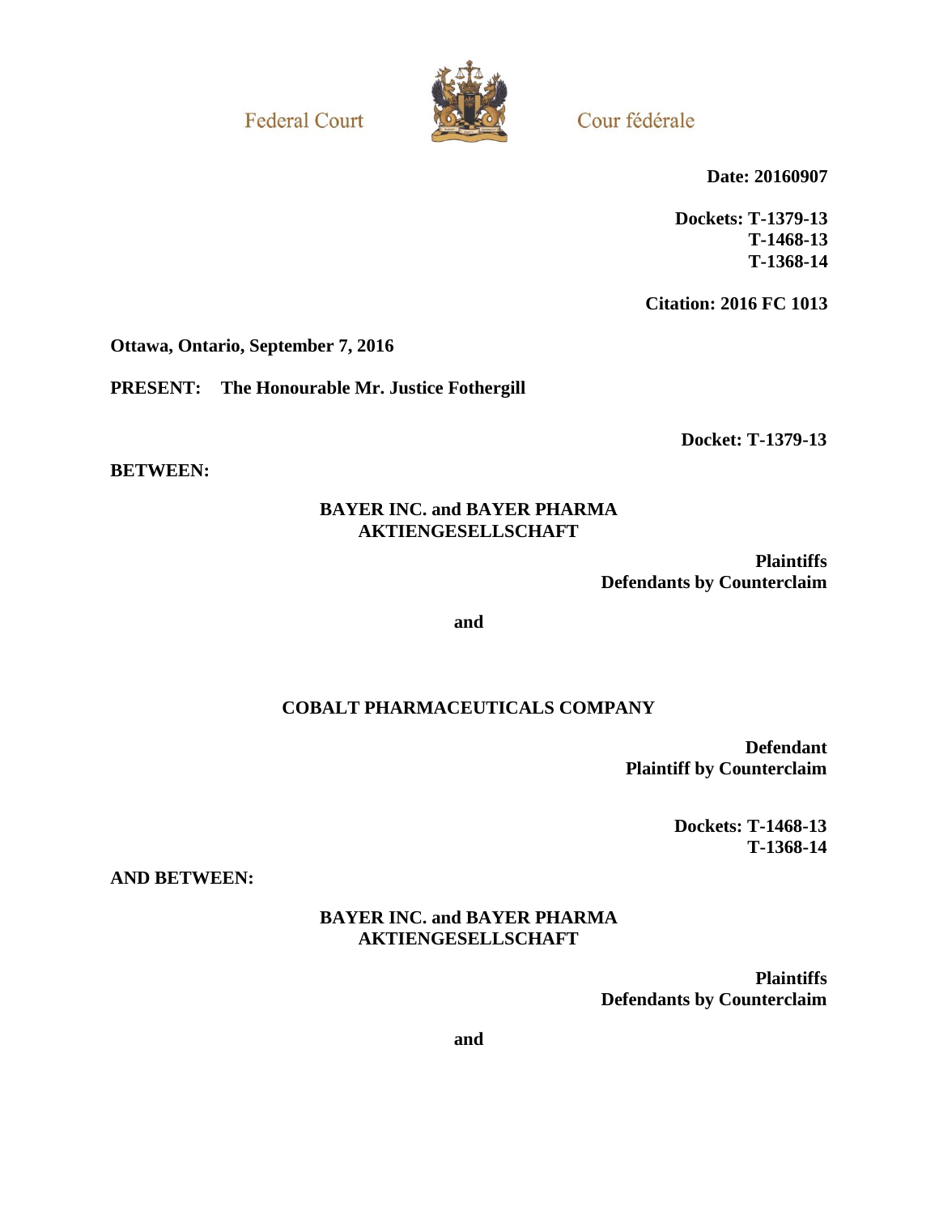Federal Court

Cour fédérale

**Date: 20160907**

**Dockets: T-1379-13**
**T-1468-13**
**T-1368-14**

**Citation: 2016 FC 1013**

**Ottawa, Ontario, September 7, 2016**

**PRESENT: The Honourable Mr. Justice Fothergill**

**Docket: T-1379-13**

**BETWEEN:**

**BAYER INC. and BAYER PHARMA AKTIENGESELLSCHAFT**

**Plaintiffs**
**Defendants by Counterclaim**

**and**

**COBALT PHARMACEUTICALS COMPANY**

**Defendant**
**Plaintiff by Counterclaim**

**Dockets: T-1468-13**
**T-1368-14**

**AND BETWEEN:**

**BAYER INC. and BAYER PHARMA AKTIENGESELLSCHAFT**

**Plaintiffs**
**Defendants by Counterclaim**

**and**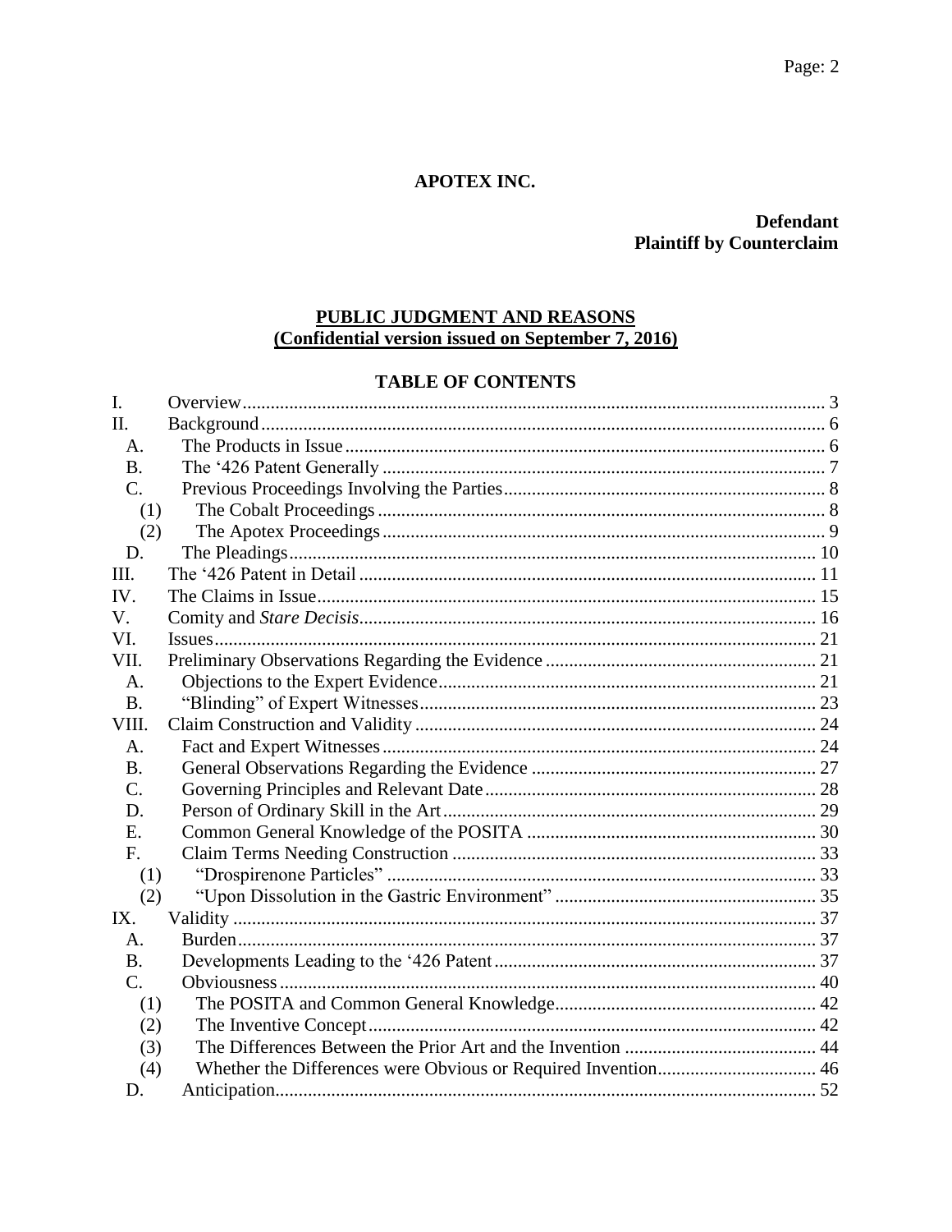**APOTEX INC.**

**Defendant**
**Plaintiff by Counterclaim**

**PUBLIC JUDGMENT AND REASONS**
**(Confidential version issued on September 7, 2016)**

**TABLE OF CONTENTS**

| | | |
|---|---|---|
| I. | Overview | 3 |
| II. | Background | 6 |
| A. | The Products in Issue | 6 |
| B. | The '426 Patent Generally | 7 |
| C. | Previous Proceedings Involving the Parties | 8 |
| (1) | The Cobalt Proceedings | 8 |
| (2) | The Apotex Proceedings | 9 |
| D. | The Pleadings | 10 |
| III. | The '426 Patent in Detail | 11 |
| IV. | The Claims in Issue | 15 |
| V. | Comity and *Stare Decisis* | 16 |
| VI. | Issues | 21 |
| VII. | Preliminary Observations Regarding the Evidence | 21 |
| A. | Objections to the Expert Evidence | 21 |
| B. | "Blinding" of Expert Witnesses | 23 |
| VIII. | Claim Construction and Validity | 24 |
| A. | Fact and Expert Witnesses | 24 |
| B. | General Observations Regarding the Evidence | 27 |
| C. | Governing Principles and Relevant Date | 28 |
| D. | Person of Ordinary Skill in the Art | 29 |
| E. | Common General Knowledge of the POSITA | 30 |
| F. | Claim Terms Needing Construction | 33 |
| (1) | "Drospirenone Particles" | 33 |
| (2) | "Upon Dissolution in the Gastric Environment" | 35 |
| IX. | Validity | 37 |
| A. | Burden | 37 |
| B. | Developments Leading to the '426 Patent | 37 |
| C. | Obviousness | 40 |
| (1) | The POSITA and Common General Knowledge | 42 |
| (2) | The Inventive Concept | 42 |
| (3) | The Differences Between the Prior Art and the Invention | 44 |
| (4) | Whether the Differences were Obvious or Required Invention | 46 |
| D. | Anticipation | 52 |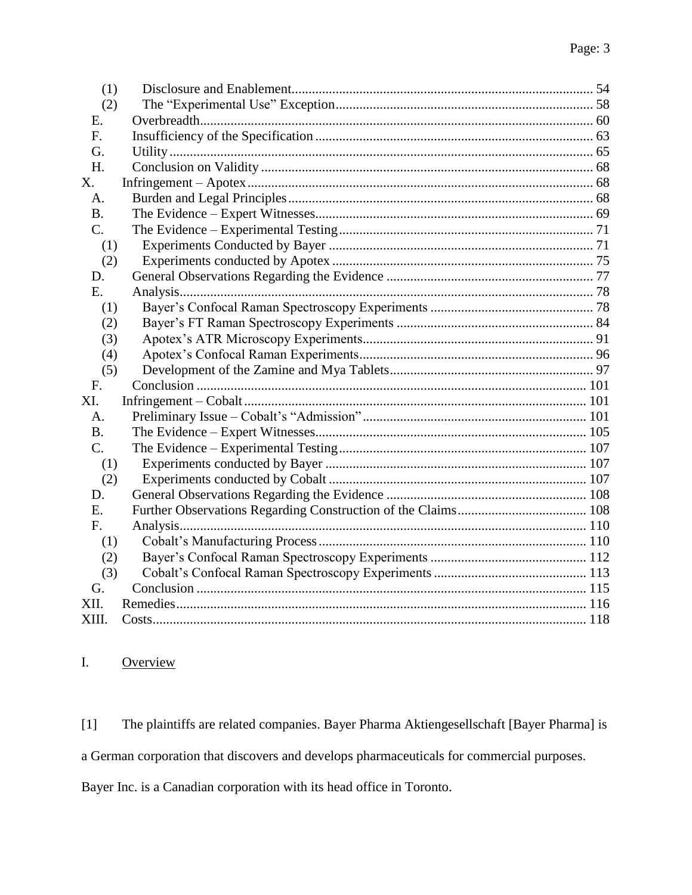- (1) Disclosure and Enablement ..... 54
- (2) The "Experimental Use" Exception ..... 58
- E. Overbreadth ..... 60
- F. Insufficiency of the Specification ..... 63
- G. Utility ..... 65
- H. Conclusion on Validity ..... 68

X. Infringement – Apotex ..... 68
- A. Burden and Legal Principles ..... 68
- B. The Evidence – Expert Witnesses ..... 69
- C. The Evidence – Experimental Testing ..... 71
  - (1) Experiments Conducted by Bayer ..... 71
  - (2) Experiments conducted by Apotex ..... 75
- D. General Observations Regarding the Evidence ..... 77
- E. Analysis ..... 78
  - (1) Bayer's Confocal Raman Spectroscopy Experiments ..... 78
  - (2) Bayer's FT Raman Spectroscopy Experiments ..... 84
  - (3) Apotex's ATR Microscopy Experiments ..... 91
  - (4) Apotex's Confocal Raman Experiments ..... 96
  - (5) Development of the Zamine and Mya Tablets ..... 97
- F. Conclusion ..... 101

XI. Infringement – Cobalt ..... 101
- A. Preliminary Issue – Cobalt's "Admission" ..... 101
- B. The Evidence – Expert Witnesses ..... 105
- C. The Evidence – Experimental Testing ..... 107
  - (1) Experiments conducted by Bayer ..... 107
  - (2) Experiments conducted by Cobalt ..... 107
- D. General Observations Regarding the Evidence ..... 108
- E. Further Observations Regarding Construction of the Claims ..... 108
- F. Analysis ..... 110
  - (1) Cobalt's Manufacturing Process ..... 110
  - (2) Bayer's Confocal Raman Spectroscopy Experiments ..... 112
  - (3) Cobalt's Confocal Raman Spectroscopy Experiments ..... 113
- G. Conclusion ..... 115

XII. Remedies ..... 116

XIII. Costs ..... 118

# I. Overview

[1] The plaintiffs are related companies. Bayer Pharma Aktiengesellschaft [Bayer Pharma] is a German corporation that discovers and develops pharmaceuticals for commercial purposes. Bayer Inc. is a Canadian corporation with its head office in Toronto.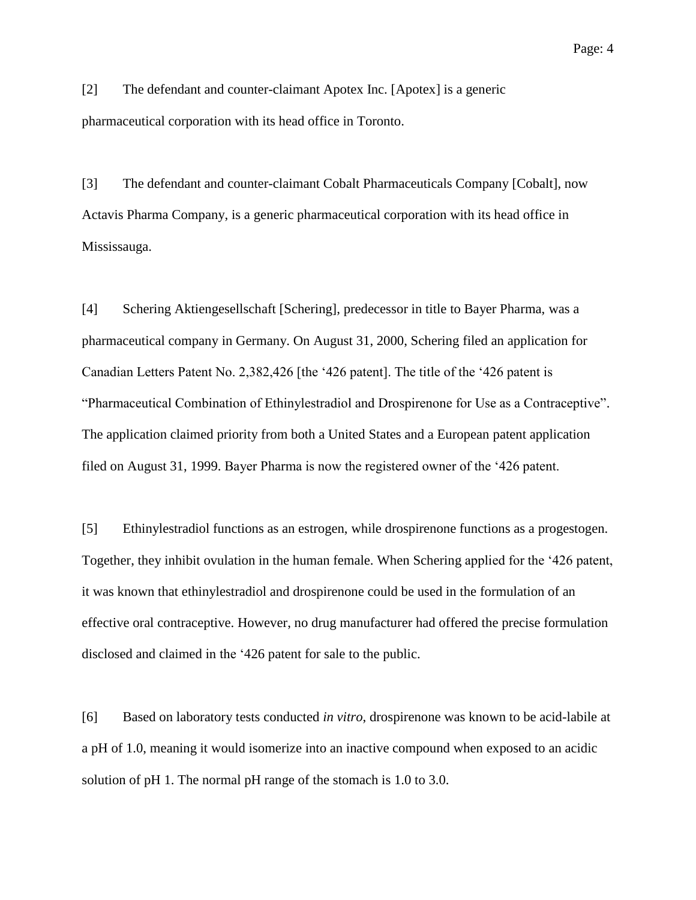[2] The defendant and counter-claimant Apotex Inc. [Apotex] is a generic pharmaceutical corporation with its head office in Toronto.

[3] The defendant and counter-claimant Cobalt Pharmaceuticals Company [Cobalt], now Actavis Pharma Company, is a generic pharmaceutical corporation with its head office in Mississauga.

[4] Schering Aktiengesellschaft [Schering], predecessor in title to Bayer Pharma, was a pharmaceutical company in Germany. On August 31, 2000, Schering filed an application for Canadian Letters Patent No. 2,382,426 [the '426 patent]. The title of the '426 patent is "Pharmaceutical Combination of Ethinylestradiol and Drospirenone for Use as a Contraceptive". The application claimed priority from both a United States and a European patent application filed on August 31, 1999. Bayer Pharma is now the registered owner of the '426 patent.

[5] Ethinylestradiol functions as an estrogen, while drospirenone functions as a progestogen. Together, they inhibit ovulation in the human female. When Schering applied for the '426 patent, it was known that ethinylestradiol and drospirenone could be used in the formulation of an effective oral contraceptive. However, no drug manufacturer had offered the precise formulation disclosed and claimed in the '426 patent for sale to the public.

[6] Based on laboratory tests conducted *in vitro*, drospirenone was known to be acid-labile at a pH of 1.0, meaning it would isomerize into an inactive compound when exposed to an acidic solution of pH 1. The normal pH range of the stomach is 1.0 to 3.0.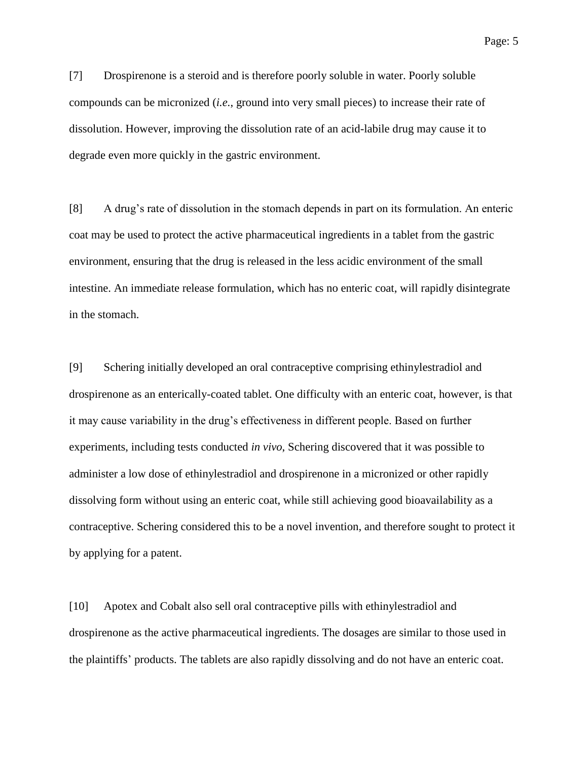[7] Drospirenone is a steroid and is therefore poorly soluble in water. Poorly soluble compounds can be micronized (*i.e.*, ground into very small pieces) to increase their rate of dissolution. However, improving the dissolution rate of an acid-labile drug may cause it to degrade even more quickly in the gastric environment.

[8] A drug's rate of dissolution in the stomach depends in part on its formulation. An enteric coat may be used to protect the active pharmaceutical ingredients in a tablet from the gastric environment, ensuring that the drug is released in the less acidic environment of the small intestine. An immediate release formulation, which has no enteric coat, will rapidly disintegrate in the stomach.

[9] Schering initially developed an oral contraceptive comprising ethinylestradiol and drospirenone as an enterically-coated tablet. One difficulty with an enteric coat, however, is that it may cause variability in the drug's effectiveness in different people. Based on further experiments, including tests conducted *in vivo*, Schering discovered that it was possible to administer a low dose of ethinylestradiol and drospirenone in a micronized or other rapidly dissolving form without using an enteric coat, while still achieving good bioavailability as a contraceptive. Schering considered this to be a novel invention, and therefore sought to protect it by applying for a patent.

[10] Apotex and Cobalt also sell oral contraceptive pills with ethinylestradiol and drospirenone as the active pharmaceutical ingredients. The dosages are similar to those used in the plaintiffs' products. The tablets are also rapidly dissolving and do not have an enteric coat.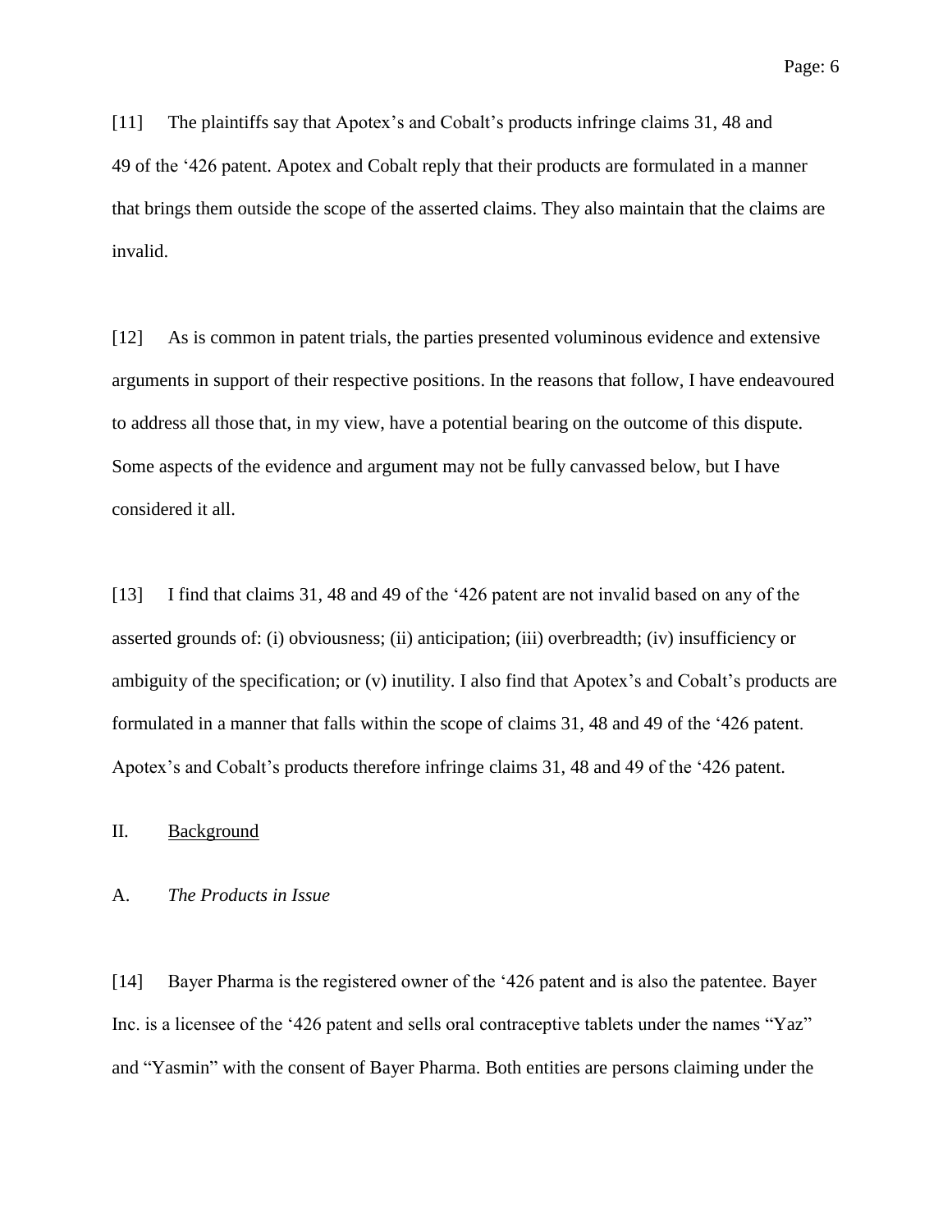[11] The plaintiffs say that Apotex's and Cobalt's products infringe claims 31, 48 and 49 of the '426 patent. Apotex and Cobalt reply that their products are formulated in a manner that brings them outside the scope of the asserted claims. They also maintain that the claims are invalid.

[12] As is common in patent trials, the parties presented voluminous evidence and extensive arguments in support of their respective positions. In the reasons that follow, I have endeavoured to address all those that, in my view, have a potential bearing on the outcome of this dispute. Some aspects of the evidence and argument may not be fully canvassed below, but I have considered it all.

[13] I find that claims 31, 48 and 49 of the '426 patent are not invalid based on any of the asserted grounds of: (i) obviousness; (ii) anticipation; (iii) overbreadth; (iv) insufficiency or ambiguity of the specification; or (v) inutility. I also find that Apotex's and Cobalt's products are formulated in a manner that falls within the scope of claims 31, 48 and 49 of the '426 patent. Apotex's and Cobalt's products therefore infringe claims 31, 48 and 49 of the '426 patent.

## II. Background

### A. *The Products in Issue*

[14] Bayer Pharma is the registered owner of the '426 patent and is also the patentee. Bayer Inc. is a licensee of the '426 patent and sells oral contraceptive tablets under the names "Yaz" and "Yasmin" with the consent of Bayer Pharma. Both entities are persons claiming under the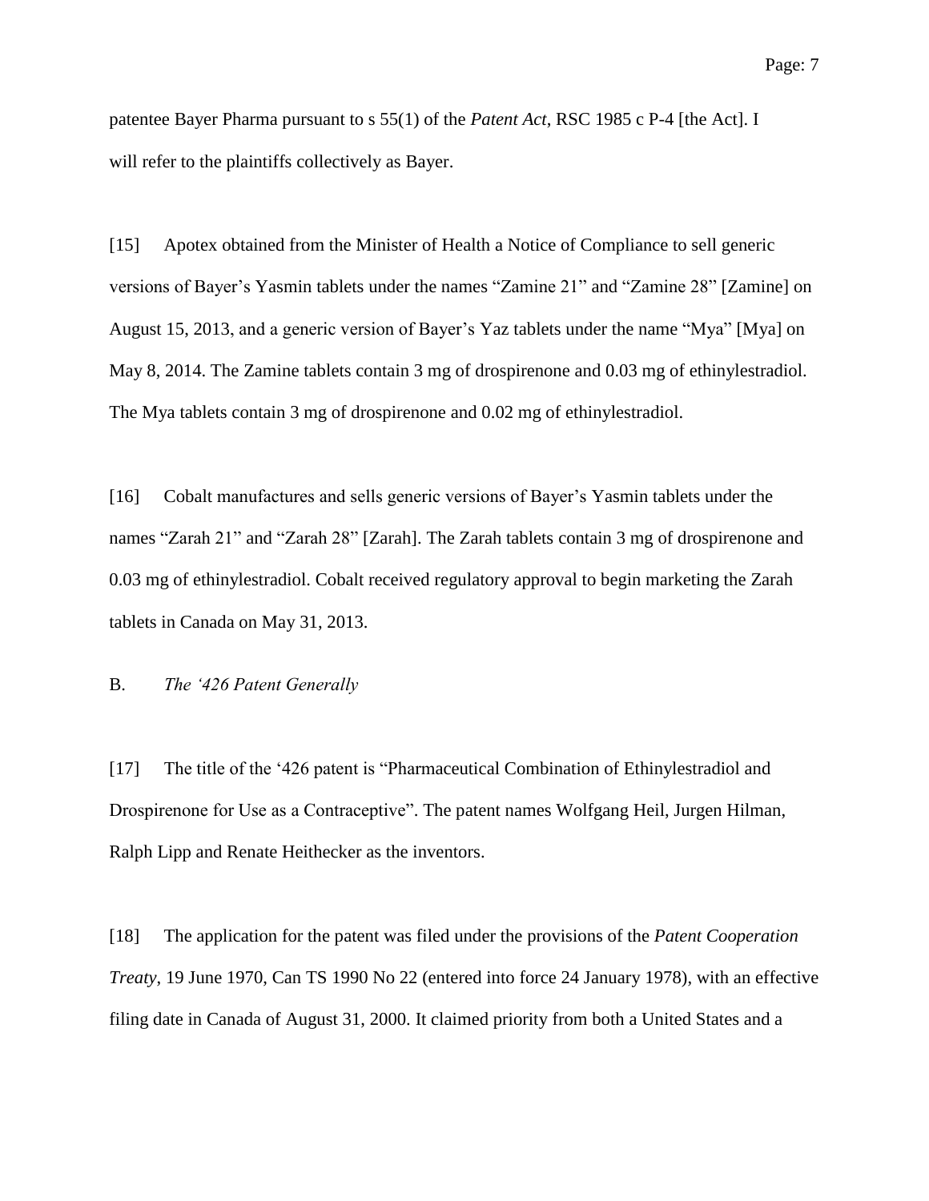patentee Bayer Pharma pursuant to s 55(1) of the *Patent Act*, RSC 1985 c P-4 [the Act]. I will refer to the plaintiffs collectively as Bayer.

[15] Apotex obtained from the Minister of Health a Notice of Compliance to sell generic versions of Bayer's Yasmin tablets under the names "Zamine 21" and "Zamine 28" [Zamine] on August 15, 2013, and a generic version of Bayer's Yaz tablets under the name "Mya" [Mya] on May 8, 2014. The Zamine tablets contain 3 mg of drospirenone and 0.03 mg of ethinylestradiol. The Mya tablets contain 3 mg of drospirenone and 0.02 mg of ethinylestradiol.

[16] Cobalt manufactures and sells generic versions of Bayer's Yasmin tablets under the names "Zarah 21" and "Zarah 28" [Zarah]. The Zarah tablets contain 3 mg of drospirenone and 0.03 mg of ethinylestradiol. Cobalt received regulatory approval to begin marketing the Zarah tablets in Canada on May 31, 2013.

### B. *The '426 Patent Generally*

[17] The title of the '426 patent is "Pharmaceutical Combination of Ethinylestradiol and Drospirenone for Use as a Contraceptive". The patent names Wolfgang Heil, Jurgen Hilman, Ralph Lipp and Renate Heithecker as the inventors.

[18] The application for the patent was filed under the provisions of the *Patent Cooperation Treaty*, 19 June 1970, Can TS 1990 No 22 (entered into force 24 January 1978), with an effective filing date in Canada of August 31, 2000. It claimed priority from both a United States and a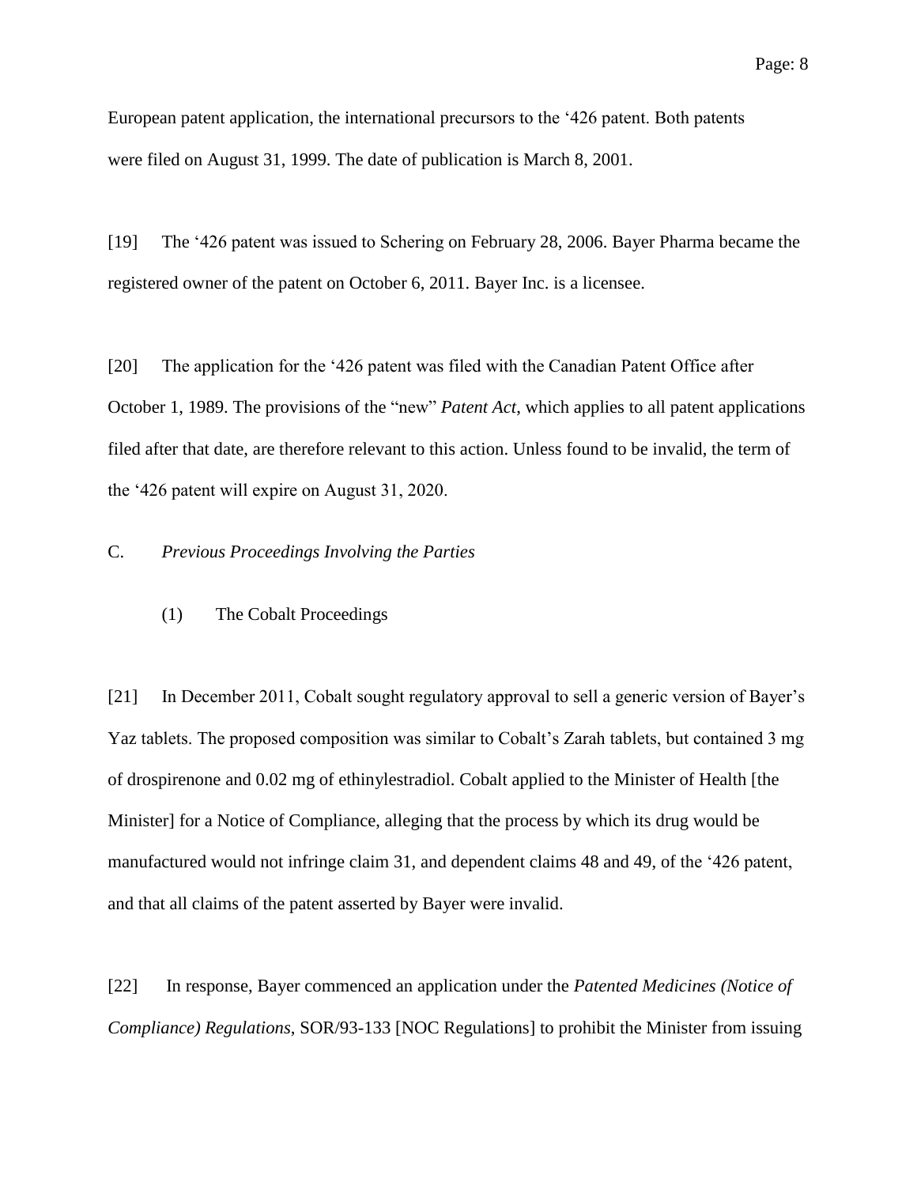European patent application, the international precursors to the '426 patent. Both patents were filed on August 31, 1999. The date of publication is March 8, 2001.

[19] The '426 patent was issued to Schering on February 28, 2006. Bayer Pharma became the registered owner of the patent on October 6, 2011. Bayer Inc. is a licensee.

[20] The application for the '426 patent was filed with the Canadian Patent Office after October 1, 1989. The provisions of the "new" *Patent Act*, which applies to all patent applications filed after that date, are therefore relevant to this action. Unless found to be invalid, the term of the '426 patent will expire on August 31, 2020.

### C. *Previous Proceedings Involving the Parties*

#### (1) The Cobalt Proceedings

[21] In December 2011, Cobalt sought regulatory approval to sell a generic version of Bayer's Yaz tablets. The proposed composition was similar to Cobalt's Zarah tablets, but contained 3 mg of drospirenone and 0.02 mg of ethinylestradiol. Cobalt applied to the Minister of Health [the Minister] for a Notice of Compliance, alleging that the process by which its drug would be manufactured would not infringe claim 31, and dependent claims 48 and 49, of the '426 patent, and that all claims of the patent asserted by Bayer were invalid.

[22] In response, Bayer commenced an application under the *Patented Medicines (Notice of Compliance) Regulations*, SOR/93-133 [NOC Regulations] to prohibit the Minister from issuing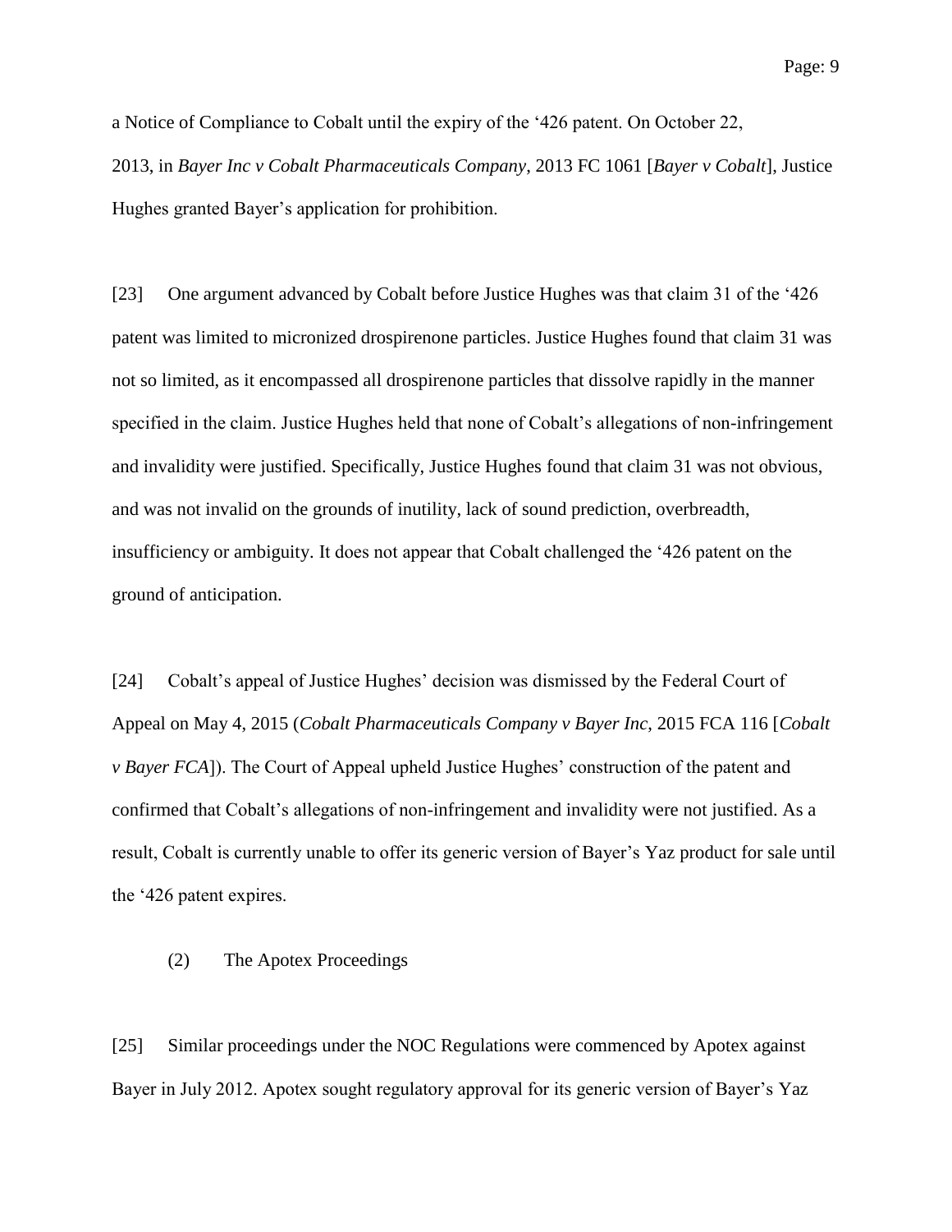a Notice of Compliance to Cobalt until the expiry of the ‘426 patent. On October 22, 2013, in *Bayer Inc v Cobalt Pharmaceuticals Company*, 2013 FC 1061 [*Bayer v Cobalt*], Justice Hughes granted Bayer’s application for prohibition.

[23] One argument advanced by Cobalt before Justice Hughes was that claim 31 of the ‘426 patent was limited to micronized drospirenone particles. Justice Hughes found that claim 31 was not so limited, as it encompassed all drospirenone particles that dissolve rapidly in the manner specified in the claim. Justice Hughes held that none of Cobalt’s allegations of non-infringement and invalidity were justified. Specifically, Justice Hughes found that claim 31 was not obvious, and was not invalid on the grounds of inutility, lack of sound prediction, overbreadth, insufficiency or ambiguity. It does not appear that Cobalt challenged the ‘426 patent on the ground of anticipation.

[24] Cobalt’s appeal of Justice Hughes’ decision was dismissed by the Federal Court of Appeal on May 4, 2015 (*Cobalt Pharmaceuticals Company v Bayer Inc*, 2015 FCA 116 [*Cobalt v Bayer FCA*]). The Court of Appeal upheld Justice Hughes’ construction of the patent and confirmed that Cobalt’s allegations of non-infringement and invalidity were not justified. As a result, Cobalt is currently unable to offer its generic version of Bayer’s Yaz product for sale until the ‘426 patent expires.

(2) The Apotex Proceedings

[25] Similar proceedings under the NOC Regulations were commenced by Apotex against Bayer in July 2012. Apotex sought regulatory approval for its generic version of Bayer’s Yaz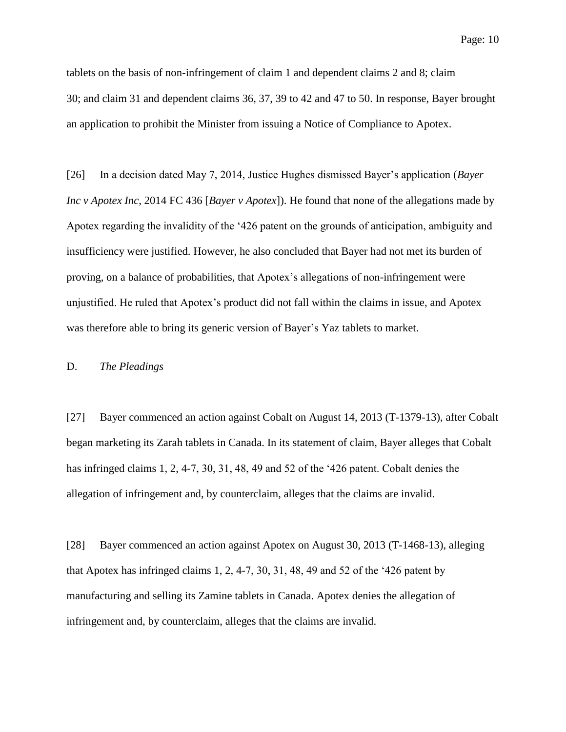tablets on the basis of non-infringement of claim 1 and dependent claims 2 and 8; claim 30; and claim 31 and dependent claims 36, 37, 39 to 42 and 47 to 50. In response, Bayer brought an application to prohibit the Minister from issuing a Notice of Compliance to Apotex.

[26] In a decision dated May 7, 2014, Justice Hughes dismissed Bayer's application (*Bayer Inc v Apotex Inc*, 2014 FC 436 [*Bayer v Apotex*]). He found that none of the allegations made by Apotex regarding the invalidity of the '426 patent on the grounds of anticipation, ambiguity and insufficiency were justified. However, he also concluded that Bayer had not met its burden of proving, on a balance of probabilities, that Apotex's allegations of non-infringement were unjustified. He ruled that Apotex's product did not fall within the claims in issue, and Apotex was therefore able to bring its generic version of Bayer's Yaz tablets to market.

D. *The Pleadings*

[27] Bayer commenced an action against Cobalt on August 14, 2013 (T-1379-13), after Cobalt began marketing its Zarah tablets in Canada. In its statement of claim, Bayer alleges that Cobalt has infringed claims 1, 2, 4-7, 30, 31, 48, 49 and 52 of the '426 patent. Cobalt denies the allegation of infringement and, by counterclaim, alleges that the claims are invalid.

[28] Bayer commenced an action against Apotex on August 30, 2013 (T-1468-13), alleging that Apotex has infringed claims 1, 2, 4-7, 30, 31, 48, 49 and 52 of the '426 patent by manufacturing and selling its Zamine tablets in Canada. Apotex denies the allegation of infringement and, by counterclaim, alleges that the claims are invalid.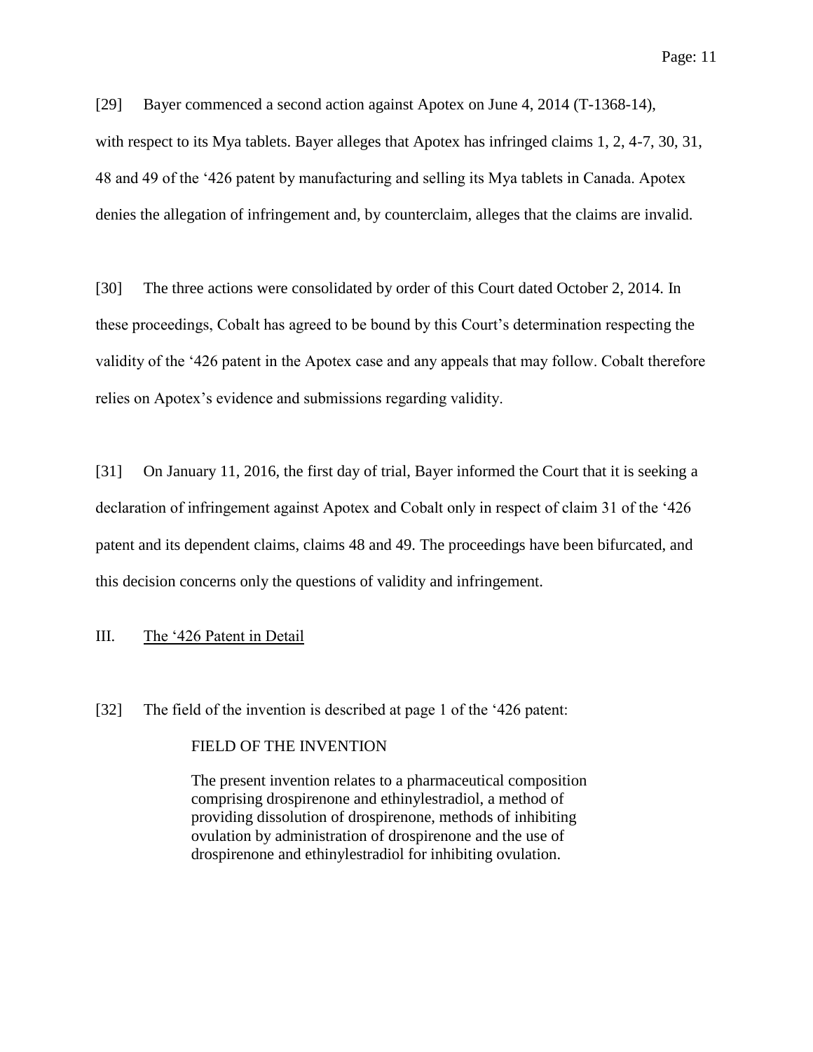[29] Bayer commenced a second action against Apotex on June 4, 2014 (T-1368-14), with respect to its Mya tablets. Bayer alleges that Apotex has infringed claims 1, 2, 4-7, 30, 31, 48 and 49 of the ‘426 patent by manufacturing and selling its Mya tablets in Canada. Apotex denies the allegation of infringement and, by counterclaim, alleges that the claims are invalid.

[30] The three actions were consolidated by order of this Court dated October 2, 2014. In these proceedings, Cobalt has agreed to be bound by this Court’s determination respecting the validity of the ‘426 patent in the Apotex case and any appeals that may follow. Cobalt therefore relies on Apotex’s evidence and submissions regarding validity.

[31] On January 11, 2016, the first day of trial, Bayer informed the Court that it is seeking a declaration of infringement against Apotex and Cobalt only in respect of claim 31 of the ‘426 patent and its dependent claims, claims 48 and 49. The proceedings have been bifurcated, and this decision concerns only the questions of validity and infringement.

## III. The ‘426 Patent in Detail

[32] The field of the invention is described at page 1 of the ‘426 patent:

> FIELD OF THE INVENTION
>
> The present invention relates to a pharmaceutical composition comprising drospirenone and ethinylestradiol, a method of providing dissolution of drospirenone, methods of inhibiting ovulation by administration of drospirenone and the use of drospirenone and ethinylestradiol for inhibiting ovulation.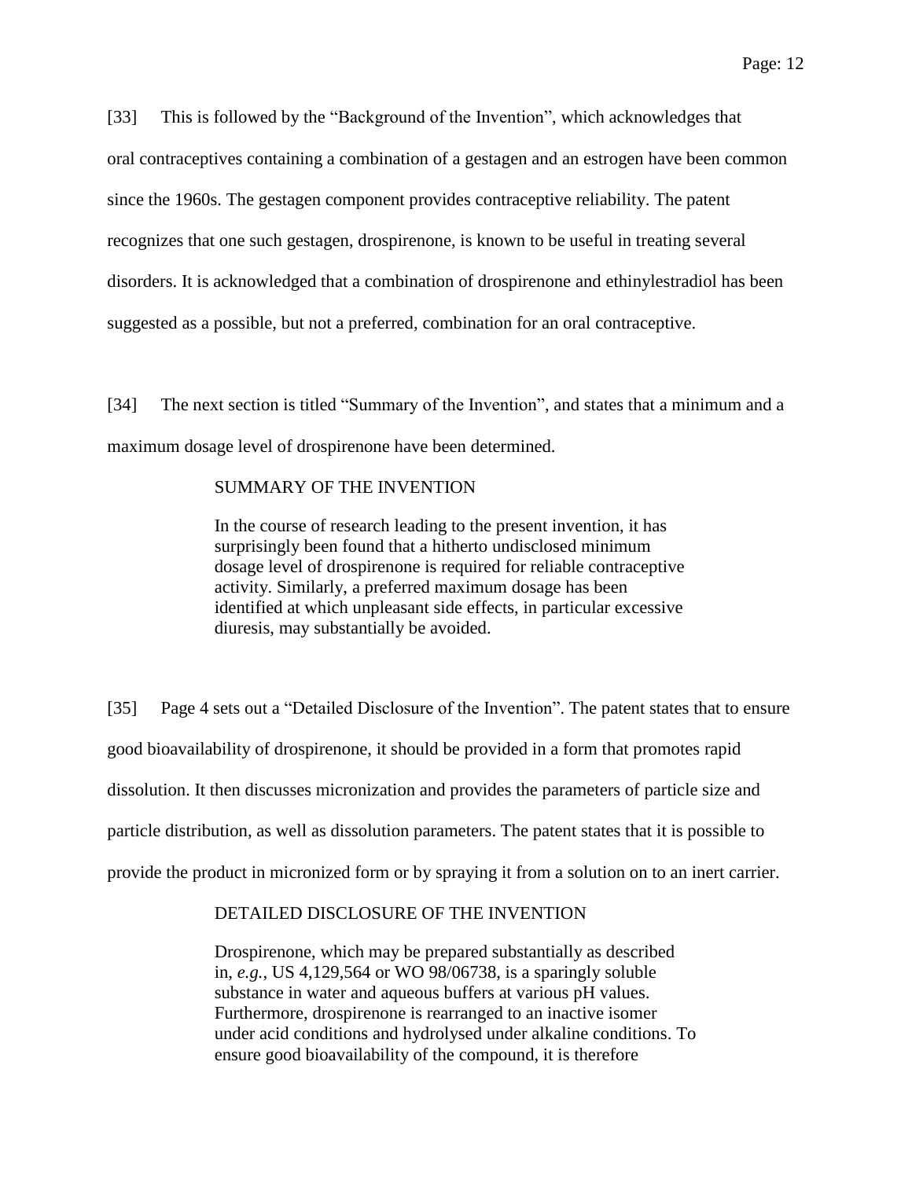[33] This is followed by the "Background of the Invention", which acknowledges that oral contraceptives containing a combination of a gestagen and an estrogen have been common since the 1960s. The gestagen component provides contraceptive reliability. The patent recognizes that one such gestagen, drospirenone, is known to be useful in treating several disorders. It is acknowledged that a combination of drospirenone and ethinylestradiol has been suggested as a possible, but not a preferred, combination for an oral contraceptive.

[34] The next section is titled "Summary of the Invention", and states that a minimum and a maximum dosage level of drospirenone have been determined.

> SUMMARY OF THE INVENTION
>
> In the course of research leading to the present invention, it has surprisingly been found that a hitherto undisclosed minimum dosage level of drospirenone is required for reliable contraceptive activity. Similarly, a preferred maximum dosage has been identified at which unpleasant side effects, in particular excessive diuresis, may substantially be avoided.

[35] Page 4 sets out a "Detailed Disclosure of the Invention". The patent states that to ensure good bioavailability of drospirenone, it should be provided in a form that promotes rapid dissolution. It then discusses micronization and provides the parameters of particle size and particle distribution, as well as dissolution parameters. The patent states that it is possible to provide the product in micronized form or by spraying it from a solution on to an inert carrier.

> DETAILED DISCLOSURE OF THE INVENTION
>
> Drospirenone, which may be prepared substantially as described in, *e.g.*, US 4,129,564 or WO 98/06738, is a sparingly soluble substance in water and aqueous buffers at various pH values. Furthermore, drospirenone is rearranged to an inactive isomer under acid conditions and hydrolysed under alkaline conditions. To ensure good bioavailability of the compound, it is therefore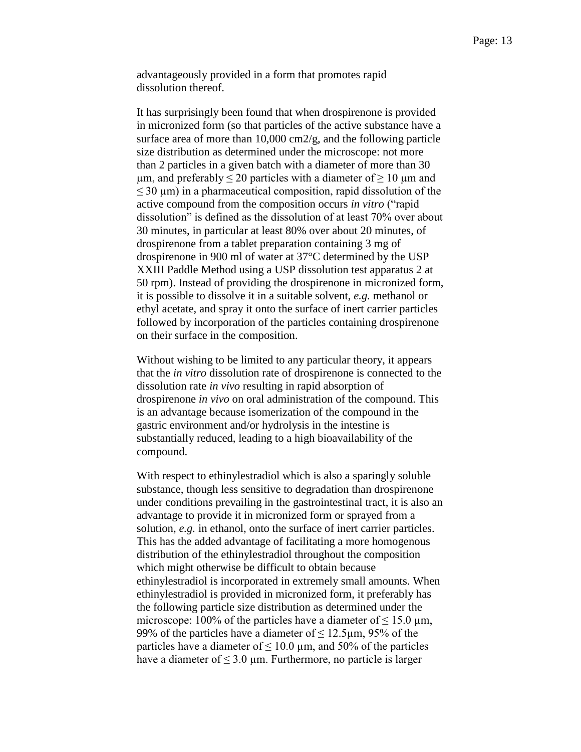advantageously provided in a form that promotes rapid dissolution thereof.

It has surprisingly been found that when drospirenone is provided in micronized form (so that particles of the active substance have a surface area of more than 10,000 cm2/g, and the following particle size distribution as determined under the microscope: not more than 2 particles in a given batch with a diameter of more than 30 μm, and preferably ≤ 20 particles with a diameter of ≥ 10 μm and ≤ 30 μm) in a pharmaceutical composition, rapid dissolution of the active compound from the composition occurs *in vitro* ("rapid dissolution" is defined as the dissolution of at least 70% over about 30 minutes, in particular at least 80% over about 20 minutes, of drospirenone from a tablet preparation containing 3 mg of drospirenone in 900 ml of water at 37°C determined by the USP XXIII Paddle Method using a USP dissolution test apparatus 2 at 50 rpm). Instead of providing the drospirenone in micronized form, it is possible to dissolve it in a suitable solvent, *e.g.* methanol or ethyl acetate, and spray it onto the surface of inert carrier particles followed by incorporation of the particles containing drospirenone on their surface in the composition.

Without wishing to be limited to any particular theory, it appears that the *in vitro* dissolution rate of drospirenone is connected to the dissolution rate *in vivo* resulting in rapid absorption of drospirenone *in vivo* on oral administration of the compound. This is an advantage because isomerization of the compound in the gastric environment and/or hydrolysis in the intestine is substantially reduced, leading to a high bioavailability of the compound.

With respect to ethinylestradiol which is also a sparingly soluble substance, though less sensitive to degradation than drospirenone under conditions prevailing in the gastrointestinal tract, it is also an advantage to provide it in micronized form or sprayed from a solution, *e.g.* in ethanol, onto the surface of inert carrier particles. This has the added advantage of facilitating a more homogenous distribution of the ethinylestradiol throughout the composition which might otherwise be difficult to obtain because ethinylestradiol is incorporated in extremely small amounts. When ethinylestradiol is provided in micronized form, it preferably has the following particle size distribution as determined under the microscope: 100% of the particles have a diameter of ≤ 15.0 μm, 99% of the particles have a diameter of ≤ 12.5μm, 95% of the particles have a diameter of ≤ 10.0 μm, and 50% of the particles have a diameter of ≤ 3.0 μm. Furthermore, no particle is larger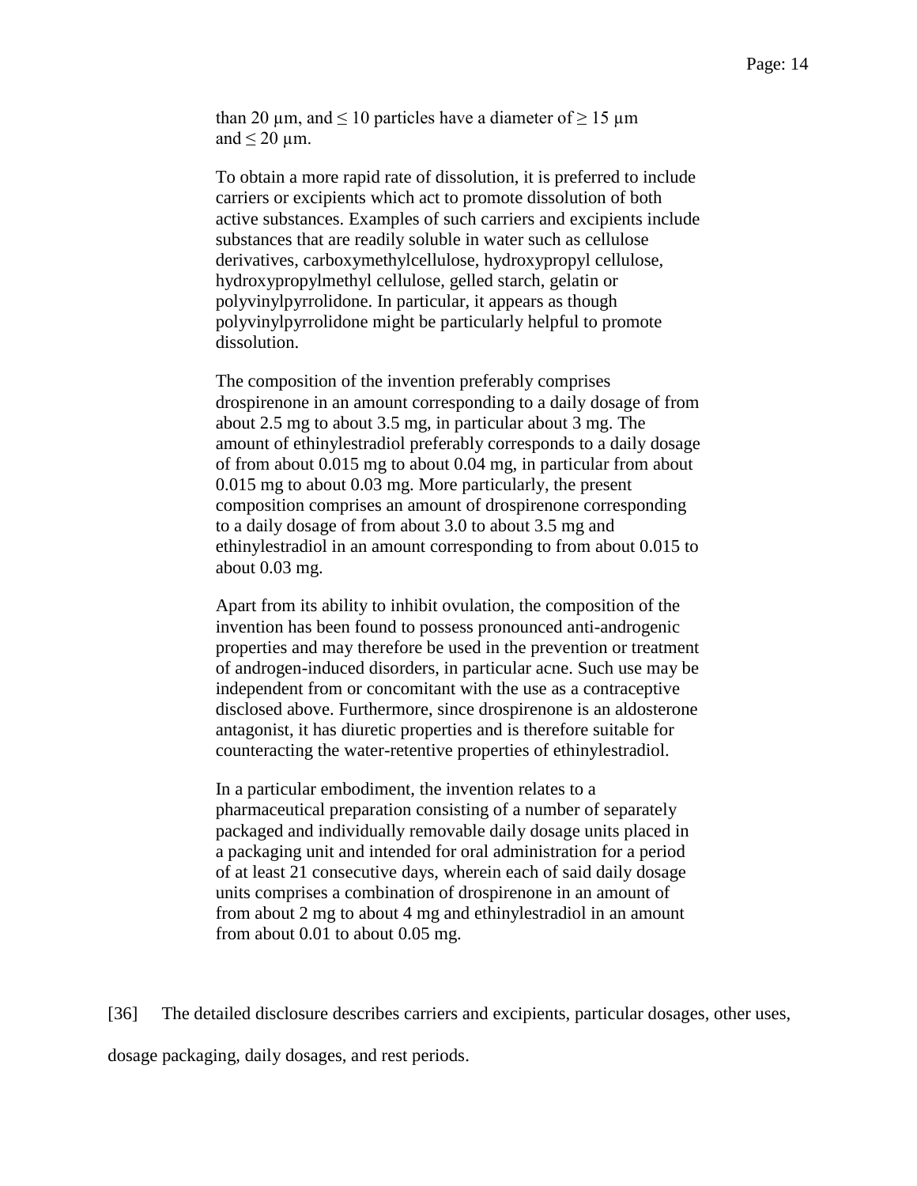> than 20 μm, and ≤ 10 particles have a diameter of ≥ 15 μm and ≤ 20 μm.
>
> To obtain a more rapid rate of dissolution, it is preferred to include carriers or excipients which act to promote dissolution of both active substances. Examples of such carriers and excipients include substances that are readily soluble in water such as cellulose derivatives, carboxymethylcellulose, hydroxypropyl cellulose, hydroxypropylmethyl cellulose, gelled starch, gelatin or polyvinylpyrrolidone. In particular, it appears as though polyvinylpyrrolidone might be particularly helpful to promote dissolution.
>
> The composition of the invention preferably comprises drospirenone in an amount corresponding to a daily dosage of from about 2.5 mg to about 3.5 mg, in particular about 3 mg. The amount of ethinylestradiol preferably corresponds to a daily dosage of from about 0.015 mg to about 0.04 mg, in particular from about 0.015 mg to about 0.03 mg. More particularly, the present composition comprises an amount of drospirenone corresponding to a daily dosage of from about 3.0 to about 3.5 mg and ethinylestradiol in an amount corresponding to from about 0.015 to about 0.03 mg.
>
> Apart from its ability to inhibit ovulation, the composition of the invention has been found to possess pronounced anti-androgenic properties and may therefore be used in the prevention or treatment of androgen-induced disorders, in particular acne. Such use may be independent from or concomitant with the use as a contraceptive disclosed above. Furthermore, since drospirenone is an aldosterone antagonist, it has diuretic properties and is therefore suitable for counteracting the water-retentive properties of ethinylestradiol.
>
> In a particular embodiment, the invention relates to a pharmaceutical preparation consisting of a number of separately packaged and individually removable daily dosage units placed in a packaging unit and intended for oral administration for a period of at least 21 consecutive days, wherein each of said daily dosage units comprises a combination of drospirenone in an amount of from about 2 mg to about 4 mg and ethinylestradiol in an amount from about 0.01 to about 0.05 mg.

[36] The detailed disclosure describes carriers and excipients, particular dosages, other uses, dosage packaging, daily dosages, and rest periods.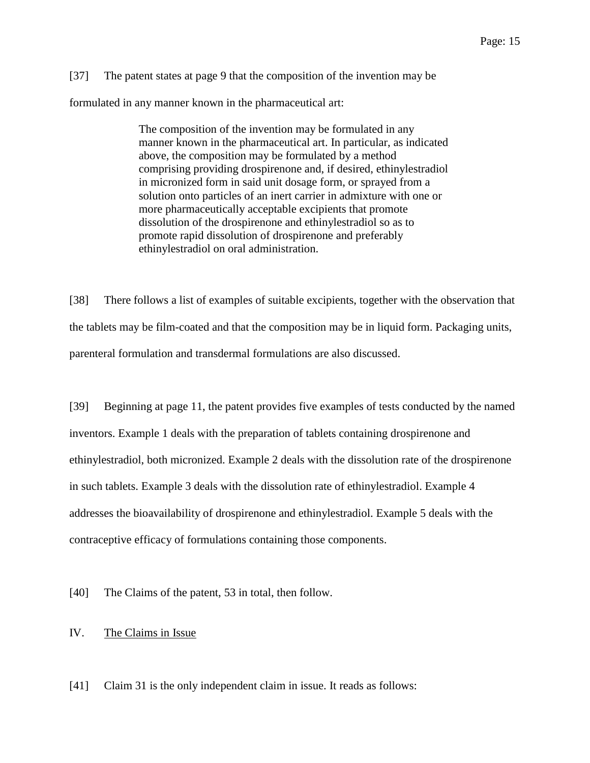[37] The patent states at page 9 that the composition of the invention may be formulated in any manner known in the pharmaceutical art:

> The composition of the invention may be formulated in any manner known in the pharmaceutical art. In particular, as indicated above, the composition may be formulated by a method comprising providing drospirenone and, if desired, ethinylestradiol in micronized form in said unit dosage form, or sprayed from a solution onto particles of an inert carrier in admixture with one or more pharmaceutically acceptable excipients that promote dissolution of the drospirenone and ethinylestradiol so as to promote rapid dissolution of drospirenone and preferably ethinylestradiol on oral administration.

[38] There follows a list of examples of suitable excipients, together with the observation that the tablets may be film-coated and that the composition may be in liquid form. Packaging units, parenteral formulation and transdermal formulations are also discussed.

[39] Beginning at page 11, the patent provides five examples of tests conducted by the named inventors. Example 1 deals with the preparation of tablets containing drospirenone and ethinylestradiol, both micronized. Example 2 deals with the dissolution rate of the drospirenone in such tablets. Example 3 deals with the dissolution rate of ethinylestradiol. Example 4 addresses the bioavailability of drospirenone and ethinylestradiol. Example 5 deals with the contraceptive efficacy of formulations containing those components.

[40] The Claims of the patent, 53 in total, then follow.

## IV. <u>The Claims in Issue</u>

[41] Claim 31 is the only independent claim in issue. It reads as follows: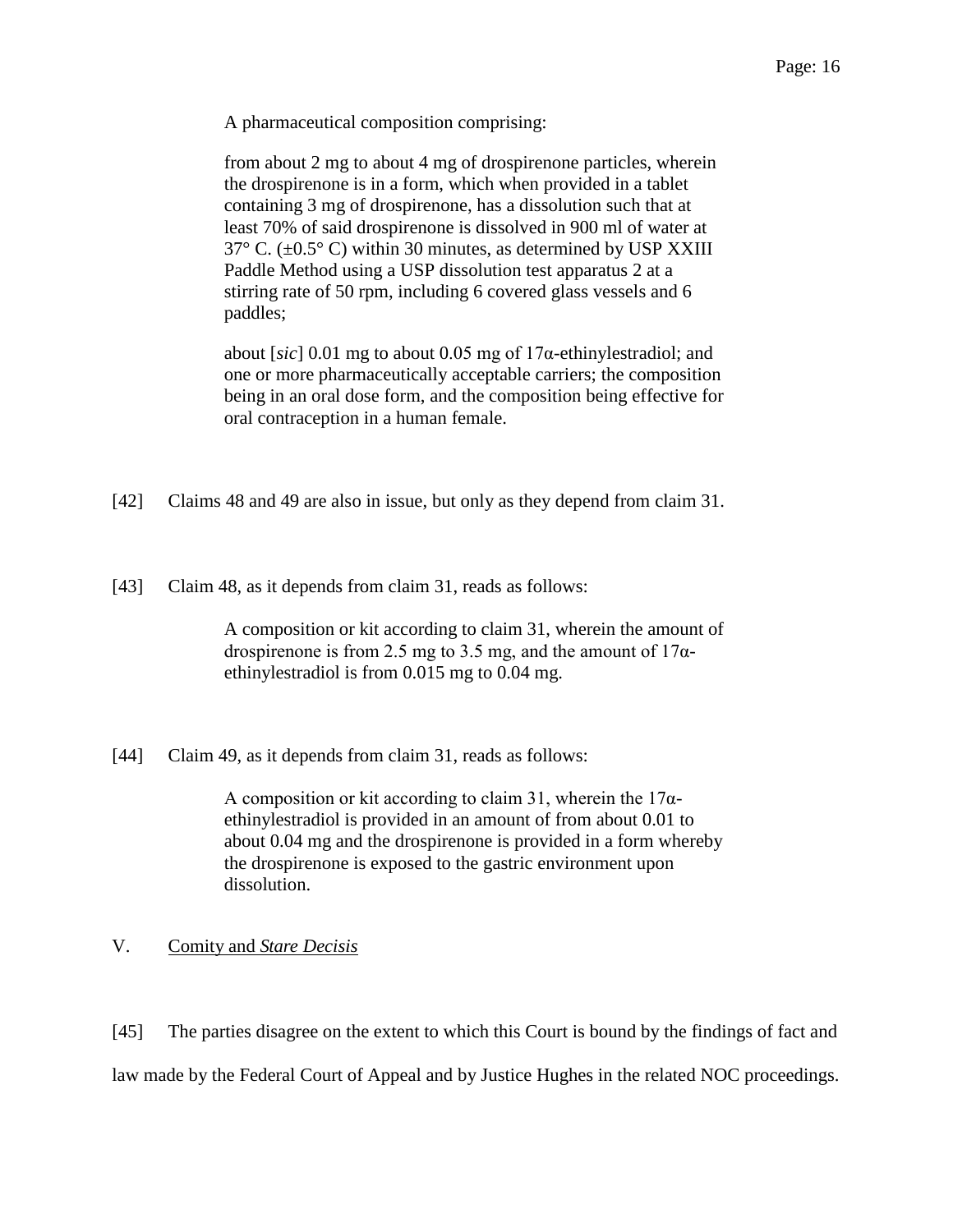> A pharmaceutical composition comprising:
>
> from about 2 mg to about 4 mg of drospirenone particles, wherein the drospirenone is in a form, which when provided in a tablet containing 3 mg of drospirenone, has a dissolution such that at least 70% of said drospirenone is dissolved in 900 ml of water at 37° C. (±0.5° C) within 30 minutes, as determined by USP XXIII Paddle Method using a USP dissolution test apparatus 2 at a stirring rate of 50 rpm, including 6 covered glass vessels and 6 paddles;
>
> about [*sic*] 0.01 mg to about 0.05 mg of 17α-ethinylestradiol; and one or more pharmaceutically acceptable carriers; the composition being in an oral dose form, and the composition being effective for oral contraception in a human female.

[42] Claims 48 and 49 are also in issue, but only as they depend from claim 31.

[43] Claim 48, as it depends from claim 31, reads as follows:

> A composition or kit according to claim 31, wherein the amount of drospirenone is from 2.5 mg to 3.5 mg, and the amount of 17α-ethinylestradiol is from 0.015 mg to 0.04 mg.

[44] Claim 49, as it depends from claim 31, reads as follows:

> A composition or kit according to claim 31, wherein the 17α-ethinylestradiol is provided in an amount of from about 0.01 to about 0.04 mg and the drospirenone is provided in a form whereby the drospirenone is exposed to the gastric environment upon dissolution.

## V. Comity and *Stare Decisis*

[45] The parties disagree on the extent to which this Court is bound by the findings of fact and law made by the Federal Court of Appeal and by Justice Hughes in the related NOC proceedings.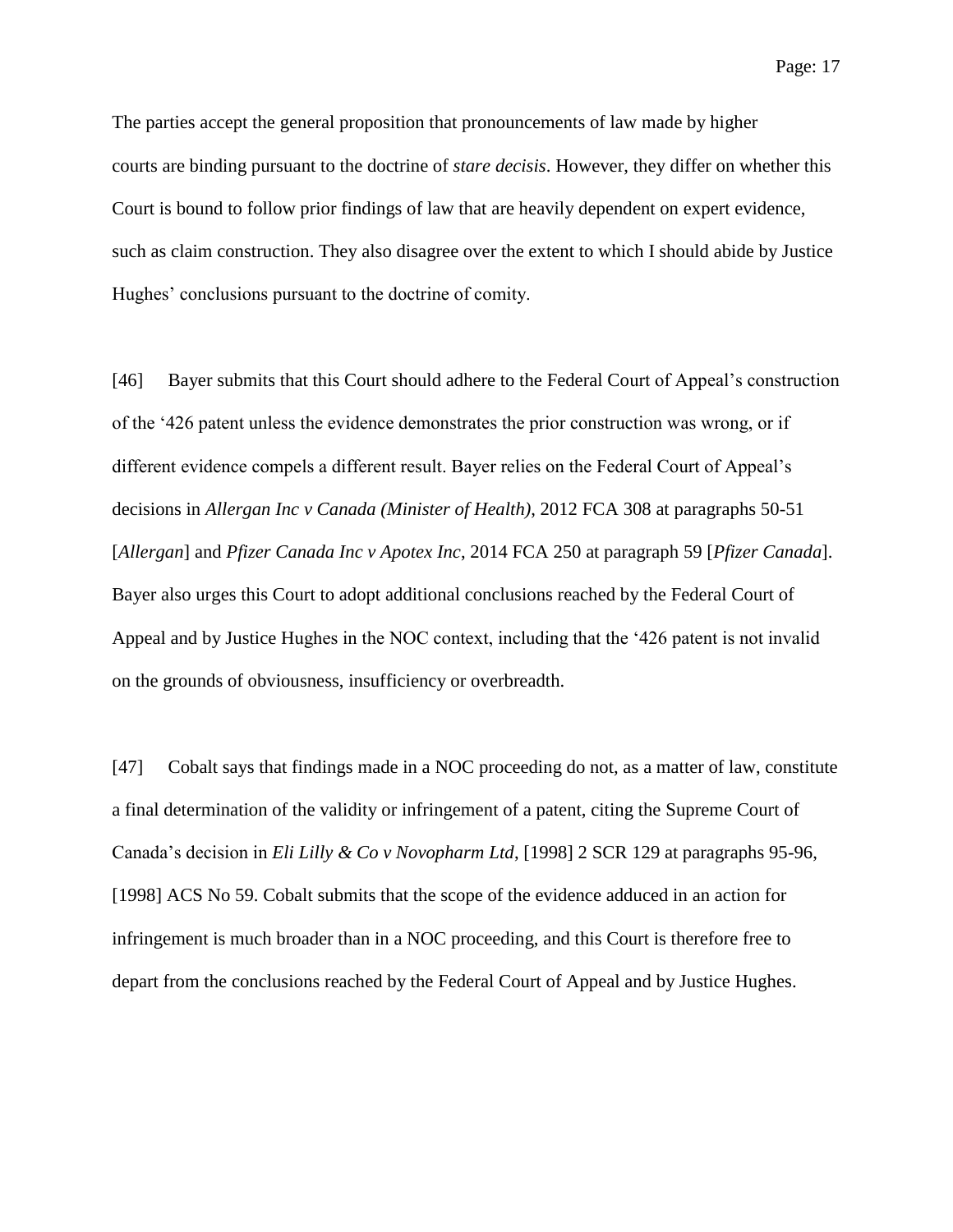The parties accept the general proposition that pronouncements of law made by higher courts are binding pursuant to the doctrine of *stare decisis*. However, they differ on whether this Court is bound to follow prior findings of law that are heavily dependent on expert evidence, such as claim construction. They also disagree over the extent to which I should abide by Justice Hughes' conclusions pursuant to the doctrine of comity.

[46] Bayer submits that this Court should adhere to the Federal Court of Appeal's construction of the '426 patent unless the evidence demonstrates the prior construction was wrong, or if different evidence compels a different result. Bayer relies on the Federal Court of Appeal's decisions in *Allergan Inc v Canada (Minister of Health)*, 2012 FCA 308 at paragraphs 50-51 [*Allergan*] and *Pfizer Canada Inc v Apotex Inc*, 2014 FCA 250 at paragraph 59 [*Pfizer Canada*]. Bayer also urges this Court to adopt additional conclusions reached by the Federal Court of Appeal and by Justice Hughes in the NOC context, including that the '426 patent is not invalid on the grounds of obviousness, insufficiency or overbreadth.

[47] Cobalt says that findings made in a NOC proceeding do not, as a matter of law, constitute a final determination of the validity or infringement of a patent, citing the Supreme Court of Canada's decision in *Eli Lilly & Co v Novopharm Ltd*, [1998] 2 SCR 129 at paragraphs 95-96, [1998] ACS No 59. Cobalt submits that the scope of the evidence adduced in an action for infringement is much broader than in a NOC proceeding, and this Court is therefore free to depart from the conclusions reached by the Federal Court of Appeal and by Justice Hughes.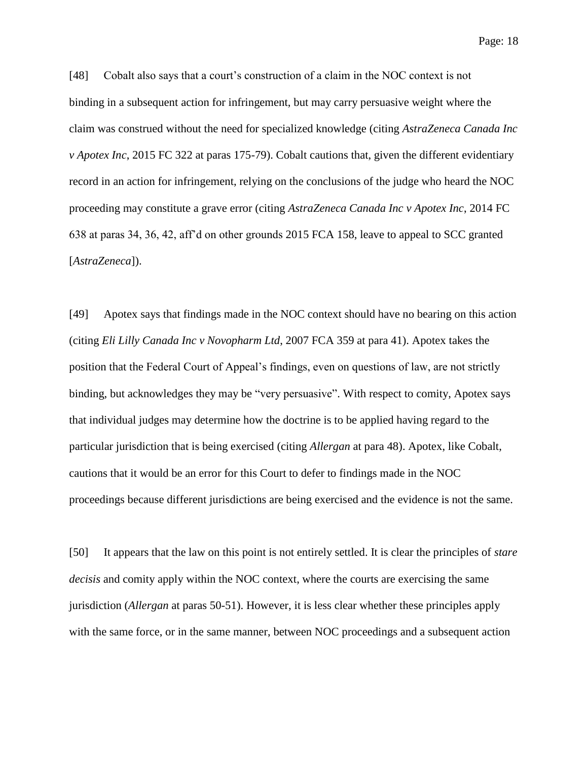[48] Cobalt also says that a court's construction of a claim in the NOC context is not binding in a subsequent action for infringement, but may carry persuasive weight where the claim was construed without the need for specialized knowledge (citing *AstraZeneca Canada Inc v Apotex Inc*, 2015 FC 322 at paras 175-79). Cobalt cautions that, given the different evidentiary record in an action for infringement, relying on the conclusions of the judge who heard the NOC proceeding may constitute a grave error (citing *AstraZeneca Canada Inc v Apotex Inc*, 2014 FC 638 at paras 34, 36, 42, aff'd on other grounds 2015 FCA 158, leave to appeal to SCC granted [*AstraZeneca*]).

[49] Apotex says that findings made in the NOC context should have no bearing on this action (citing *Eli Lilly Canada Inc v Novopharm Ltd*, 2007 FCA 359 at para 41). Apotex takes the position that the Federal Court of Appeal's findings, even on questions of law, are not strictly binding, but acknowledges they may be "very persuasive". With respect to comity, Apotex says that individual judges may determine how the doctrine is to be applied having regard to the particular jurisdiction that is being exercised (citing *Allergan* at para 48). Apotex, like Cobalt, cautions that it would be an error for this Court to defer to findings made in the NOC proceedings because different jurisdictions are being exercised and the evidence is not the same.

[50] It appears that the law on this point is not entirely settled. It is clear the principles of *stare decisis* and comity apply within the NOC context, where the courts are exercising the same jurisdiction (*Allergan* at paras 50-51). However, it is less clear whether these principles apply with the same force, or in the same manner, between NOC proceedings and a subsequent action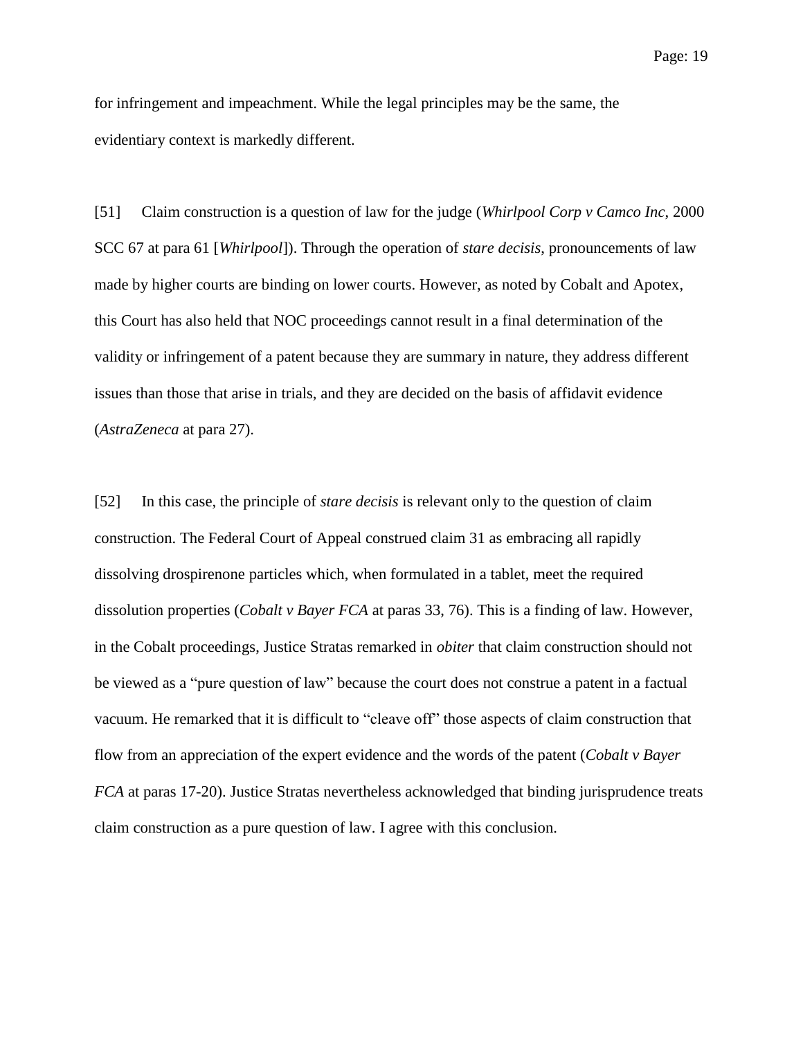for infringement and impeachment. While the legal principles may be the same, the evidentiary context is markedly different.

[51] Claim construction is a question of law for the judge (*Whirlpool Corp v Camco Inc*, 2000 SCC 67 at para 61 [*Whirlpool*]). Through the operation of *stare decisis*, pronouncements of law made by higher courts are binding on lower courts. However, as noted by Cobalt and Apotex, this Court has also held that NOC proceedings cannot result in a final determination of the validity or infringement of a patent because they are summary in nature, they address different issues than those that arise in trials, and they are decided on the basis of affidavit evidence (*AstraZeneca* at para 27).

[52] In this case, the principle of *stare decisis* is relevant only to the question of claim construction. The Federal Court of Appeal construed claim 31 as embracing all rapidly dissolving drospirenone particles which, when formulated in a tablet, meet the required dissolution properties (*Cobalt v Bayer FCA* at paras 33, 76). This is a finding of law. However, in the Cobalt proceedings, Justice Stratas remarked in *obiter* that claim construction should not be viewed as a "pure question of law" because the court does not construe a patent in a factual vacuum. He remarked that it is difficult to "cleave off" those aspects of claim construction that flow from an appreciation of the expert evidence and the words of the patent (*Cobalt v Bayer FCA* at paras 17-20). Justice Stratas nevertheless acknowledged that binding jurisprudence treats claim construction as a pure question of law. I agree with this conclusion.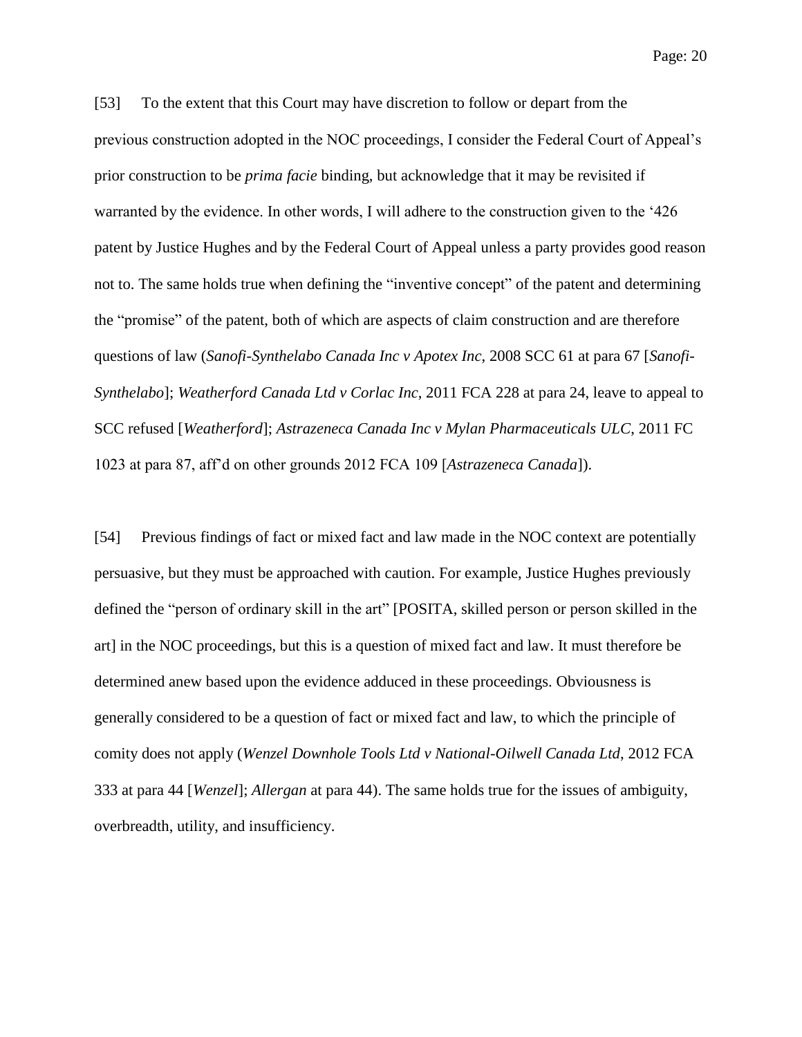[53] To the extent that this Court may have discretion to follow or depart from the previous construction adopted in the NOC proceedings, I consider the Federal Court of Appeal's prior construction to be *prima facie* binding, but acknowledge that it may be revisited if warranted by the evidence. In other words, I will adhere to the construction given to the '426 patent by Justice Hughes and by the Federal Court of Appeal unless a party provides good reason not to. The same holds true when defining the "inventive concept" of the patent and determining the "promise" of the patent, both of which are aspects of claim construction and are therefore questions of law (*Sanofi-Synthelabo Canada Inc v Apotex Inc*, 2008 SCC 61 at para 67 [*Sanofi-Synthelabo*]; *Weatherford Canada Ltd v Corlac Inc*, 2011 FCA 228 at para 24, leave to appeal to SCC refused [*Weatherford*]; *Astrazeneca Canada Inc v Mylan Pharmaceuticals ULC*, 2011 FC 1023 at para 87, aff'd on other grounds 2012 FCA 109 [*Astrazeneca Canada*]).

[54] Previous findings of fact or mixed fact and law made in the NOC context are potentially persuasive, but they must be approached with caution. For example, Justice Hughes previously defined the "person of ordinary skill in the art" [POSITA, skilled person or person skilled in the art] in the NOC proceedings, but this is a question of mixed fact and law. It must therefore be determined anew based upon the evidence adduced in these proceedings. Obviousness is generally considered to be a question of fact or mixed fact and law, to which the principle of comity does not apply (*Wenzel Downhole Tools Ltd v National-Oilwell Canada Ltd*, 2012 FCA 333 at para 44 [*Wenzel*]; *Allergan* at para 44). The same holds true for the issues of ambiguity, overbreadth, utility, and insufficiency.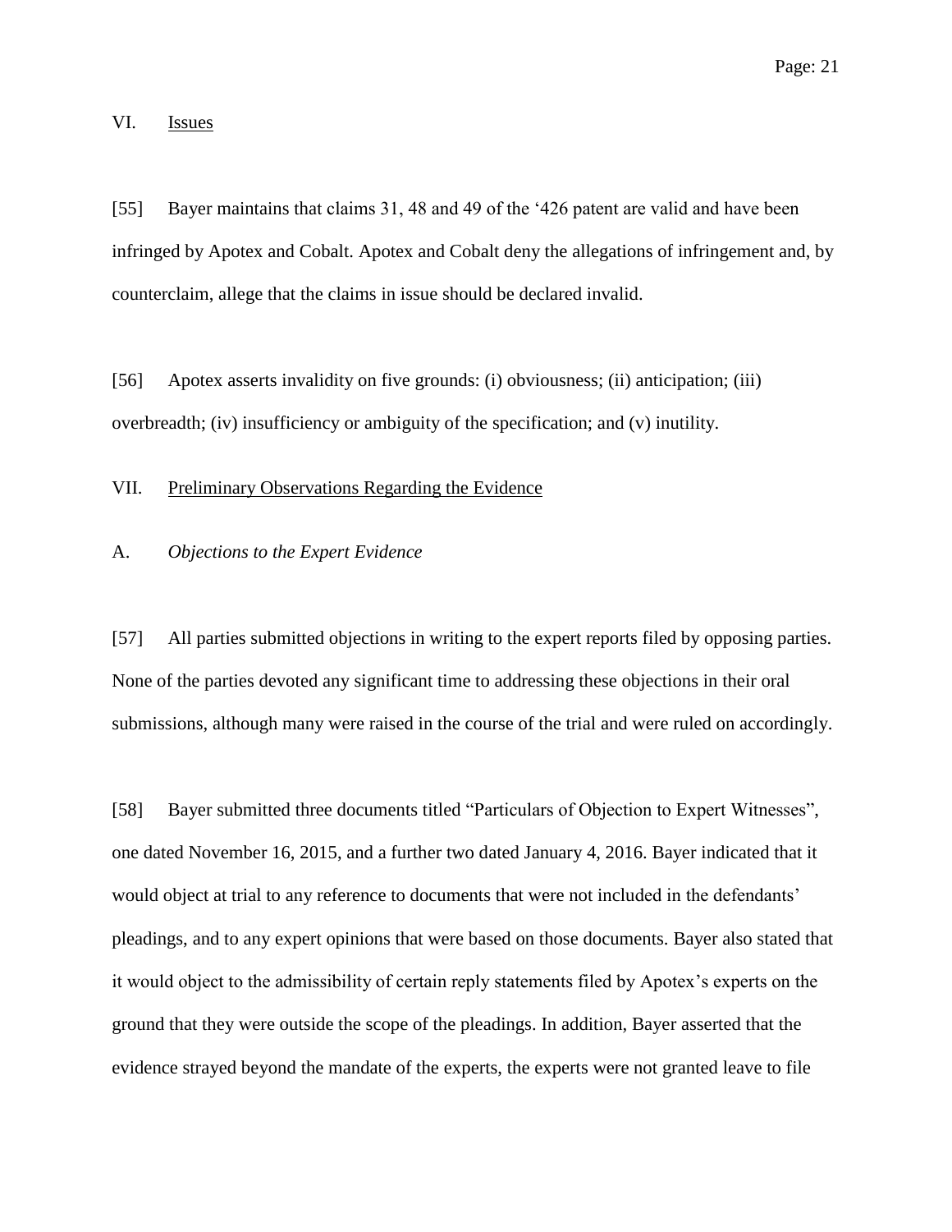## VI. Issues

[55] Bayer maintains that claims 31, 48 and 49 of the ‘426 patent are valid and have been infringed by Apotex and Cobalt. Apotex and Cobalt deny the allegations of infringement and, by counterclaim, allege that the claims in issue should be declared invalid.

[56] Apotex asserts invalidity on five grounds: (i) obviousness; (ii) anticipation; (iii) overbreadth; (iv) insufficiency or ambiguity of the specification; and (v) inutility.

## VII. Preliminary Observations Regarding the Evidence

### A. *Objections to the Expert Evidence*

[57] All parties submitted objections in writing to the expert reports filed by opposing parties. None of the parties devoted any significant time to addressing these objections in their oral submissions, although many were raised in the course of the trial and were ruled on accordingly.

[58] Bayer submitted three documents titled “Particulars of Objection to Expert Witnesses”, one dated November 16, 2015, and a further two dated January 4, 2016. Bayer indicated that it would object at trial to any reference to documents that were not included in the defendants’ pleadings, and to any expert opinions that were based on those documents. Bayer also stated that it would object to the admissibility of certain reply statements filed by Apotex’s experts on the ground that they were outside the scope of the pleadings. In addition, Bayer asserted that the evidence strayed beyond the mandate of the experts, the experts were not granted leave to file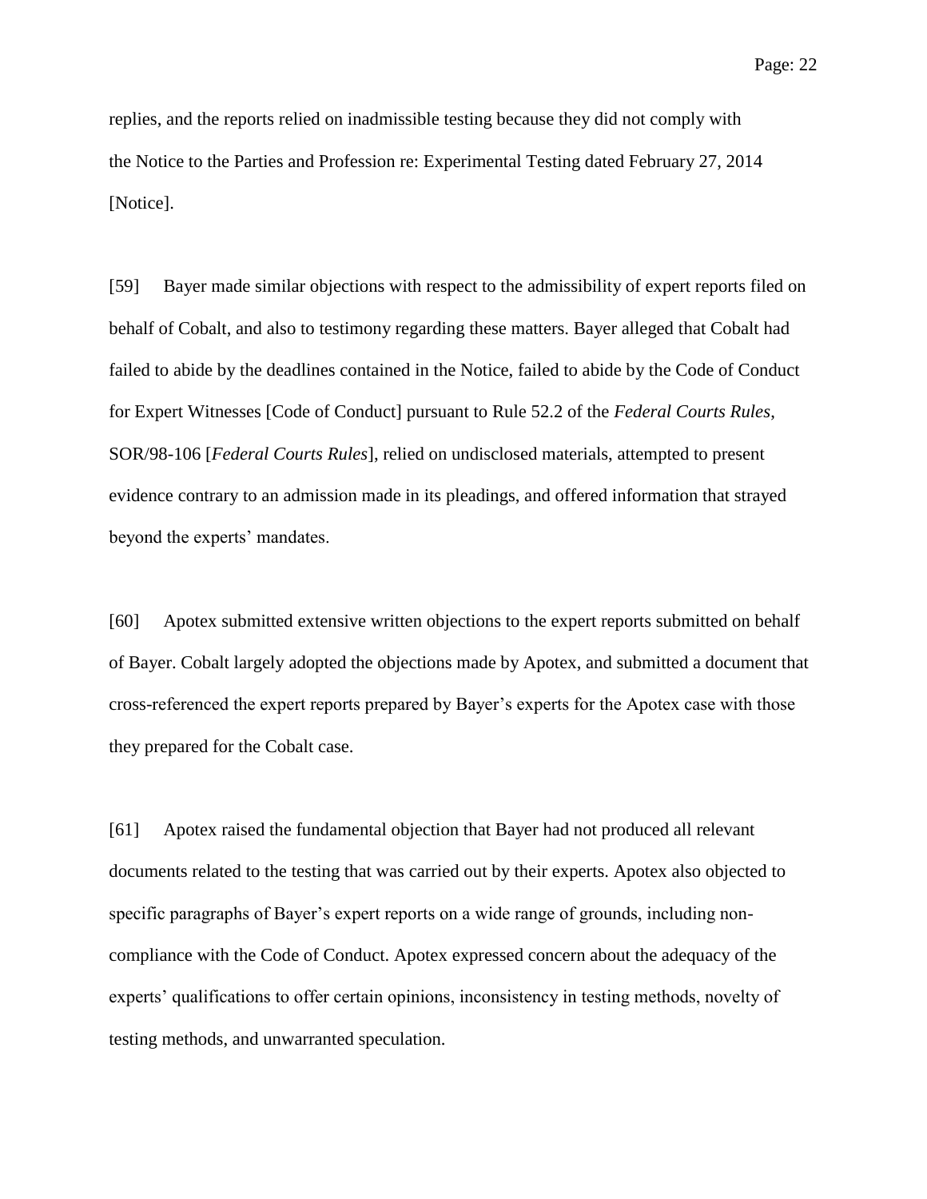replies, and the reports relied on inadmissible testing because they did not comply with the Notice to the Parties and Profession re: Experimental Testing dated February 27, 2014 [Notice].

[59] Bayer made similar objections with respect to the admissibility of expert reports filed on behalf of Cobalt, and also to testimony regarding these matters. Bayer alleged that Cobalt had failed to abide by the deadlines contained in the Notice, failed to abide by the Code of Conduct for Expert Witnesses [Code of Conduct] pursuant to Rule 52.2 of the *Federal Courts Rules*, SOR/98-106 [*Federal Courts Rules*], relied on undisclosed materials, attempted to present evidence contrary to an admission made in its pleadings, and offered information that strayed beyond the experts' mandates.

[60] Apotex submitted extensive written objections to the expert reports submitted on behalf of Bayer. Cobalt largely adopted the objections made by Apotex, and submitted a document that cross-referenced the expert reports prepared by Bayer's experts for the Apotex case with those they prepared for the Cobalt case.

[61] Apotex raised the fundamental objection that Bayer had not produced all relevant documents related to the testing that was carried out by their experts. Apotex also objected to specific paragraphs of Bayer's expert reports on a wide range of grounds, including non-compliance with the Code of Conduct. Apotex expressed concern about the adequacy of the experts' qualifications to offer certain opinions, inconsistency in testing methods, novelty of testing methods, and unwarranted speculation.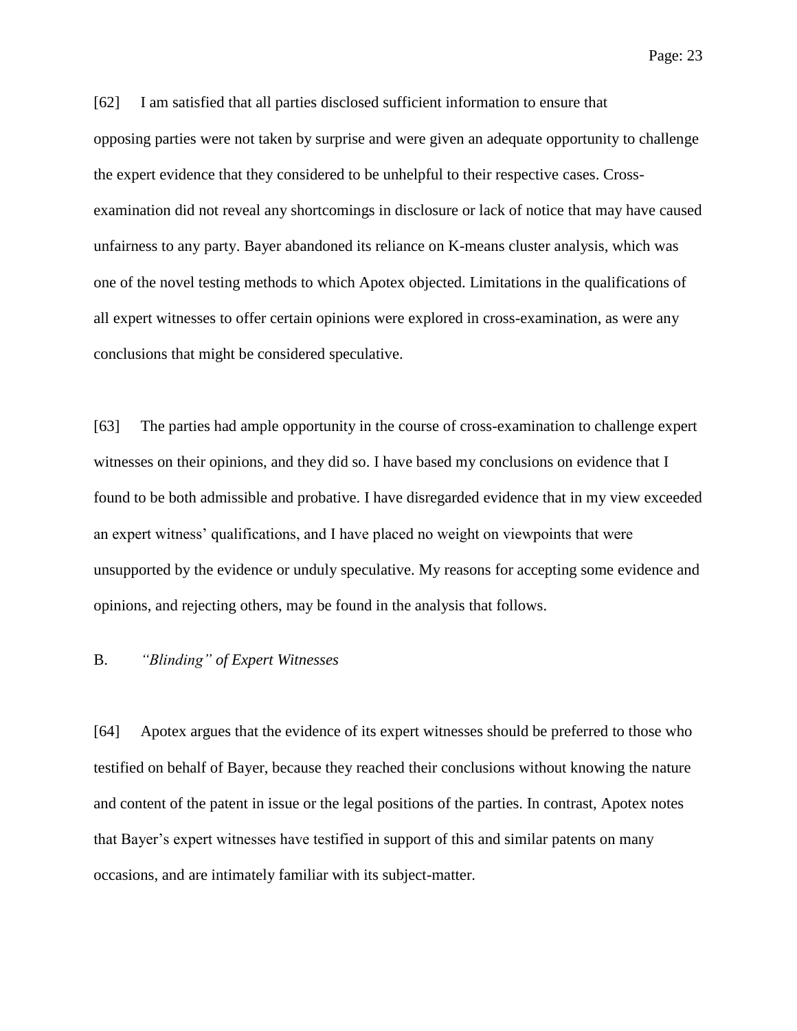[62] I am satisfied that all parties disclosed sufficient information to ensure that opposing parties were not taken by surprise and were given an adequate opportunity to challenge the expert evidence that they considered to be unhelpful to their respective cases. Cross-examination did not reveal any shortcomings in disclosure or lack of notice that may have caused unfairness to any party. Bayer abandoned its reliance on K-means cluster analysis, which was one of the novel testing methods to which Apotex objected. Limitations in the qualifications of all expert witnesses to offer certain opinions were explored in cross-examination, as were any conclusions that might be considered speculative.

[63] The parties had ample opportunity in the course of cross-examination to challenge expert witnesses on their opinions, and they did so. I have based my conclusions on evidence that I found to be both admissible and probative. I have disregarded evidence that in my view exceeded an expert witness' qualifications, and I have placed no weight on viewpoints that were unsupported by the evidence or unduly speculative. My reasons for accepting some evidence and opinions, and rejecting others, may be found in the analysis that follows.

### B. *"Blinding" of Expert Witnesses*

[64] Apotex argues that the evidence of its expert witnesses should be preferred to those who testified on behalf of Bayer, because they reached their conclusions without knowing the nature and content of the patent in issue or the legal positions of the parties. In contrast, Apotex notes that Bayer's expert witnesses have testified in support of this and similar patents on many occasions, and are intimately familiar with its subject-matter.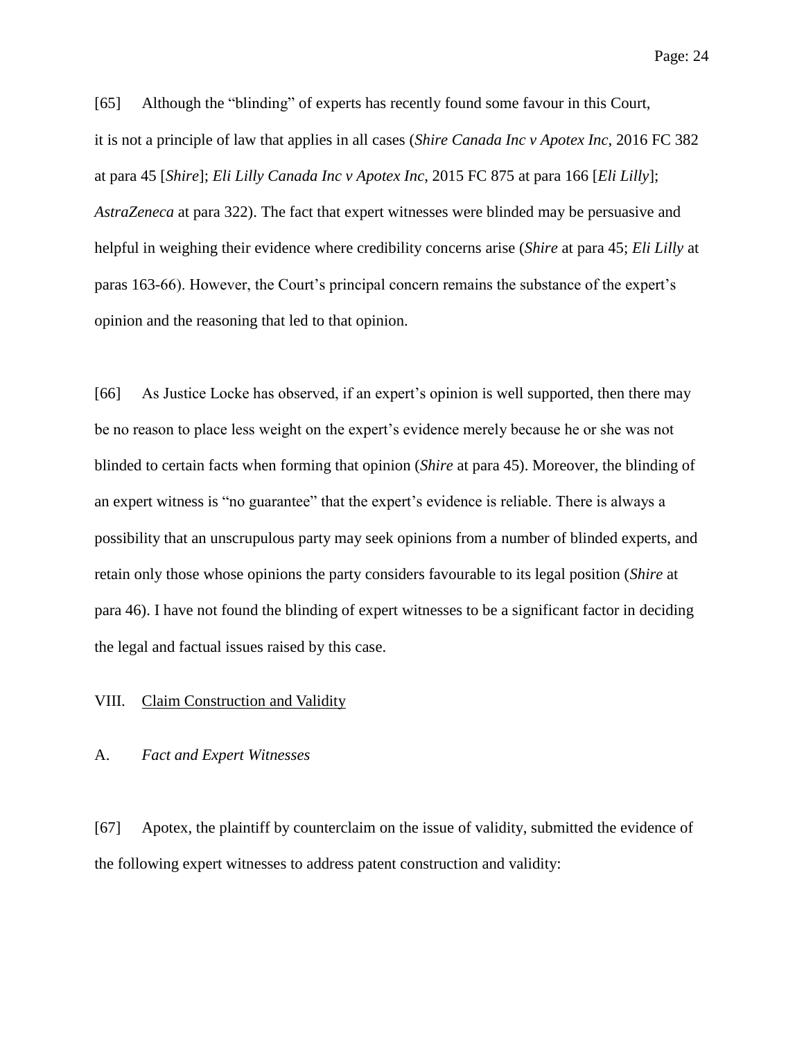[65] Although the "blinding" of experts has recently found some favour in this Court, it is not a principle of law that applies in all cases (*Shire Canada Inc v Apotex Inc*, 2016 FC 382 at para 45 [*Shire*]; *Eli Lilly Canada Inc v Apotex Inc*, 2015 FC 875 at para 166 [*Eli Lilly*]; *AstraZeneca* at para 322). The fact that expert witnesses were blinded may be persuasive and helpful in weighing their evidence where credibility concerns arise (*Shire* at para 45; *Eli Lilly* at paras 163-66). However, the Court's principal concern remains the substance of the expert's opinion and the reasoning that led to that opinion.

[66] As Justice Locke has observed, if an expert's opinion is well supported, then there may be no reason to place less weight on the expert's evidence merely because he or she was not blinded to certain facts when forming that opinion (*Shire* at para 45). Moreover, the blinding of an expert witness is "no guarantee" that the expert's evidence is reliable. There is always a possibility that an unscrupulous party may seek opinions from a number of blinded experts, and retain only those whose opinions the party considers favourable to its legal position (*Shire* at para 46). I have not found the blinding of expert witnesses to be a significant factor in deciding the legal and factual issues raised by this case.

## VIII. Claim Construction and Validity

### A. *Fact and Expert Witnesses*

[67] Apotex, the plaintiff by counterclaim on the issue of validity, submitted the evidence of the following expert witnesses to address patent construction and validity: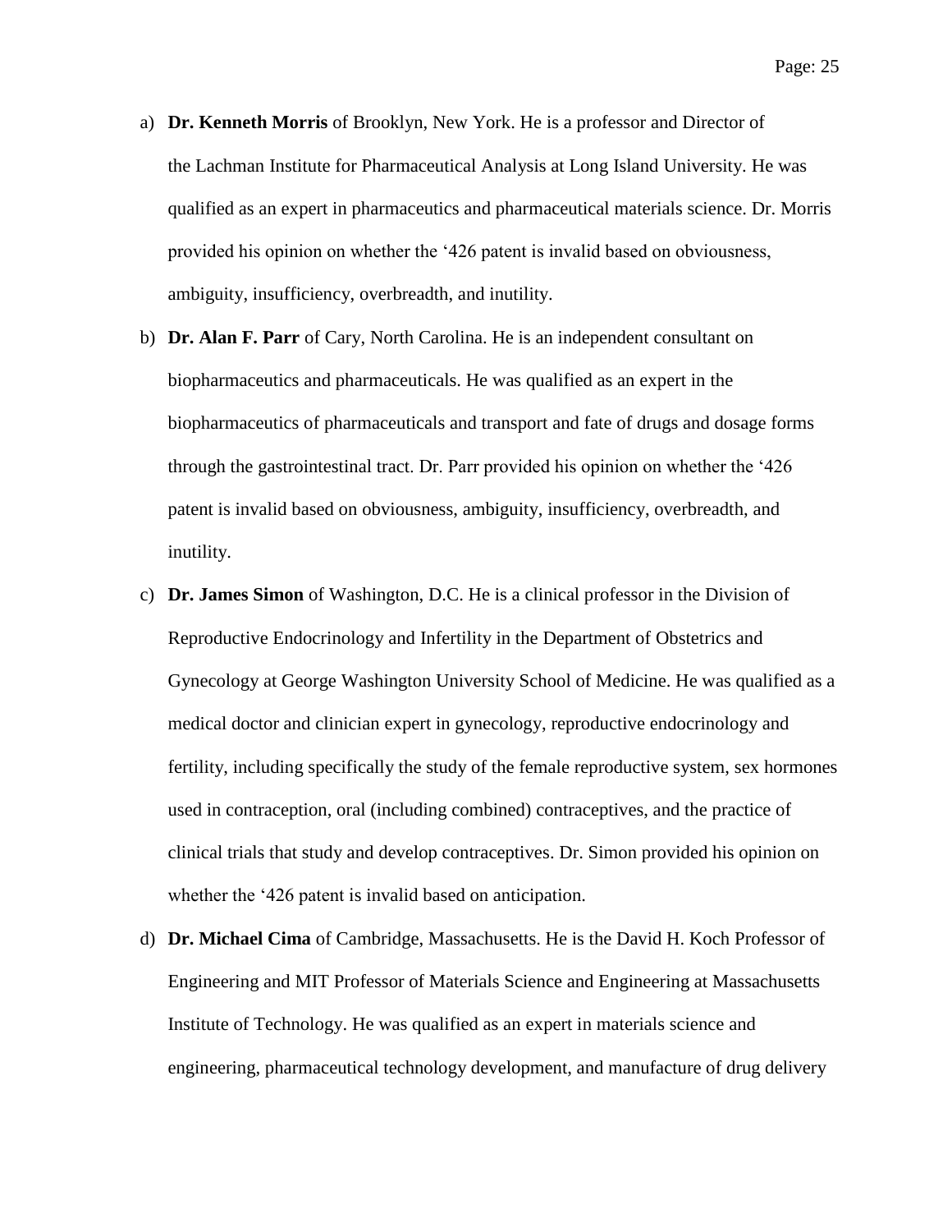a) **Dr. Kenneth Morris** of Brooklyn, New York. He is a professor and Director of the Lachman Institute for Pharmaceutical Analysis at Long Island University. He was qualified as an expert in pharmaceutics and pharmaceutical materials science. Dr. Morris provided his opinion on whether the '426 patent is invalid based on obviousness, ambiguity, insufficiency, overbreadth, and inutility.

b) **Dr. Alan F. Parr** of Cary, North Carolina. He is an independent consultant on biopharmaceutics and pharmaceuticals. He was qualified as an expert in the biopharmaceutics of pharmaceuticals and transport and fate of drugs and dosage forms through the gastrointestinal tract. Dr. Parr provided his opinion on whether the '426 patent is invalid based on obviousness, ambiguity, insufficiency, overbreadth, and inutility.

c) **Dr. James Simon** of Washington, D.C. He is a clinical professor in the Division of Reproductive Endocrinology and Infertility in the Department of Obstetrics and Gynecology at George Washington University School of Medicine. He was qualified as a medical doctor and clinician expert in gynecology, reproductive endocrinology and fertility, including specifically the study of the female reproductive system, sex hormones used in contraception, oral (including combined) contraceptives, and the practice of clinical trials that study and develop contraceptives. Dr. Simon provided his opinion on whether the '426 patent is invalid based on anticipation.

d) **Dr. Michael Cima** of Cambridge, Massachusetts. He is the David H. Koch Professor of Engineering and MIT Professor of Materials Science and Engineering at Massachusetts Institute of Technology. He was qualified as an expert in materials science and engineering, pharmaceutical technology development, and manufacture of drug delivery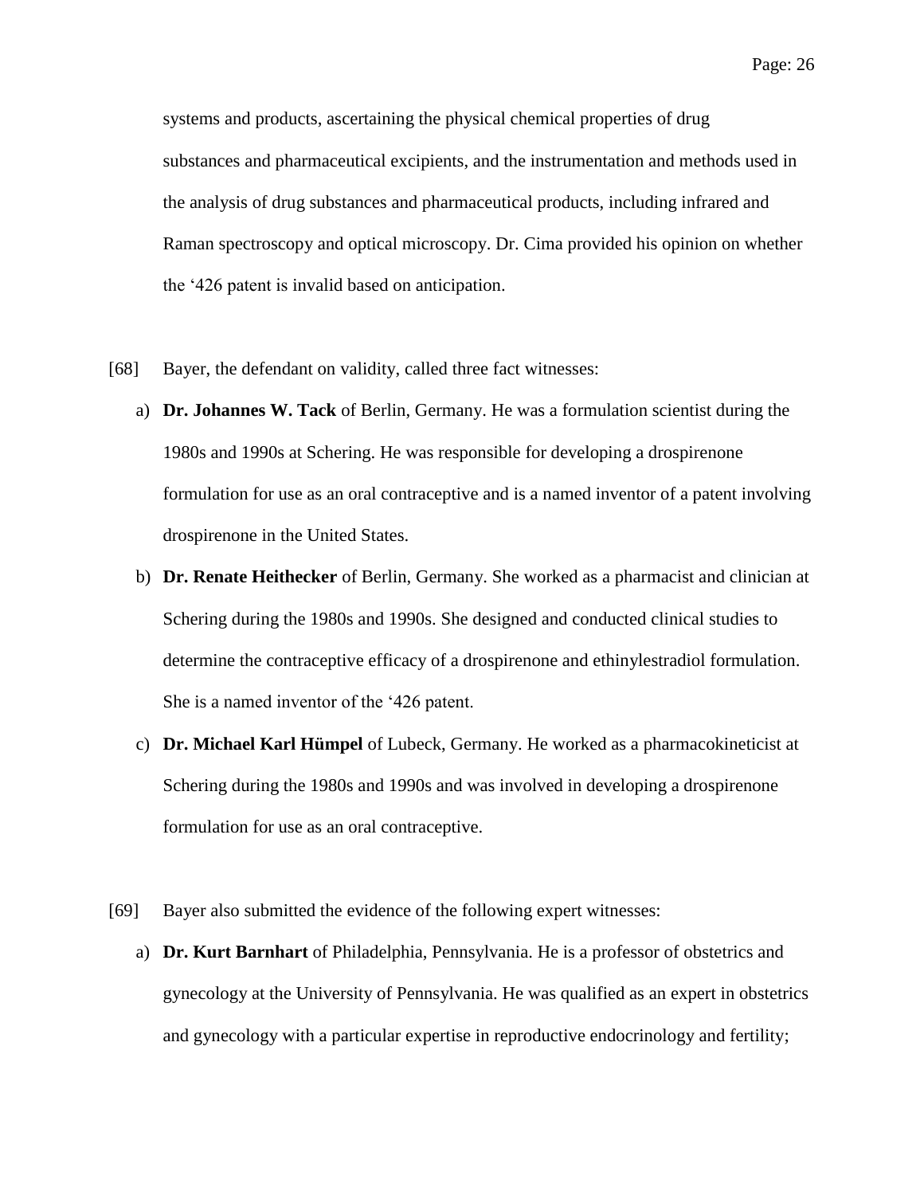systems and products, ascertaining the physical chemical properties of drug substances and pharmaceutical excipients, and the instrumentation and methods used in the analysis of drug substances and pharmaceutical products, including infrared and Raman spectroscopy and optical microscopy. Dr. Cima provided his opinion on whether the '426 patent is invalid based on anticipation.

[68] Bayer, the defendant on validity, called three fact witnesses:

a) **Dr. Johannes W. Tack** of Berlin, Germany. He was a formulation scientist during the 1980s and 1990s at Schering. He was responsible for developing a drospirenone formulation for use as an oral contraceptive and is a named inventor of a patent involving drospirenone in the United States.

b) **Dr. Renate Heithecker** of Berlin, Germany. She worked as a pharmacist and clinician at Schering during the 1980s and 1990s. She designed and conducted clinical studies to determine the contraceptive efficacy of a drospirenone and ethinylestradiol formulation. She is a named inventor of the '426 patent.

c) **Dr. Michael Karl Hümpel** of Lubeck, Germany. He worked as a pharmacokineticist at Schering during the 1980s and 1990s and was involved in developing a drospirenone formulation for use as an oral contraceptive.

[69] Bayer also submitted the evidence of the following expert witnesses:

a) **Dr. Kurt Barnhart** of Philadelphia, Pennsylvania. He is a professor of obstetrics and gynecology at the University of Pennsylvania. He was qualified as an expert in obstetrics and gynecology with a particular expertise in reproductive endocrinology and fertility;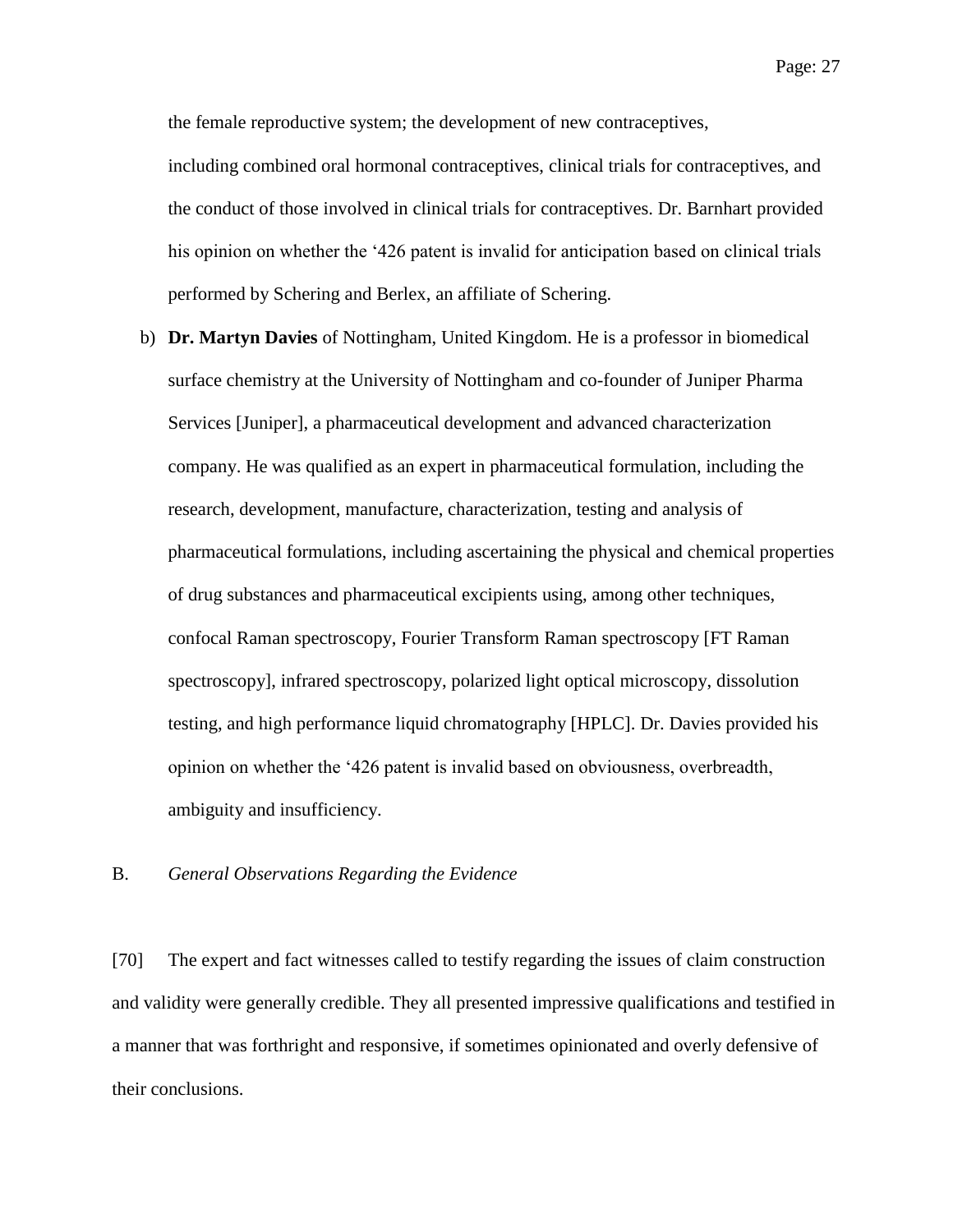the female reproductive system; the development of new contraceptives, including combined oral hormonal contraceptives, clinical trials for contraceptives, and the conduct of those involved in clinical trials for contraceptives. Dr. Barnhart provided his opinion on whether the '426 patent is invalid for anticipation based on clinical trials performed by Schering and Berlex, an affiliate of Schering.

b) **Dr. Martyn Davies** of Nottingham, United Kingdom. He is a professor in biomedical surface chemistry at the University of Nottingham and co-founder of Juniper Pharma Services [Juniper], a pharmaceutical development and advanced characterization company. He was qualified as an expert in pharmaceutical formulation, including the research, development, manufacture, characterization, testing and analysis of pharmaceutical formulations, including ascertaining the physical and chemical properties of drug substances and pharmaceutical excipients using, among other techniques, confocal Raman spectroscopy, Fourier Transform Raman spectroscopy [FT Raman spectroscopy], infrared spectroscopy, polarized light optical microscopy, dissolution testing, and high performance liquid chromatography [HPLC]. Dr. Davies provided his opinion on whether the '426 patent is invalid based on obviousness, overbreadth, ambiguity and insufficiency.

### B. *General Observations Regarding the Evidence*

[70] The expert and fact witnesses called to testify regarding the issues of claim construction and validity were generally credible. They all presented impressive qualifications and testified in a manner that was forthright and responsive, if sometimes opinionated and overly defensive of their conclusions.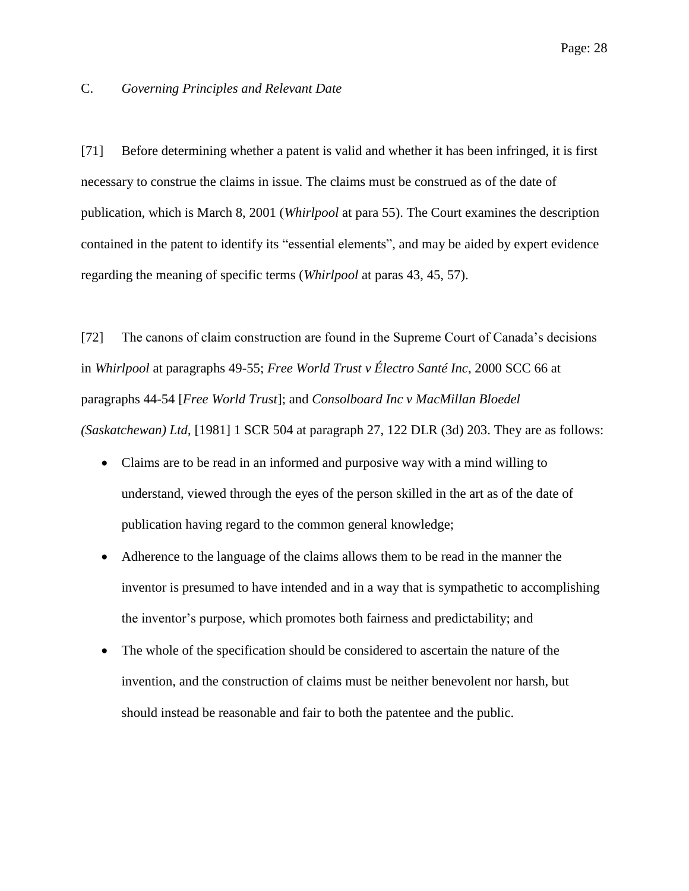### C. *Governing Principles and Relevant Date*

[71] Before determining whether a patent is valid and whether it has been infringed, it is first necessary to construe the claims in issue. The claims must be construed as of the date of publication, which is March 8, 2001 (*Whirlpool* at para 55). The Court examines the description contained in the patent to identify its "essential elements", and may be aided by expert evidence regarding the meaning of specific terms (*Whirlpool* at paras 43, 45, 57).

[72] The canons of claim construction are found in the Supreme Court of Canada's decisions in *Whirlpool* at paragraphs 49-55; *Free World Trust v Électro Santé Inc*, 2000 SCC 66 at paragraphs 44-54 [*Free World Trust*]; and *Consolboard Inc v MacMillan Bloedel (Saskatchewan) Ltd*, [1981] 1 SCR 504 at paragraph 27, 122 DLR (3d) 203. They are as follows:

- Claims are to be read in an informed and purposive way with a mind willing to understand, viewed through the eyes of the person skilled in the art as of the date of publication having regard to the common general knowledge;
- Adherence to the language of the claims allows them to be read in the manner the inventor is presumed to have intended and in a way that is sympathetic to accomplishing the inventor's purpose, which promotes both fairness and predictability; and
- The whole of the specification should be considered to ascertain the nature of the invention, and the construction of claims must be neither benevolent nor harsh, but should instead be reasonable and fair to both the patentee and the public.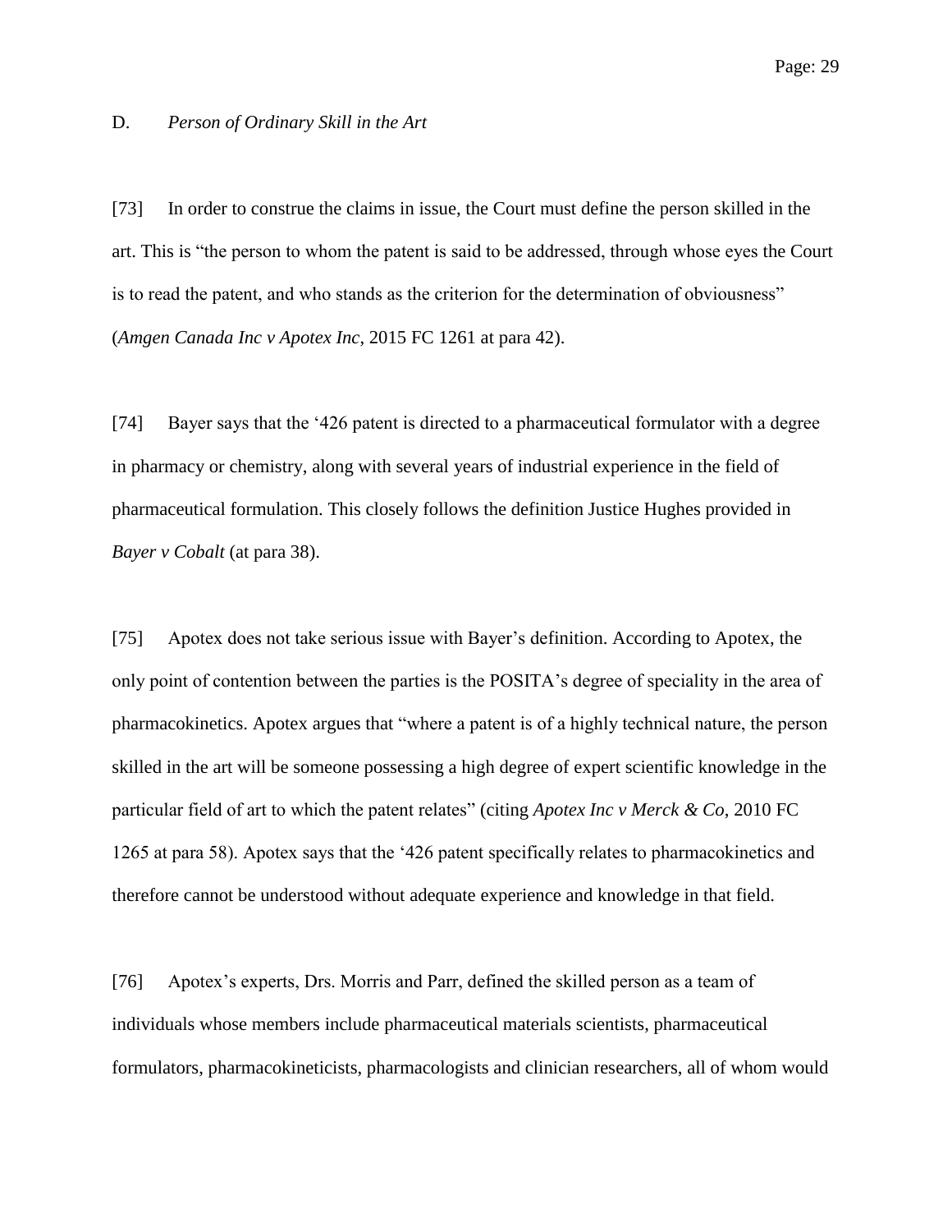### D. *Person of Ordinary Skill in the Art*

[73] In order to construe the claims in issue, the Court must define the person skilled in the art. This is "the person to whom the patent is said to be addressed, through whose eyes the Court is to read the patent, and who stands as the criterion for the determination of obviousness" (*Amgen Canada Inc v Apotex Inc*, 2015 FC 1261 at para 42).

[74] Bayer says that the '426 patent is directed to a pharmaceutical formulator with a degree in pharmacy or chemistry, along with several years of industrial experience in the field of pharmaceutical formulation. This closely follows the definition Justice Hughes provided in *Bayer v Cobalt* (at para 38).

[75] Apotex does not take serious issue with Bayer's definition. According to Apotex, the only point of contention between the parties is the POSITA's degree of speciality in the area of pharmacokinetics. Apotex argues that "where a patent is of a highly technical nature, the person skilled in the art will be someone possessing a high degree of expert scientific knowledge in the particular field of art to which the patent relates" (citing *Apotex Inc v Merck & Co*, 2010 FC 1265 at para 58). Apotex says that the '426 patent specifically relates to pharmacokinetics and therefore cannot be understood without adequate experience and knowledge in that field.

[76] Apotex's experts, Drs. Morris and Parr, defined the skilled person as a team of individuals whose members include pharmaceutical materials scientists, pharmaceutical formulators, pharmacokineticists, pharmacologists and clinician researchers, all of whom would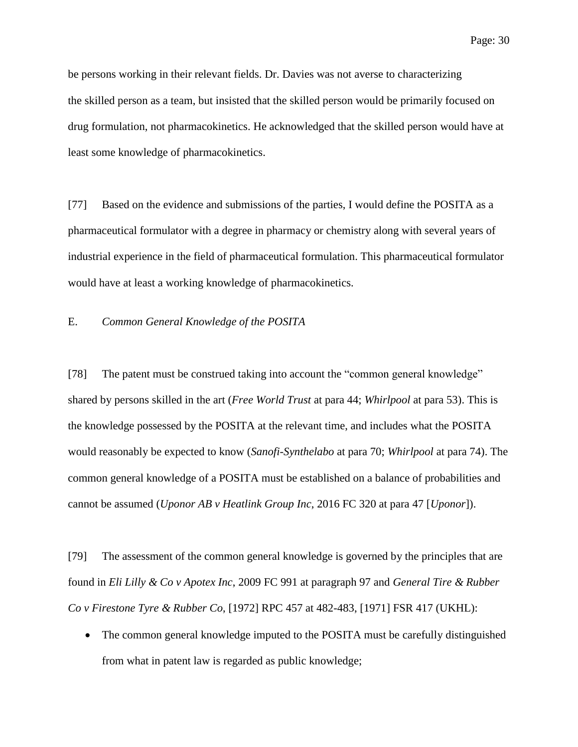be persons working in their relevant fields. Dr. Davies was not averse to characterizing the skilled person as a team, but insisted that the skilled person would be primarily focused on drug formulation, not pharmacokinetics. He acknowledged that the skilled person would have at least some knowledge of pharmacokinetics.

[77] Based on the evidence and submissions of the parties, I would define the POSITA as a pharmaceutical formulator with a degree in pharmacy or chemistry along with several years of industrial experience in the field of pharmaceutical formulation. This pharmaceutical formulator would have at least a working knowledge of pharmacokinetics.

### E. *Common General Knowledge of the POSITA*

[78] The patent must be construed taking into account the "common general knowledge" shared by persons skilled in the art (*Free World Trust* at para 44; *Whirlpool* at para 53). This is the knowledge possessed by the POSITA at the relevant time, and includes what the POSITA would reasonably be expected to know (*Sanofi-Synthelabo* at para 70; *Whirlpool* at para 74). The common general knowledge of a POSITA must be established on a balance of probabilities and cannot be assumed (*Uponor AB v Heatlink Group Inc*, 2016 FC 320 at para 47 [*Uponor*]).

[79] The assessment of the common general knowledge is governed by the principles that are found in *Eli Lilly & Co v Apotex Inc*, 2009 FC 991 at paragraph 97 and *General Tire & Rubber Co v Firestone Tyre & Rubber Co*, [1972] RPC 457 at 482-483, [1971] FSR 417 (UKHL):

- The common general knowledge imputed to the POSITA must be carefully distinguished from what in patent law is regarded as public knowledge;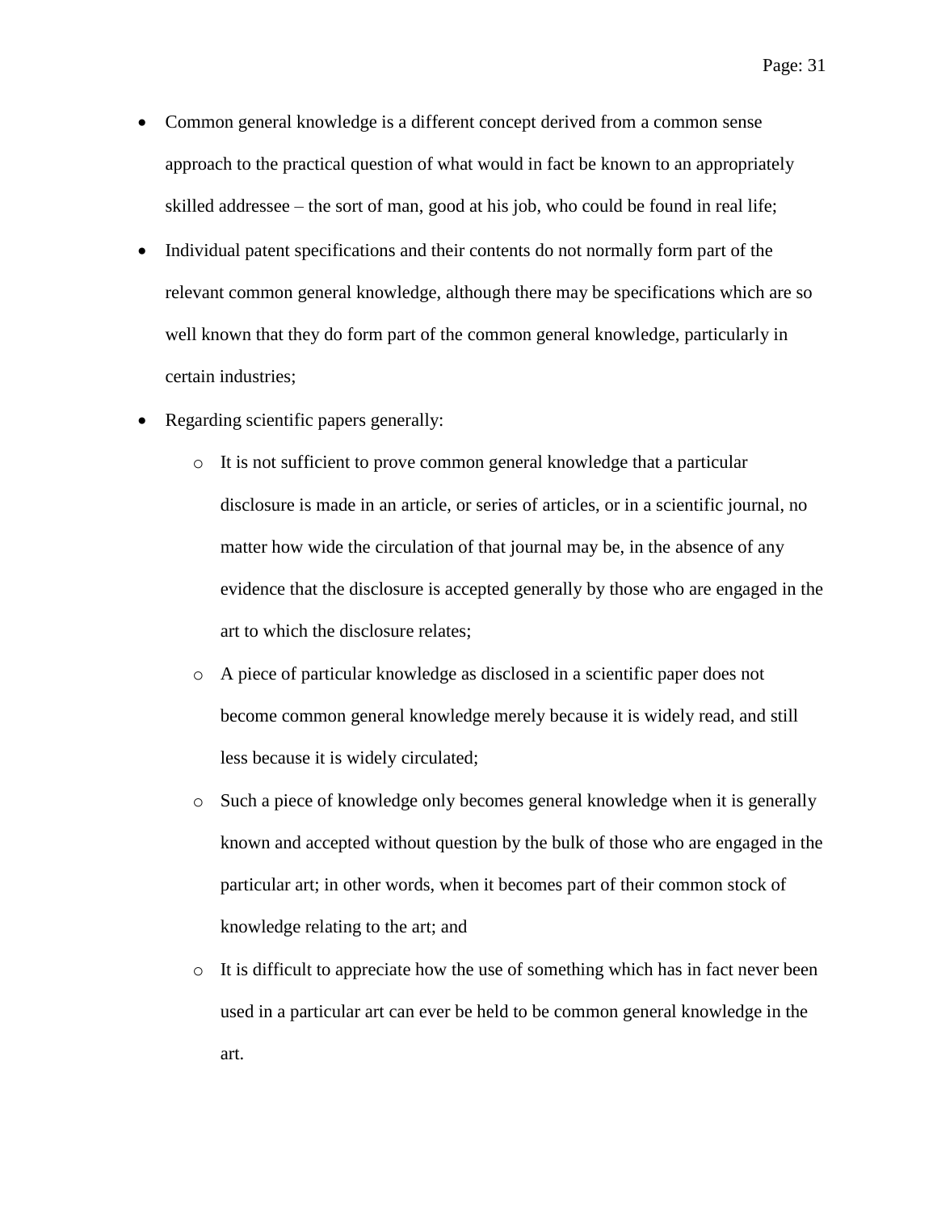- Common general knowledge is a different concept derived from a common sense approach to the practical question of what would in fact be known to an appropriately skilled addressee – the sort of man, good at his job, who could be found in real life;
- Individual patent specifications and their contents do not normally form part of the relevant common general knowledge, although there may be specifications which are so well known that they do form part of the common general knowledge, particularly in certain industries;
- Regarding scientific papers generally:
  - It is not sufficient to prove common general knowledge that a particular disclosure is made in an article, or series of articles, or in a scientific journal, no matter how wide the circulation of that journal may be, in the absence of any evidence that the disclosure is accepted generally by those who are engaged in the art to which the disclosure relates;
  - A piece of particular knowledge as disclosed in a scientific paper does not become common general knowledge merely because it is widely read, and still less because it is widely circulated;
  - Such a piece of knowledge only becomes general knowledge when it is generally known and accepted without question by the bulk of those who are engaged in the particular art; in other words, when it becomes part of their common stock of knowledge relating to the art; and
  - It is difficult to appreciate how the use of something which has in fact never been used in a particular art can ever be held to be common general knowledge in the art.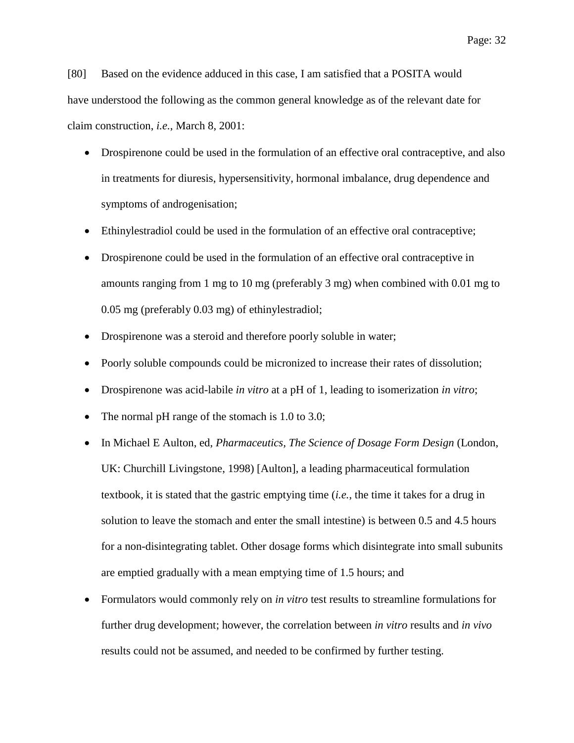[80] Based on the evidence adduced in this case, I am satisfied that a POSITA would have understood the following as the common general knowledge as of the relevant date for claim construction, *i.e.*, March 8, 2001:

- Drospirenone could be used in the formulation of an effective oral contraceptive, and also in treatments for diuresis, hypersensitivity, hormonal imbalance, drug dependence and symptoms of androgenisation;
- Ethinylestradiol could be used in the formulation of an effective oral contraceptive;
- Drospirenone could be used in the formulation of an effective oral contraceptive in amounts ranging from 1 mg to 10 mg (preferably 3 mg) when combined with 0.01 mg to 0.05 mg (preferably 0.03 mg) of ethinylestradiol;
- Drospirenone was a steroid and therefore poorly soluble in water;
- Poorly soluble compounds could be micronized to increase their rates of dissolution;
- Drospirenone was acid-labile *in vitro* at a pH of 1, leading to isomerization *in vitro*;
- The normal pH range of the stomach is 1.0 to 3.0;
- In Michael E Aulton, ed, *Pharmaceutics, The Science of Dosage Form Design* (London, UK: Churchill Livingstone, 1998) [Aulton], a leading pharmaceutical formulation textbook, it is stated that the gastric emptying time (*i.e.*, the time it takes for a drug in solution to leave the stomach and enter the small intestine) is between 0.5 and 4.5 hours for a non-disintegrating tablet. Other dosage forms which disintegrate into small subunits are emptied gradually with a mean emptying time of 1.5 hours; and
- Formulators would commonly rely on *in vitro* test results to streamline formulations for further drug development; however, the correlation between *in vitro* results and *in vivo* results could not be assumed, and needed to be confirmed by further testing.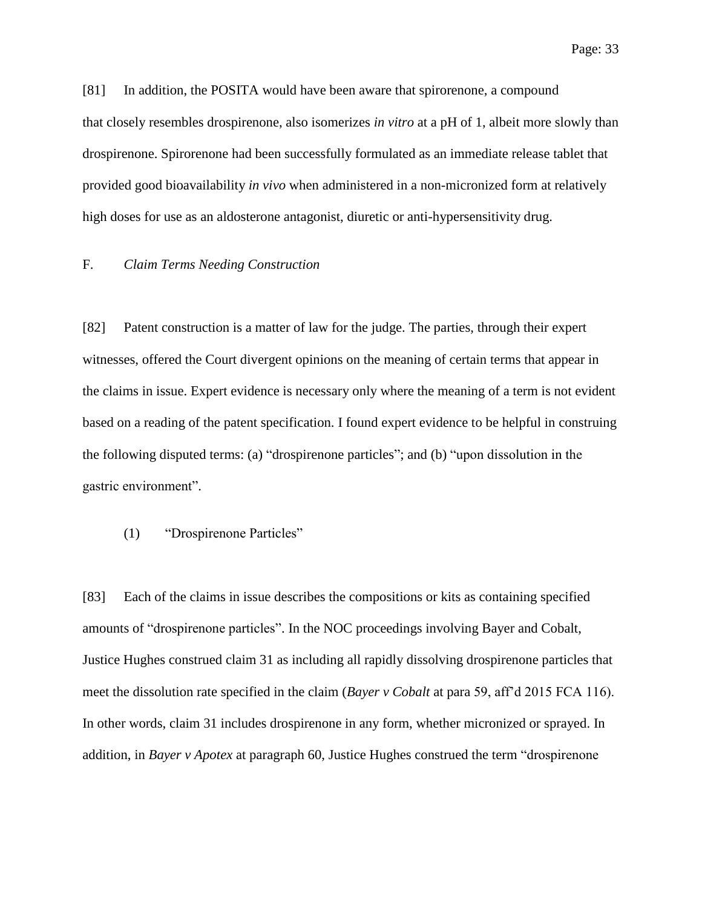[81] In addition, the POSITA would have been aware that spirorenone, a compound that closely resembles drospirenone, also isomerizes *in vitro* at a pH of 1, albeit more slowly than drospirenone. Spirorenone had been successfully formulated as an immediate release tablet that provided good bioavailability *in vivo* when administered in a non-micronized form at relatively high doses for use as an aldosterone antagonist, diuretic or anti-hypersensitivity drug.

## F. *Claim Terms Needing Construction*

[82] Patent construction is a matter of law for the judge. The parties, through their expert witnesses, offered the Court divergent opinions on the meaning of certain terms that appear in the claims in issue. Expert evidence is necessary only where the meaning of a term is not evident based on a reading of the patent specification. I found expert evidence to be helpful in construing the following disputed terms: (a) "drospirenone particles"; and (b) "upon dissolution in the gastric environment".

### (1) "Drospirenone Particles"

[83] Each of the claims in issue describes the compositions or kits as containing specified amounts of "drospirenone particles". In the NOC proceedings involving Bayer and Cobalt, Justice Hughes construed claim 31 as including all rapidly dissolving drospirenone particles that meet the dissolution rate specified in the claim (*Bayer v Cobalt* at para 59, aff'd 2015 FCA 116). In other words, claim 31 includes drospirenone in any form, whether micronized or sprayed. In addition, in *Bayer v Apotex* at paragraph 60, Justice Hughes construed the term "drospirenone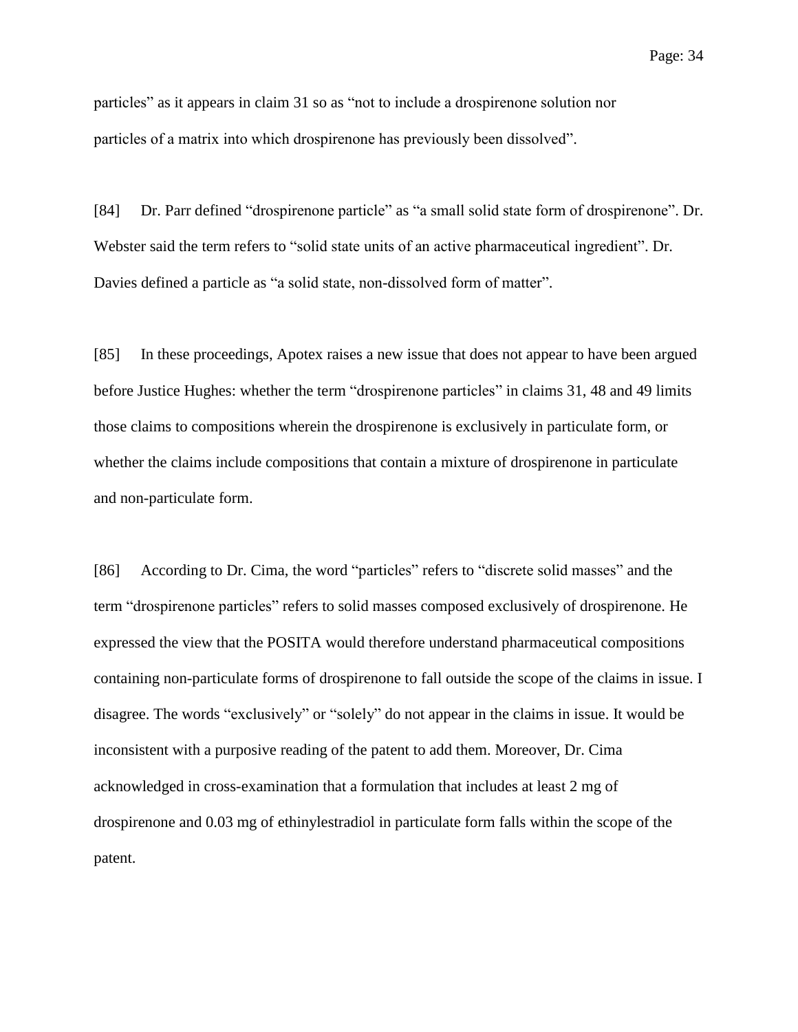particles" as it appears in claim 31 so as "not to include a drospirenone solution nor particles of a matrix into which drospirenone has previously been dissolved".

[84] Dr. Parr defined "drospirenone particle" as "a small solid state form of drospirenone". Dr. Webster said the term refers to "solid state units of an active pharmaceutical ingredient". Dr. Davies defined a particle as "a solid state, non-dissolved form of matter".

[85] In these proceedings, Apotex raises a new issue that does not appear to have been argued before Justice Hughes: whether the term "drospirenone particles" in claims 31, 48 and 49 limits those claims to compositions wherein the drospirenone is exclusively in particulate form, or whether the claims include compositions that contain a mixture of drospirenone in particulate and non-particulate form.

[86] According to Dr. Cima, the word "particles" refers to "discrete solid masses" and the term "drospirenone particles" refers to solid masses composed exclusively of drospirenone. He expressed the view that the POSITA would therefore understand pharmaceutical compositions containing non-particulate forms of drospirenone to fall outside the scope of the claims in issue. I disagree. The words "exclusively" or "solely" do not appear in the claims in issue. It would be inconsistent with a purposive reading of the patent to add them. Moreover, Dr. Cima acknowledged in cross-examination that a formulation that includes at least 2 mg of drospirenone and 0.03 mg of ethinylestradiol in particulate form falls within the scope of the patent.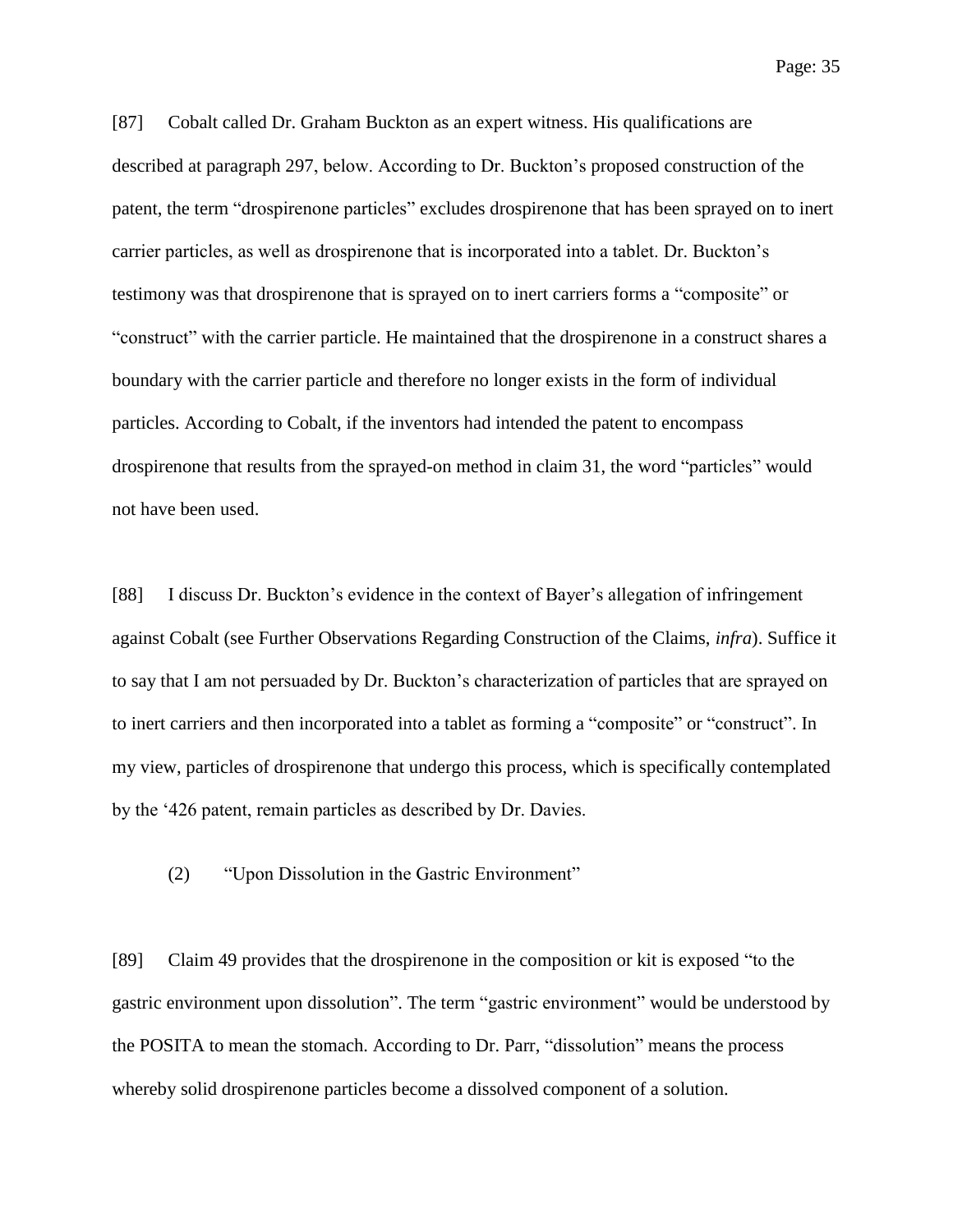[87] Cobalt called Dr. Graham Buckton as an expert witness. His qualifications are described at paragraph 297, below. According to Dr. Buckton's proposed construction of the patent, the term "drospirenone particles" excludes drospirenone that has been sprayed on to inert carrier particles, as well as drospirenone that is incorporated into a tablet. Dr. Buckton's testimony was that drospirenone that is sprayed on to inert carriers forms a "composite" or "construct" with the carrier particle. He maintained that the drospirenone in a construct shares a boundary with the carrier particle and therefore no longer exists in the form of individual particles. According to Cobalt, if the inventors had intended the patent to encompass drospirenone that results from the sprayed-on method in claim 31, the word "particles" would not have been used.

[88] I discuss Dr. Buckton's evidence in the context of Bayer's allegation of infringement against Cobalt (see Further Observations Regarding Construction of the Claims, *infra*). Suffice it to say that I am not persuaded by Dr. Buckton's characterization of particles that are sprayed on to inert carriers and then incorporated into a tablet as forming a "composite" or "construct". In my view, particles of drospirenone that undergo this process, which is specifically contemplated by the '426 patent, remain particles as described by Dr. Davies.

(2) "Upon Dissolution in the Gastric Environment"

[89] Claim 49 provides that the drospirenone in the composition or kit is exposed "to the gastric environment upon dissolution". The term "gastric environment" would be understood by the POSITA to mean the stomach. According to Dr. Parr, "dissolution" means the process whereby solid drospirenone particles become a dissolved component of a solution.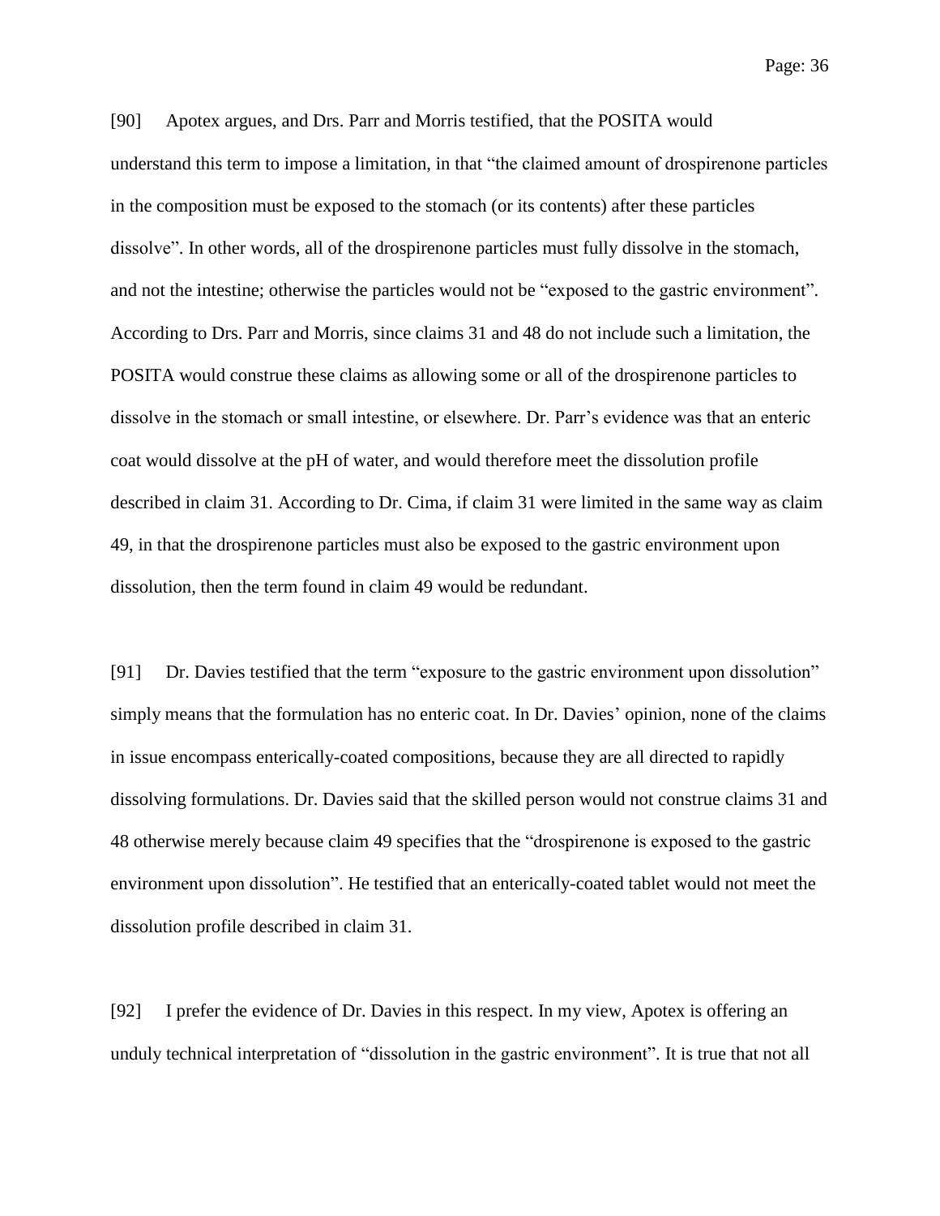[90] Apotex argues, and Drs. Parr and Morris testified, that the POSITA would understand this term to impose a limitation, in that "the claimed amount of drospirenone particles in the composition must be exposed to the stomach (or its contents) after these particles dissolve". In other words, all of the drospirenone particles must fully dissolve in the stomach, and not the intestine; otherwise the particles would not be "exposed to the gastric environment". According to Drs. Parr and Morris, since claims 31 and 48 do not include such a limitation, the POSITA would construe these claims as allowing some or all of the drospirenone particles to dissolve in the stomach or small intestine, or elsewhere. Dr. Parr's evidence was that an enteric coat would dissolve at the pH of water, and would therefore meet the dissolution profile described in claim 31. According to Dr. Cima, if claim 31 were limited in the same way as claim 49, in that the drospirenone particles must also be exposed to the gastric environment upon dissolution, then the term found in claim 49 would be redundant.

[91] Dr. Davies testified that the term "exposure to the gastric environment upon dissolution" simply means that the formulation has no enteric coat. In Dr. Davies' opinion, none of the claims in issue encompass enterically-coated compositions, because they are all directed to rapidly dissolving formulations. Dr. Davies said that the skilled person would not construe claims 31 and 48 otherwise merely because claim 49 specifies that the "drospirenone is exposed to the gastric environment upon dissolution". He testified that an enterically-coated tablet would not meet the dissolution profile described in claim 31.

[92] I prefer the evidence of Dr. Davies in this respect. In my view, Apotex is offering an unduly technical interpretation of "dissolution in the gastric environment". It is true that not all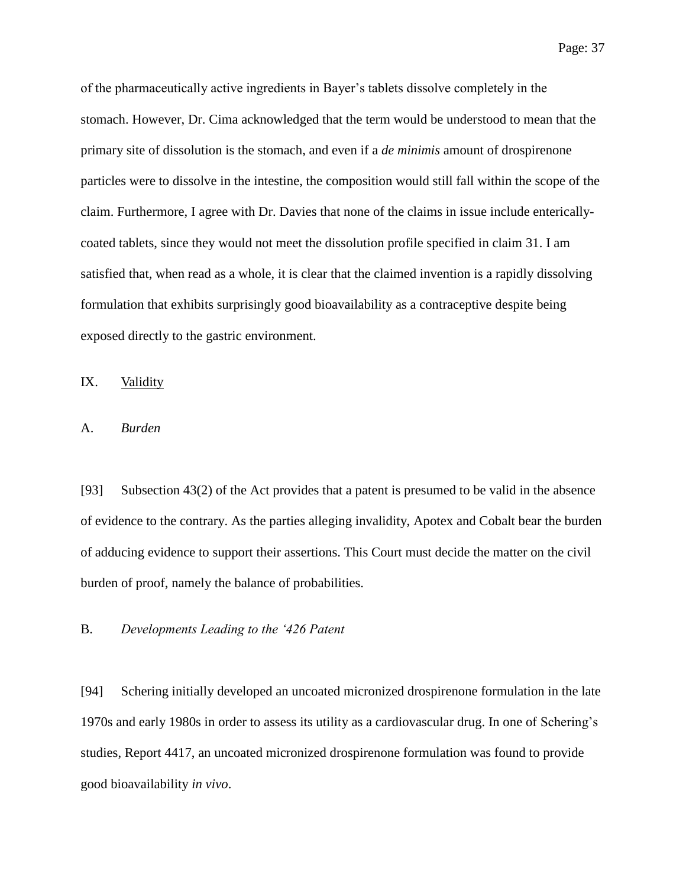of the pharmaceutically active ingredients in Bayer's tablets dissolve completely in the stomach. However, Dr. Cima acknowledged that the term would be understood to mean that the primary site of dissolution is the stomach, and even if a *de minimis* amount of drospirenone particles were to dissolve in the intestine, the composition would still fall within the scope of the claim. Furthermore, I agree with Dr. Davies that none of the claims in issue include enterically-coated tablets, since they would not meet the dissolution profile specified in claim 31. I am satisfied that, when read as a whole, it is clear that the claimed invention is a rapidly dissolving formulation that exhibits surprisingly good bioavailability as a contraceptive despite being exposed directly to the gastric environment.

## IX. Validity

### A. *Burden*

[93] Subsection 43(2) of the Act provides that a patent is presumed to be valid in the absence of evidence to the contrary. As the parties alleging invalidity, Apotex and Cobalt bear the burden of adducing evidence to support their assertions. This Court must decide the matter on the civil burden of proof, namely the balance of probabilities.

### B. *Developments Leading to the '426 Patent*

[94] Schering initially developed an uncoated micronized drospirenone formulation in the late 1970s and early 1980s in order to assess its utility as a cardiovascular drug. In one of Schering's studies, Report 4417, an uncoated micronized drospirenone formulation was found to provide good bioavailability *in vivo*.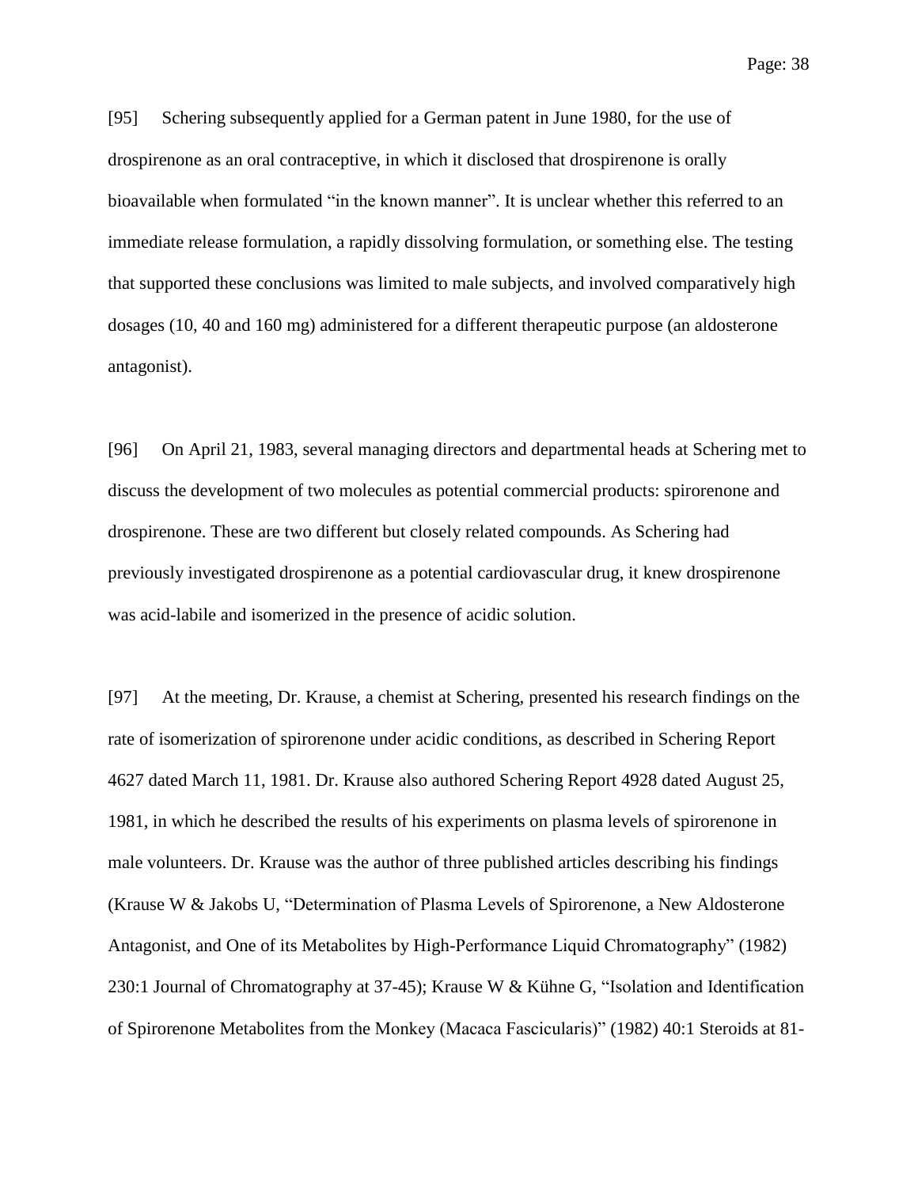[95] Schering subsequently applied for a German patent in June 1980, for the use of drospirenone as an oral contraceptive, in which it disclosed that drospirenone is orally bioavailable when formulated "in the known manner". It is unclear whether this referred to an immediate release formulation, a rapidly dissolving formulation, or something else. The testing that supported these conclusions was limited to male subjects, and involved comparatively high dosages (10, 40 and 160 mg) administered for a different therapeutic purpose (an aldosterone antagonist).

[96] On April 21, 1983, several managing directors and departmental heads at Schering met to discuss the development of two molecules as potential commercial products: spirorenone and drospirenone. These are two different but closely related compounds. As Schering had previously investigated drospirenone as a potential cardiovascular drug, it knew drospirenone was acid-labile and isomerized in the presence of acidic solution.

[97] At the meeting, Dr. Krause, a chemist at Schering, presented his research findings on the rate of isomerization of spirorenone under acidic conditions, as described in Schering Report 4627 dated March 11, 1981. Dr. Krause also authored Schering Report 4928 dated August 25, 1981, in which he described the results of his experiments on plasma levels of spirorenone in male volunteers. Dr. Krause was the author of three published articles describing his findings (Krause W & Jakobs U, "Determination of Plasma Levels of Spirorenone, a New Aldosterone Antagonist, and One of its Metabolites by High-Performance Liquid Chromatography" (1982) 230:1 Journal of Chromatography at 37-45); Krause W & Kühne G, "Isolation and Identification of Spirorenone Metabolites from the Monkey (Macaca Fascicularis)" (1982) 40:1 Steroids at 81-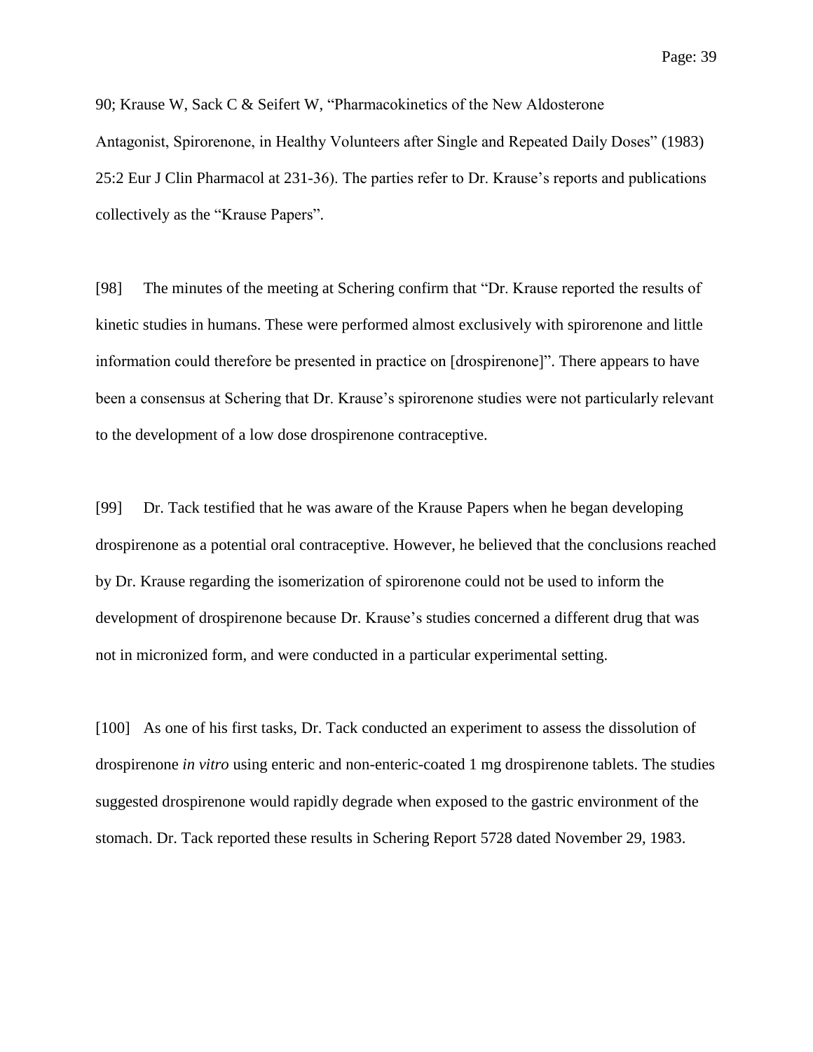90; Krause W, Sack C & Seifert W, “Pharmacokinetics of the New Aldosterone Antagonist, Spirorenone, in Healthy Volunteers after Single and Repeated Daily Doses” (1983) 25:2 Eur J Clin Pharmacol at 231-36). The parties refer to Dr. Krause’s reports and publications collectively as the “Krause Papers”.

[98] The minutes of the meeting at Schering confirm that “Dr. Krause reported the results of kinetic studies in humans. These were performed almost exclusively with spirorenone and little information could therefore be presented in practice on [drospirenone]”. There appears to have been a consensus at Schering that Dr. Krause’s spirorenone studies were not particularly relevant to the development of a low dose drospirenone contraceptive.

[99] Dr. Tack testified that he was aware of the Krause Papers when he began developing drospirenone as a potential oral contraceptive. However, he believed that the conclusions reached by Dr. Krause regarding the isomerization of spirorenone could not be used to inform the development of drospirenone because Dr. Krause’s studies concerned a different drug that was not in micronized form, and were conducted in a particular experimental setting.

[100] As one of his first tasks, Dr. Tack conducted an experiment to assess the dissolution of drospirenone *in vitro* using enteric and non-enteric-coated 1 mg drospirenone tablets. The studies suggested drospirenone would rapidly degrade when exposed to the gastric environment of the stomach. Dr. Tack reported these results in Schering Report 5728 dated November 29, 1983.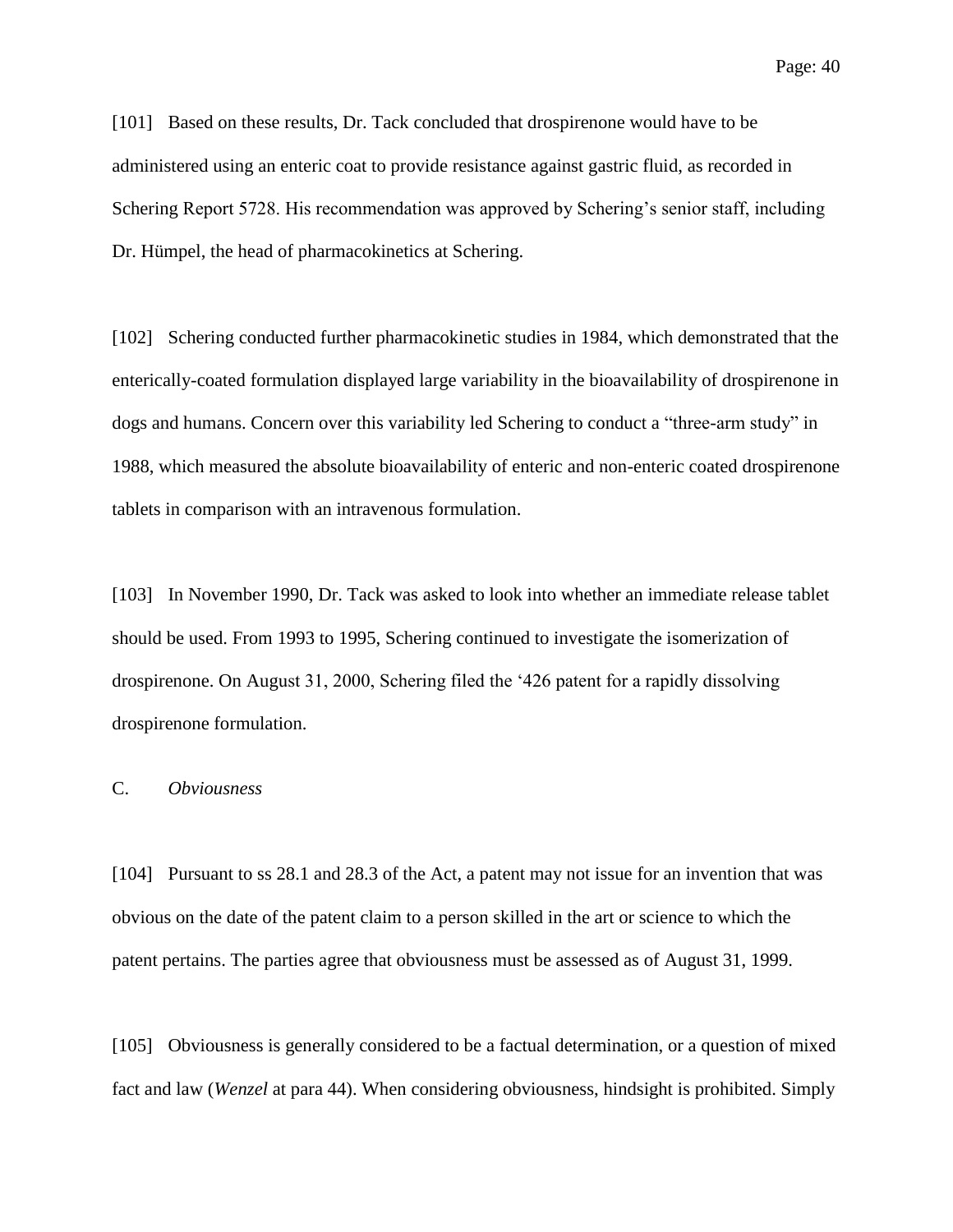[101] Based on these results, Dr. Tack concluded that drospirenone would have to be administered using an enteric coat to provide resistance against gastric fluid, as recorded in Schering Report 5728. His recommendation was approved by Schering's senior staff, including Dr. Hümpel, the head of pharmacokinetics at Schering.

[102] Schering conducted further pharmacokinetic studies in 1984, which demonstrated that the enterically-coated formulation displayed large variability in the bioavailability of drospirenone in dogs and humans. Concern over this variability led Schering to conduct a "three-arm study" in 1988, which measured the absolute bioavailability of enteric and non-enteric coated drospirenone tablets in comparison with an intravenous formulation.

[103] In November 1990, Dr. Tack was asked to look into whether an immediate release tablet should be used. From 1993 to 1995, Schering continued to investigate the isomerization of drospirenone. On August 31, 2000, Schering filed the '426 patent for a rapidly dissolving drospirenone formulation.

### C. *Obviousness*

[104] Pursuant to ss 28.1 and 28.3 of the Act, a patent may not issue for an invention that was obvious on the date of the patent claim to a person skilled in the art or science to which the patent pertains. The parties agree that obviousness must be assessed as of August 31, 1999.

[105] Obviousness is generally considered to be a factual determination, or a question of mixed fact and law (*Wenzel* at para 44). When considering obviousness, hindsight is prohibited. Simply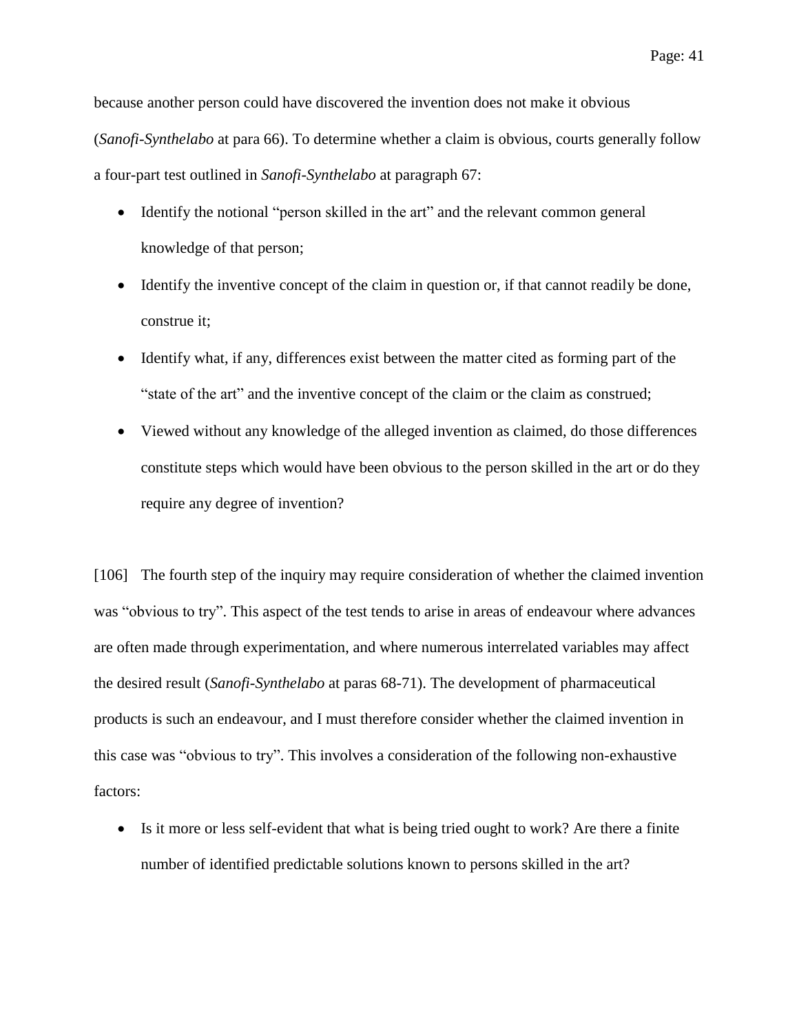because another person could have discovered the invention does not make it obvious (*Sanofi-Synthelabo* at para 66). To determine whether a claim is obvious, courts generally follow a four-part test outlined in *Sanofi-Synthelabo* at paragraph 67:

- Identify the notional "person skilled in the art" and the relevant common general knowledge of that person;
- Identify the inventive concept of the claim in question or, if that cannot readily be done, construe it;
- Identify what, if any, differences exist between the matter cited as forming part of the "state of the art" and the inventive concept of the claim or the claim as construed;
- Viewed without any knowledge of the alleged invention as claimed, do those differences constitute steps which would have been obvious to the person skilled in the art or do they require any degree of invention?

[106] The fourth step of the inquiry may require consideration of whether the claimed invention was "obvious to try". This aspect of the test tends to arise in areas of endeavour where advances are often made through experimentation, and where numerous interrelated variables may affect the desired result (*Sanofi-Synthelabo* at paras 68-71). The development of pharmaceutical products is such an endeavour, and I must therefore consider whether the claimed invention in this case was "obvious to try". This involves a consideration of the following non-exhaustive factors:

- Is it more or less self-evident that what is being tried ought to work? Are there a finite number of identified predictable solutions known to persons skilled in the art?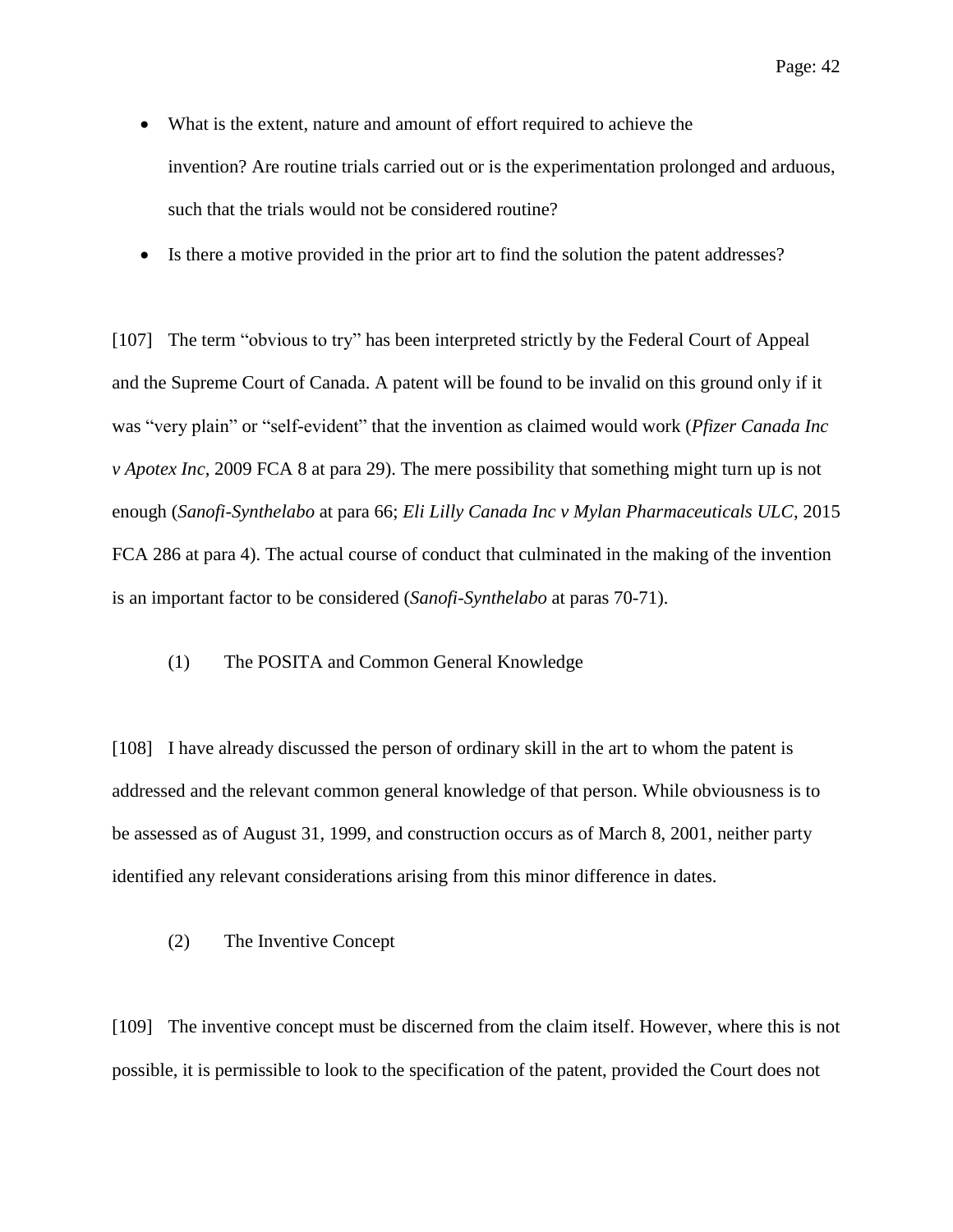- What is the extent, nature and amount of effort required to achieve the invention? Are routine trials carried out or is the experimentation prolonged and arduous, such that the trials would not be considered routine?
- Is there a motive provided in the prior art to find the solution the patent addresses?

[107] The term "obvious to try" has been interpreted strictly by the Federal Court of Appeal and the Supreme Court of Canada. A patent will be found to be invalid on this ground only if it was "very plain" or "self-evident" that the invention as claimed would work (*Pfizer Canada Inc v Apotex Inc*, 2009 FCA 8 at para 29). The mere possibility that something might turn up is not enough (*Sanofi-Synthelabo* at para 66; *Eli Lilly Canada Inc v Mylan Pharmaceuticals ULC*, 2015 FCA 286 at para 4). The actual course of conduct that culminated in the making of the invention is an important factor to be considered (*Sanofi-Synthelabo* at paras 70-71).

(1) The POSITA and Common General Knowledge

[108] I have already discussed the person of ordinary skill in the art to whom the patent is addressed and the relevant common general knowledge of that person. While obviousness is to be assessed as of August 31, 1999, and construction occurs as of March 8, 2001, neither party identified any relevant considerations arising from this minor difference in dates.

(2) The Inventive Concept

[109] The inventive concept must be discerned from the claim itself. However, where this is not possible, it is permissible to look to the specification of the patent, provided the Court does not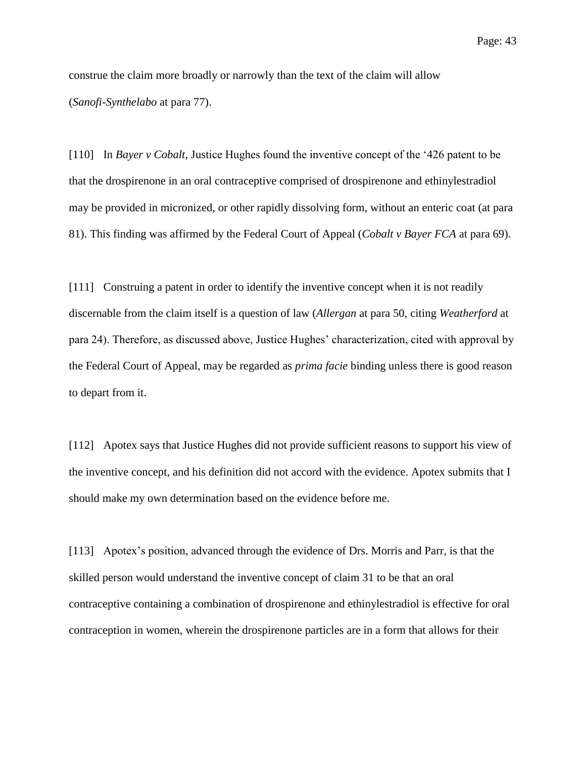construe the claim more broadly or narrowly than the text of the claim will allow (*Sanofi-Synthelabo* at para 77).

[110] In *Bayer v Cobalt*, Justice Hughes found the inventive concept of the '426 patent to be that the drospirenone in an oral contraceptive comprised of drospirenone and ethinylestradiol may be provided in micronized, or other rapidly dissolving form, without an enteric coat (at para 81). This finding was affirmed by the Federal Court of Appeal (*Cobalt v Bayer FCA* at para 69).

[111] Construing a patent in order to identify the inventive concept when it is not readily discernable from the claim itself is a question of law (*Allergan* at para 50, citing *Weatherford* at para 24). Therefore, as discussed above, Justice Hughes' characterization, cited with approval by the Federal Court of Appeal, may be regarded as *prima facie* binding unless there is good reason to depart from it.

[112] Apotex says that Justice Hughes did not provide sufficient reasons to support his view of the inventive concept, and his definition did not accord with the evidence. Apotex submits that I should make my own determination based on the evidence before me.

[113] Apotex's position, advanced through the evidence of Drs. Morris and Parr, is that the skilled person would understand the inventive concept of claim 31 to be that an oral contraceptive containing a combination of drospirenone and ethinylestradiol is effective for oral contraception in women, wherein the drospirenone particles are in a form that allows for their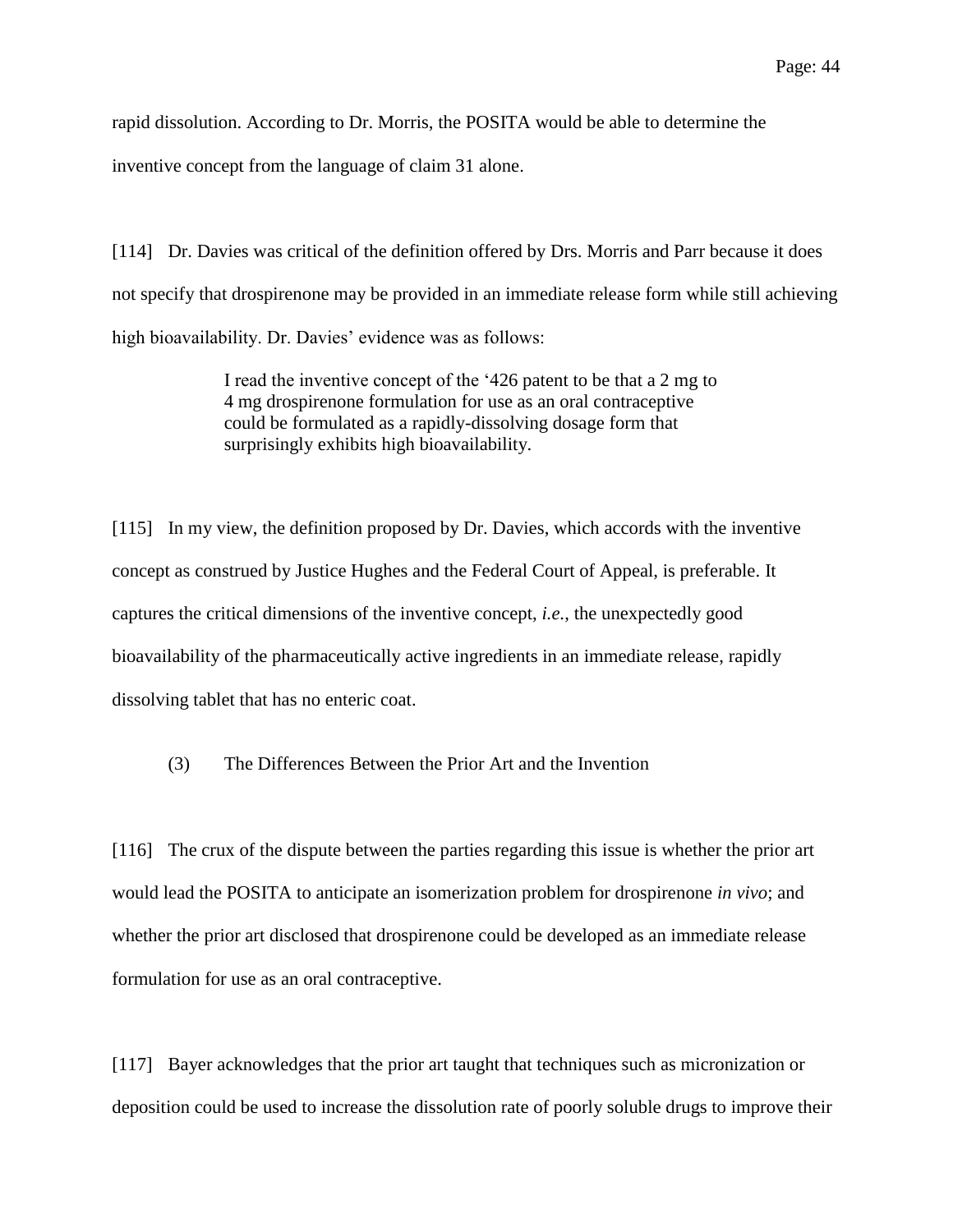rapid dissolution. According to Dr. Morris, the POSITA would be able to determine the inventive concept from the language of claim 31 alone.

[114] Dr. Davies was critical of the definition offered by Drs. Morris and Parr because it does not specify that drospirenone may be provided in an immediate release form while still achieving high bioavailability. Dr. Davies' evidence was as follows:

> I read the inventive concept of the '426 patent to be that a 2 mg to 4 mg drospirenone formulation for use as an oral contraceptive could be formulated as a rapidly-dissolving dosage form that surprisingly exhibits high bioavailability.

[115] In my view, the definition proposed by Dr. Davies, which accords with the inventive concept as construed by Justice Hughes and the Federal Court of Appeal, is preferable. It captures the critical dimensions of the inventive concept, *i.e.*, the unexpectedly good bioavailability of the pharmaceutically active ingredients in an immediate release, rapidly dissolving tablet that has no enteric coat.

(3) The Differences Between the Prior Art and the Invention

[116] The crux of the dispute between the parties regarding this issue is whether the prior art would lead the POSITA to anticipate an isomerization problem for drospirenone *in vivo*; and whether the prior art disclosed that drospirenone could be developed as an immediate release formulation for use as an oral contraceptive.

[117] Bayer acknowledges that the prior art taught that techniques such as micronization or deposition could be used to increase the dissolution rate of poorly soluble drugs to improve their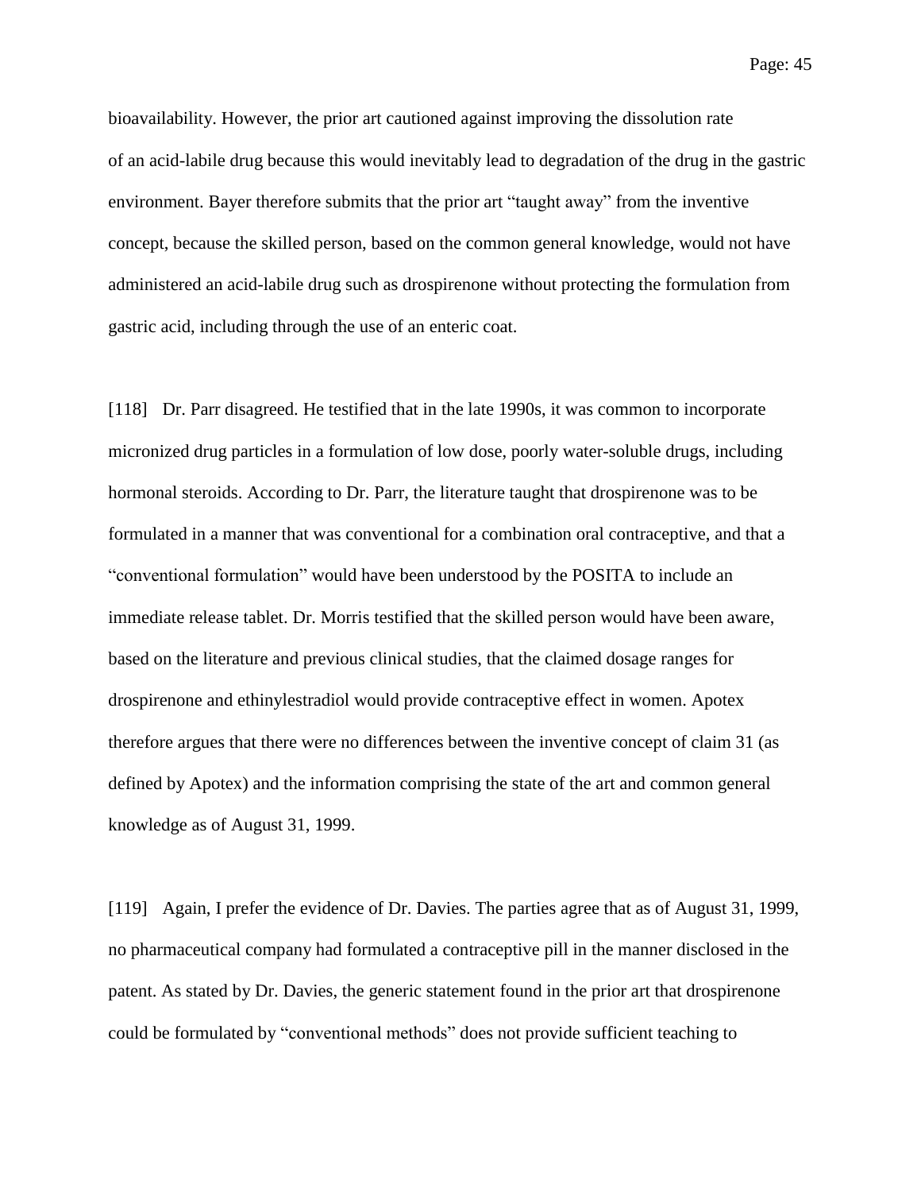bioavailability. However, the prior art cautioned against improving the dissolution rate of an acid-labile drug because this would inevitably lead to degradation of the drug in the gastric environment. Bayer therefore submits that the prior art "taught away" from the inventive concept, because the skilled person, based on the common general knowledge, would not have administered an acid-labile drug such as drospirenone without protecting the formulation from gastric acid, including through the use of an enteric coat.

[118] Dr. Parr disagreed. He testified that in the late 1990s, it was common to incorporate micronized drug particles in a formulation of low dose, poorly water-soluble drugs, including hormonal steroids. According to Dr. Parr, the literature taught that drospirenone was to be formulated in a manner that was conventional for a combination oral contraceptive, and that a "conventional formulation" would have been understood by the POSITA to include an immediate release tablet. Dr. Morris testified that the skilled person would have been aware, based on the literature and previous clinical studies, that the claimed dosage ranges for drospirenone and ethinylestradiol would provide contraceptive effect in women. Apotex therefore argues that there were no differences between the inventive concept of claim 31 (as defined by Apotex) and the information comprising the state of the art and common general knowledge as of August 31, 1999.

[119] Again, I prefer the evidence of Dr. Davies. The parties agree that as of August 31, 1999, no pharmaceutical company had formulated a contraceptive pill in the manner disclosed in the patent. As stated by Dr. Davies, the generic statement found in the prior art that drospirenone could be formulated by "conventional methods" does not provide sufficient teaching to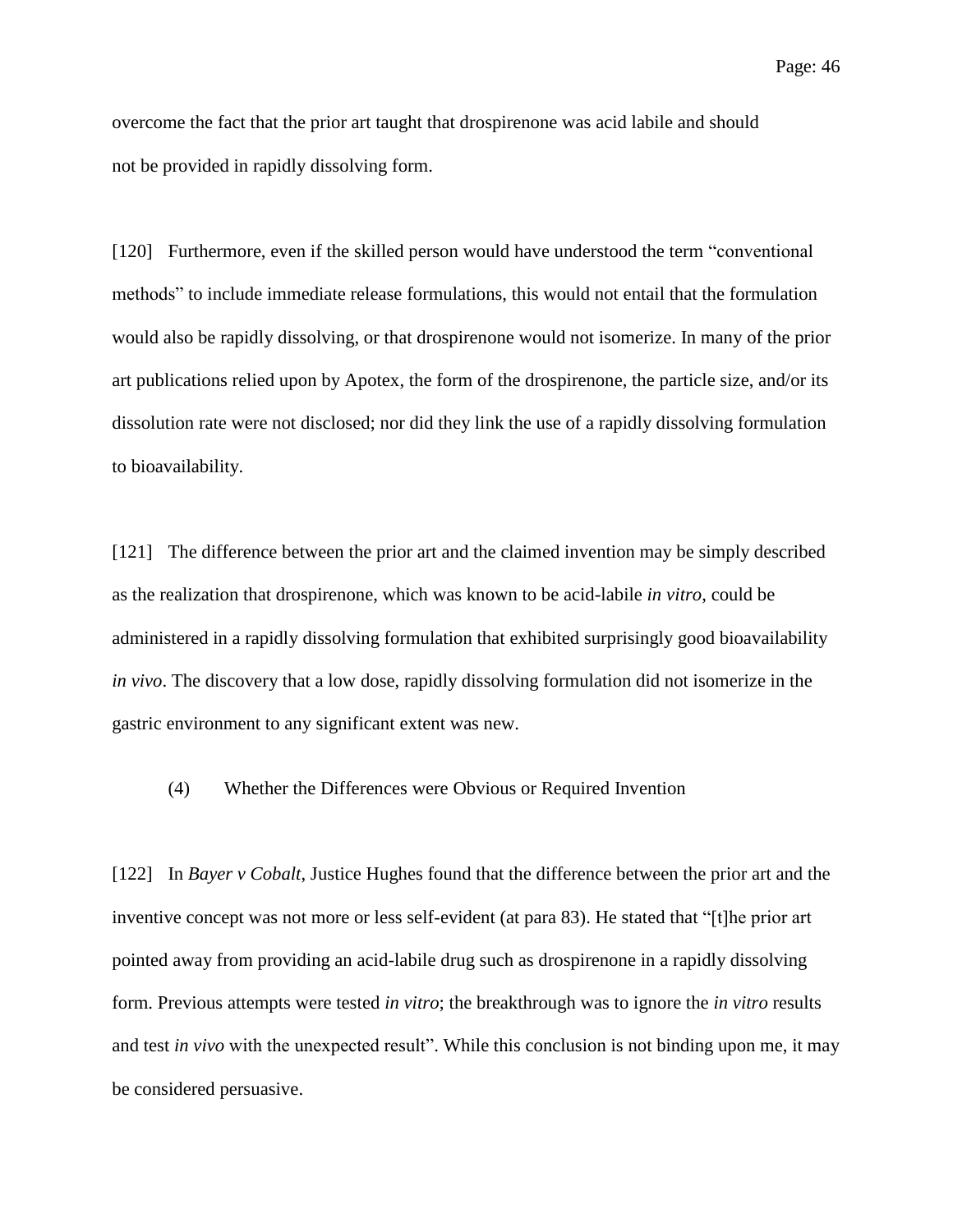overcome the fact that the prior art taught that drospirenone was acid labile and should not be provided in rapidly dissolving form.

[120] Furthermore, even if the skilled person would have understood the term “conventional methods” to include immediate release formulations, this would not entail that the formulation would also be rapidly dissolving, or that drospirenone would not isomerize. In many of the prior art publications relied upon by Apotex, the form of the drospirenone, the particle size, and/or its dissolution rate were not disclosed; nor did they link the use of a rapidly dissolving formulation to bioavailability.

[121] The difference between the prior art and the claimed invention may be simply described as the realization that drospirenone, which was known to be acid-labile *in vitro*, could be administered in a rapidly dissolving formulation that exhibited surprisingly good bioavailability *in vivo*. The discovery that a low dose, rapidly dissolving formulation did not isomerize in the gastric environment to any significant extent was new.

(4) Whether the Differences were Obvious or Required Invention

[122] In *Bayer v Cobalt*, Justice Hughes found that the difference between the prior art and the inventive concept was not more or less self-evident (at para 83). He stated that “[t]he prior art pointed away from providing an acid-labile drug such as drospirenone in a rapidly dissolving form. Previous attempts were tested *in vitro*; the breakthrough was to ignore the *in vitro* results and test *in vivo* with the unexpected result”. While this conclusion is not binding upon me, it may be considered persuasive.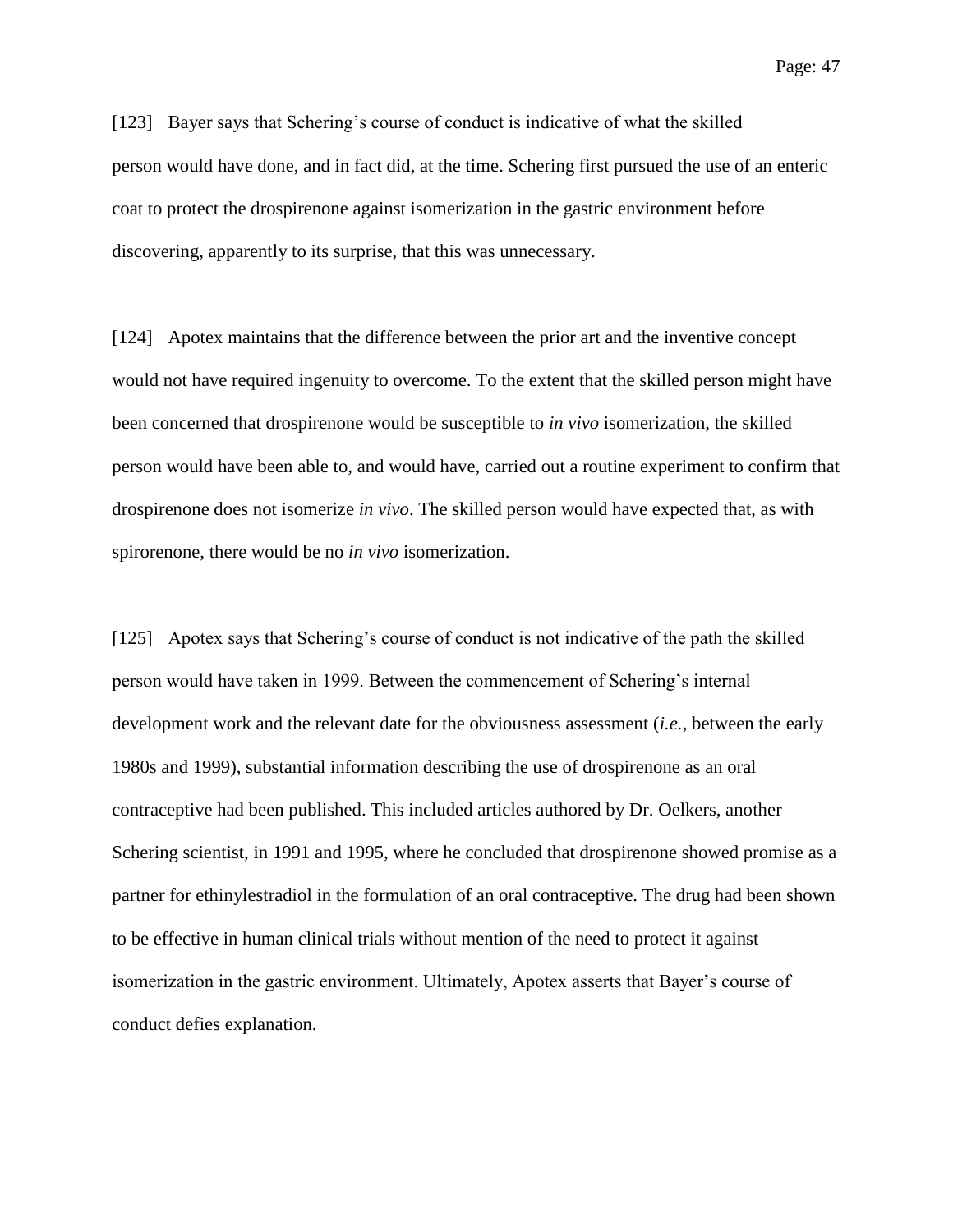[123] Bayer says that Schering's course of conduct is indicative of what the skilled person would have done, and in fact did, at the time. Schering first pursued the use of an enteric coat to protect the drospirenone against isomerization in the gastric environment before discovering, apparently to its surprise, that this was unnecessary.

[124] Apotex maintains that the difference between the prior art and the inventive concept would not have required ingenuity to overcome. To the extent that the skilled person might have been concerned that drospirenone would be susceptible to *in vivo* isomerization, the skilled person would have been able to, and would have, carried out a routine experiment to confirm that drospirenone does not isomerize *in vivo*. The skilled person would have expected that, as with spirorenone, there would be no *in vivo* isomerization.

[125] Apotex says that Schering's course of conduct is not indicative of the path the skilled person would have taken in 1999. Between the commencement of Schering's internal development work and the relevant date for the obviousness assessment (*i.e.*, between the early 1980s and 1999), substantial information describing the use of drospirenone as an oral contraceptive had been published. This included articles authored by Dr. Oelkers, another Schering scientist, in 1991 and 1995, where he concluded that drospirenone showed promise as a partner for ethinylestradiol in the formulation of an oral contraceptive. The drug had been shown to be effective in human clinical trials without mention of the need to protect it against isomerization in the gastric environment. Ultimately, Apotex asserts that Bayer's course of conduct defies explanation.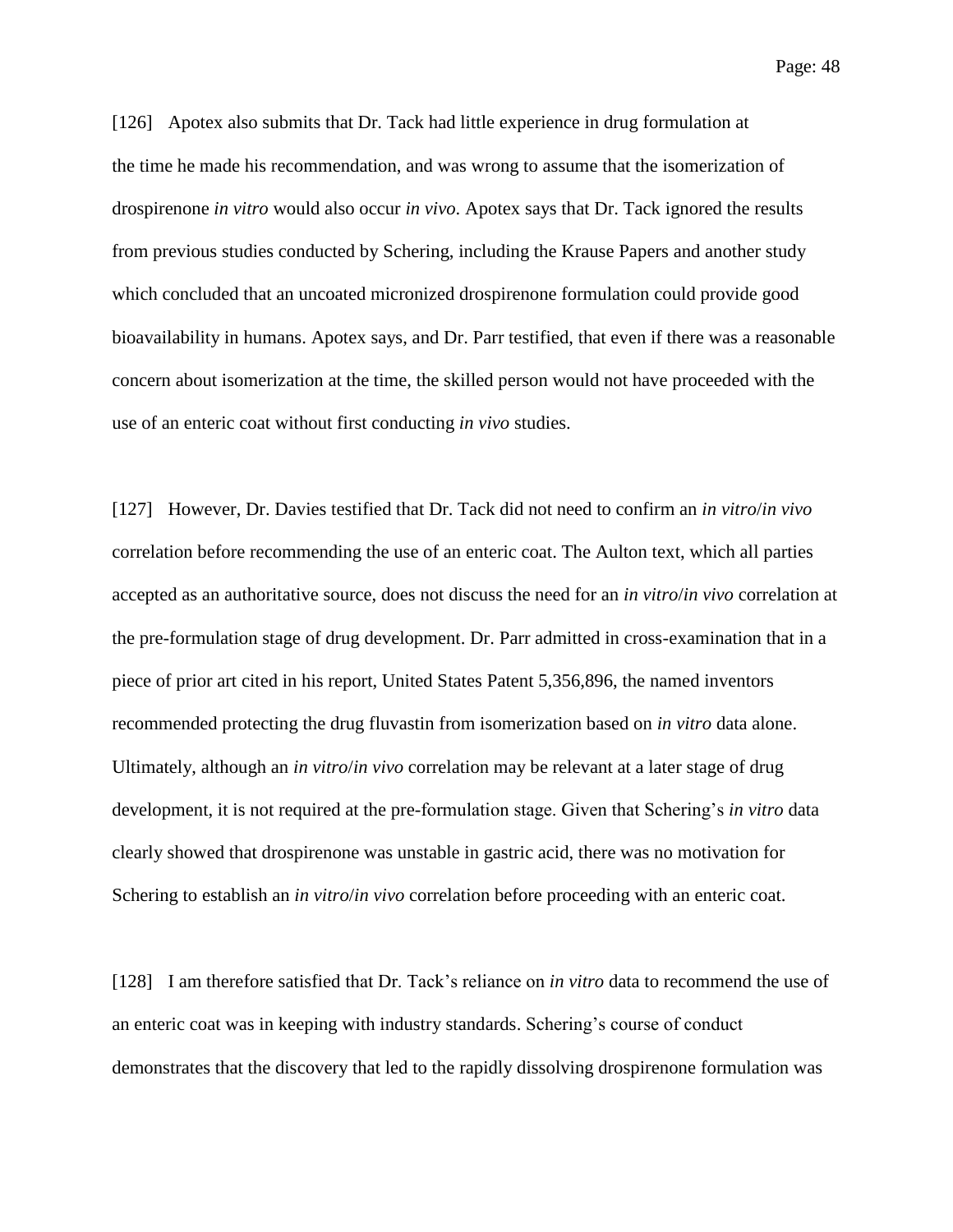[126] Apotex also submits that Dr. Tack had little experience in drug formulation at the time he made his recommendation, and was wrong to assume that the isomerization of drospirenone *in vitro* would also occur *in vivo*. Apotex says that Dr. Tack ignored the results from previous studies conducted by Schering, including the Krause Papers and another study which concluded that an uncoated micronized drospirenone formulation could provide good bioavailability in humans. Apotex says, and Dr. Parr testified, that even if there was a reasonable concern about isomerization at the time, the skilled person would not have proceeded with the use of an enteric coat without first conducting *in vivo* studies.

[127] However, Dr. Davies testified that Dr. Tack did not need to confirm an *in vitro*/*in vivo* correlation before recommending the use of an enteric coat. The Aulton text, which all parties accepted as an authoritative source, does not discuss the need for an *in vitro*/*in vivo* correlation at the pre-formulation stage of drug development. Dr. Parr admitted in cross-examination that in a piece of prior art cited in his report, United States Patent 5,356,896, the named inventors recommended protecting the drug fluvastin from isomerization based on *in vitro* data alone. Ultimately, although an *in vitro*/*in vivo* correlation may be relevant at a later stage of drug development, it is not required at the pre-formulation stage. Given that Schering's *in vitro* data clearly showed that drospirenone was unstable in gastric acid, there was no motivation for Schering to establish an *in vitro*/*in vivo* correlation before proceeding with an enteric coat.

[128] I am therefore satisfied that Dr. Tack's reliance on *in vitro* data to recommend the use of an enteric coat was in keeping with industry standards. Schering's course of conduct demonstrates that the discovery that led to the rapidly dissolving drospirenone formulation was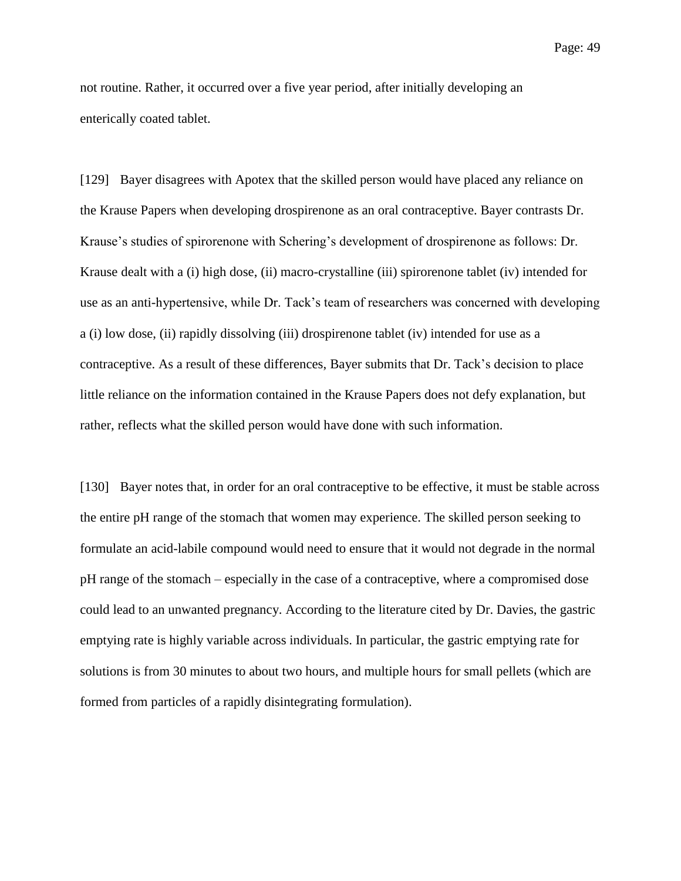not routine. Rather, it occurred over a five year period, after initially developing an enterically coated tablet.

[129] Bayer disagrees with Apotex that the skilled person would have placed any reliance on the Krause Papers when developing drospirenone as an oral contraceptive. Bayer contrasts Dr. Krause's studies of spirorenone with Schering's development of drospirenone as follows: Dr. Krause dealt with a (i) high dose, (ii) macro-crystalline (iii) spirorenone tablet (iv) intended for use as an anti-hypertensive, while Dr. Tack's team of researchers was concerned with developing a (i) low dose, (ii) rapidly dissolving (iii) drospirenone tablet (iv) intended for use as a contraceptive. As a result of these differences, Bayer submits that Dr. Tack's decision to place little reliance on the information contained in the Krause Papers does not defy explanation, but rather, reflects what the skilled person would have done with such information.

[130] Bayer notes that, in order for an oral contraceptive to be effective, it must be stable across the entire pH range of the stomach that women may experience. The skilled person seeking to formulate an acid-labile compound would need to ensure that it would not degrade in the normal pH range of the stomach – especially in the case of a contraceptive, where a compromised dose could lead to an unwanted pregnancy. According to the literature cited by Dr. Davies, the gastric emptying rate is highly variable across individuals. In particular, the gastric emptying rate for solutions is from 30 minutes to about two hours, and multiple hours for small pellets (which are formed from particles of a rapidly disintegrating formulation).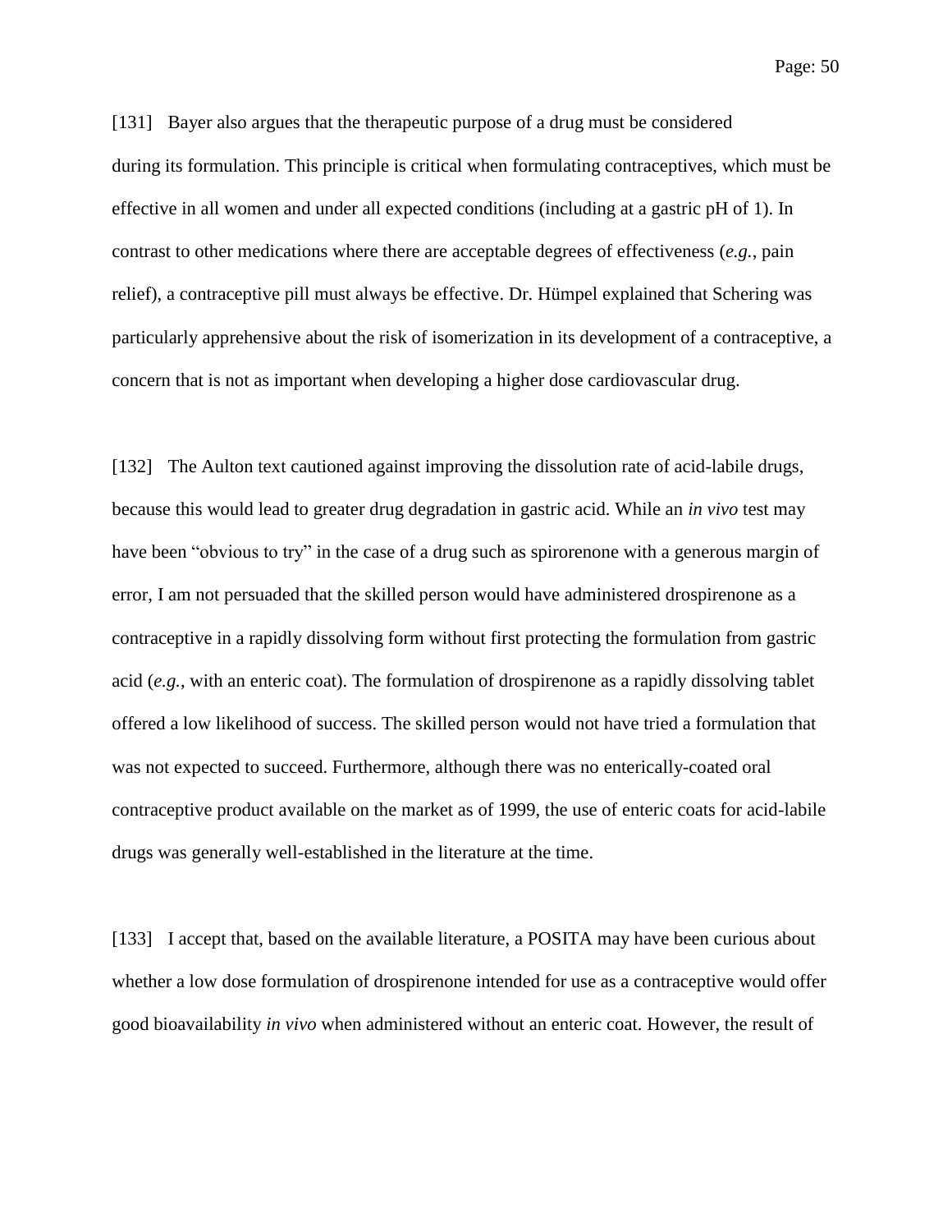[131] Bayer also argues that the therapeutic purpose of a drug must be considered during its formulation. This principle is critical when formulating contraceptives, which must be effective in all women and under all expected conditions (including at a gastric pH of 1). In contrast to other medications where there are acceptable degrees of effectiveness (*e.g.*, pain relief), a contraceptive pill must always be effective. Dr. Hümpel explained that Schering was particularly apprehensive about the risk of isomerization in its development of a contraceptive, a concern that is not as important when developing a higher dose cardiovascular drug.

[132] The Aulton text cautioned against improving the dissolution rate of acid-labile drugs, because this would lead to greater drug degradation in gastric acid. While an *in vivo* test may have been "obvious to try" in the case of a drug such as spirorenone with a generous margin of error, I am not persuaded that the skilled person would have administered drospirenone as a contraceptive in a rapidly dissolving form without first protecting the formulation from gastric acid (*e.g.*, with an enteric coat). The formulation of drospirenone as a rapidly dissolving tablet offered a low likelihood of success. The skilled person would not have tried a formulation that was not expected to succeed. Furthermore, although there was no enterically-coated oral contraceptive product available on the market as of 1999, the use of enteric coats for acid-labile drugs was generally well-established in the literature at the time.

[133] I accept that, based on the available literature, a POSITA may have been curious about whether a low dose formulation of drospirenone intended for use as a contraceptive would offer good bioavailability *in vivo* when administered without an enteric coat. However, the result of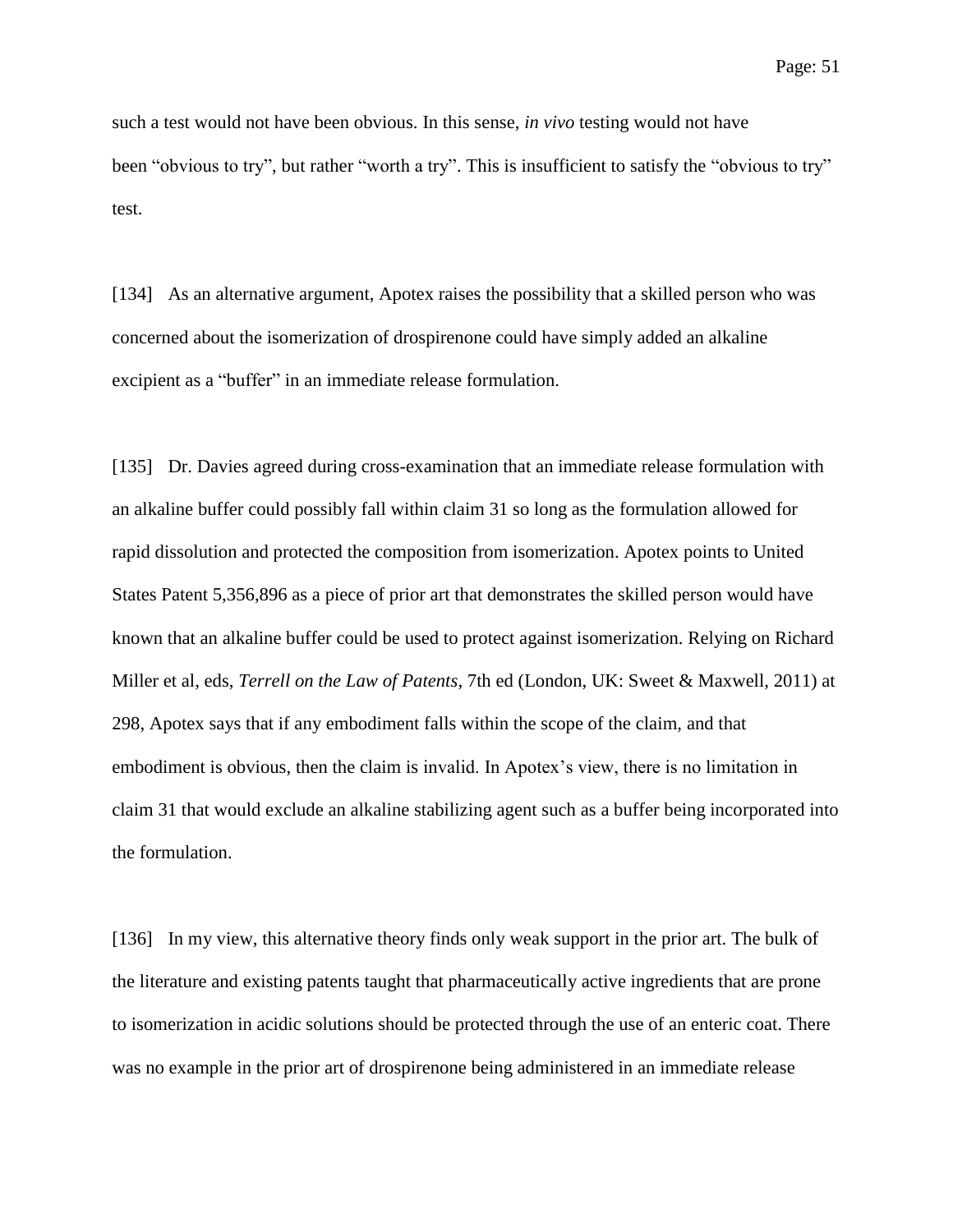such a test would not have been obvious. In this sense, *in vivo* testing would not have been "obvious to try", but rather "worth a try". This is insufficient to satisfy the "obvious to try" test.

[134] As an alternative argument, Apotex raises the possibility that a skilled person who was concerned about the isomerization of drospirenone could have simply added an alkaline excipient as a "buffer" in an immediate release formulation.

[135] Dr. Davies agreed during cross-examination that an immediate release formulation with an alkaline buffer could possibly fall within claim 31 so long as the formulation allowed for rapid dissolution and protected the composition from isomerization. Apotex points to United States Patent 5,356,896 as a piece of prior art that demonstrates the skilled person would have known that an alkaline buffer could be used to protect against isomerization. Relying on Richard Miller et al, eds, *Terrell on the Law of Patents*, 7th ed (London, UK: Sweet & Maxwell, 2011) at 298, Apotex says that if any embodiment falls within the scope of the claim, and that embodiment is obvious, then the claim is invalid. In Apotex's view, there is no limitation in claim 31 that would exclude an alkaline stabilizing agent such as a buffer being incorporated into the formulation.

[136] In my view, this alternative theory finds only weak support in the prior art. The bulk of the literature and existing patents taught that pharmaceutically active ingredients that are prone to isomerization in acidic solutions should be protected through the use of an enteric coat. There was no example in the prior art of drospirenone being administered in an immediate release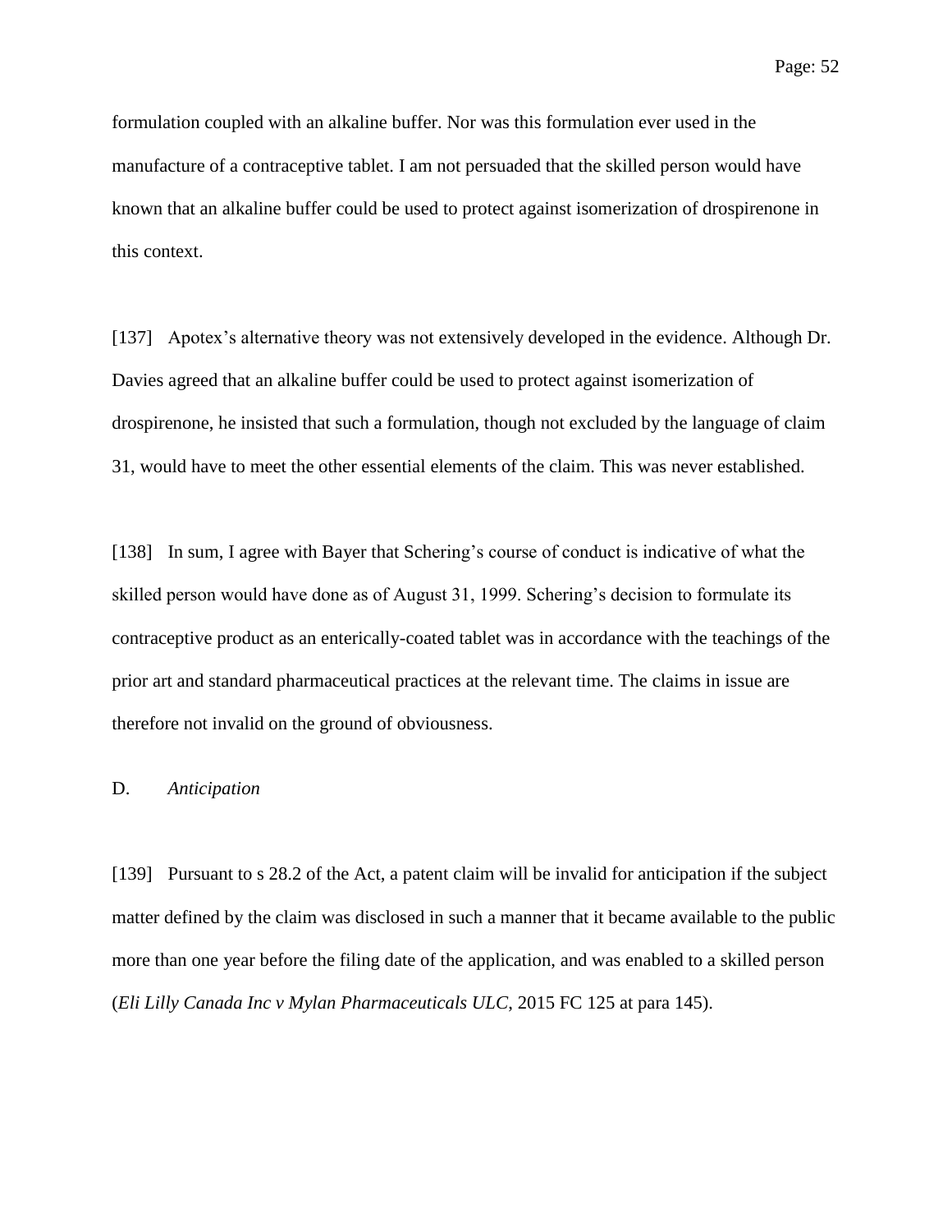formulation coupled with an alkaline buffer. Nor was this formulation ever used in the manufacture of a contraceptive tablet. I am not persuaded that the skilled person would have known that an alkaline buffer could be used to protect against isomerization of drospirenone in this context.

[137] Apotex's alternative theory was not extensively developed in the evidence. Although Dr. Davies agreed that an alkaline buffer could be used to protect against isomerization of drospirenone, he insisted that such a formulation, though not excluded by the language of claim 31, would have to meet the other essential elements of the claim. This was never established.

[138] In sum, I agree with Bayer that Schering's course of conduct is indicative of what the skilled person would have done as of August 31, 1999. Schering's decision to formulate its contraceptive product as an enterically-coated tablet was in accordance with the teachings of the prior art and standard pharmaceutical practices at the relevant time. The claims in issue are therefore not invalid on the ground of obviousness.

## D. *Anticipation*

[139] Pursuant to s 28.2 of the Act, a patent claim will be invalid for anticipation if the subject matter defined by the claim was disclosed in such a manner that it became available to the public more than one year before the filing date of the application, and was enabled to a skilled person (*Eli Lilly Canada Inc v Mylan Pharmaceuticals ULC*, 2015 FC 125 at para 145).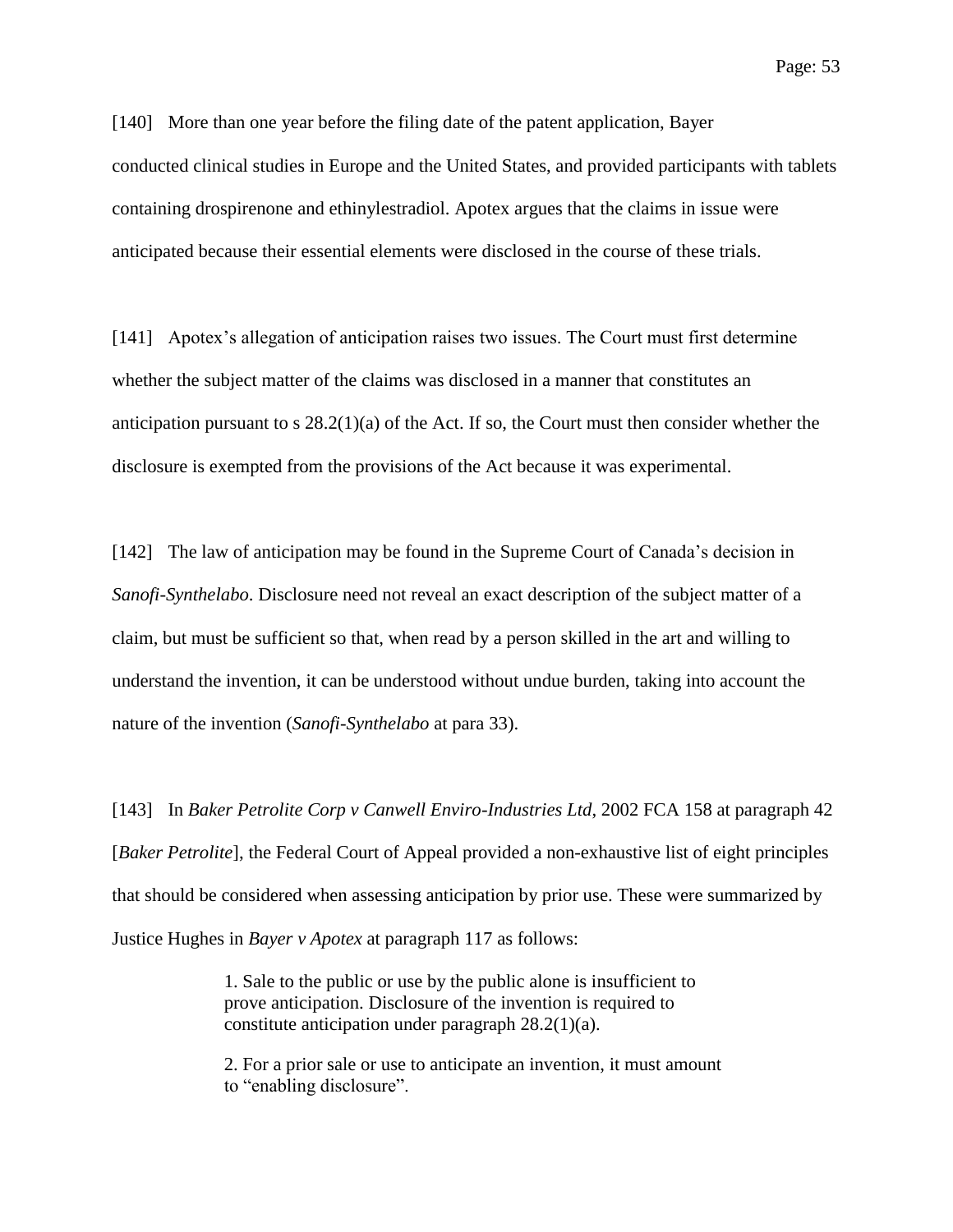[140] More than one year before the filing date of the patent application, Bayer conducted clinical studies in Europe and the United States, and provided participants with tablets containing drospirenone and ethinylestradiol. Apotex argues that the claims in issue were anticipated because their essential elements were disclosed in the course of these trials.

[141] Apotex's allegation of anticipation raises two issues. The Court must first determine whether the subject matter of the claims was disclosed in a manner that constitutes an anticipation pursuant to s 28.2(1)(a) of the Act. If so, the Court must then consider whether the disclosure is exempted from the provisions of the Act because it was experimental.

[142] The law of anticipation may be found in the Supreme Court of Canada's decision in *Sanofi-Synthelabo*. Disclosure need not reveal an exact description of the subject matter of a claim, but must be sufficient so that, when read by a person skilled in the art and willing to understand the invention, it can be understood without undue burden, taking into account the nature of the invention (*Sanofi-Synthelabo* at para 33).

[143] In *Baker Petrolite Corp v Canwell Enviro-Industries Ltd*, 2002 FCA 158 at paragraph 42 [*Baker Petrolite*], the Federal Court of Appeal provided a non-exhaustive list of eight principles that should be considered when assessing anticipation by prior use. These were summarized by Justice Hughes in *Bayer v Apotex* at paragraph 117 as follows:

> 1. Sale to the public or use by the public alone is insufficient to prove anticipation. Disclosure of the invention is required to constitute anticipation under paragraph 28.2(1)(a).
>
> 2. For a prior sale or use to anticipate an invention, it must amount to "enabling disclosure".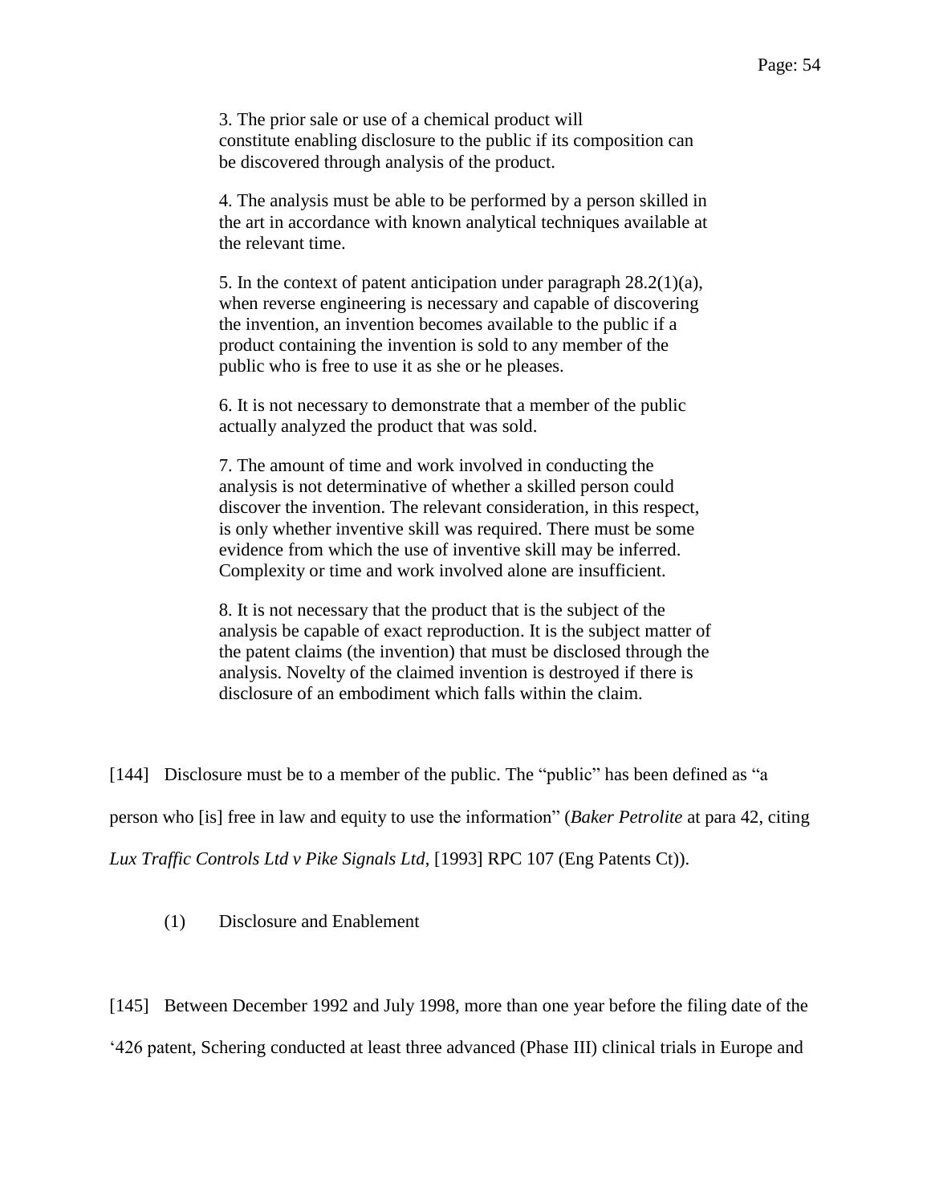> 3. The prior sale or use of a chemical product will constitute enabling disclosure to the public if its composition can be discovered through analysis of the product.
>
> 4. The analysis must be able to be performed by a person skilled in the art in accordance with known analytical techniques available at the relevant time.
>
> 5. In the context of patent anticipation under paragraph 28.2(1)(a), when reverse engineering is necessary and capable of discovering the invention, an invention becomes available to the public if a product containing the invention is sold to any member of the public who is free to use it as she or he pleases.
>
> 6. It is not necessary to demonstrate that a member of the public actually analyzed the product that was sold.
>
> 7. The amount of time and work involved in conducting the analysis is not determinative of whether a skilled person could discover the invention. The relevant consideration, in this respect, is only whether inventive skill was required. There must be some evidence from which the use of inventive skill may be inferred. Complexity or time and work involved alone are insufficient.
>
> 8. It is not necessary that the product that is the subject of the analysis be capable of exact reproduction. It is the subject matter of the patent claims (the invention) that must be disclosed through the analysis. Novelty of the claimed invention is destroyed if there is disclosure of an embodiment which falls within the claim.

[144] Disclosure must be to a member of the public. The "public" has been defined as "a person who [is] free in law and equity to use the information" (*Baker Petrolite* at para 42, citing *Lux Traffic Controls Ltd v Pike Signals Ltd*, [1993] RPC 107 (Eng Patents Ct)).

### (1) Disclosure and Enablement

[145] Between December 1992 and July 1998, more than one year before the filing date of the '426 patent, Schering conducted at least three advanced (Phase III) clinical trials in Europe and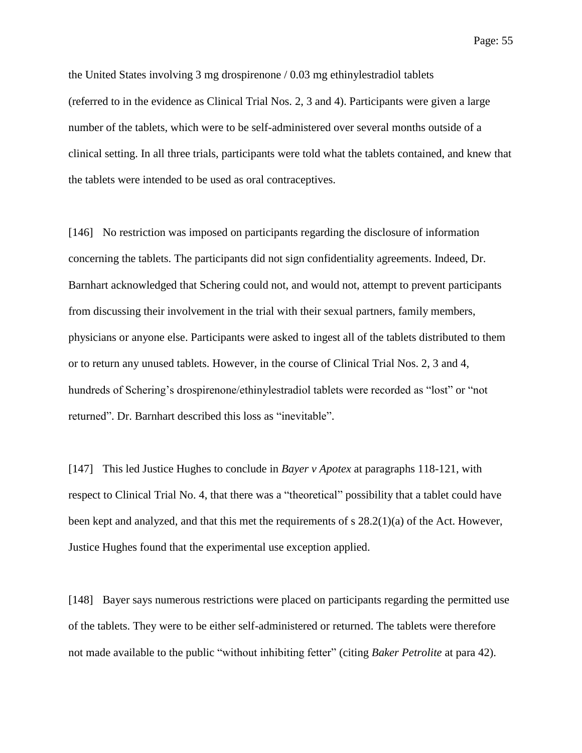the United States involving 3 mg drospirenone / 0.03 mg ethinylestradiol tablets (referred to in the evidence as Clinical Trial Nos. 2, 3 and 4). Participants were given a large number of the tablets, which were to be self-administered over several months outside of a clinical setting. In all three trials, participants were told what the tablets contained, and knew that the tablets were intended to be used as oral contraceptives.

[146] No restriction was imposed on participants regarding the disclosure of information concerning the tablets. The participants did not sign confidentiality agreements. Indeed, Dr. Barnhart acknowledged that Schering could not, and would not, attempt to prevent participants from discussing their involvement in the trial with their sexual partners, family members, physicians or anyone else. Participants were asked to ingest all of the tablets distributed to them or to return any unused tablets. However, in the course of Clinical Trial Nos. 2, 3 and 4, hundreds of Schering's drospirenone/ethinylestradiol tablets were recorded as "lost" or "not returned". Dr. Barnhart described this loss as "inevitable".

[147] This led Justice Hughes to conclude in *Bayer v Apotex* at paragraphs 118-121, with respect to Clinical Trial No. 4, that there was a "theoretical" possibility that a tablet could have been kept and analyzed, and that this met the requirements of s 28.2(1)(a) of the Act. However, Justice Hughes found that the experimental use exception applied.

[148] Bayer says numerous restrictions were placed on participants regarding the permitted use of the tablets. They were to be either self-administered or returned. The tablets were therefore not made available to the public "without inhibiting fetter" (citing *Baker Petrolite* at para 42).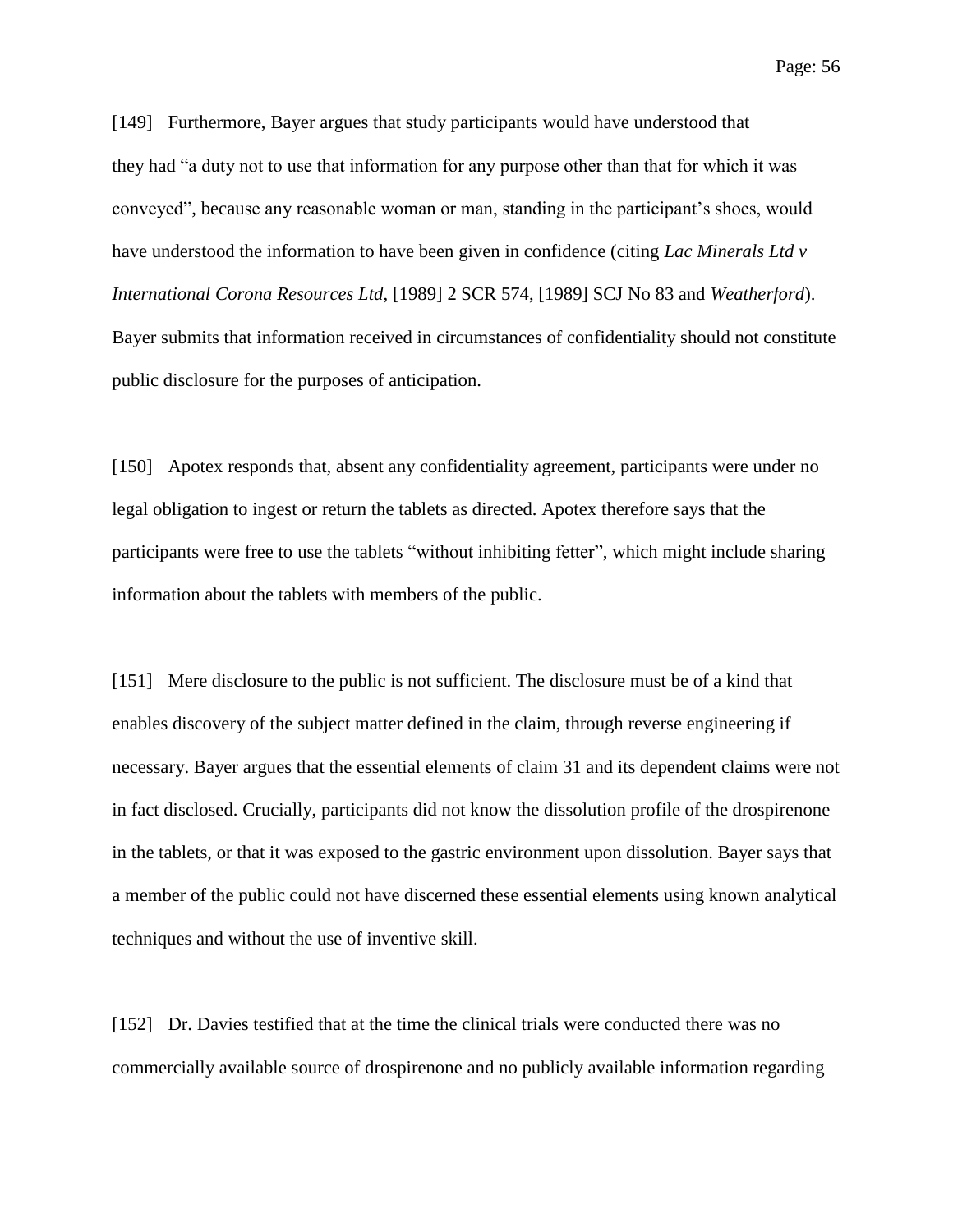[149] Furthermore, Bayer argues that study participants would have understood that they had "a duty not to use that information for any purpose other than that for which it was conveyed", because any reasonable woman or man, standing in the participant's shoes, would have understood the information to have been given in confidence (citing *Lac Minerals Ltd v International Corona Resources Ltd*, [1989] 2 SCR 574, [1989] SCJ No 83 and *Weatherford*). Bayer submits that information received in circumstances of confidentiality should not constitute public disclosure for the purposes of anticipation.

[150] Apotex responds that, absent any confidentiality agreement, participants were under no legal obligation to ingest or return the tablets as directed. Apotex therefore says that the participants were free to use the tablets "without inhibiting fetter", which might include sharing information about the tablets with members of the public.

[151] Mere disclosure to the public is not sufficient. The disclosure must be of a kind that enables discovery of the subject matter defined in the claim, through reverse engineering if necessary. Bayer argues that the essential elements of claim 31 and its dependent claims were not in fact disclosed. Crucially, participants did not know the dissolution profile of the drospirenone in the tablets, or that it was exposed to the gastric environment upon dissolution. Bayer says that a member of the public could not have discerned these essential elements using known analytical techniques and without the use of inventive skill.

[152] Dr. Davies testified that at the time the clinical trials were conducted there was no commercially available source of drospirenone and no publicly available information regarding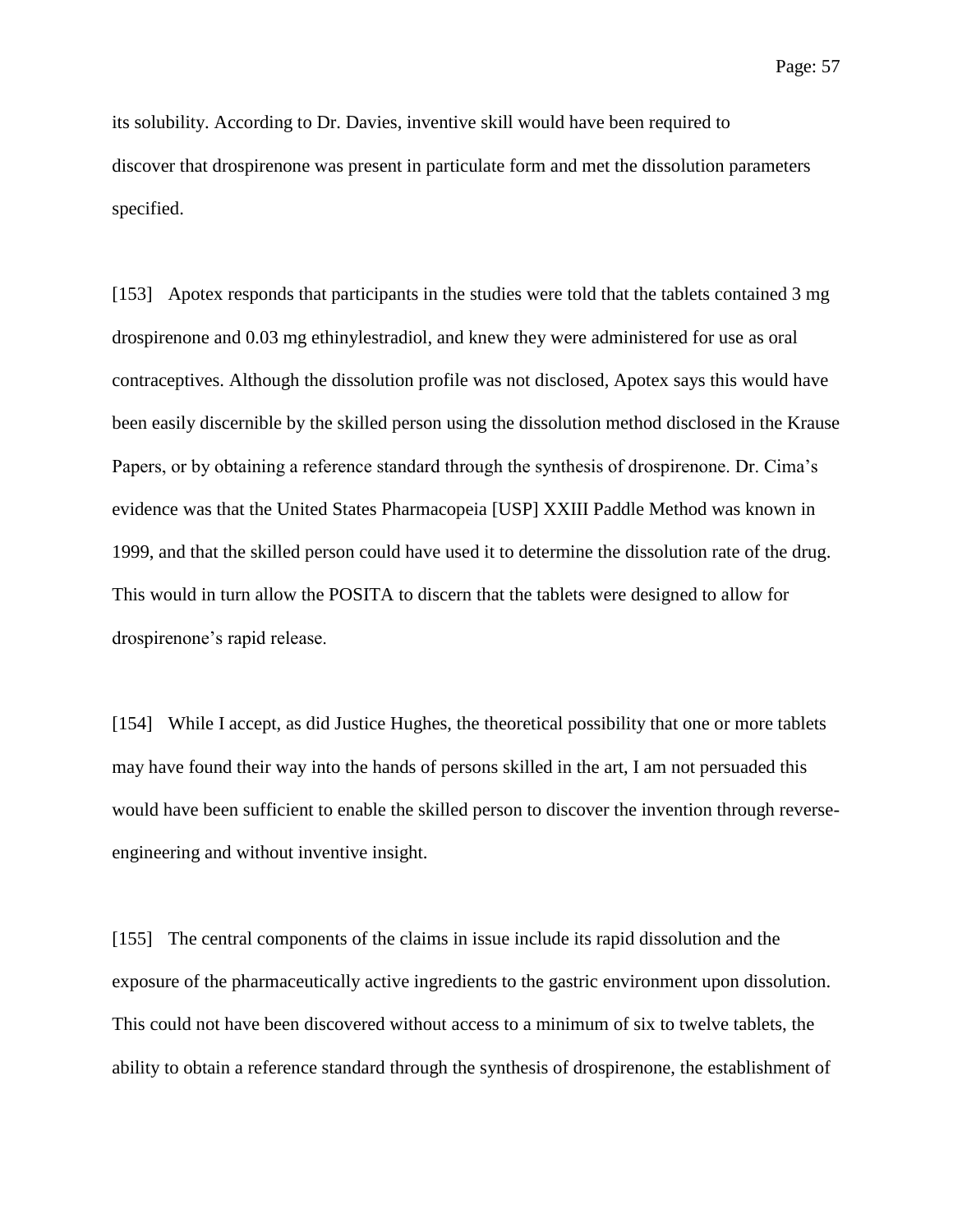its solubility. According to Dr. Davies, inventive skill would have been required to discover that drospirenone was present in particulate form and met the dissolution parameters specified.

[153] Apotex responds that participants in the studies were told that the tablets contained 3 mg drospirenone and 0.03 mg ethinylestradiol, and knew they were administered for use as oral contraceptives. Although the dissolution profile was not disclosed, Apotex says this would have been easily discernible by the skilled person using the dissolution method disclosed in the Krause Papers, or by obtaining a reference standard through the synthesis of drospirenone. Dr. Cima's evidence was that the United States Pharmacopeia [USP] XXIII Paddle Method was known in 1999, and that the skilled person could have used it to determine the dissolution rate of the drug. This would in turn allow the POSITA to discern that the tablets were designed to allow for drospirenone's rapid release.

[154] While I accept, as did Justice Hughes, the theoretical possibility that one or more tablets may have found their way into the hands of persons skilled in the art, I am not persuaded this would have been sufficient to enable the skilled person to discover the invention through reverse-engineering and without inventive insight.

[155] The central components of the claims in issue include its rapid dissolution and the exposure of the pharmaceutically active ingredients to the gastric environment upon dissolution. This could not have been discovered without access to a minimum of six to twelve tablets, the ability to obtain a reference standard through the synthesis of drospirenone, the establishment of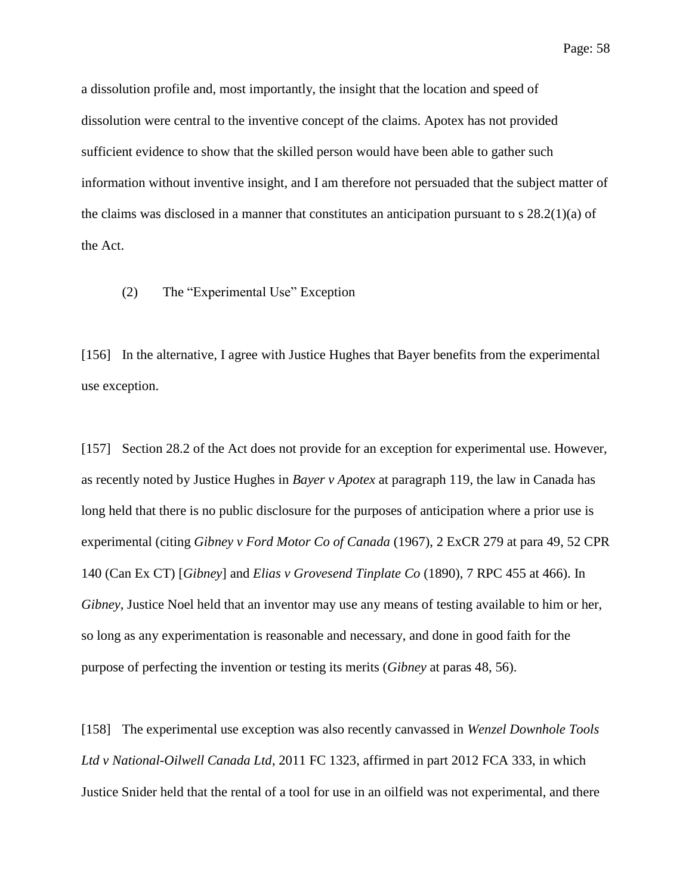a dissolution profile and, most importantly, the insight that the location and speed of dissolution were central to the inventive concept of the claims. Apotex has not provided sufficient evidence to show that the skilled person would have been able to gather such information without inventive insight, and I am therefore not persuaded that the subject matter of the claims was disclosed in a manner that constitutes an anticipation pursuant to s 28.2(1)(a) of the Act.

(2) The "Experimental Use" Exception

[156] In the alternative, I agree with Justice Hughes that Bayer benefits from the experimental use exception.

[157] Section 28.2 of the Act does not provide for an exception for experimental use. However, as recently noted by Justice Hughes in *Bayer v Apotex* at paragraph 119, the law in Canada has long held that there is no public disclosure for the purposes of anticipation where a prior use is experimental (citing *Gibney v Ford Motor Co of Canada* (1967), 2 ExCR 279 at para 49, 52 CPR 140 (Can Ex CT) [*Gibney*] and *Elias v Grovesend Tinplate Co* (1890), 7 RPC 455 at 466). In *Gibney*, Justice Noel held that an inventor may use any means of testing available to him or her, so long as any experimentation is reasonable and necessary, and done in good faith for the purpose of perfecting the invention or testing its merits (*Gibney* at paras 48, 56).

[158] The experimental use exception was also recently canvassed in *Wenzel Downhole Tools Ltd v National-Oilwell Canada Ltd*, 2011 FC 1323, affirmed in part 2012 FCA 333, in which Justice Snider held that the rental of a tool for use in an oilfield was not experimental, and there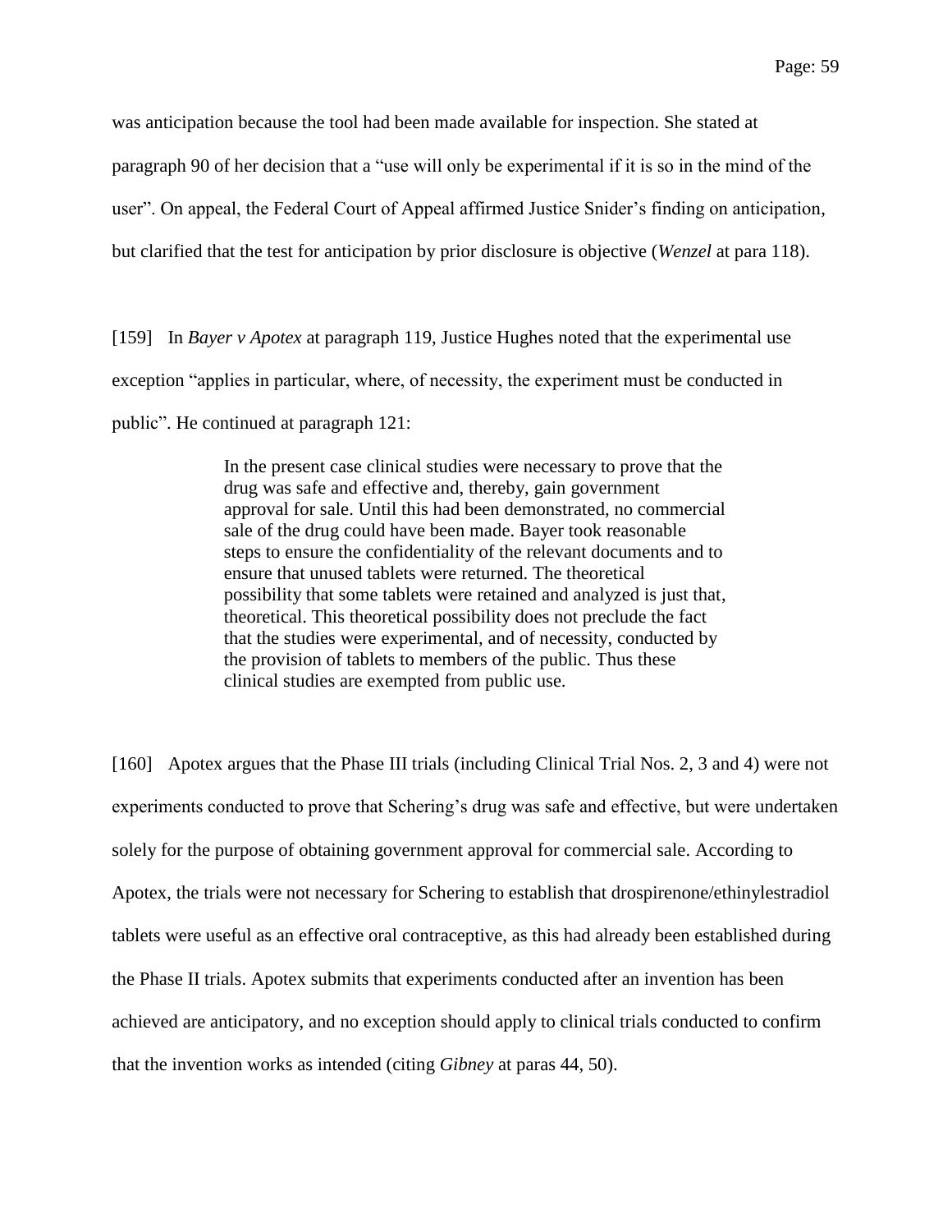was anticipation because the tool had been made available for inspection. She stated at paragraph 90 of her decision that a "use will only be experimental if it is so in the mind of the user". On appeal, the Federal Court of Appeal affirmed Justice Snider's finding on anticipation, but clarified that the test for anticipation by prior disclosure is objective (*Wenzel* at para 118).

[159] In *Bayer v Apotex* at paragraph 119, Justice Hughes noted that the experimental use exception "applies in particular, where, of necessity, the experiment must be conducted in public". He continued at paragraph 121:

> In the present case clinical studies were necessary to prove that the drug was safe and effective and, thereby, gain government approval for sale. Until this had been demonstrated, no commercial sale of the drug could have been made. Bayer took reasonable steps to ensure the confidentiality of the relevant documents and to ensure that unused tablets were returned. The theoretical possibility that some tablets were retained and analyzed is just that, theoretical. This theoretical possibility does not preclude the fact that the studies were experimental, and of necessity, conducted by the provision of tablets to members of the public. Thus these clinical studies are exempted from public use.

[160] Apotex argues that the Phase III trials (including Clinical Trial Nos. 2, 3 and 4) were not experiments conducted to prove that Schering's drug was safe and effective, but were undertaken solely for the purpose of obtaining government approval for commercial sale. According to Apotex, the trials were not necessary for Schering to establish that drospirenone/ethinylestradiol tablets were useful as an effective oral contraceptive, as this had already been established during the Phase II trials. Apotex submits that experiments conducted after an invention has been achieved are anticipatory, and no exception should apply to clinical trials conducted to confirm that the invention works as intended (citing *Gibney* at paras 44, 50).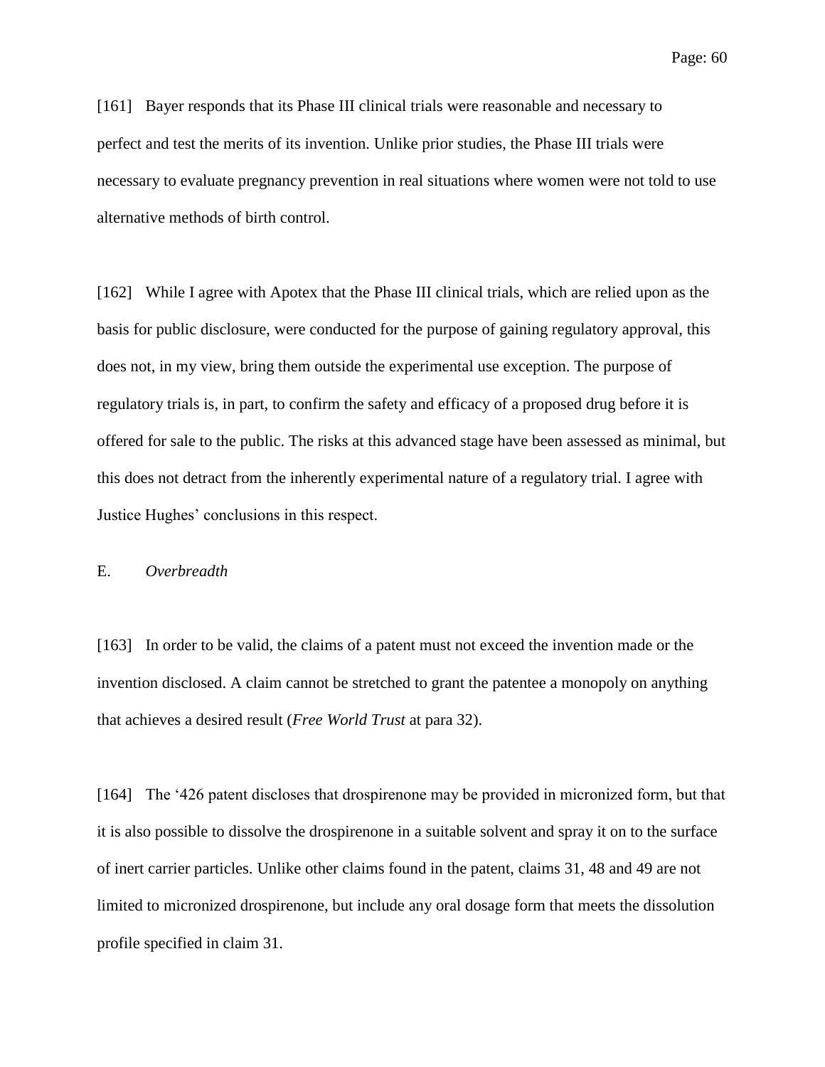[161] Bayer responds that its Phase III clinical trials were reasonable and necessary to perfect and test the merits of its invention. Unlike prior studies, the Phase III trials were necessary to evaluate pregnancy prevention in real situations where women were not told to use alternative methods of birth control.

[162] While I agree with Apotex that the Phase III clinical trials, which are relied upon as the basis for public disclosure, were conducted for the purpose of gaining regulatory approval, this does not, in my view, bring them outside the experimental use exception. The purpose of regulatory trials is, in part, to confirm the safety and efficacy of a proposed drug before it is offered for sale to the public. The risks at this advanced stage have been assessed as minimal, but this does not detract from the inherently experimental nature of a regulatory trial. I agree with Justice Hughes' conclusions in this respect.

## E. *Overbreadth*

[163] In order to be valid, the claims of a patent must not exceed the invention made or the invention disclosed. A claim cannot be stretched to grant the patentee a monopoly on anything that achieves a desired result (*Free World Trust* at para 32).

[164] The '426 patent discloses that drospirenone may be provided in micronized form, but that it is also possible to dissolve the drospirenone in a suitable solvent and spray it on to the surface of inert carrier particles. Unlike other claims found in the patent, claims 31, 48 and 49 are not limited to micronized drospirenone, but include any oral dosage form that meets the dissolution profile specified in claim 31.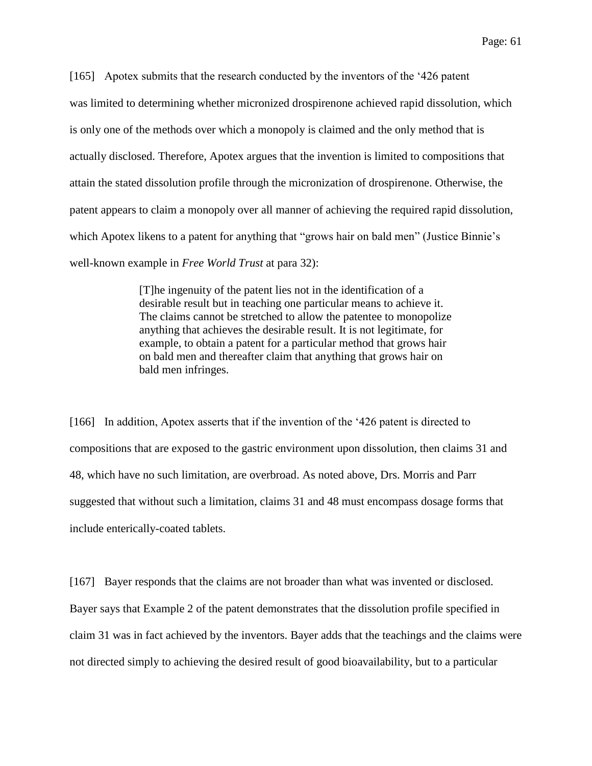[165] Apotex submits that the research conducted by the inventors of the '426 patent was limited to determining whether micronized drospirenone achieved rapid dissolution, which is only one of the methods over which a monopoly is claimed and the only method that is actually disclosed. Therefore, Apotex argues that the invention is limited to compositions that attain the stated dissolution profile through the micronization of drospirenone. Otherwise, the patent appears to claim a monopoly over all manner of achieving the required rapid dissolution, which Apotex likens to a patent for anything that "grows hair on bald men" (Justice Binnie's well-known example in *Free World Trust* at para 32):

> [T]he ingenuity of the patent lies not in the identification of a desirable result but in teaching one particular means to achieve it. The claims cannot be stretched to allow the patentee to monopolize anything that achieves the desirable result. It is not legitimate, for example, to obtain a patent for a particular method that grows hair on bald men and thereafter claim that anything that grows hair on bald men infringes.

[166] In addition, Apotex asserts that if the invention of the '426 patent is directed to compositions that are exposed to the gastric environment upon dissolution, then claims 31 and 48, which have no such limitation, are overbroad. As noted above, Drs. Morris and Parr suggested that without such a limitation, claims 31 and 48 must encompass dosage forms that include enterically-coated tablets.

[167] Bayer responds that the claims are not broader than what was invented or disclosed. Bayer says that Example 2 of the patent demonstrates that the dissolution profile specified in claim 31 was in fact achieved by the inventors. Bayer adds that the teachings and the claims were not directed simply to achieving the desired result of good bioavailability, but to a particular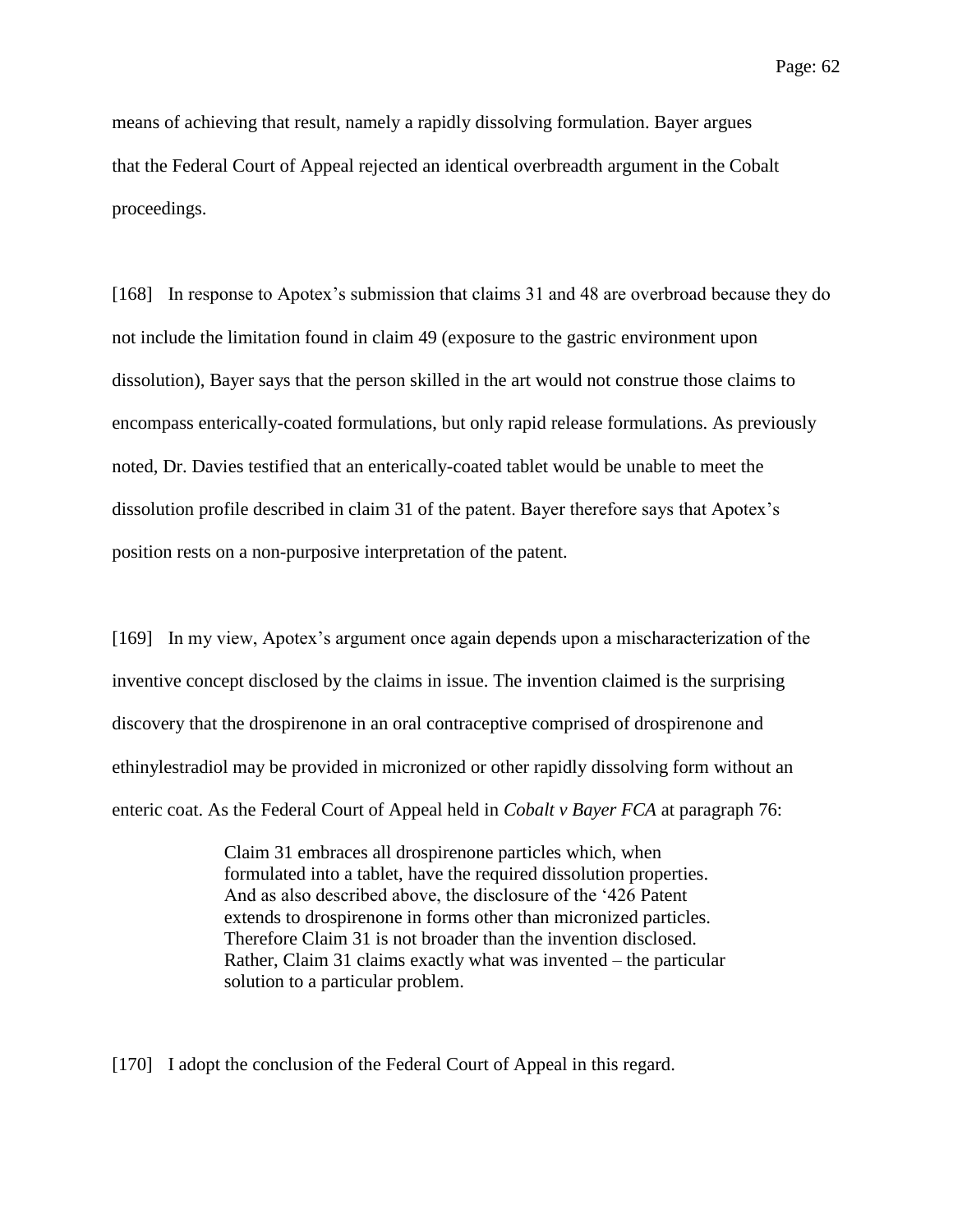means of achieving that result, namely a rapidly dissolving formulation. Bayer argues that the Federal Court of Appeal rejected an identical overbreadth argument in the Cobalt proceedings.

[168] In response to Apotex's submission that claims 31 and 48 are overbroad because they do not include the limitation found in claim 49 (exposure to the gastric environment upon dissolution), Bayer says that the person skilled in the art would not construe those claims to encompass enterically-coated formulations, but only rapid release formulations. As previously noted, Dr. Davies testified that an enterically-coated tablet would be unable to meet the dissolution profile described in claim 31 of the patent. Bayer therefore says that Apotex's position rests on a non-purposive interpretation of the patent.

[169] In my view, Apotex's argument once again depends upon a mischaracterization of the inventive concept disclosed by the claims in issue. The invention claimed is the surprising discovery that the drospirenone in an oral contraceptive comprised of drospirenone and ethinylestradiol may be provided in micronized or other rapidly dissolving form without an enteric coat. As the Federal Court of Appeal held in *Cobalt v Bayer FCA* at paragraph 76:

> Claim 31 embraces all drospirenone particles which, when formulated into a tablet, have the required dissolution properties. And as also described above, the disclosure of the '426 Patent extends to drospirenone in forms other than micronized particles. Therefore Claim 31 is not broader than the invention disclosed. Rather, Claim 31 claims exactly what was invented – the particular solution to a particular problem.

[170] I adopt the conclusion of the Federal Court of Appeal in this regard.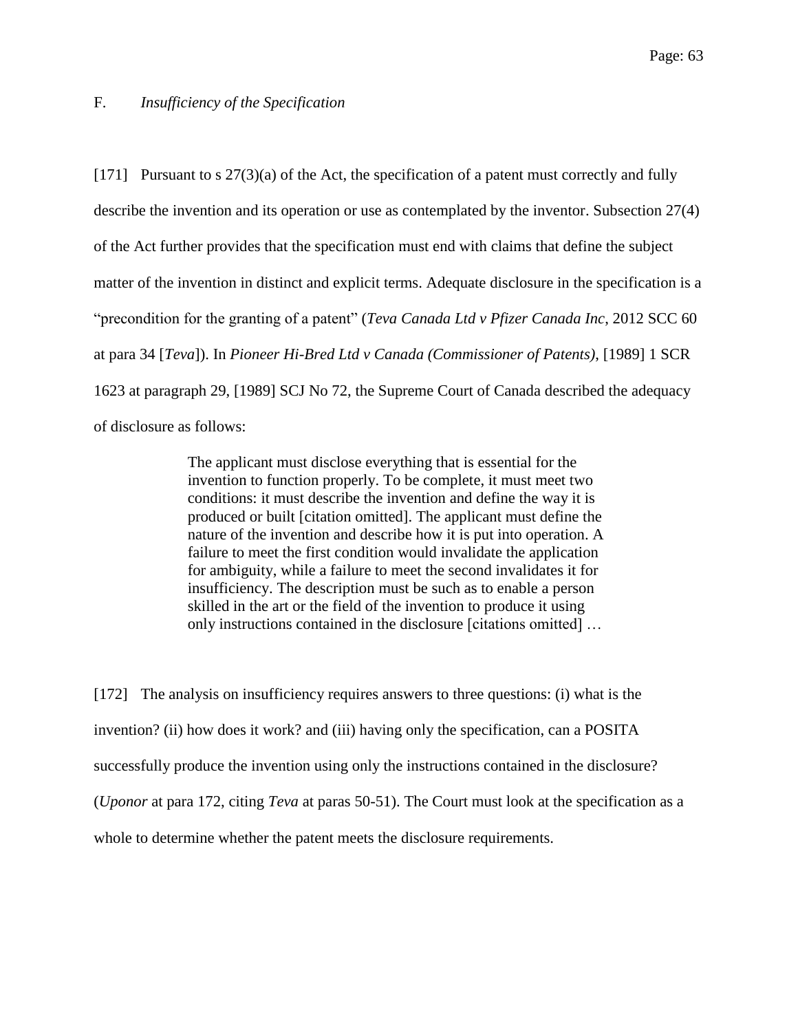## F. *Insufficiency of the Specification*

[171] Pursuant to s 27(3)(a) of the Act, the specification of a patent must correctly and fully describe the invention and its operation or use as contemplated by the inventor. Subsection 27(4) of the Act further provides that the specification must end with claims that define the subject matter of the invention in distinct and explicit terms. Adequate disclosure in the specification is a "precondition for the granting of a patent" (*Teva Canada Ltd v Pfizer Canada Inc*, 2012 SCC 60 at para 34 [*Teva*]). In *Pioneer Hi-Bred Ltd v Canada (Commissioner of Patents)*, [1989] 1 SCR 1623 at paragraph 29, [1989] SCJ No 72, the Supreme Court of Canada described the adequacy of disclosure as follows:

> The applicant must disclose everything that is essential for the invention to function properly. To be complete, it must meet two conditions: it must describe the invention and define the way it is produced or built [citation omitted]. The applicant must define the nature of the invention and describe how it is put into operation. A failure to meet the first condition would invalidate the application for ambiguity, while a failure to meet the second invalidates it for insufficiency. The description must be such as to enable a person skilled in the art or the field of the invention to produce it using only instructions contained in the disclosure [citations omitted] …

[172] The analysis on insufficiency requires answers to three questions: (i) what is the invention? (ii) how does it work? and (iii) having only the specification, can a POSITA successfully produce the invention using only the instructions contained in the disclosure? (*Uponor* at para 172, citing *Teva* at paras 50-51). The Court must look at the specification as a whole to determine whether the patent meets the disclosure requirements.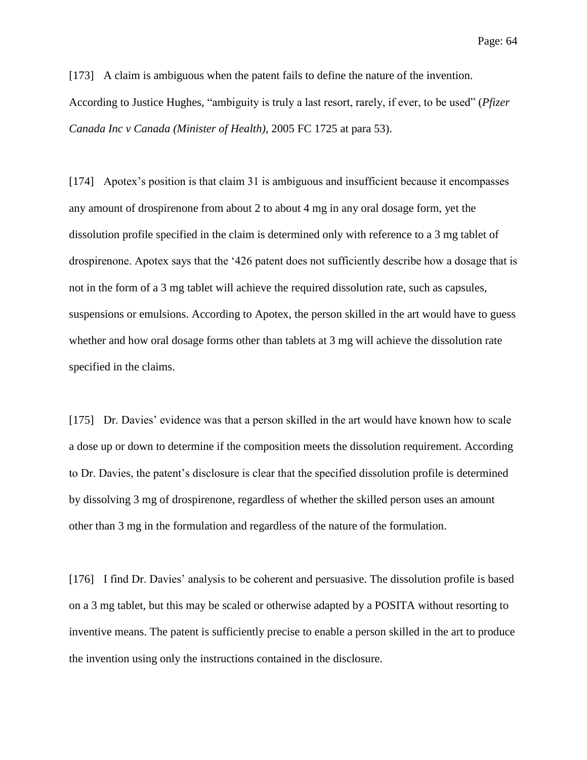[173] A claim is ambiguous when the patent fails to define the nature of the invention. According to Justice Hughes, "ambiguity is truly a last resort, rarely, if ever, to be used" (*Pfizer Canada Inc v Canada (Minister of Health)*, 2005 FC 1725 at para 53).

[174] Apotex's position is that claim 31 is ambiguous and insufficient because it encompasses any amount of drospirenone from about 2 to about 4 mg in any oral dosage form, yet the dissolution profile specified in the claim is determined only with reference to a 3 mg tablet of drospirenone. Apotex says that the '426 patent does not sufficiently describe how a dosage that is not in the form of a 3 mg tablet will achieve the required dissolution rate, such as capsules, suspensions or emulsions. According to Apotex, the person skilled in the art would have to guess whether and how oral dosage forms other than tablets at 3 mg will achieve the dissolution rate specified in the claims.

[175] Dr. Davies' evidence was that a person skilled in the art would have known how to scale a dose up or down to determine if the composition meets the dissolution requirement. According to Dr. Davies, the patent's disclosure is clear that the specified dissolution profile is determined by dissolving 3 mg of drospirenone, regardless of whether the skilled person uses an amount other than 3 mg in the formulation and regardless of the nature of the formulation.

[176] I find Dr. Davies' analysis to be coherent and persuasive. The dissolution profile is based on a 3 mg tablet, but this may be scaled or otherwise adapted by a POSITA without resorting to inventive means. The patent is sufficiently precise to enable a person skilled in the art to produce the invention using only the instructions contained in the disclosure.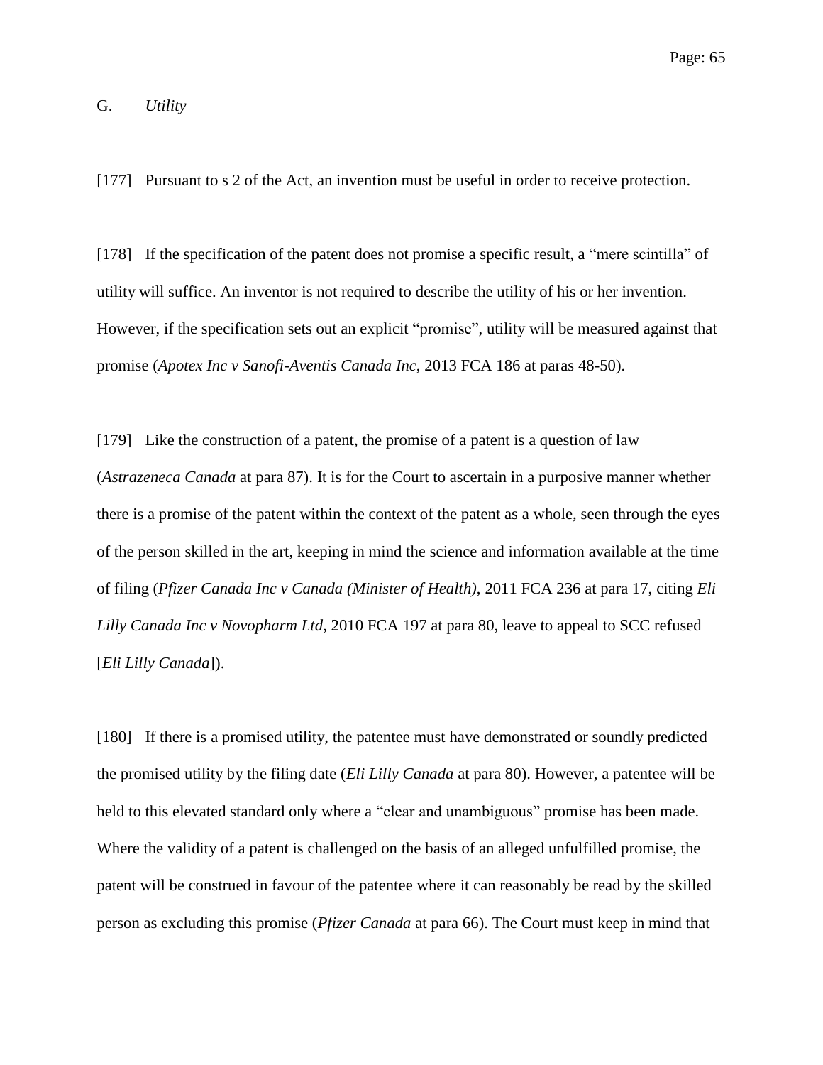## G. *Utility*

[177] Pursuant to s 2 of the Act, an invention must be useful in order to receive protection.

[178] If the specification of the patent does not promise a specific result, a "mere scintilla" of utility will suffice. An inventor is not required to describe the utility of his or her invention. However, if the specification sets out an explicit "promise", utility will be measured against that promise (*Apotex Inc v Sanofi-Aventis Canada Inc*, 2013 FCA 186 at paras 48-50).

[179] Like the construction of a patent, the promise of a patent is a question of law (*Astrazeneca Canada* at para 87). It is for the Court to ascertain in a purposive manner whether there is a promise of the patent within the context of the patent as a whole, seen through the eyes of the person skilled in the art, keeping in mind the science and information available at the time of filing (*Pfizer Canada Inc v Canada (Minister of Health)*, 2011 FCA 236 at para 17, citing *Eli Lilly Canada Inc v Novopharm Ltd*, 2010 FCA 197 at para 80, leave to appeal to SCC refused [*Eli Lilly Canada*]).

[180] If there is a promised utility, the patentee must have demonstrated or soundly predicted the promised utility by the filing date (*Eli Lilly Canada* at para 80). However, a patentee will be held to this elevated standard only where a "clear and unambiguous" promise has been made. Where the validity of a patent is challenged on the basis of an alleged unfulfilled promise, the patent will be construed in favour of the patentee where it can reasonably be read by the skilled person as excluding this promise (*Pfizer Canada* at para 66). The Court must keep in mind that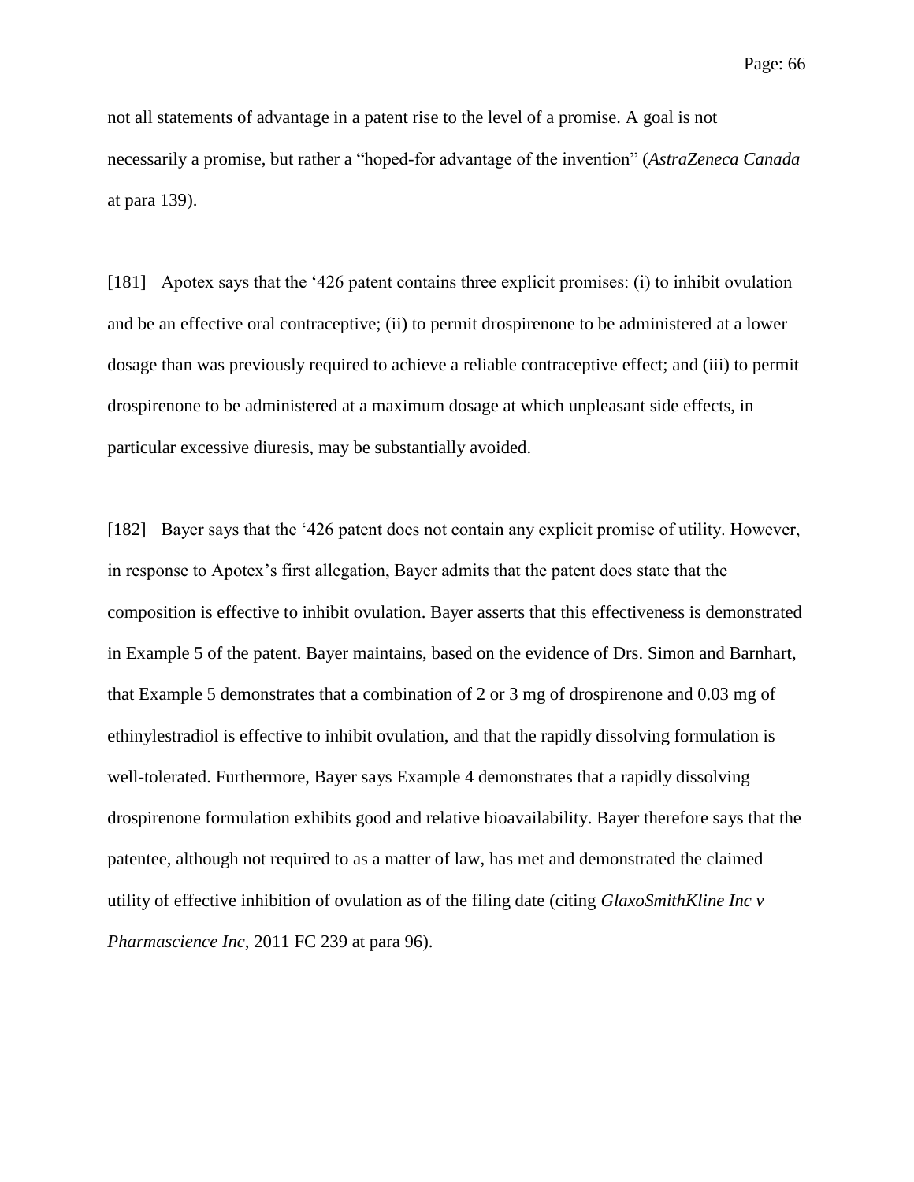not all statements of advantage in a patent rise to the level of a promise. A goal is not necessarily a promise, but rather a "hoped-for advantage of the invention" (*AstraZeneca Canada* at para 139).

[181] Apotex says that the '426 patent contains three explicit promises: (i) to inhibit ovulation and be an effective oral contraceptive; (ii) to permit drospirenone to be administered at a lower dosage than was previously required to achieve a reliable contraceptive effect; and (iii) to permit drospirenone to be administered at a maximum dosage at which unpleasant side effects, in particular excessive diuresis, may be substantially avoided.

[182] Bayer says that the '426 patent does not contain any explicit promise of utility. However, in response to Apotex's first allegation, Bayer admits that the patent does state that the composition is effective to inhibit ovulation. Bayer asserts that this effectiveness is demonstrated in Example 5 of the patent. Bayer maintains, based on the evidence of Drs. Simon and Barnhart, that Example 5 demonstrates that a combination of 2 or 3 mg of drospirenone and 0.03 mg of ethinylestradiol is effective to inhibit ovulation, and that the rapidly dissolving formulation is well-tolerated. Furthermore, Bayer says Example 4 demonstrates that a rapidly dissolving drospirenone formulation exhibits good and relative bioavailability. Bayer therefore says that the patentee, although not required to as a matter of law, has met and demonstrated the claimed utility of effective inhibition of ovulation as of the filing date (citing *GlaxoSmithKline Inc v Pharmascience Inc*, 2011 FC 239 at para 96).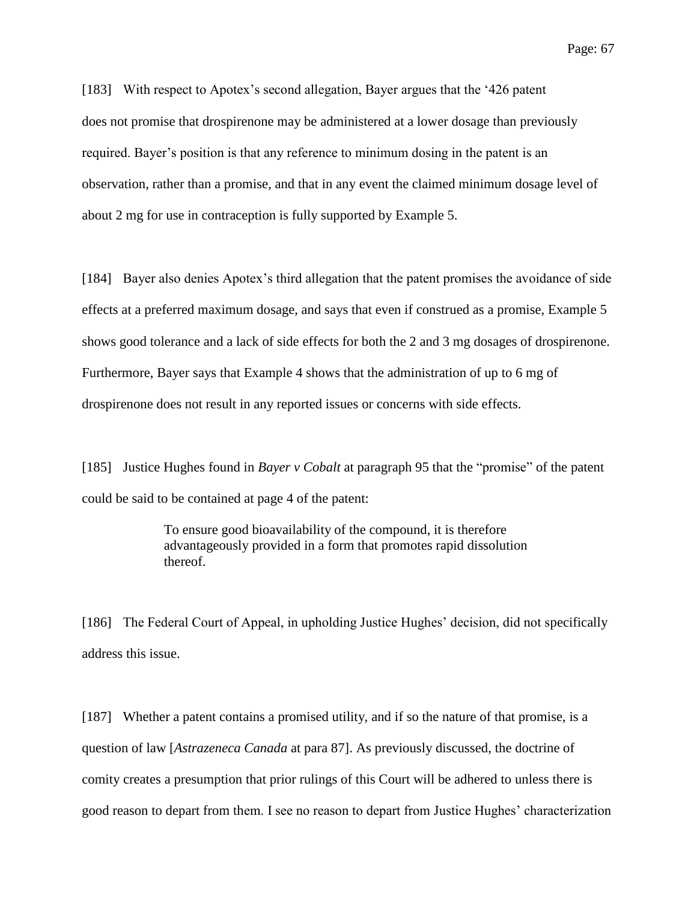[183] With respect to Apotex's second allegation, Bayer argues that the '426 patent does not promise that drospirenone may be administered at a lower dosage than previously required. Bayer's position is that any reference to minimum dosing in the patent is an observation, rather than a promise, and that in any event the claimed minimum dosage level of about 2 mg for use in contraception is fully supported by Example 5.

[184] Bayer also denies Apotex's third allegation that the patent promises the avoidance of side effects at a preferred maximum dosage, and says that even if construed as a promise, Example 5 shows good tolerance and a lack of side effects for both the 2 and 3 mg dosages of drospirenone. Furthermore, Bayer says that Example 4 shows that the administration of up to 6 mg of drospirenone does not result in any reported issues or concerns with side effects.

[185] Justice Hughes found in *Bayer v Cobalt* at paragraph 95 that the "promise" of the patent could be said to be contained at page 4 of the patent:

> To ensure good bioavailability of the compound, it is therefore advantageously provided in a form that promotes rapid dissolution thereof.

[186] The Federal Court of Appeal, in upholding Justice Hughes' decision, did not specifically address this issue.

[187] Whether a patent contains a promised utility, and if so the nature of that promise, is a question of law [*Astrazeneca Canada* at para 87]. As previously discussed, the doctrine of comity creates a presumption that prior rulings of this Court will be adhered to unless there is good reason to depart from them. I see no reason to depart from Justice Hughes' characterization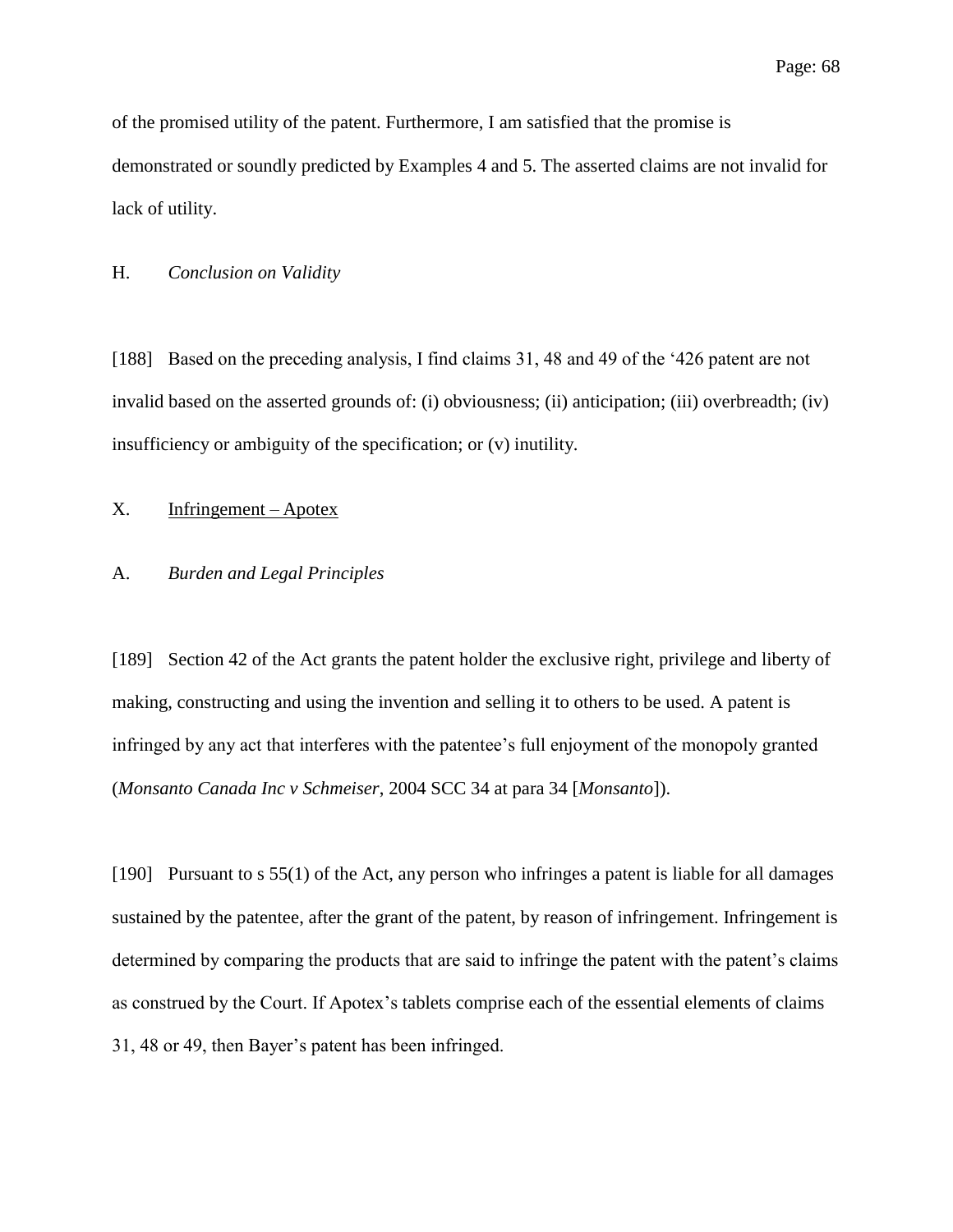of the promised utility of the patent. Furthermore, I am satisfied that the promise is demonstrated or soundly predicted by Examples 4 and 5. The asserted claims are not invalid for lack of utility.

### H. *Conclusion on Validity*

[188] Based on the preceding analysis, I find claims 31, 48 and 49 of the '426 patent are not invalid based on the asserted grounds of: (i) obviousness; (ii) anticipation; (iii) overbreadth; (iv) insufficiency or ambiguity of the specification; or (v) inutility.

## X. Infringement – Apotex

### A. *Burden and Legal Principles*

[189] Section 42 of the Act grants the patent holder the exclusive right, privilege and liberty of making, constructing and using the invention and selling it to others to be used. A patent is infringed by any act that interferes with the patentee's full enjoyment of the monopoly granted (*Monsanto Canada Inc v Schmeiser*, 2004 SCC 34 at para 34 [*Monsanto*]).

[190] Pursuant to s 55(1) of the Act, any person who infringes a patent is liable for all damages sustained by the patentee, after the grant of the patent, by reason of infringement. Infringement is determined by comparing the products that are said to infringe the patent with the patent's claims as construed by the Court. If Apotex's tablets comprise each of the essential elements of claims 31, 48 or 49, then Bayer's patent has been infringed.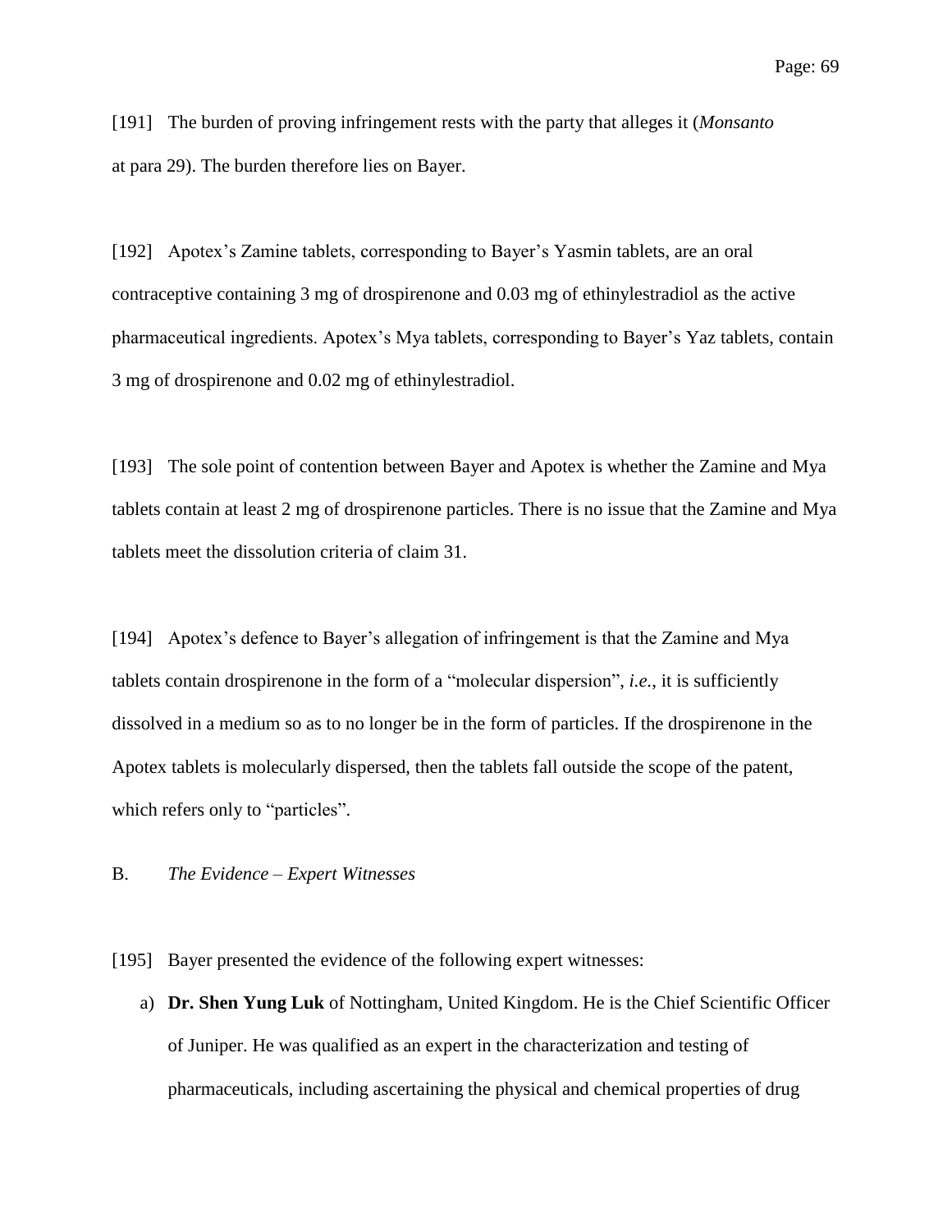[191] The burden of proving infringement rests with the party that alleges it (*Monsanto* at para 29). The burden therefore lies on Bayer.

[192] Apotex's Zamine tablets, corresponding to Bayer's Yasmin tablets, are an oral contraceptive containing 3 mg of drospirenone and 0.03 mg of ethinylestradiol as the active pharmaceutical ingredients. Apotex's Mya tablets, corresponding to Bayer's Yaz tablets, contain 3 mg of drospirenone and 0.02 mg of ethinylestradiol.

[193] The sole point of contention between Bayer and Apotex is whether the Zamine and Mya tablets contain at least 2 mg of drospirenone particles. There is no issue that the Zamine and Mya tablets meet the dissolution criteria of claim 31.

[194] Apotex's defence to Bayer's allegation of infringement is that the Zamine and Mya tablets contain drospirenone in the form of a "molecular dispersion", *i.e.*, it is sufficiently dissolved in a medium so as to no longer be in the form of particles. If the drospirenone in the Apotex tablets is molecularly dispersed, then the tablets fall outside the scope of the patent, which refers only to "particles".

B. *The Evidence – Expert Witnesses*

[195] Bayer presented the evidence of the following expert witnesses:

a) **Dr. Shen Yung Luk** of Nottingham, United Kingdom. He is the Chief Scientific Officer of Juniper. He was qualified as an expert in the characterization and testing of pharmaceuticals, including ascertaining the physical and chemical properties of drug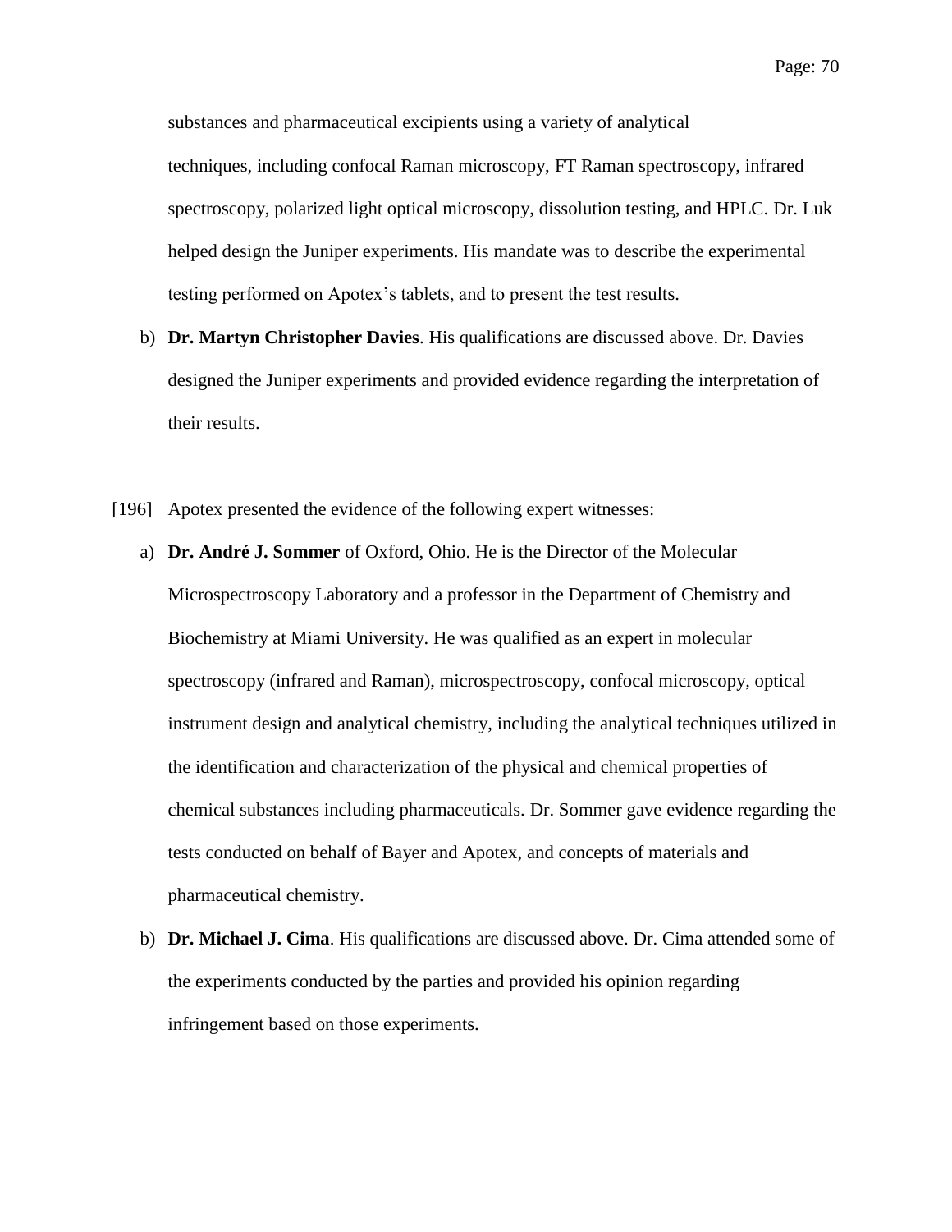substances and pharmaceutical excipients using a variety of analytical techniques, including confocal Raman microscopy, FT Raman spectroscopy, infrared spectroscopy, polarized light optical microscopy, dissolution testing, and HPLC. Dr. Luk helped design the Juniper experiments. His mandate was to describe the experimental testing performed on Apotex's tablets, and to present the test results.

b) **Dr. Martyn Christopher Davies**. His qualifications are discussed above. Dr. Davies designed the Juniper experiments and provided evidence regarding the interpretation of their results.

[196] Apotex presented the evidence of the following expert witnesses:

a) **Dr. André J. Sommer** of Oxford, Ohio. He is the Director of the Molecular Microspectroscopy Laboratory and a professor in the Department of Chemistry and Biochemistry at Miami University. He was qualified as an expert in molecular spectroscopy (infrared and Raman), microspectroscopy, confocal microscopy, optical instrument design and analytical chemistry, including the analytical techniques utilized in the identification and characterization of the physical and chemical properties of chemical substances including pharmaceuticals. Dr. Sommer gave evidence regarding the tests conducted on behalf of Bayer and Apotex, and concepts of materials and pharmaceutical chemistry.

b) **Dr. Michael J. Cima**. His qualifications are discussed above. Dr. Cima attended some of the experiments conducted by the parties and provided his opinion regarding infringement based on those experiments.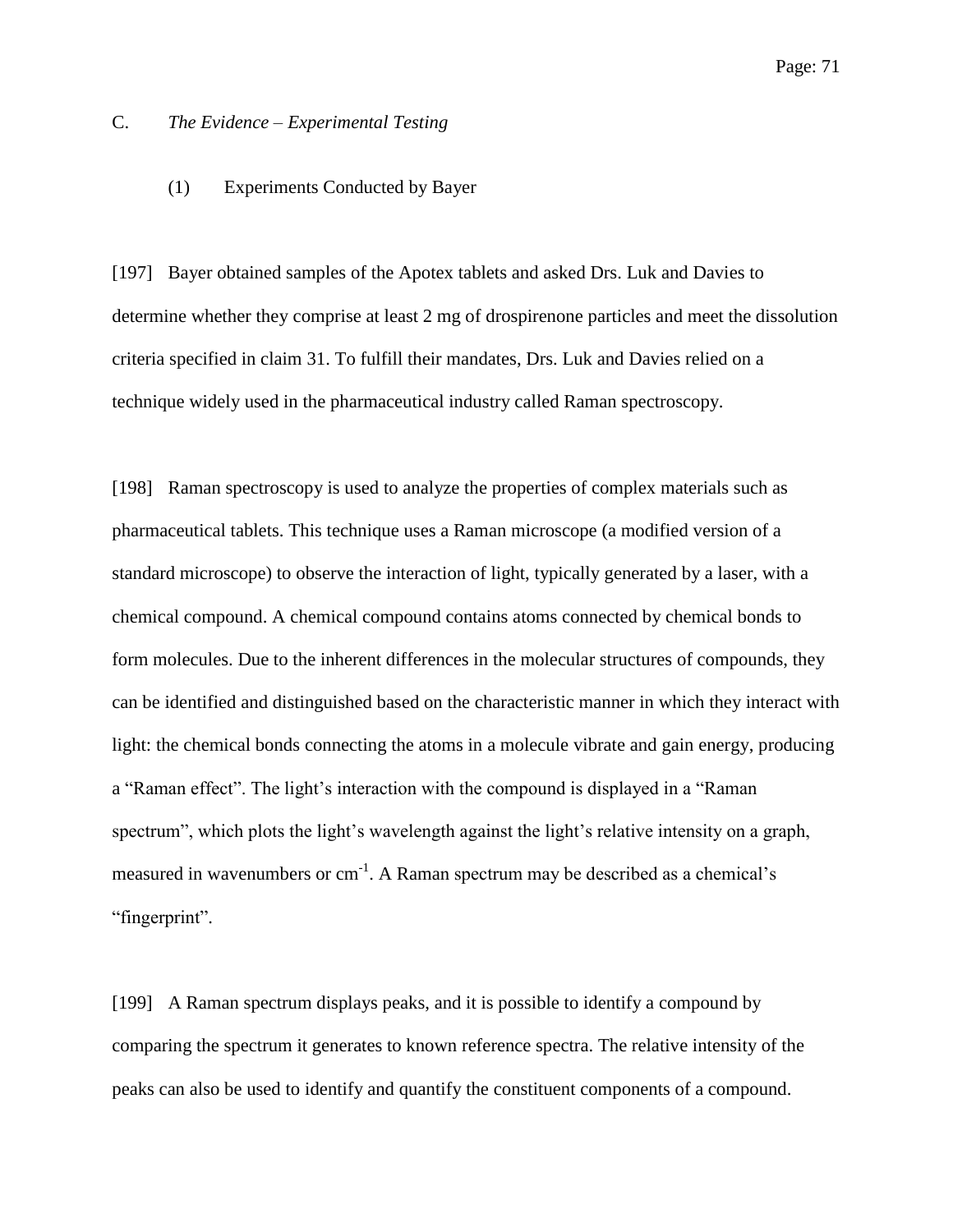## C. *The Evidence – Experimental Testing*

### (1) Experiments Conducted by Bayer

[197] Bayer obtained samples of the Apotex tablets and asked Drs. Luk and Davies to determine whether they comprise at least 2 mg of drospirenone particles and meet the dissolution criteria specified in claim 31. To fulfill their mandates, Drs. Luk and Davies relied on a technique widely used in the pharmaceutical industry called Raman spectroscopy.

[198] Raman spectroscopy is used to analyze the properties of complex materials such as pharmaceutical tablets. This technique uses a Raman microscope (a modified version of a standard microscope) to observe the interaction of light, typically generated by a laser, with a chemical compound. A chemical compound contains atoms connected by chemical bonds to form molecules. Due to the inherent differences in the molecular structures of compounds, they can be identified and distinguished based on the characteristic manner in which they interact with light: the chemical bonds connecting the atoms in a molecule vibrate and gain energy, producing a "Raman effect". The light's interaction with the compound is displayed in a "Raman spectrum", which plots the light's wavelength against the light's relative intensity on a graph, measured in wavenumbers or $cm^{-1}$. A Raman spectrum may be described as a chemical's "fingerprint".

[199] A Raman spectrum displays peaks, and it is possible to identify a compound by comparing the spectrum it generates to known reference spectra. The relative intensity of the peaks can also be used to identify and quantify the constituent components of a compound.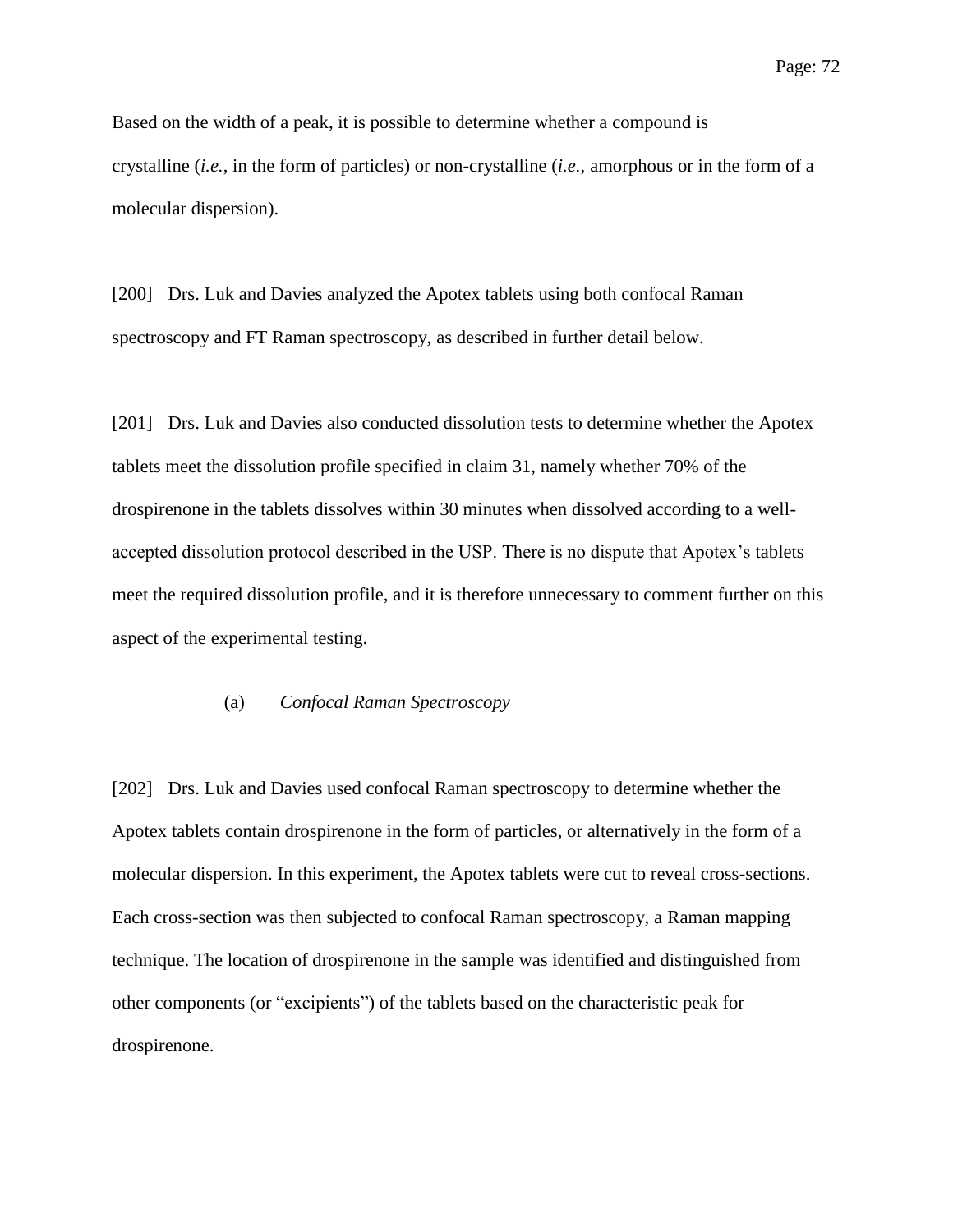Based on the width of a peak, it is possible to determine whether a compound is crystalline (*i.e.*, in the form of particles) or non-crystalline (*i.e.*, amorphous or in the form of a molecular dispersion).

[200] Drs. Luk and Davies analyzed the Apotex tablets using both confocal Raman spectroscopy and FT Raman spectroscopy, as described in further detail below.

[201] Drs. Luk and Davies also conducted dissolution tests to determine whether the Apotex tablets meet the dissolution profile specified in claim 31, namely whether 70% of the drospirenone in the tablets dissolves within 30 minutes when dissolved according to a well-accepted dissolution protocol described in the USP. There is no dispute that Apotex's tablets meet the required dissolution profile, and it is therefore unnecessary to comment further on this aspect of the experimental testing.

(a) *Confocal Raman Spectroscopy*

[202] Drs. Luk and Davies used confocal Raman spectroscopy to determine whether the Apotex tablets contain drospirenone in the form of particles, or alternatively in the form of a molecular dispersion. In this experiment, the Apotex tablets were cut to reveal cross-sections. Each cross-section was then subjected to confocal Raman spectroscopy, a Raman mapping technique. The location of drospirenone in the sample was identified and distinguished from other components (or "excipients") of the tablets based on the characteristic peak for drospirenone.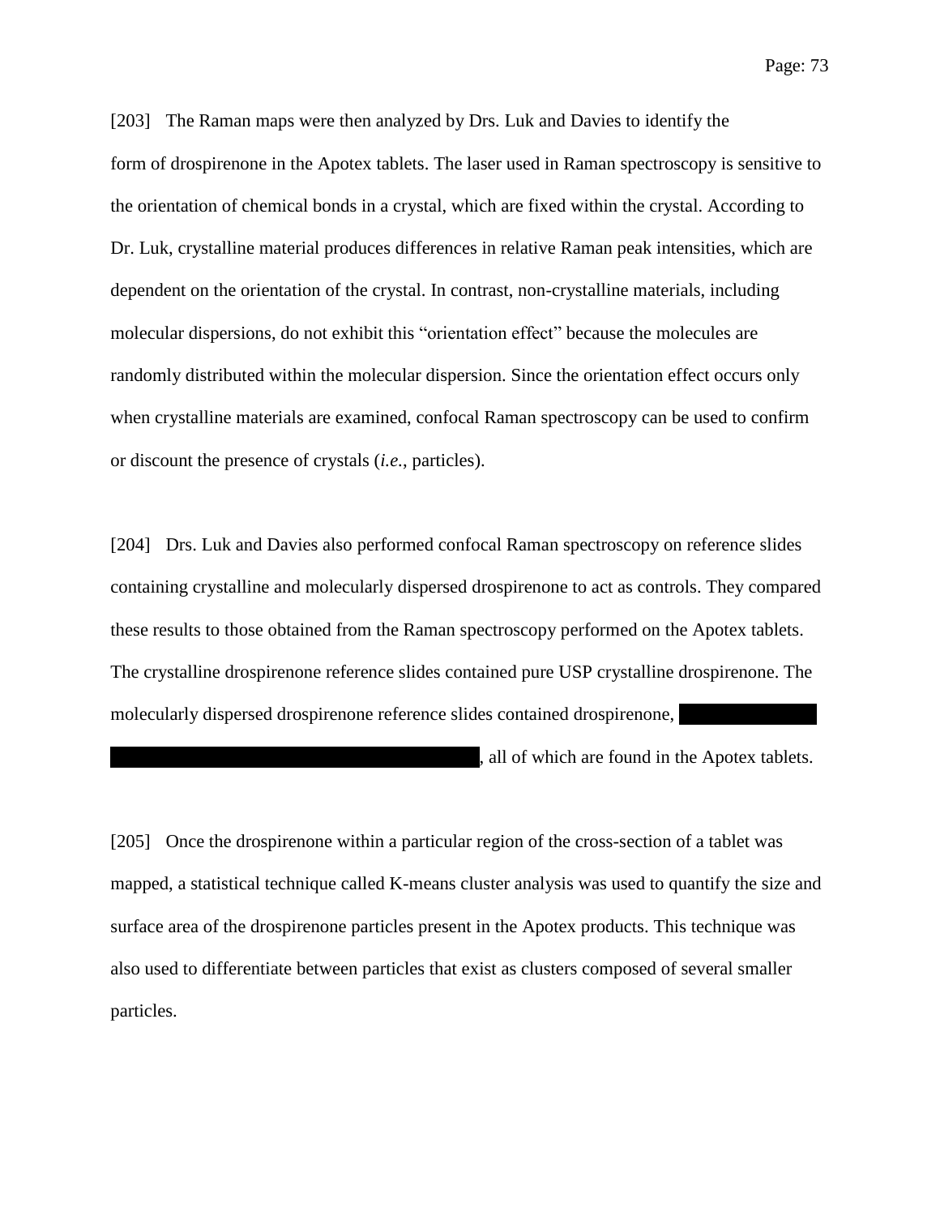[203] The Raman maps were then analyzed by Drs. Luk and Davies to identify the form of drospirenone in the Apotex tablets. The laser used in Raman spectroscopy is sensitive to the orientation of chemical bonds in a crystal, which are fixed within the crystal. According to Dr. Luk, crystalline material produces differences in relative Raman peak intensities, which are dependent on the orientation of the crystal. In contrast, non-crystalline materials, including molecular dispersions, do not exhibit this "orientation effect" because the molecules are randomly distributed within the molecular dispersion. Since the orientation effect occurs only when crystalline materials are examined, confocal Raman spectroscopy can be used to confirm or discount the presence of crystals (*i.e.*, particles).

[204] Drs. Luk and Davies also performed confocal Raman spectroscopy on reference slides containing crystalline and molecularly dispersed drospirenone to act as controls. They compared these results to those obtained from the Raman spectroscopy performed on the Apotex tablets. The crystalline drospirenone reference slides contained pure USP crystalline drospirenone. The molecularly dispersed drospirenone reference slides contained drospirenone, [redacted], all of which are found in the Apotex tablets.

[205] Once the drospirenone within a particular region of the cross-section of a tablet was mapped, a statistical technique called K-means cluster analysis was used to quantify the size and surface area of the drospirenone particles present in the Apotex products. This technique was also used to differentiate between particles that exist as clusters composed of several smaller particles.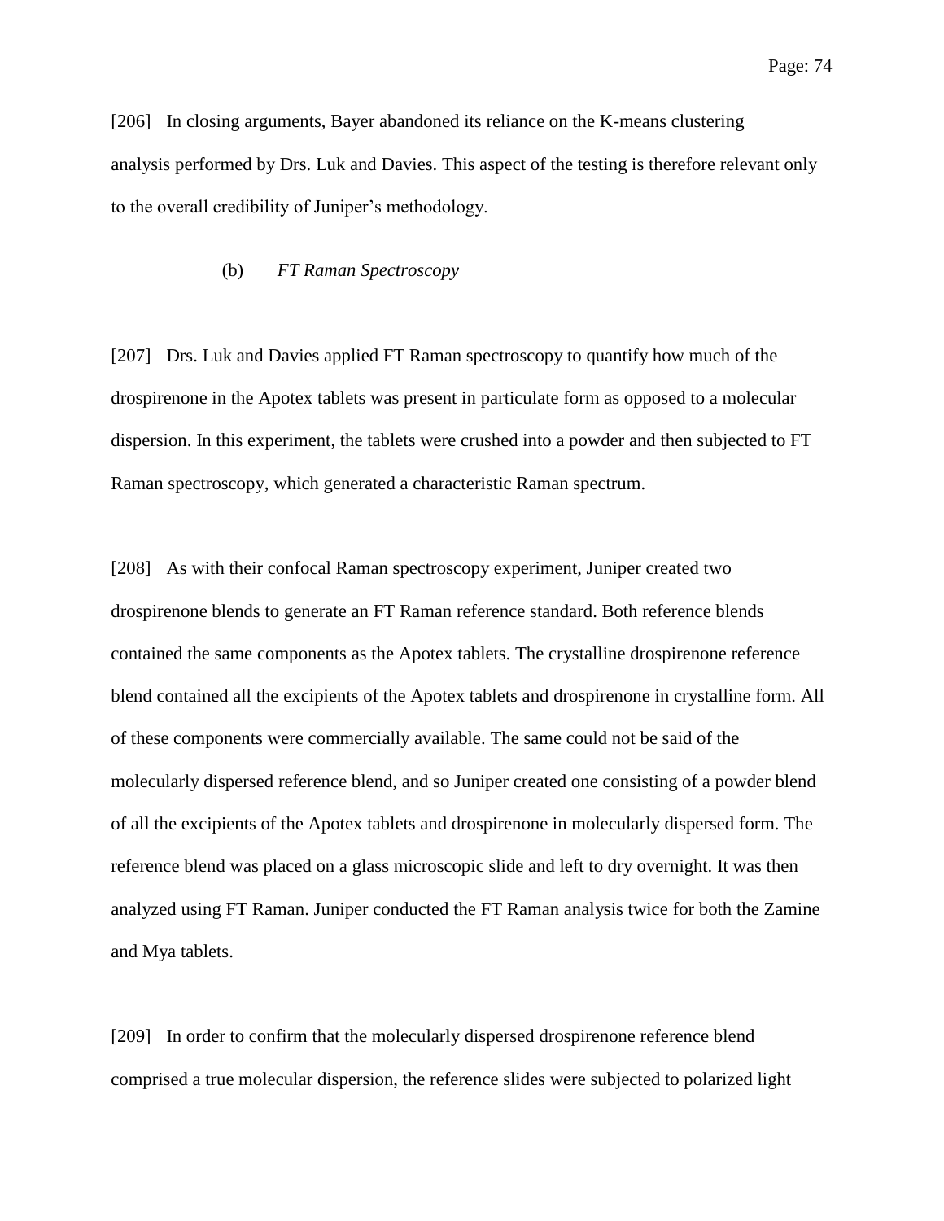[206] In closing arguments, Bayer abandoned its reliance on the K-means clustering analysis performed by Drs. Luk and Davies. This aspect of the testing is therefore relevant only to the overall credibility of Juniper's methodology.

(b) *FT Raman Spectroscopy*

[207] Drs. Luk and Davies applied FT Raman spectroscopy to quantify how much of the drospirenone in the Apotex tablets was present in particulate form as opposed to a molecular dispersion. In this experiment, the tablets were crushed into a powder and then subjected to FT Raman spectroscopy, which generated a characteristic Raman spectrum.

[208] As with their confocal Raman spectroscopy experiment, Juniper created two drospirenone blends to generate an FT Raman reference standard. Both reference blends contained the same components as the Apotex tablets. The crystalline drospirenone reference blend contained all the excipients of the Apotex tablets and drospirenone in crystalline form. All of these components were commercially available. The same could not be said of the molecularly dispersed reference blend, and so Juniper created one consisting of a powder blend of all the excipients of the Apotex tablets and drospirenone in molecularly dispersed form. The reference blend was placed on a glass microscopic slide and left to dry overnight. It was then analyzed using FT Raman. Juniper conducted the FT Raman analysis twice for both the Zamine and Mya tablets.

[209] In order to confirm that the molecularly dispersed drospirenone reference blend comprised a true molecular dispersion, the reference slides were subjected to polarized light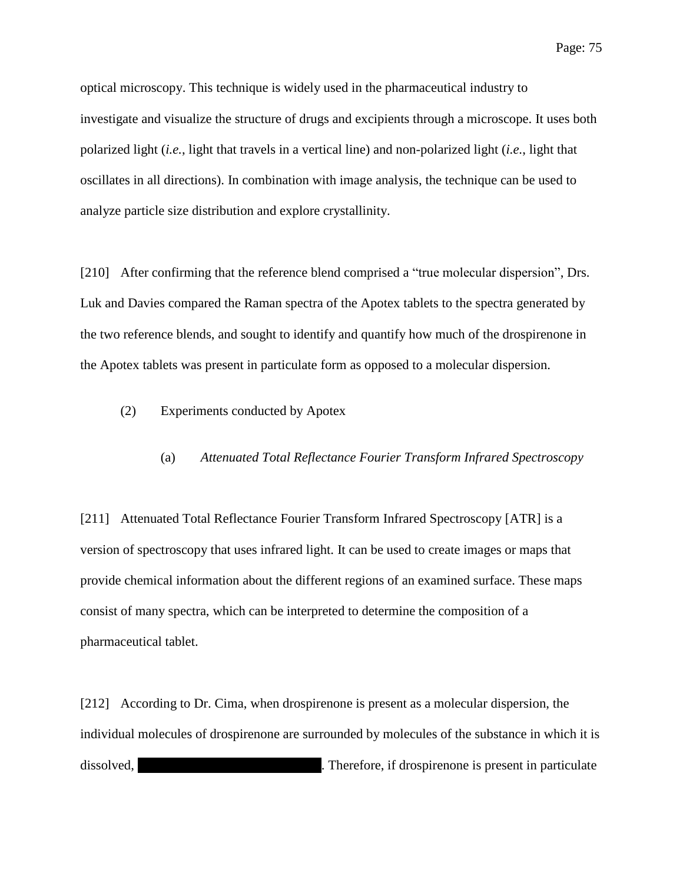optical microscopy. This technique is widely used in the pharmaceutical industry to investigate and visualize the structure of drugs and excipients through a microscope. It uses both polarized light (*i.e.*, light that travels in a vertical line) and non-polarized light (*i.e.*, light that oscillates in all directions). In combination with image analysis, the technique can be used to analyze particle size distribution and explore crystallinity.

[210] After confirming that the reference blend comprised a "true molecular dispersion", Drs. Luk and Davies compared the Raman spectra of the Apotex tablets to the spectra generated by the two reference blends, and sought to identify and quantify how much of the drospirenone in the Apotex tablets was present in particulate form as opposed to a molecular dispersion.

(2) Experiments conducted by Apotex

(a) *Attenuated Total Reflectance Fourier Transform Infrared Spectroscopy*

[211] Attenuated Total Reflectance Fourier Transform Infrared Spectroscopy [ATR] is a version of spectroscopy that uses infrared light. It can be used to create images or maps that provide chemical information about the different regions of an examined surface. These maps consist of many spectra, which can be interpreted to determine the composition of a pharmaceutical tablet.

[212] According to Dr. Cima, when drospirenone is present as a molecular dispersion, the individual molecules of drospirenone are surrounded by molecules of the substance in which it is dissolved, [REDACTED]. Therefore, if drospirenone is present in particulate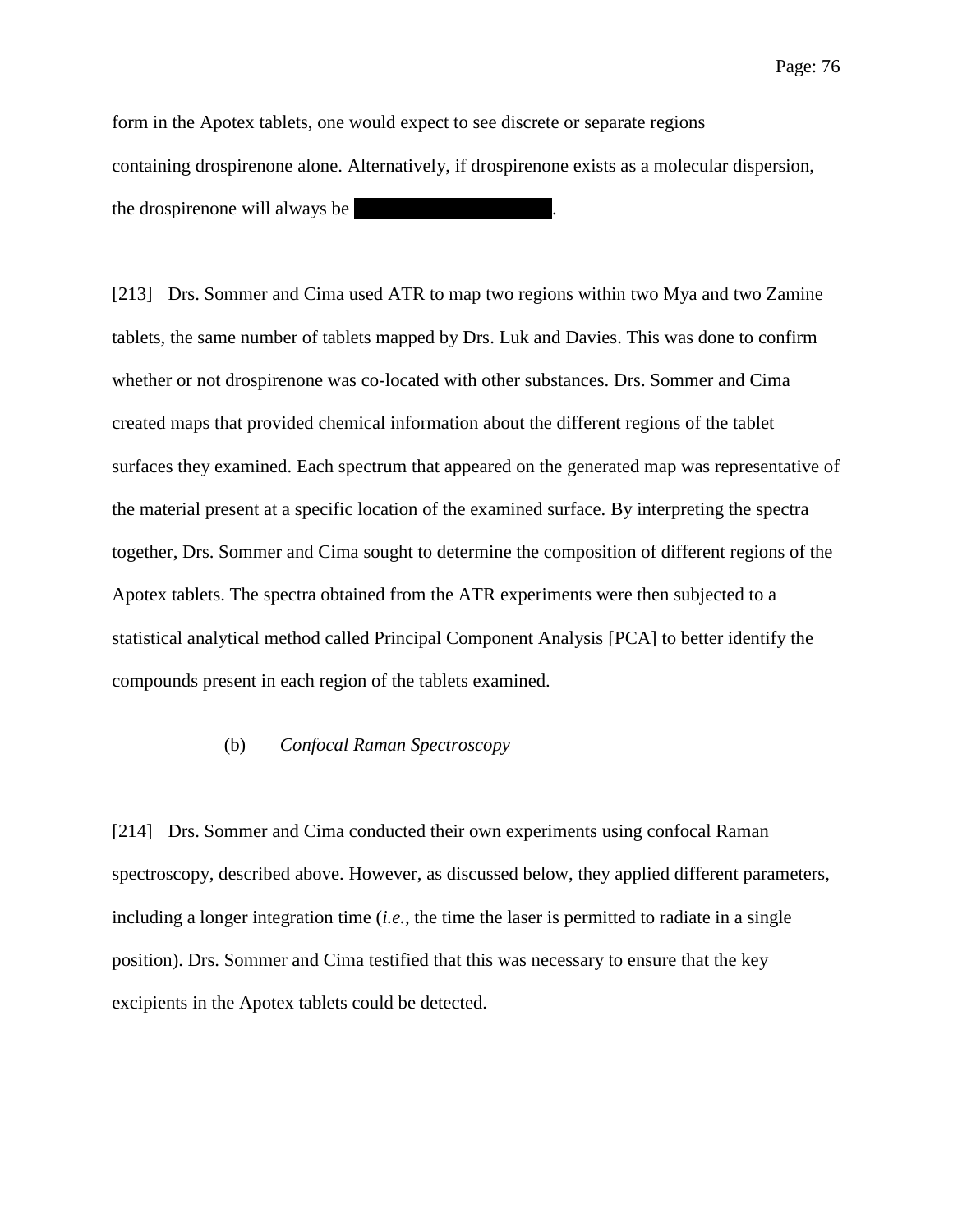form in the Apotex tablets, one would expect to see discrete or separate regions containing drospirenone alone. Alternatively, if drospirenone exists as a molecular dispersion, the drospirenone will always be [REDACTED].

[213] Drs. Sommer and Cima used ATR to map two regions within two Mya and two Zamine tablets, the same number of tablets mapped by Drs. Luk and Davies. This was done to confirm whether or not drospirenone was co-located with other substances. Drs. Sommer and Cima created maps that provided chemical information about the different regions of the tablet surfaces they examined. Each spectrum that appeared on the generated map was representative of the material present at a specific location of the examined surface. By interpreting the spectra together, Drs. Sommer and Cima sought to determine the composition of different regions of the Apotex tablets. The spectra obtained from the ATR experiments were then subjected to a statistical analytical method called Principal Component Analysis [PCA] to better identify the compounds present in each region of the tablets examined.

(b) *Confocal Raman Spectroscopy*

[214] Drs. Sommer and Cima conducted their own experiments using confocal Raman spectroscopy, described above. However, as discussed below, they applied different parameters, including a longer integration time (*i.e.*, the time the laser is permitted to radiate in a single position). Drs. Sommer and Cima testified that this was necessary to ensure that the key excipients in the Apotex tablets could be detected.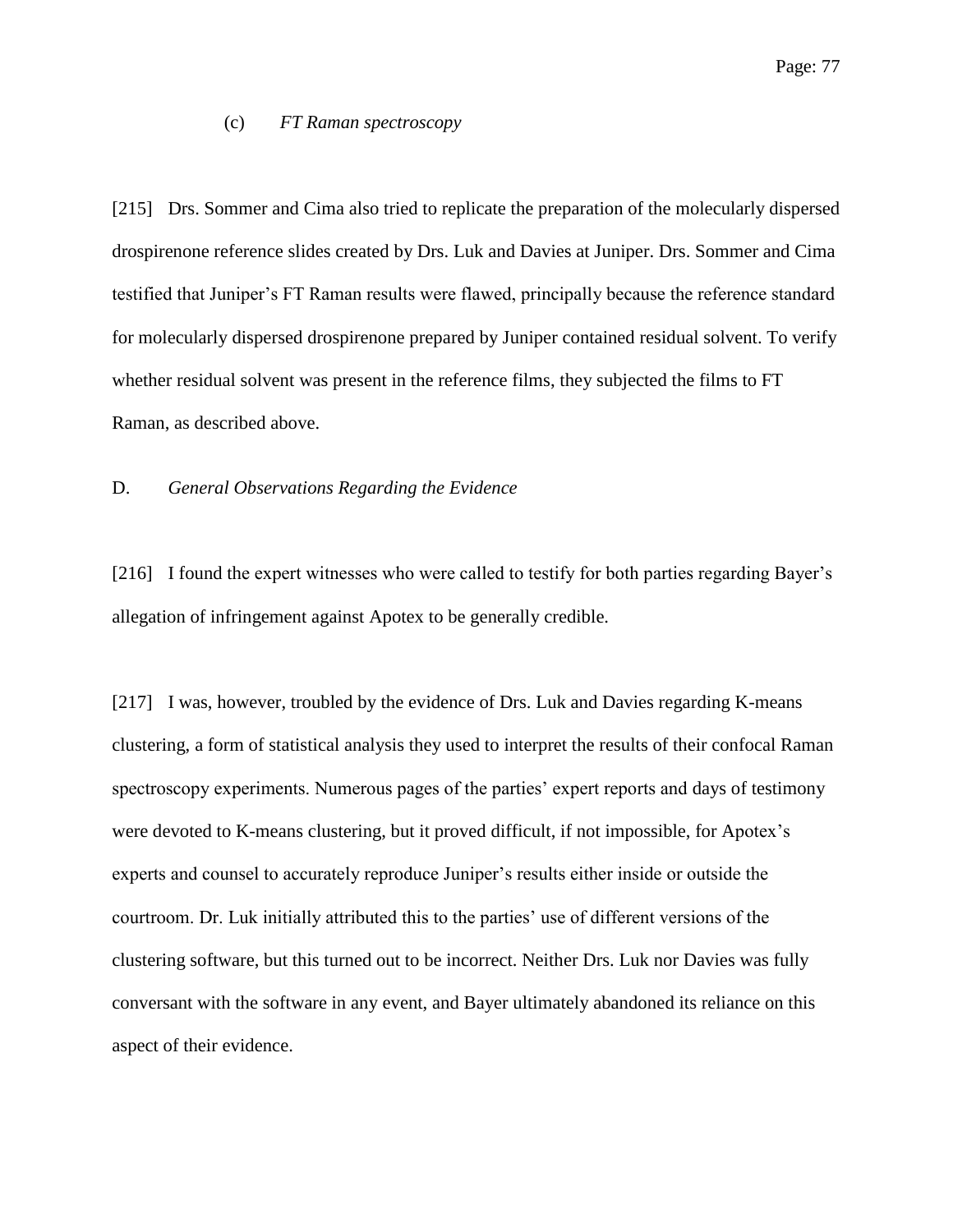### (c) *FT Raman spectroscopy*

[215] Drs. Sommer and Cima also tried to replicate the preparation of the molecularly dispersed drospirenone reference slides created by Drs. Luk and Davies at Juniper. Drs. Sommer and Cima testified that Juniper's FT Raman results were flawed, principally because the reference standard for molecularly dispersed drospirenone prepared by Juniper contained residual solvent. To verify whether residual solvent was present in the reference films, they subjected the films to FT Raman, as described above.

## D. *General Observations Regarding the Evidence*

[216] I found the expert witnesses who were called to testify for both parties regarding Bayer's allegation of infringement against Apotex to be generally credible.

[217] I was, however, troubled by the evidence of Drs. Luk and Davies regarding K-means clustering, a form of statistical analysis they used to interpret the results of their confocal Raman spectroscopy experiments. Numerous pages of the parties' expert reports and days of testimony were devoted to K-means clustering, but it proved difficult, if not impossible, for Apotex's experts and counsel to accurately reproduce Juniper's results either inside or outside the courtroom. Dr. Luk initially attributed this to the parties' use of different versions of the clustering software, but this turned out to be incorrect. Neither Drs. Luk nor Davies was fully conversant with the software in any event, and Bayer ultimately abandoned its reliance on this aspect of their evidence.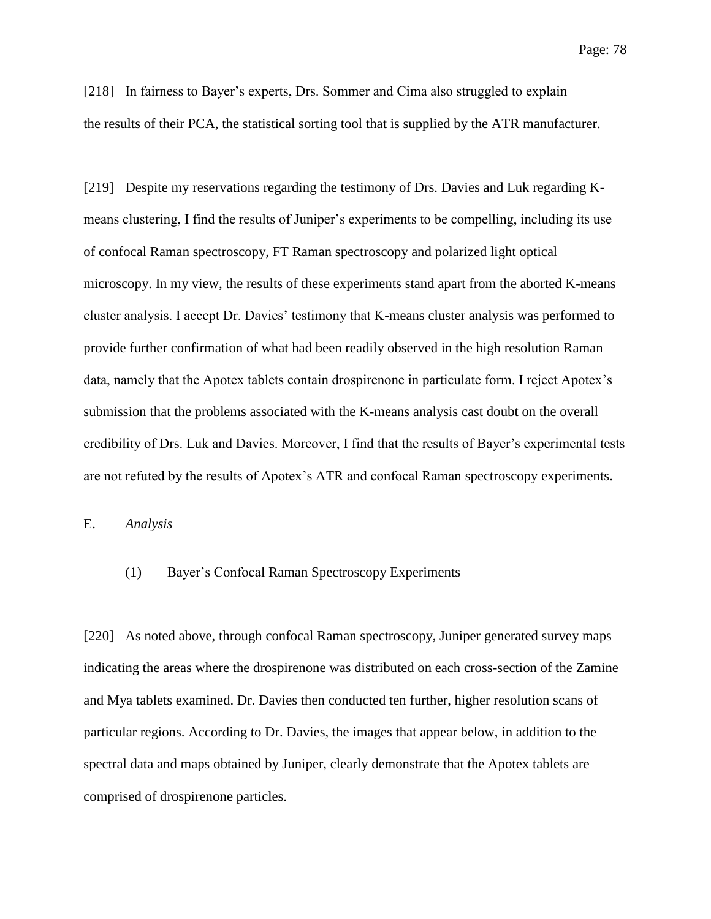[218] In fairness to Bayer's experts, Drs. Sommer and Cima also struggled to explain the results of their PCA, the statistical sorting tool that is supplied by the ATR manufacturer.

[219] Despite my reservations regarding the testimony of Drs. Davies and Luk regarding K-means clustering, I find the results of Juniper's experiments to be compelling, including its use of confocal Raman spectroscopy, FT Raman spectroscopy and polarized light optical microscopy. In my view, the results of these experiments stand apart from the aborted K-means cluster analysis. I accept Dr. Davies' testimony that K-means cluster analysis was performed to provide further confirmation of what had been readily observed in the high resolution Raman data, namely that the Apotex tablets contain drospirenone in particulate form. I reject Apotex's submission that the problems associated with the K-means analysis cast doubt on the overall credibility of Drs. Luk and Davies. Moreover, I find that the results of Bayer's experimental tests are not refuted by the results of Apotex's ATR and confocal Raman spectroscopy experiments.

## E. *Analysis*

### (1) Bayer's Confocal Raman Spectroscopy Experiments

[220] As noted above, through confocal Raman spectroscopy, Juniper generated survey maps indicating the areas where the drospirenone was distributed on each cross-section of the Zamine and Mya tablets examined. Dr. Davies then conducted ten further, higher resolution scans of particular regions. According to Dr. Davies, the images that appear below, in addition to the spectral data and maps obtained by Juniper, clearly demonstrate that the Apotex tablets are comprised of drospirenone particles.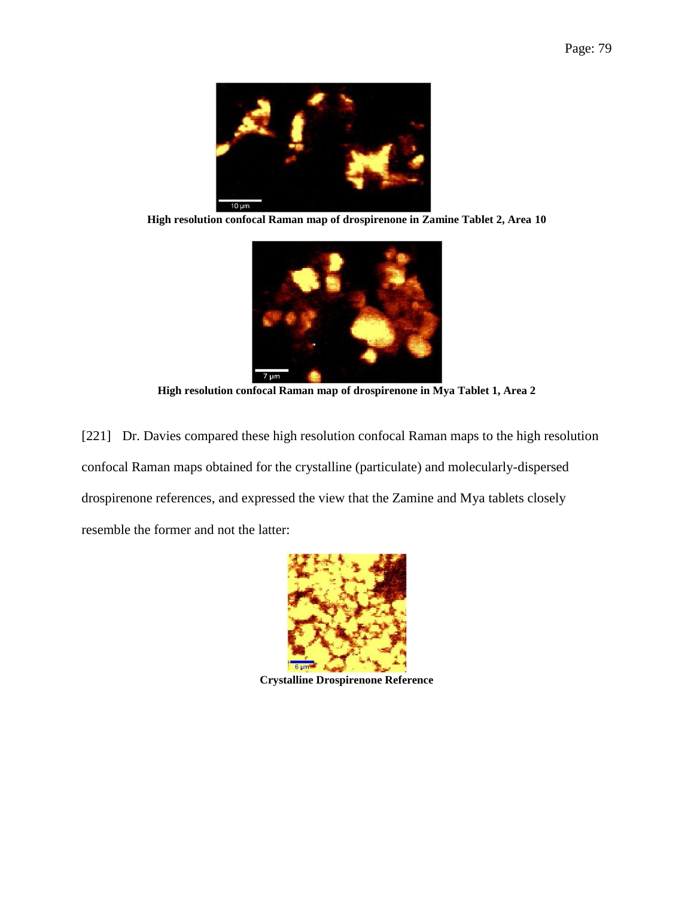**High resolution confocal Raman map of drospirenone in Zamine Tablet 2, Area 10**

**High resolution confocal Raman map of drospirenone in Mya Tablet 1, Area 2**

[221] Dr. Davies compared these high resolution confocal Raman maps to the high resolution confocal Raman maps obtained for the crystalline (particulate) and molecularly-dispersed drospirenone references, and expressed the view that the Zamine and Mya tablets closely resemble the former and not the latter:

**Crystalline Drospirenone Reference**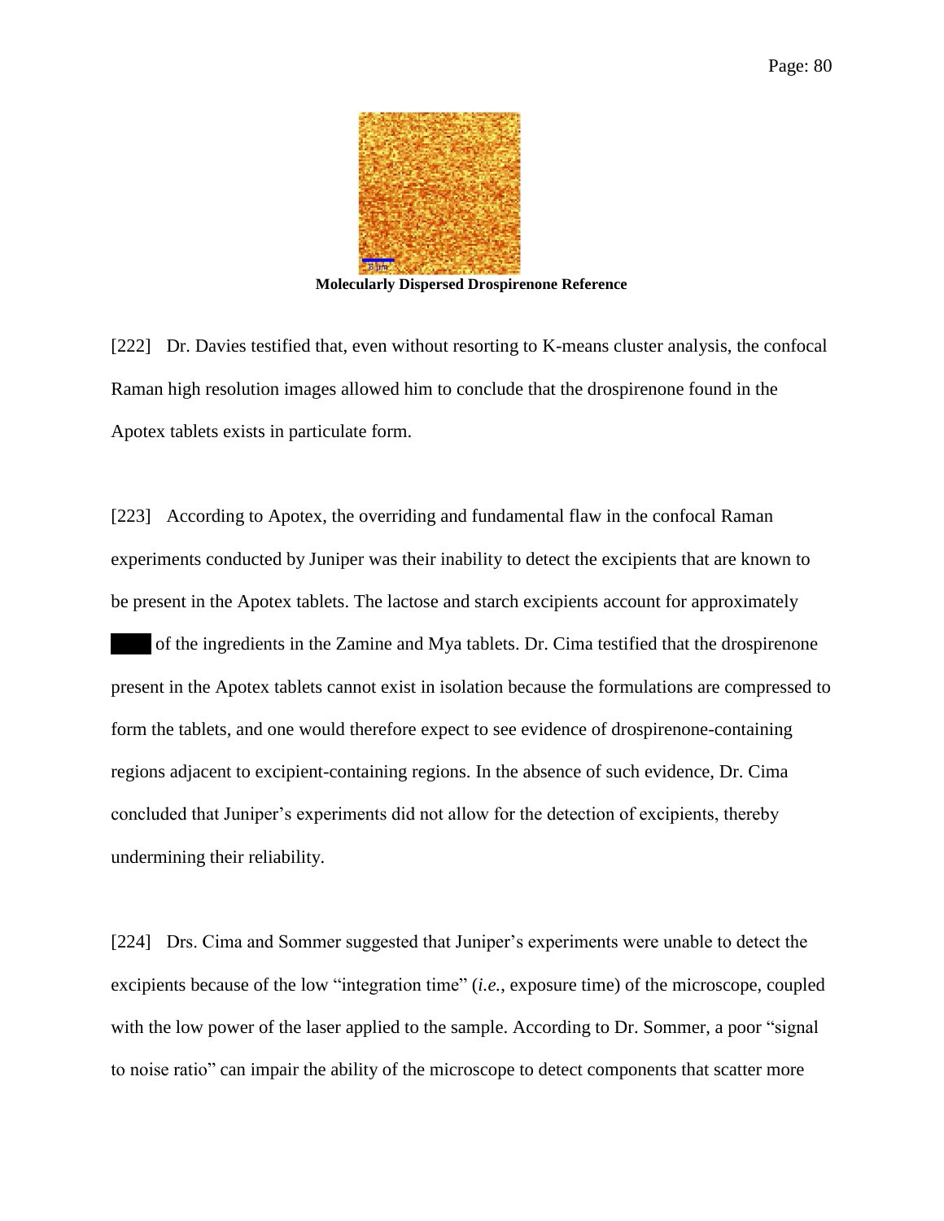**Molecularly Dispersed Drospirenone Reference**

[222] Dr. Davies testified that, even without resorting to K-means cluster analysis, the confocal Raman high resolution images allowed him to conclude that the drospirenone found in the Apotex tablets exists in particulate form.

[223] According to Apotex, the overriding and fundamental flaw in the confocal Raman experiments conducted by Juniper was their inability to detect the excipients that are known to be present in the Apotex tablets. The lactose and starch excipients account for approximately ████ of the ingredients in the Zamine and Mya tablets. Dr. Cima testified that the drospirenone present in the Apotex tablets cannot exist in isolation because the formulations are compressed to form the tablets, and one would therefore expect to see evidence of drospirenone-containing regions adjacent to excipient-containing regions. In the absence of such evidence, Dr. Cima concluded that Juniper's experiments did not allow for the detection of excipients, thereby undermining their reliability.

[224] Drs. Cima and Sommer suggested that Juniper's experiments were unable to detect the excipients because of the low "integration time" (*i.e.*, exposure time) of the microscope, coupled with the low power of the laser applied to the sample. According to Dr. Sommer, a poor "signal to noise ratio" can impair the ability of the microscope to detect components that scatter more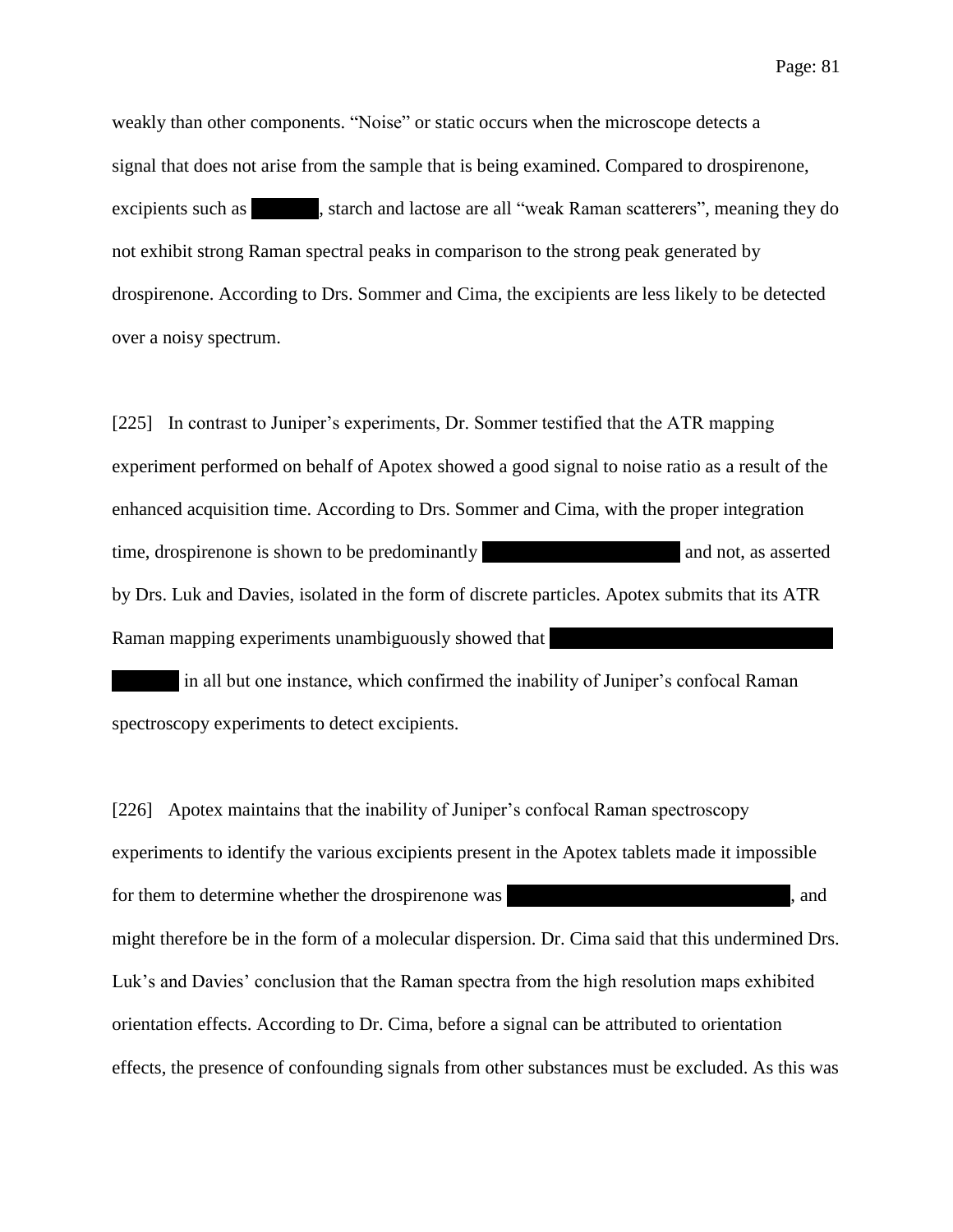weakly than other components. "Noise" or static occurs when the microscope detects a signal that does not arise from the sample that is being examined. Compared to drospirenone, excipients such as ██████, starch and lactose are all "weak Raman scatterers", meaning they do not exhibit strong Raman spectral peaks in comparison to the strong peak generated by drospirenone. According to Drs. Sommer and Cima, the excipients are less likely to be detected over a noisy spectrum.

[225] In contrast to Juniper's experiments, Dr. Sommer testified that the ATR mapping experiment performed on behalf of Apotex showed a good signal to noise ratio as a result of the enhanced acquisition time. According to Drs. Sommer and Cima, with the proper integration time, drospirenone is shown to be predominantly ████████████████████ and not, as asserted by Drs. Luk and Davies, isolated in the form of discrete particles. Apotex submits that its ATR Raman mapping experiments unambiguously showed that ██████████████████████████████ ██████ in all but one instance, which confirmed the inability of Juniper's confocal Raman spectroscopy experiments to detect excipients.

[226] Apotex maintains that the inability of Juniper's confocal Raman spectroscopy experiments to identify the various excipients present in the Apotex tablets made it impossible for them to determine whether the drospirenone was ████████████████████████████, and might therefore be in the form of a molecular dispersion. Dr. Cima said that this undermined Drs. Luk's and Davies' conclusion that the Raman spectra from the high resolution maps exhibited orientation effects. According to Dr. Cima, before a signal can be attributed to orientation effects, the presence of confounding signals from other substances must be excluded. As this was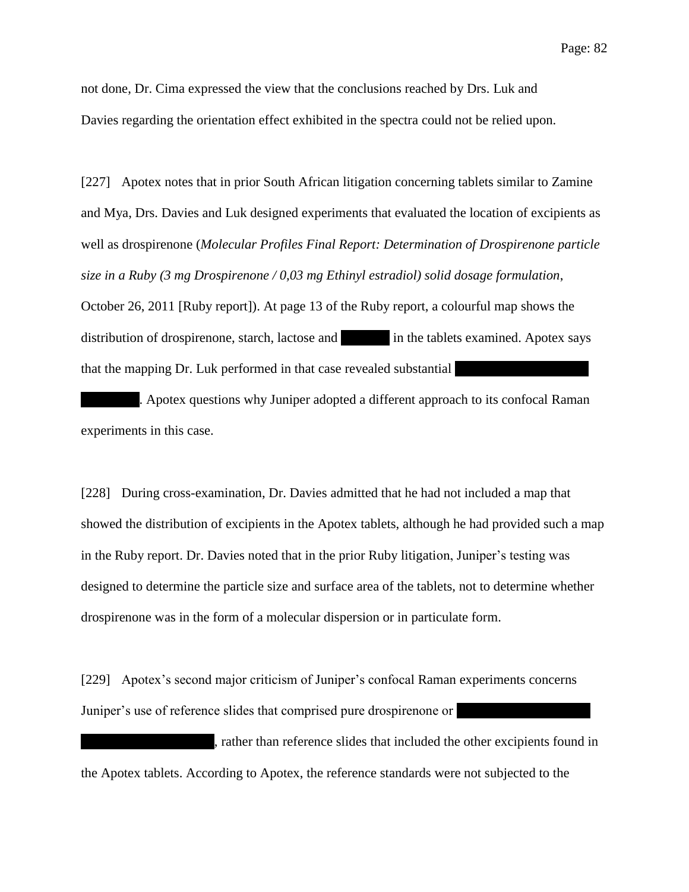not done, Dr. Cima expressed the view that the conclusions reached by Drs. Luk and Davies regarding the orientation effect exhibited in the spectra could not be relied upon.

[227] Apotex notes that in prior South African litigation concerning tablets similar to Zamine and Mya, Drs. Davies and Luk designed experiments that evaluated the location of excipients as well as drospirenone (*Molecular Profiles Final Report: Determination of Drospirenone particle size in a Ruby (3 mg Drospirenone / 0,03 mg Ethinyl estradiol) solid dosage formulation*, October 26, 2011 [Ruby report]). At page 13 of the Ruby report, a colourful map shows the distribution of drospirenone, starch, lactose and ██████ in the tablets examined. Apotex says that the mapping Dr. Luk performed in that case revealed substantial ████████████████ ████████. Apotex questions why Juniper adopted a different approach to its confocal Raman experiments in this case.

[228] During cross-examination, Dr. Davies admitted that he had not included a map that showed the distribution of excipients in the Apotex tablets, although he had provided such a map in the Ruby report. Dr. Davies noted that in the prior Ruby litigation, Juniper's testing was designed to determine the particle size and surface area of the tablets, not to determine whether drospirenone was in the form of a molecular dispersion or in particulate form.

[229] Apotex's second major criticism of Juniper's confocal Raman experiments concerns Juniper's use of reference slides that comprised pure drospirenone or ████████████████ ████████████████, rather than reference slides that included the other excipients found in the Apotex tablets. According to Apotex, the reference standards were not subjected to the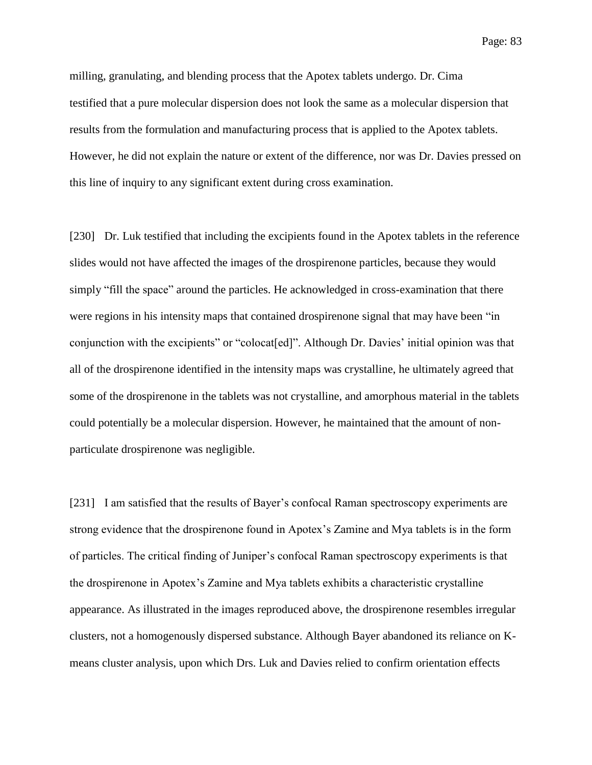milling, granulating, and blending process that the Apotex tablets undergo. Dr. Cima testified that a pure molecular dispersion does not look the same as a molecular dispersion that results from the formulation and manufacturing process that is applied to the Apotex tablets. However, he did not explain the nature or extent of the difference, nor was Dr. Davies pressed on this line of inquiry to any significant extent during cross examination.

[230] Dr. Luk testified that including the excipients found in the Apotex tablets in the reference slides would not have affected the images of the drospirenone particles, because they would simply "fill the space" around the particles. He acknowledged in cross-examination that there were regions in his intensity maps that contained drospirenone signal that may have been "in conjunction with the excipients" or "colocat[ed]". Although Dr. Davies' initial opinion was that all of the drospirenone identified in the intensity maps was crystalline, he ultimately agreed that some of the drospirenone in the tablets was not crystalline, and amorphous material in the tablets could potentially be a molecular dispersion. However, he maintained that the amount of non-particulate drospirenone was negligible.

[231] I am satisfied that the results of Bayer's confocal Raman spectroscopy experiments are strong evidence that the drospirenone found in Apotex's Zamine and Mya tablets is in the form of particles. The critical finding of Juniper's confocal Raman spectroscopy experiments is that the drospirenone in Apotex's Zamine and Mya tablets exhibits a characteristic crystalline appearance. As illustrated in the images reproduced above, the drospirenone resembles irregular clusters, not a homogenously dispersed substance. Although Bayer abandoned its reliance on K-means cluster analysis, upon which Drs. Luk and Davies relied to confirm orientation effects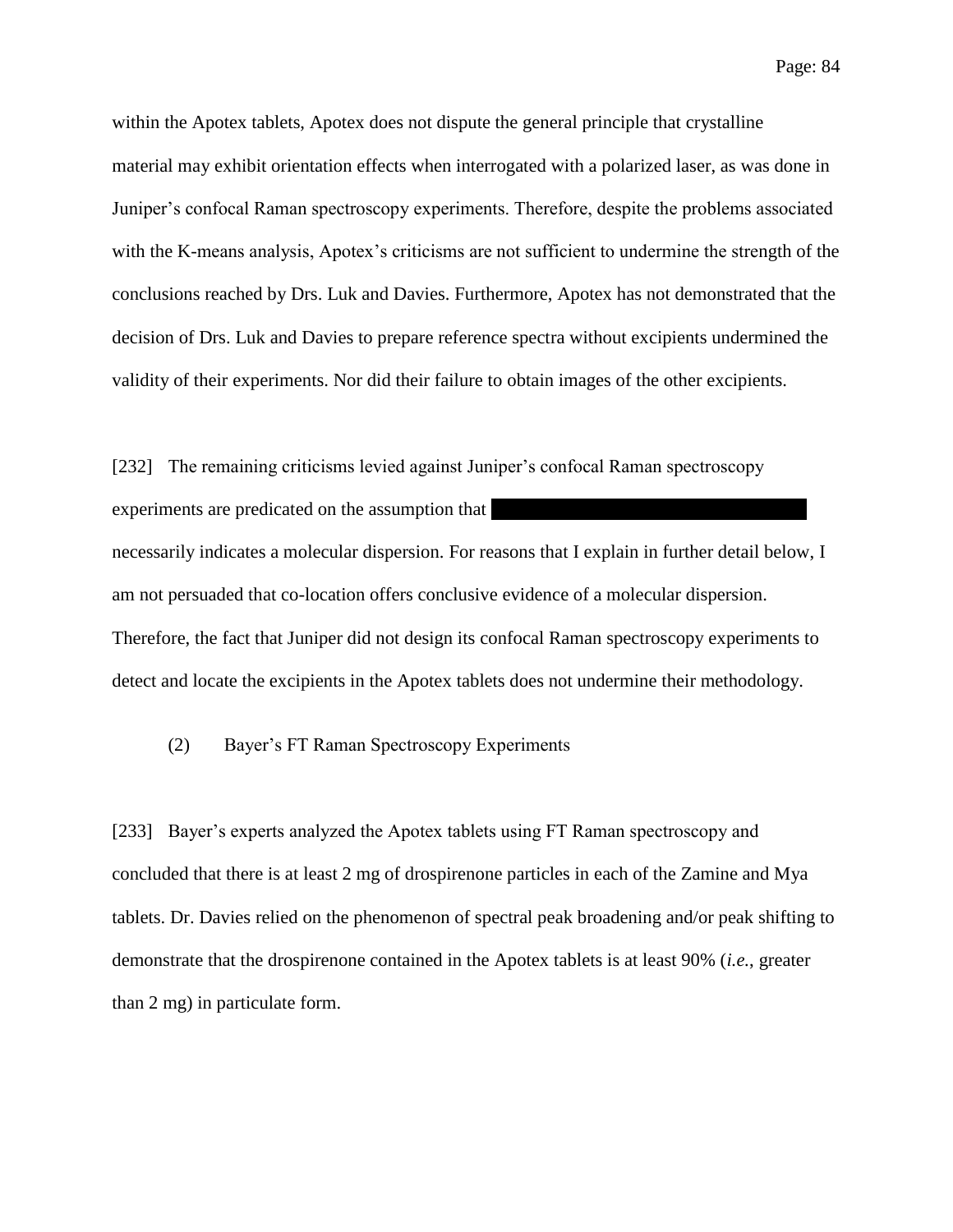within the Apotex tablets, Apotex does not dispute the general principle that crystalline material may exhibit orientation effects when interrogated with a polarized laser, as was done in Juniper's confocal Raman spectroscopy experiments. Therefore, despite the problems associated with the K-means analysis, Apotex's criticisms are not sufficient to undermine the strength of the conclusions reached by Drs. Luk and Davies. Furthermore, Apotex has not demonstrated that the decision of Drs. Luk and Davies to prepare reference spectra without excipients undermined the validity of their experiments. Nor did their failure to obtain images of the other excipients.

[232] The remaining criticisms levied against Juniper's confocal Raman spectroscopy experiments are predicated on the assumption that [REDACTED] necessarily indicates a molecular dispersion. For reasons that I explain in further detail below, I am not persuaded that co-location offers conclusive evidence of a molecular dispersion. Therefore, the fact that Juniper did not design its confocal Raman spectroscopy experiments to detect and locate the excipients in the Apotex tablets does not undermine their methodology.

(2) Bayer's FT Raman Spectroscopy Experiments

[233] Bayer's experts analyzed the Apotex tablets using FT Raman spectroscopy and concluded that there is at least 2 mg of drospirenone particles in each of the Zamine and Mya tablets. Dr. Davies relied on the phenomenon of spectral peak broadening and/or peak shifting to demonstrate that the drospirenone contained in the Apotex tablets is at least 90% (*i.e.*, greater than 2 mg) in particulate form.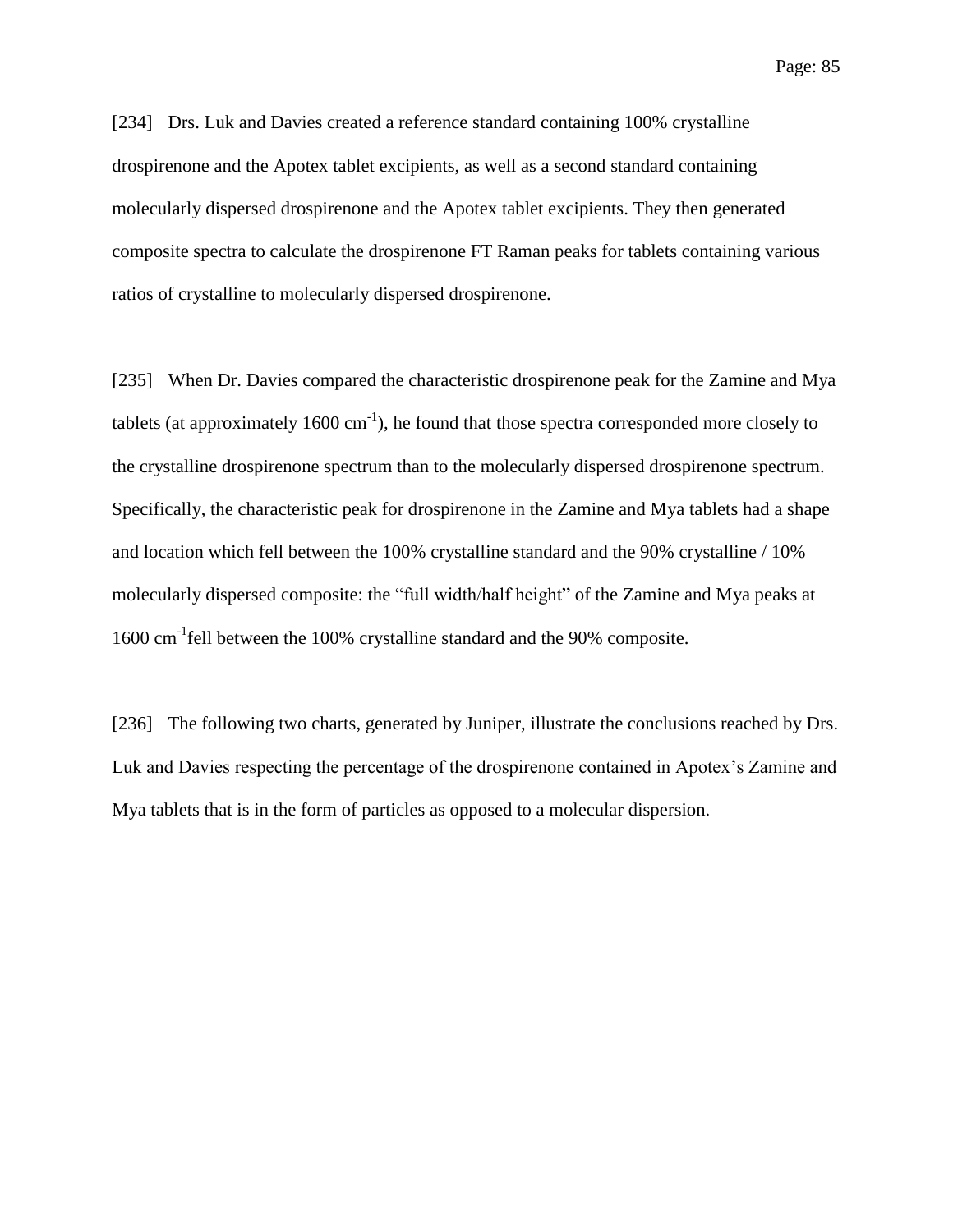[234] Drs. Luk and Davies created a reference standard containing 100% crystalline drospirenone and the Apotex tablet excipients, as well as a second standard containing molecularly dispersed drospirenone and the Apotex tablet excipients. They then generated composite spectra to calculate the drospirenone FT Raman peaks for tablets containing various ratios of crystalline to molecularly dispersed drospirenone.

[235] When Dr. Davies compared the characteristic drospirenone peak for the Zamine and Mya tablets (at approximately 1600 $cm^{-1}$), he found that those spectra corresponded more closely to the crystalline drospirenone spectrum than to the molecularly dispersed drospirenone spectrum. Specifically, the characteristic peak for drospirenone in the Zamine and Mya tablets had a shape and location which fell between the 100% crystalline standard and the 90% crystalline / 10% molecularly dispersed composite: the "full width/half height" of the Zamine and Mya peaks at 1600 $cm^{-1}$ fell between the 100% crystalline standard and the 90% composite.

[236] The following two charts, generated by Juniper, illustrate the conclusions reached by Drs. Luk and Davies respecting the percentage of the drospirenone contained in Apotex's Zamine and Mya tablets that is in the form of particles as opposed to a molecular dispersion.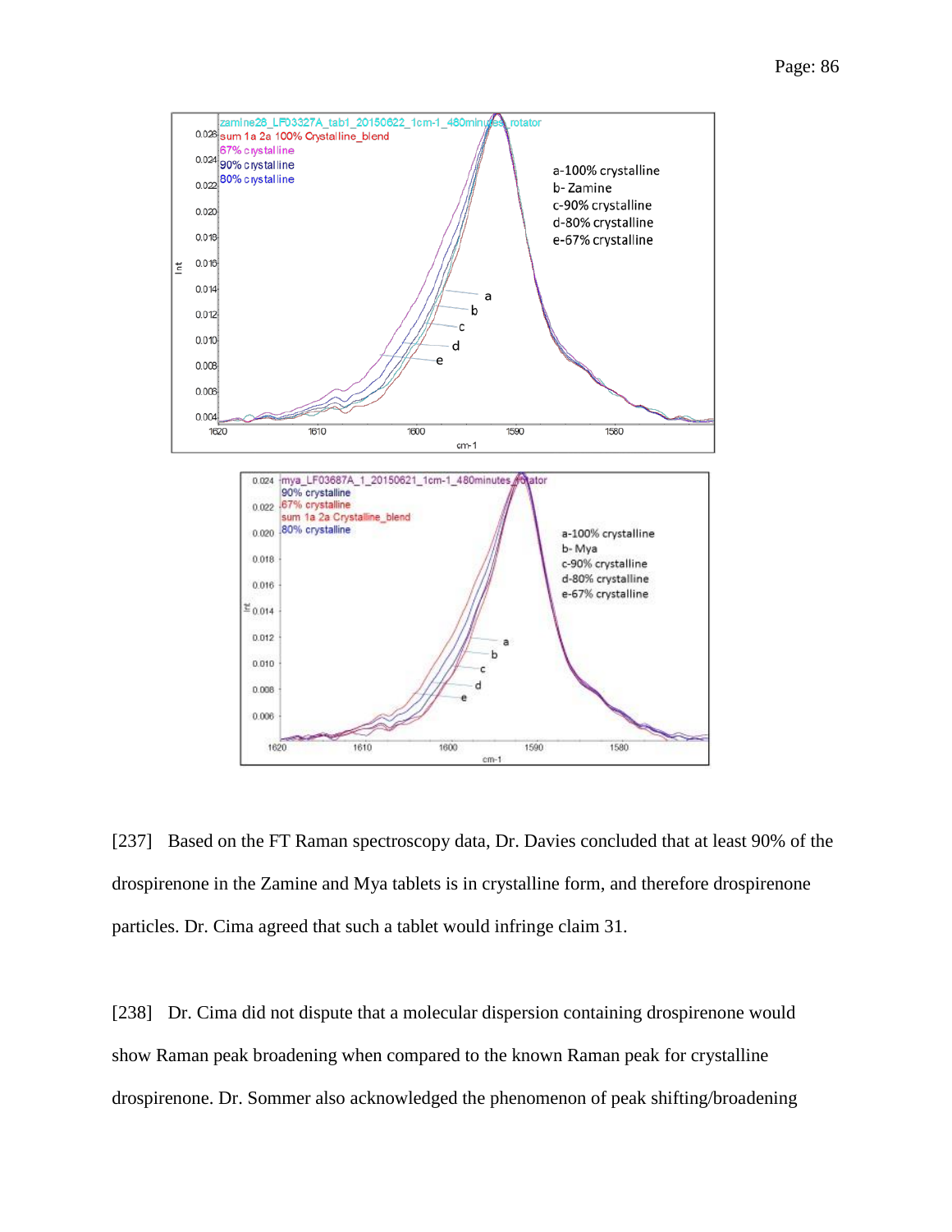[237] Based on the FT Raman spectroscopy data, Dr. Davies concluded that at least 90% of the drospirenone in the Zamine and Mya tablets is in crystalline form, and therefore drospirenone particles. Dr. Cima agreed that such a tablet would infringe claim 31.

[238] Dr. Cima did not dispute that a molecular dispersion containing drospirenone would show Raman peak broadening when compared to the known Raman peak for crystalline drospirenone. Dr. Sommer also acknowledged the phenomenon of peak shifting/broadening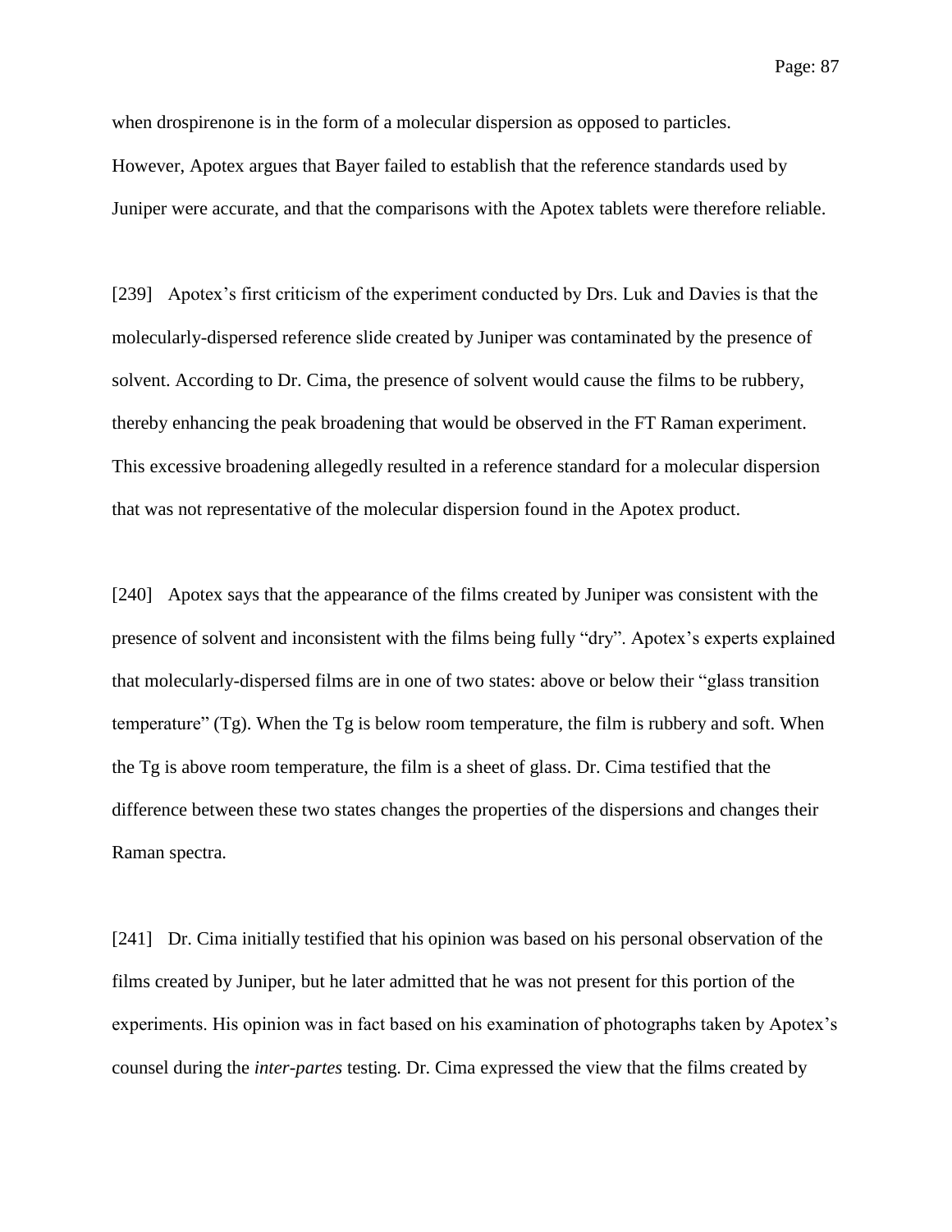when drospirenone is in the form of a molecular dispersion as opposed to particles. However, Apotex argues that Bayer failed to establish that the reference standards used by Juniper were accurate, and that the comparisons with the Apotex tablets were therefore reliable.

[239] Apotex's first criticism of the experiment conducted by Drs. Luk and Davies is that the molecularly-dispersed reference slide created by Juniper was contaminated by the presence of solvent. According to Dr. Cima, the presence of solvent would cause the films to be rubbery, thereby enhancing the peak broadening that would be observed in the FT Raman experiment. This excessive broadening allegedly resulted in a reference standard for a molecular dispersion that was not representative of the molecular dispersion found in the Apotex product.

[240] Apotex says that the appearance of the films created by Juniper was consistent with the presence of solvent and inconsistent with the films being fully "dry". Apotex's experts explained that molecularly-dispersed films are in one of two states: above or below their "glass transition temperature" (Tg). When the Tg is below room temperature, the film is rubbery and soft. When the Tg is above room temperature, the film is a sheet of glass. Dr. Cima testified that the difference between these two states changes the properties of the dispersions and changes their Raman spectra.

[241] Dr. Cima initially testified that his opinion was based on his personal observation of the films created by Juniper, but he later admitted that he was not present for this portion of the experiments. His opinion was in fact based on his examination of photographs taken by Apotex's counsel during the *inter-partes* testing. Dr. Cima expressed the view that the films created by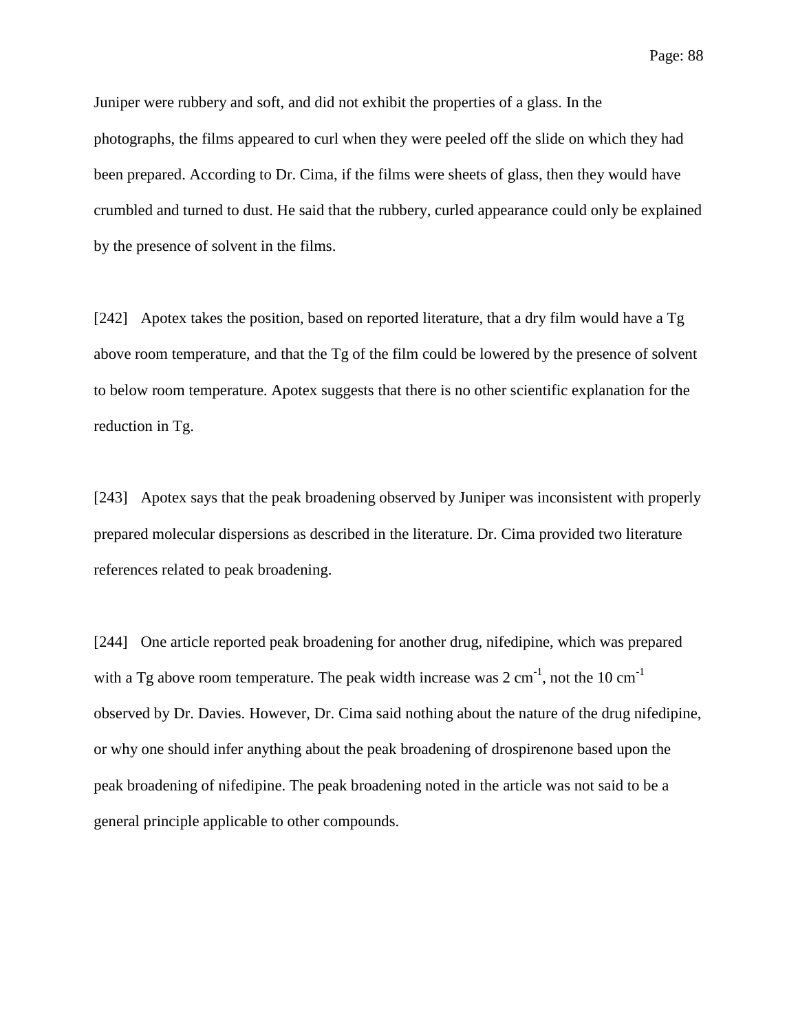Juniper were rubbery and soft, and did not exhibit the properties of a glass. In the photographs, the films appeared to curl when they were peeled off the slide on which they had been prepared. According to Dr. Cima, if the films were sheets of glass, then they would have crumbled and turned to dust. He said that the rubbery, curled appearance could only be explained by the presence of solvent in the films.

[242] Apotex takes the position, based on reported literature, that a dry film would have a Tg above room temperature, and that the Tg of the film could be lowered by the presence of solvent to below room temperature. Apotex suggests that there is no other scientific explanation for the reduction in Tg.

[243] Apotex says that the peak broadening observed by Juniper was inconsistent with properly prepared molecular dispersions as described in the literature. Dr. Cima provided two literature references related to peak broadening.

[244] One article reported peak broadening for another drug, nifedipine, which was prepared with a Tg above room temperature. The peak width increase was 2 $cm^{-1}$, not the 10 $cm^{-1}$ observed by Dr. Davies. However, Dr. Cima said nothing about the nature of the drug nifedipine, or why one should infer anything about the peak broadening of drospirenone based upon the peak broadening of nifedipine. The peak broadening noted in the article was not said to be a general principle applicable to other compounds.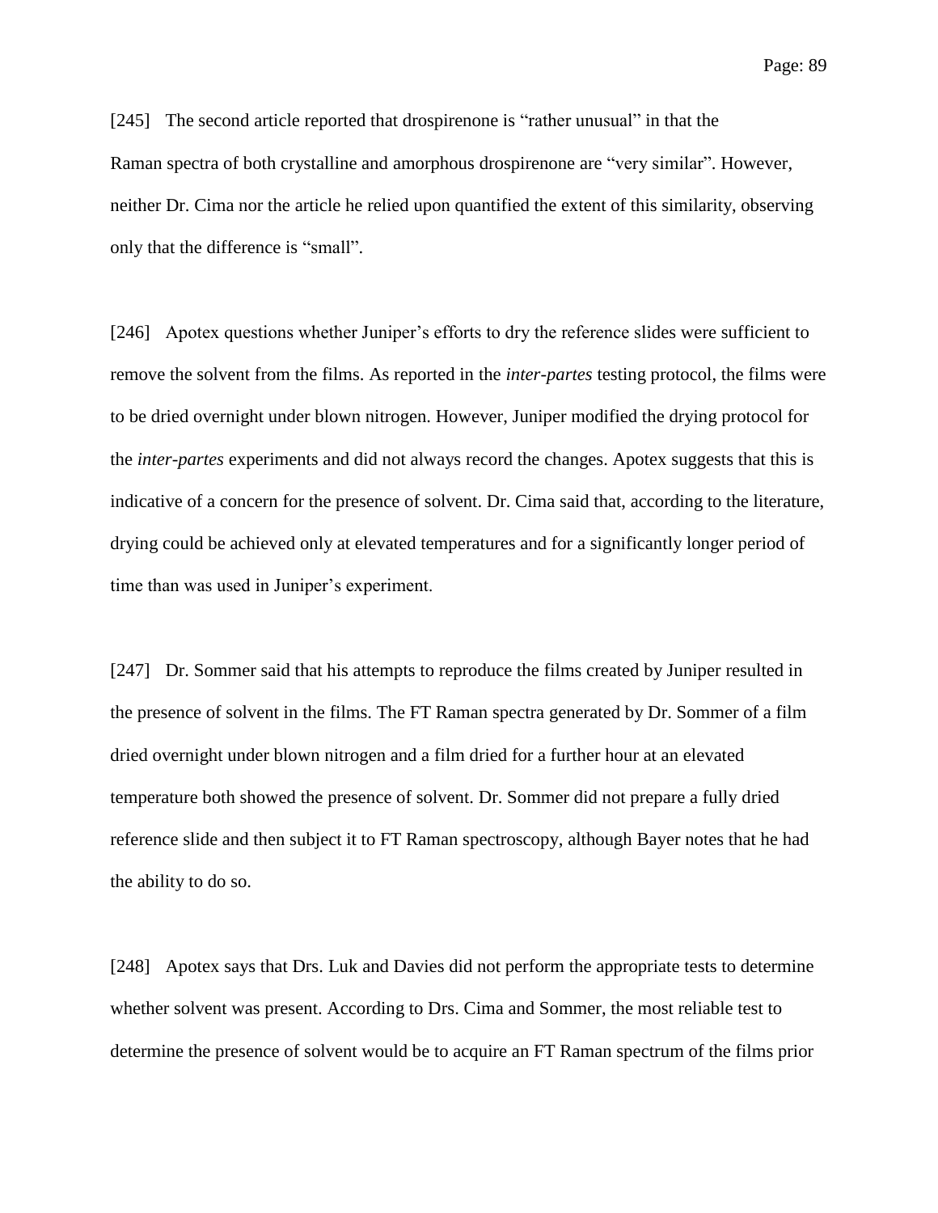[245] The second article reported that drospirenone is "rather unusual" in that the Raman spectra of both crystalline and amorphous drospirenone are "very similar". However, neither Dr. Cima nor the article he relied upon quantified the extent of this similarity, observing only that the difference is "small".

[246] Apotex questions whether Juniper's efforts to dry the reference slides were sufficient to remove the solvent from the films. As reported in the *inter-partes* testing protocol, the films were to be dried overnight under blown nitrogen. However, Juniper modified the drying protocol for the *inter-partes* experiments and did not always record the changes. Apotex suggests that this is indicative of a concern for the presence of solvent. Dr. Cima said that, according to the literature, drying could be achieved only at elevated temperatures and for a significantly longer period of time than was used in Juniper's experiment.

[247] Dr. Sommer said that his attempts to reproduce the films created by Juniper resulted in the presence of solvent in the films. The FT Raman spectra generated by Dr. Sommer of a film dried overnight under blown nitrogen and a film dried for a further hour at an elevated temperature both showed the presence of solvent. Dr. Sommer did not prepare a fully dried reference slide and then subject it to FT Raman spectroscopy, although Bayer notes that he had the ability to do so.

[248] Apotex says that Drs. Luk and Davies did not perform the appropriate tests to determine whether solvent was present. According to Drs. Cima and Sommer, the most reliable test to determine the presence of solvent would be to acquire an FT Raman spectrum of the films prior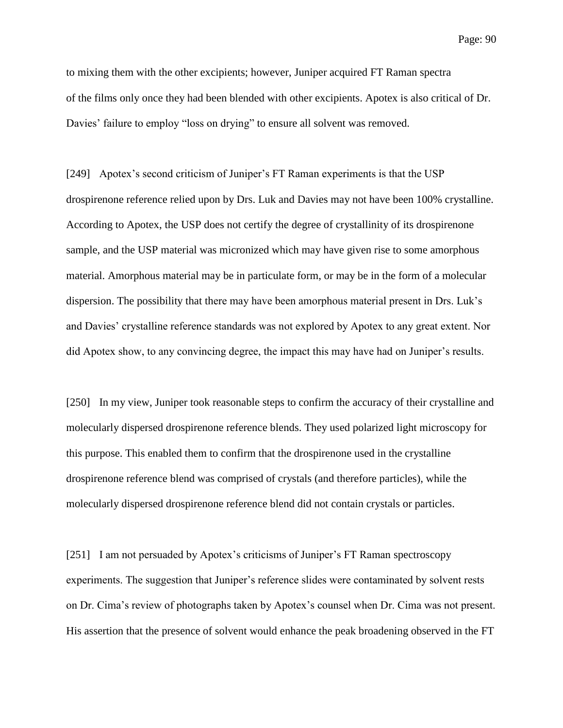to mixing them with the other excipients; however, Juniper acquired FT Raman spectra of the films only once they had been blended with other excipients. Apotex is also critical of Dr. Davies' failure to employ "loss on drying" to ensure all solvent was removed.

[249] Apotex's second criticism of Juniper's FT Raman experiments is that the USP drospirenone reference relied upon by Drs. Luk and Davies may not have been 100% crystalline. According to Apotex, the USP does not certify the degree of crystallinity of its drospirenone sample, and the USP material was micronized which may have given rise to some amorphous material. Amorphous material may be in particulate form, or may be in the form of a molecular dispersion. The possibility that there may have been amorphous material present in Drs. Luk's and Davies' crystalline reference standards was not explored by Apotex to any great extent. Nor did Apotex show, to any convincing degree, the impact this may have had on Juniper's results.

[250] In my view, Juniper took reasonable steps to confirm the accuracy of their crystalline and molecularly dispersed drospirenone reference blends. They used polarized light microscopy for this purpose. This enabled them to confirm that the drospirenone used in the crystalline drospirenone reference blend was comprised of crystals (and therefore particles), while the molecularly dispersed drospirenone reference blend did not contain crystals or particles.

[251] I am not persuaded by Apotex's criticisms of Juniper's FT Raman spectroscopy experiments. The suggestion that Juniper's reference slides were contaminated by solvent rests on Dr. Cima's review of photographs taken by Apotex's counsel when Dr. Cima was not present. His assertion that the presence of solvent would enhance the peak broadening observed in the FT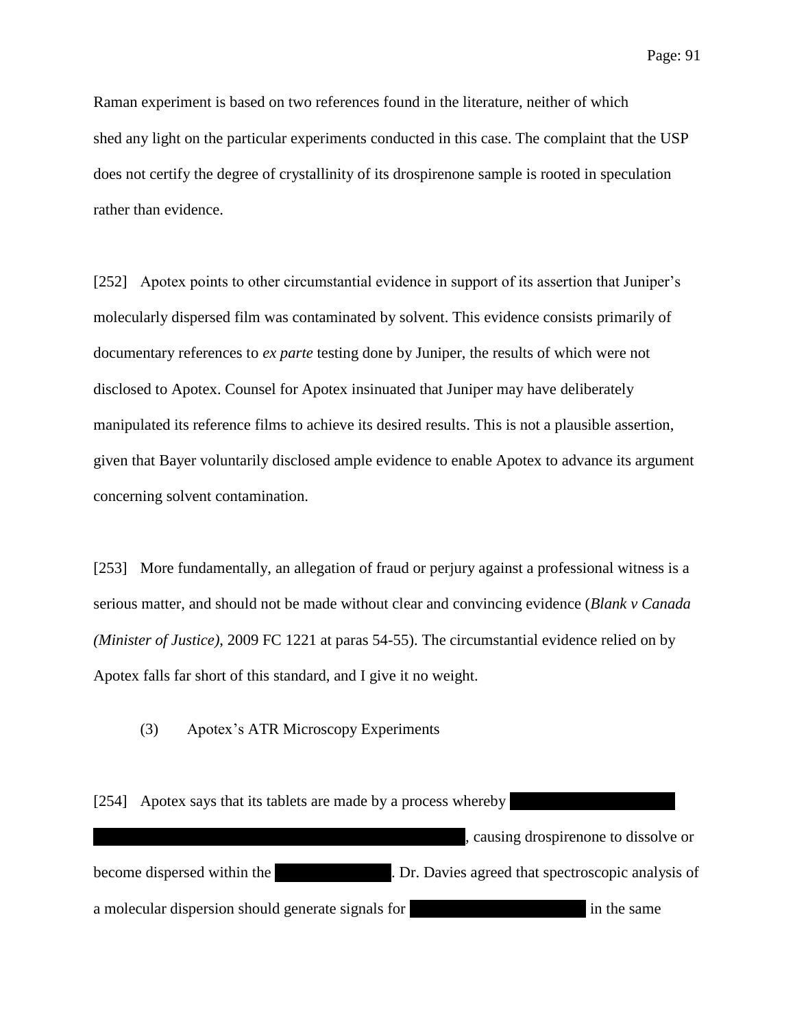Raman experiment is based on two references found in the literature, neither of which shed any light on the particular experiments conducted in this case. The complaint that the USP does not certify the degree of crystallinity of its drospirenone sample is rooted in speculation rather than evidence.

[252] Apotex points to other circumstantial evidence in support of its assertion that Juniper's molecularly dispersed film was contaminated by solvent. This evidence consists primarily of documentary references to *ex parte* testing done by Juniper, the results of which were not disclosed to Apotex. Counsel for Apotex insinuated that Juniper may have deliberately manipulated its reference films to achieve its desired results. This is not a plausible assertion, given that Bayer voluntarily disclosed ample evidence to enable Apotex to advance its argument concerning solvent contamination.

[253] More fundamentally, an allegation of fraud or perjury against a professional witness is a serious matter, and should not be made without clear and convincing evidence (*Blank v Canada (Minister of Justice)*, 2009 FC 1221 at paras 54-55). The circumstantial evidence relied on by Apotex falls far short of this standard, and I give it no weight.

(3) Apotex's ATR Microscopy Experiments

[254] Apotex says that its tablets are made by a process whereby [REDACTED], causing drospirenone to dissolve or become dispersed within the [REDACTED]. Dr. Davies agreed that spectroscopic analysis of a molecular dispersion should generate signals for [REDACTED] in the same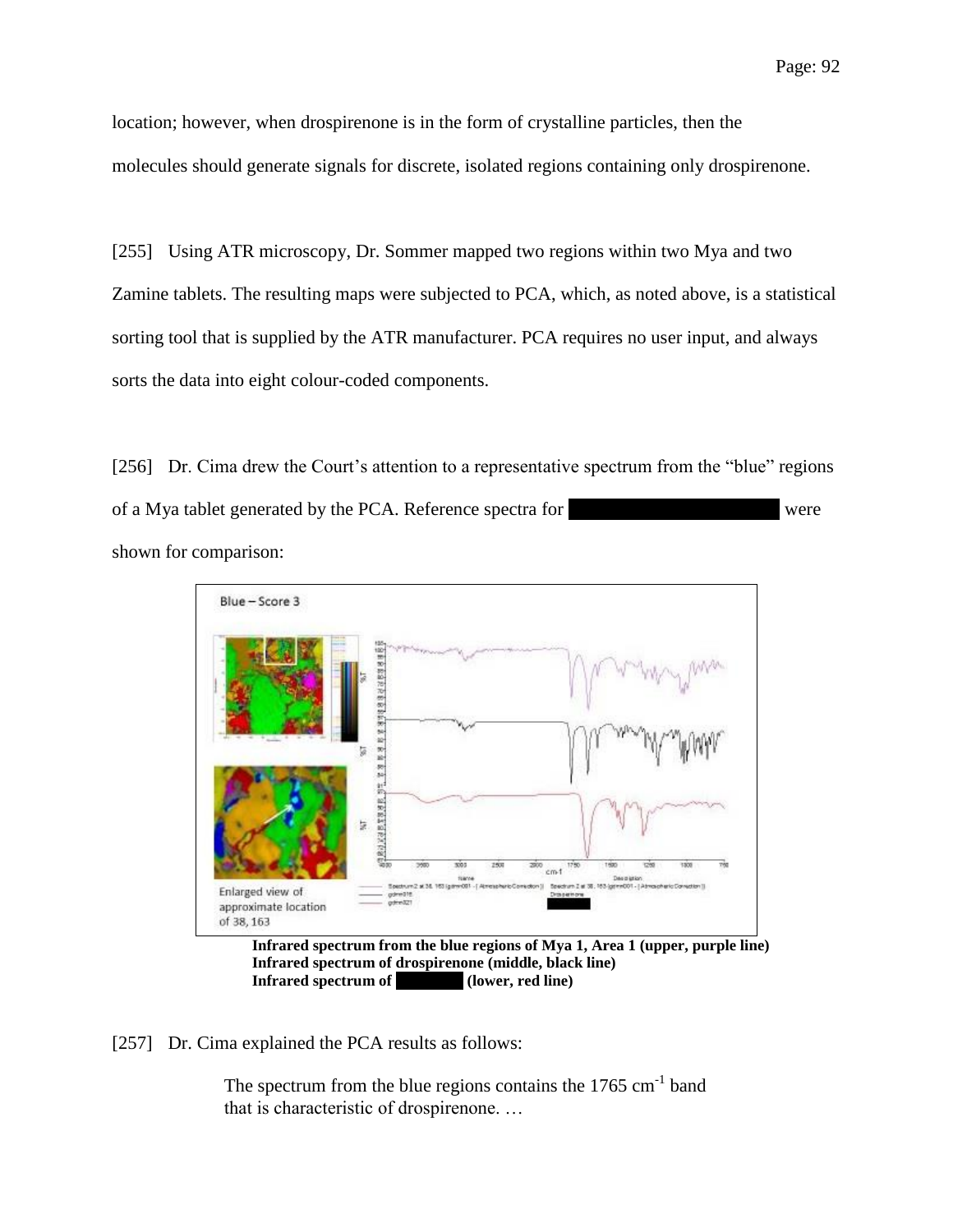location; however, when drospirenone is in the form of crystalline particles, then the molecules should generate signals for discrete, isolated regions containing only drospirenone.

[255] Using ATR microscopy, Dr. Sommer mapped two regions within two Mya and two Zamine tablets. The resulting maps were subjected to PCA, which, as noted above, is a statistical sorting tool that is supplied by the ATR manufacturer. PCA requires no user input, and always sorts the data into eight colour-coded components.

[256] Dr. Cima drew the Court's attention to a representative spectrum from the "blue" regions of a Mya tablet generated by the PCA. Reference spectra for ██████████ were shown for comparison:

**Infrared spectrum from the blue regions of Mya 1, Area 1 (upper, purple line)**
**Infrared spectrum of drospirenone (middle, black line)**
**Infrared spectrum of ██████ (lower, red line)**

[257] Dr. Cima explained the PCA results as follows:

> The spectrum from the blue regions contains the 1765 $cm^{-1}$ band that is characteristic of drospirenone. …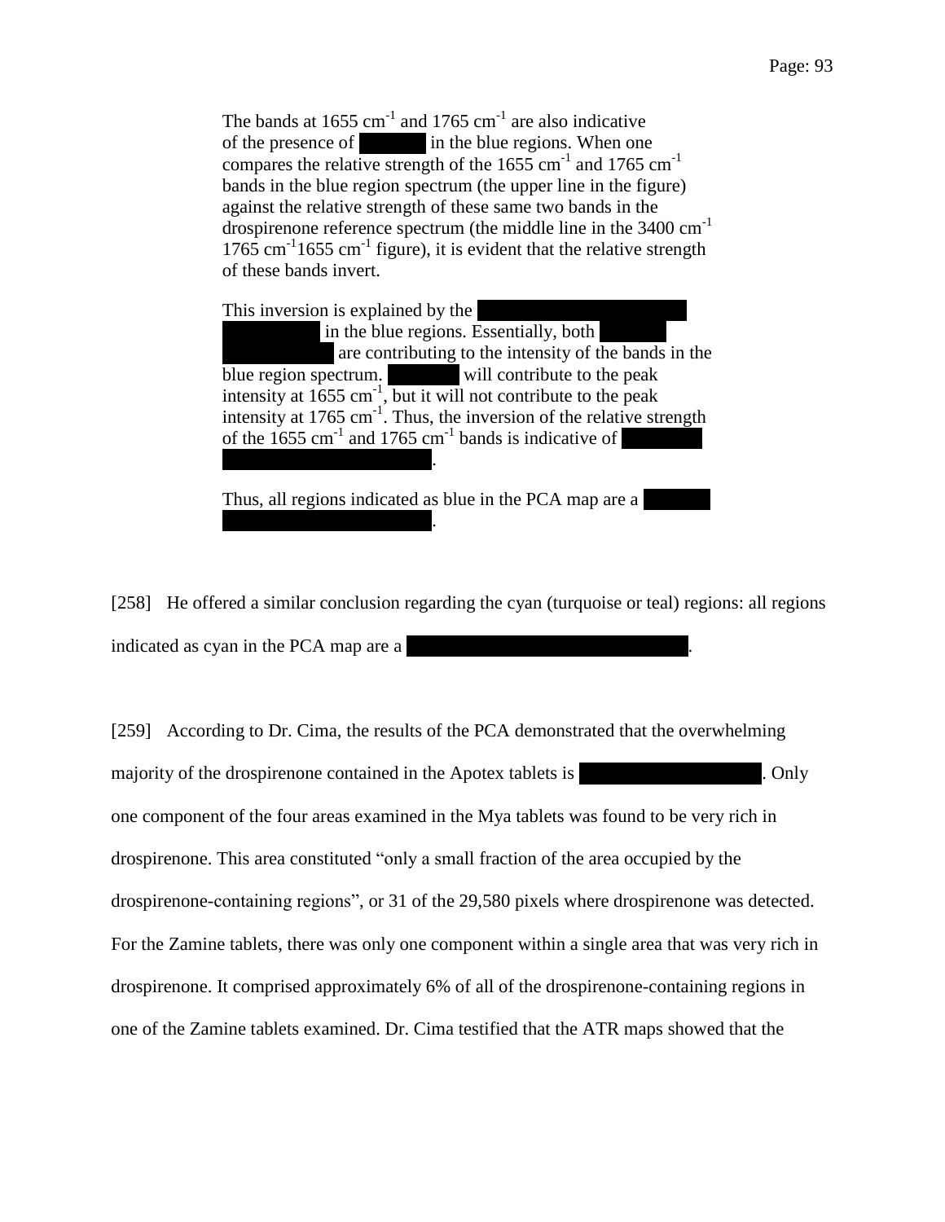> The bands at 1655 $cm^{-1}$ and 1765 $cm^{-1}$ are also indicative of the presence of ██████ in the blue regions. When one compares the relative strength of the 1655 $cm^{-1}$ and 1765 $cm^{-1}$ bands in the blue region spectrum (the upper line in the figure) against the relative strength of these same two bands in the drospirenone reference spectrum (the middle line in the 3400 $cm^{-1}$ 1765 $cm^{-1}$1655 $cm^{-1}$ figure), it is evident that the relative strength of these bands invert.
>
> This inversion is explained by the ████████████████████ in the blue regions. Essentially, both ██████████████ are contributing to the intensity of the bands in the blue region spectrum. ██████ will contribute to the peak intensity at 1655 $cm^{-1}$, but it will not contribute to the peak intensity at 1765 $cm^{-1}$. Thus, the inversion of the relative strength of the 1655 $cm^{-1}$ and 1765 $cm^{-1}$ bands is indicative of ████████████████████.
>
> Thus, all regions indicated as blue in the PCA map are a ████████████████████.

[258] He offered a similar conclusion regarding the cyan (turquoise or teal) regions: all regions indicated as cyan in the PCA map are a ████████████████████.

[259] According to Dr. Cima, the results of the PCA demonstrated that the overwhelming majority of the drospirenone contained in the Apotex tablets is ████████████. Only one component of the four areas examined in the Mya tablets was found to be very rich in drospirenone. This area constituted "only a small fraction of the area occupied by the drospirenone-containing regions", or 31 of the 29,580 pixels where drospirenone was detected. For the Zamine tablets, there was only one component within a single area that was very rich in drospirenone. It comprised approximately 6% of all of the drospirenone-containing regions in one of the Zamine tablets examined. Dr. Cima testified that the ATR maps showed that the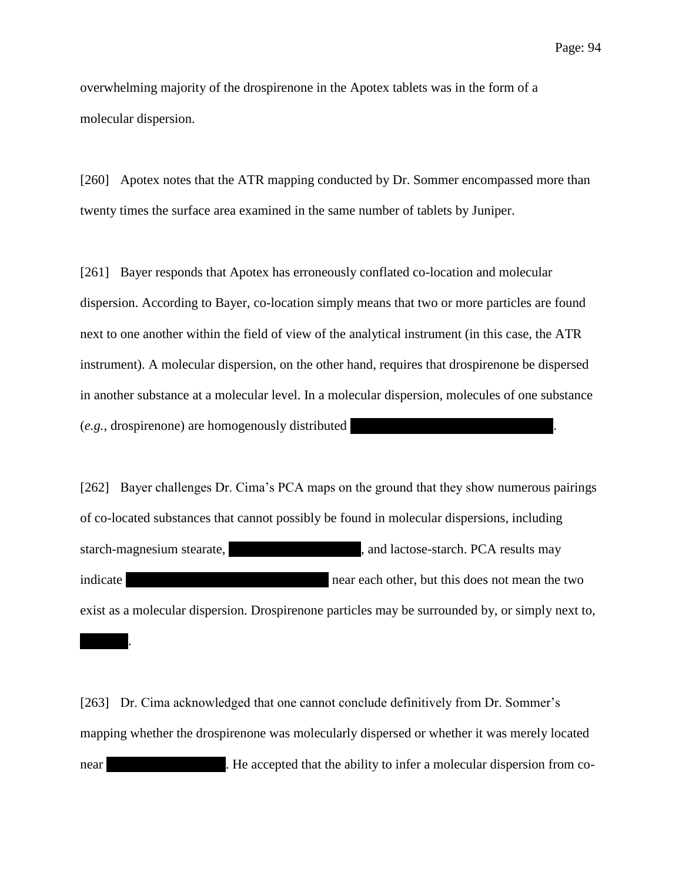overwhelming majority of the drospirenone in the Apotex tablets was in the form of a molecular dispersion.

[260] Apotex notes that the ATR mapping conducted by Dr. Sommer encompassed more than twenty times the surface area examined in the same number of tablets by Juniper.

[261] Bayer responds that Apotex has erroneously conflated co-location and molecular dispersion. According to Bayer, co-location simply means that two or more particles are found next to one another within the field of view of the analytical instrument (in this case, the ATR instrument). A molecular dispersion, on the other hand, requires that drospirenone be dispersed in another substance at a molecular level. In a molecular dispersion, molecules of one substance (*e.g.*, drospirenone) are homogenously distributed ███████████████████.

[262] Bayer challenges Dr. Cima's PCA maps on the ground that they show numerous pairings of co-located substances that cannot possibly be found in molecular dispersions, including starch-magnesium stearate, ████████████, and lactose-starch. PCA results may indicate ██████████████████ near each other, but this does not mean the two exist as a molecular dispersion. Drospirenone particles may be surrounded by, or simply next to, ████.

[263] Dr. Cima acknowledged that one cannot conclude definitively from Dr. Sommer's mapping whether the drospirenone was molecularly dispersed or whether it was merely located near ██████████. He accepted that the ability to infer a molecular dispersion from co-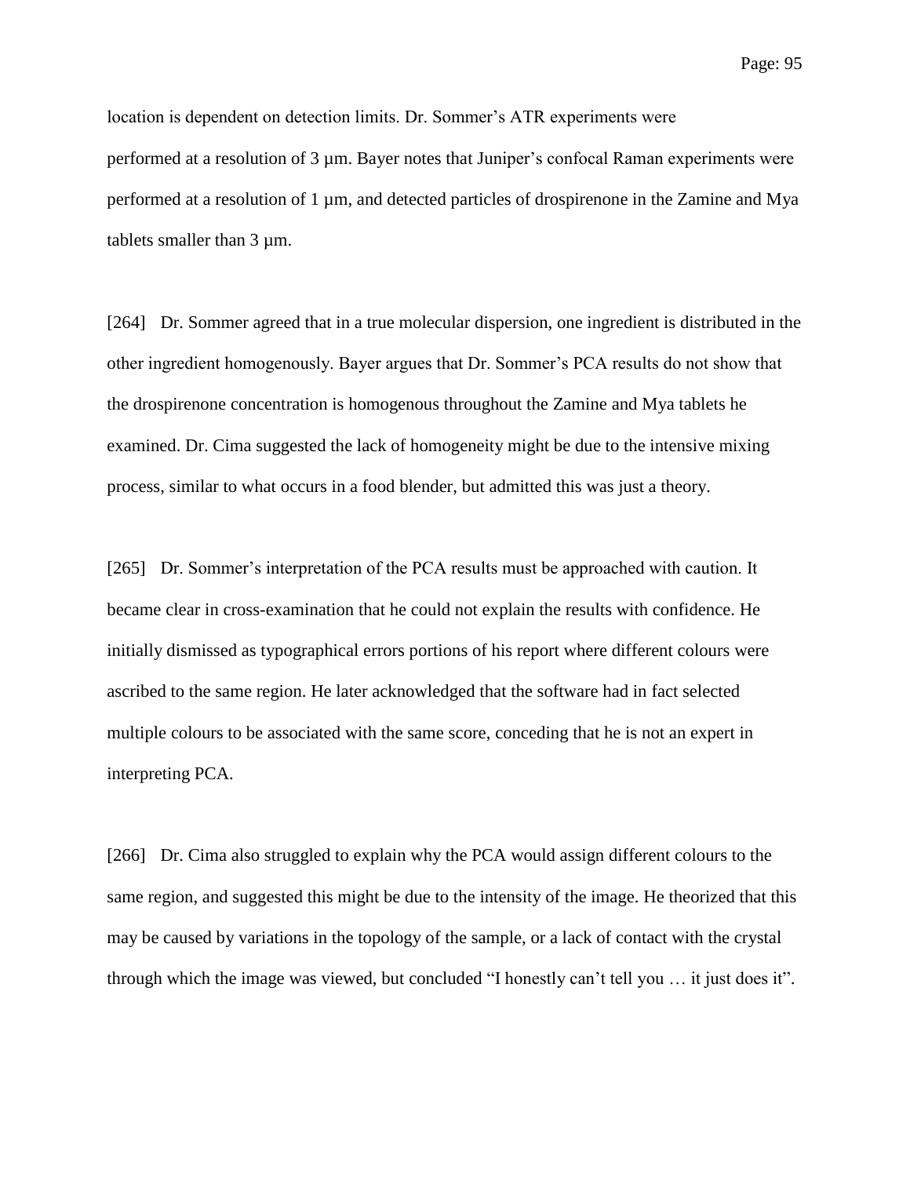location is dependent on detection limits. Dr. Sommer's ATR experiments were performed at a resolution of 3 µm. Bayer notes that Juniper's confocal Raman experiments were performed at a resolution of 1 µm, and detected particles of drospirenone in the Zamine and Mya tablets smaller than 3 µm.

[264] Dr. Sommer agreed that in a true molecular dispersion, one ingredient is distributed in the other ingredient homogenously. Bayer argues that Dr. Sommer's PCA results do not show that the drospirenone concentration is homogenous throughout the Zamine and Mya tablets he examined. Dr. Cima suggested the lack of homogeneity might be due to the intensive mixing process, similar to what occurs in a food blender, but admitted this was just a theory.

[265] Dr. Sommer's interpretation of the PCA results must be approached with caution. It became clear in cross-examination that he could not explain the results with confidence. He initially dismissed as typographical errors portions of his report where different colours were ascribed to the same region. He later acknowledged that the software had in fact selected multiple colours to be associated with the same score, conceding that he is not an expert in interpreting PCA.

[266] Dr. Cima also struggled to explain why the PCA would assign different colours to the same region, and suggested this might be due to the intensity of the image. He theorized that this may be caused by variations in the topology of the sample, or a lack of contact with the crystal through which the image was viewed, but concluded "I honestly can't tell you … it just does it".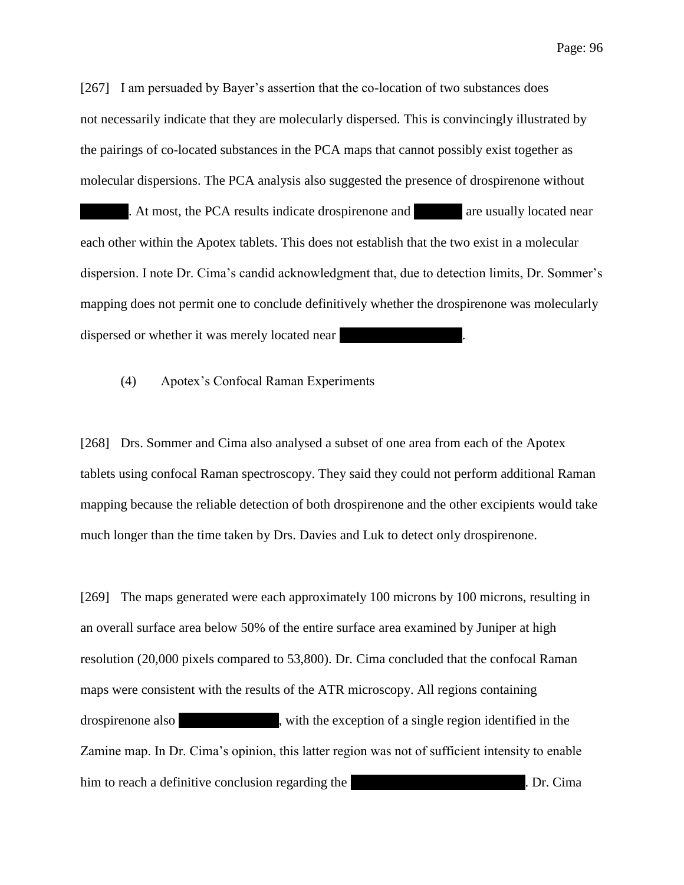[267] I am persuaded by Bayer's assertion that the co-location of two substances does not necessarily indicate that they are molecularly dispersed. This is convincingly illustrated by the pairings of co-located substances in the PCA maps that cannot possibly exist together as molecular dispersions. The PCA analysis also suggested the presence of drospirenone without ██████. At most, the PCA results indicate drospirenone and ██████ are usually located near each other within the Apotex tablets. This does not establish that the two exist in a molecular dispersion. I note Dr. Cima's candid acknowledgment that, due to detection limits, Dr. Sommer's mapping does not permit one to conclude definitively whether the drospirenone was molecularly dispersed or whether it was merely located near ██████████████.

(4) Apotex's Confocal Raman Experiments

[268] Drs. Sommer and Cima also analysed a subset of one area from each of the Apotex tablets using confocal Raman spectroscopy. They said they could not perform additional Raman mapping because the reliable detection of both drospirenone and the other excipients would take much longer than the time taken by Drs. Davies and Luk to detect only drospirenone.

[269] The maps generated were each approximately 100 microns by 100 microns, resulting in an overall surface area below 50% of the entire surface area examined by Juniper at high resolution (20,000 pixels compared to 53,800). Dr. Cima concluded that the confocal Raman maps were consistent with the results of the ATR microscopy. All regions containing drospirenone also ████████████, with the exception of a single region identified in the Zamine map. In Dr. Cima's opinion, this latter region was not of sufficient intensity to enable him to reach a definitive conclusion regarding the ██████████████████████. Dr. Cima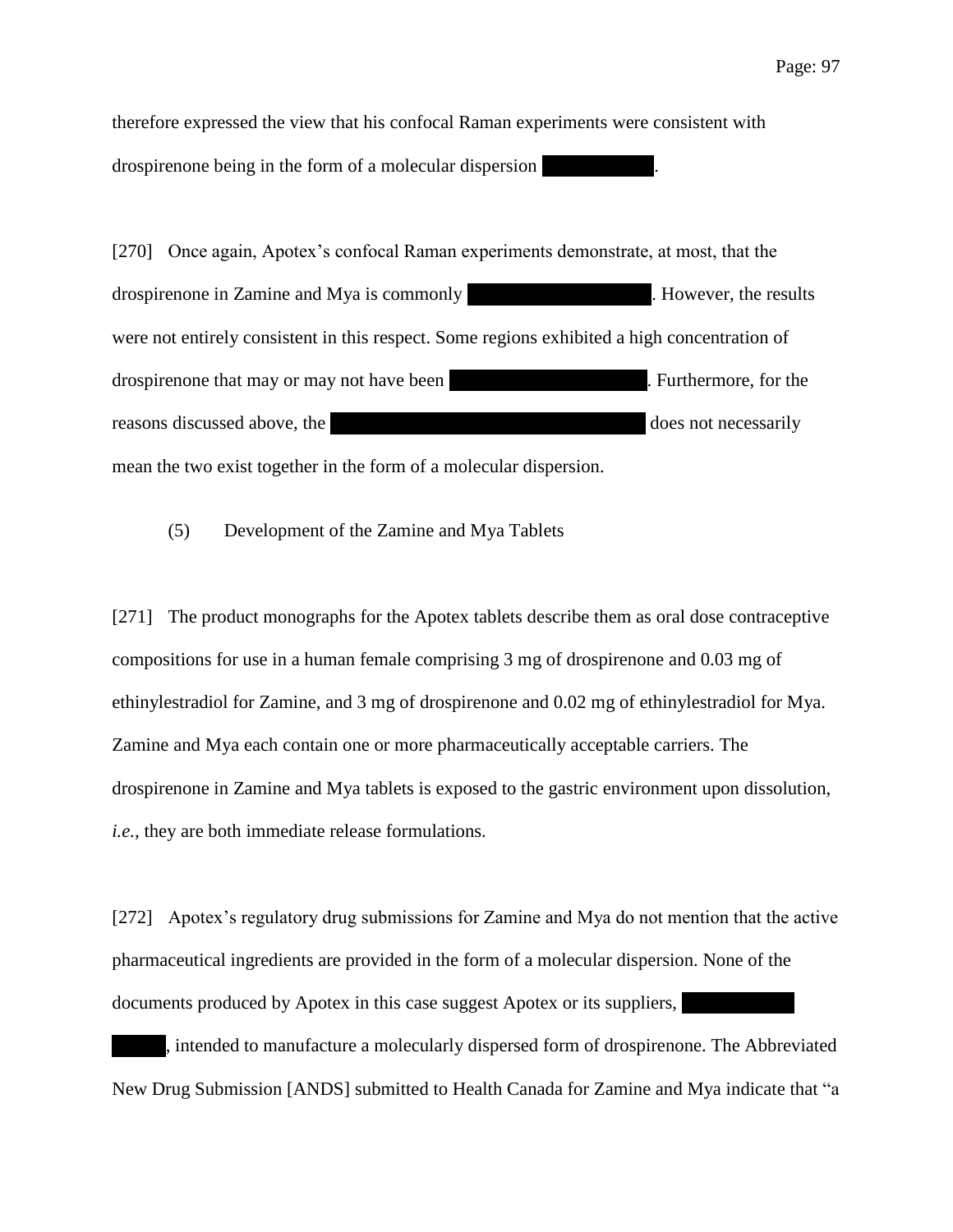therefore expressed the view that his confocal Raman experiments were consistent with drospirenone being in the form of a molecular dispersion ██████.

[270] Once again, Apotex's confocal Raman experiments demonstrate, at most, that the drospirenone in Zamine and Mya is commonly ██████████. However, the results were not entirely consistent in this respect. Some regions exhibited a high concentration of drospirenone that may or may not have been ███████████. Furthermore, for the reasons discussed above, the ██████████████████ does not necessarily mean the two exist together in the form of a molecular dispersion.

(5) Development of the Zamine and Mya Tablets

[271] The product monographs for the Apotex tablets describe them as oral dose contraceptive compositions for use in a human female comprising 3 mg of drospirenone and 0.03 mg of ethinylestradiol for Zamine, and 3 mg of drospirenone and 0.02 mg of ethinylestradiol for Mya. Zamine and Mya each contain one or more pharmaceutically acceptable carriers. The drospirenone in Zamine and Mya tablets is exposed to the gastric environment upon dissolution, *i.e.*, they are both immediate release formulations.

[272] Apotex's regulatory drug submissions for Zamine and Mya do not mention that the active pharmaceutical ingredients are provided in the form of a molecular dispersion. None of the documents produced by Apotex in this case suggest Apotex or its suppliers, ████████ ████, intended to manufacture a molecularly dispersed form of drospirenone. The Abbreviated New Drug Submission [ANDS] submitted to Health Canada for Zamine and Mya indicate that "a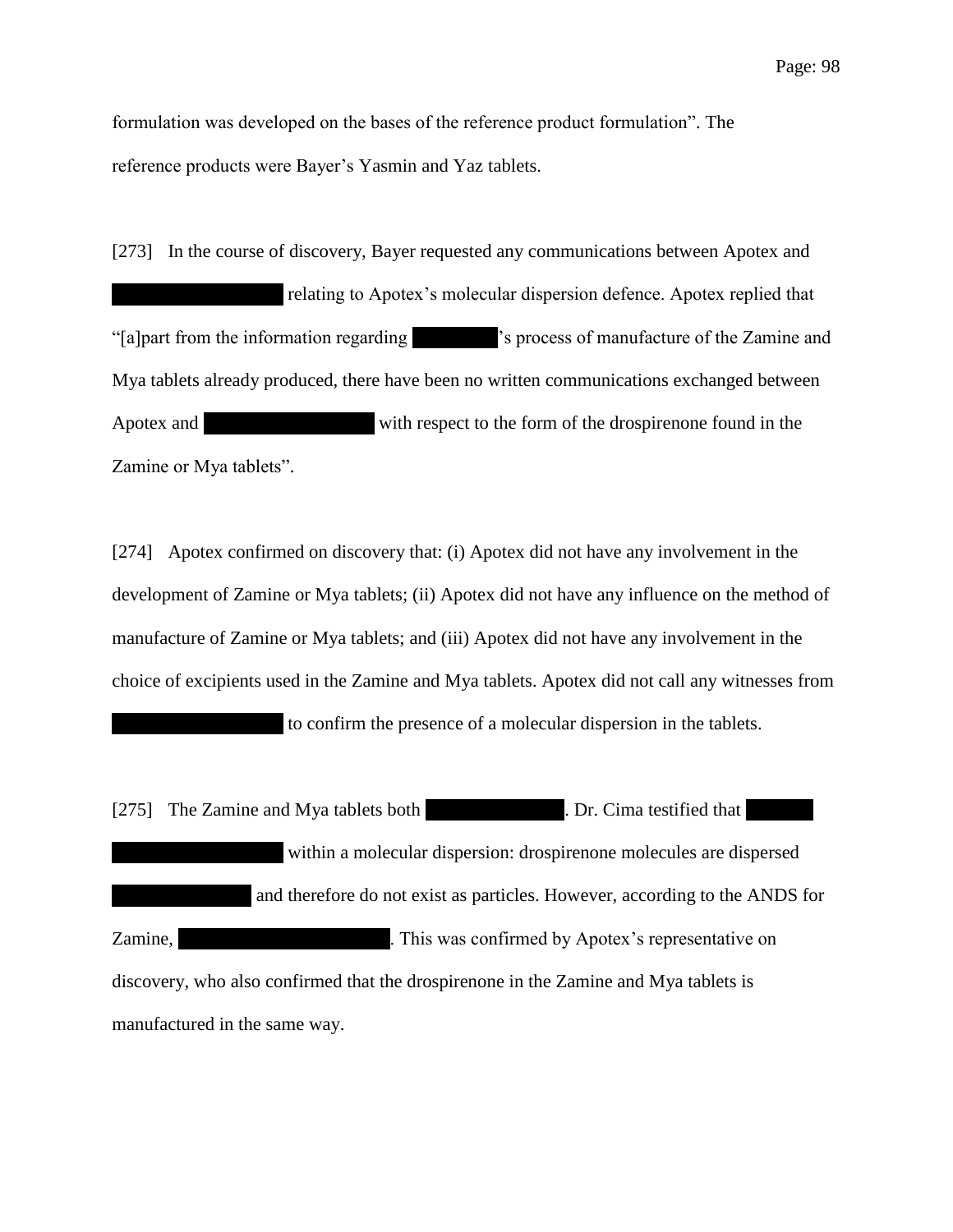formulation was developed on the bases of the reference product formulation". The reference products were Bayer's Yasmin and Yaz tablets.

[273] In the course of discovery, Bayer requested any communications between Apotex and [REDACTED] relating to Apotex's molecular dispersion defence. Apotex replied that "[a]part from the information regarding [REDACTED]'s process of manufacture of the Zamine and Mya tablets already produced, there have been no written communications exchanged between Apotex and [REDACTED] with respect to the form of the drospirenone found in the Zamine or Mya tablets".

[274] Apotex confirmed on discovery that: (i) Apotex did not have any involvement in the development of Zamine or Mya tablets; (ii) Apotex did not have any influence on the method of manufacture of Zamine or Mya tablets; and (iii) Apotex did not have any involvement in the choice of excipients used in the Zamine and Mya tablets. Apotex did not call any witnesses from [REDACTED] to confirm the presence of a molecular dispersion in the tablets.

[275] The Zamine and Mya tablets both [REDACTED]. Dr. Cima testified that [REDACTED] within a molecular dispersion: drospirenone molecules are dispersed [REDACTED] and therefore do not exist as particles. However, according to the ANDS for Zamine, [REDACTED]. This was confirmed by Apotex's representative on discovery, who also confirmed that the drospirenone in the Zamine and Mya tablets is manufactured in the same way.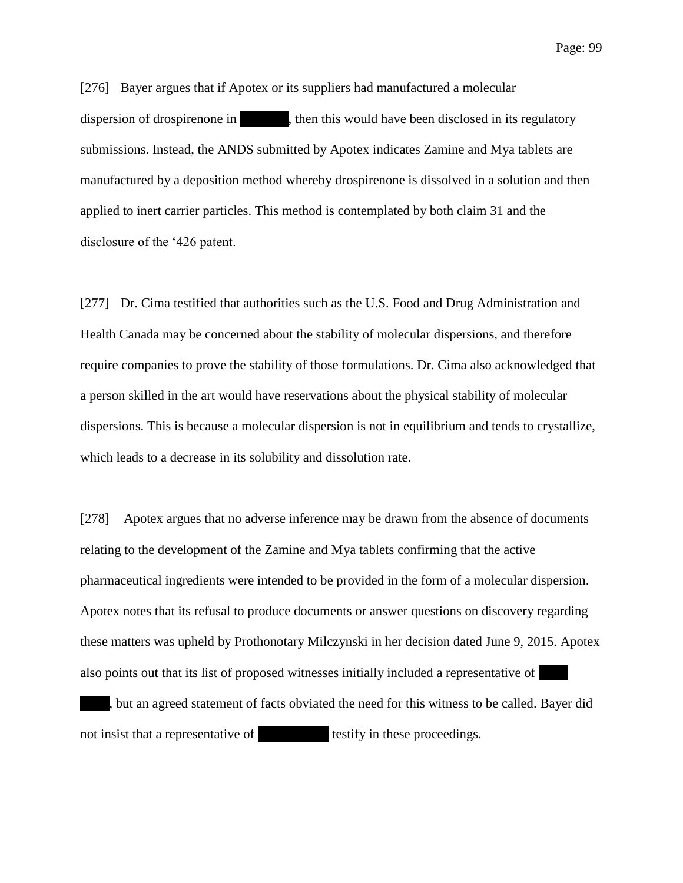[276] Bayer argues that if Apotex or its suppliers had manufactured a molecular dispersion of drospirenone in [REDACTED], then this would have been disclosed in its regulatory submissions. Instead, the ANDS submitted by Apotex indicates Zamine and Mya tablets are manufactured by a deposition method whereby drospirenone is dissolved in a solution and then applied to inert carrier particles. This method is contemplated by both claim 31 and the disclosure of the '426 patent.

[277] Dr. Cima testified that authorities such as the U.S. Food and Drug Administration and Health Canada may be concerned about the stability of molecular dispersions, and therefore require companies to prove the stability of those formulations. Dr. Cima also acknowledged that a person skilled in the art would have reservations about the physical stability of molecular dispersions. This is because a molecular dispersion is not in equilibrium and tends to crystallize, which leads to a decrease in its solubility and dissolution rate.

[278] Apotex argues that no adverse inference may be drawn from the absence of documents relating to the development of the Zamine and Mya tablets confirming that the active pharmaceutical ingredients were intended to be provided in the form of a molecular dispersion. Apotex notes that its refusal to produce documents or answer questions on discovery regarding these matters was upheld by Prothonotary Milczynski in her decision dated June 9, 2015. Apotex also points out that its list of proposed witnesses initially included a representative of [REDACTED], but an agreed statement of facts obviated the need for this witness to be called. Bayer did not insist that a representative of [REDACTED] testify in these proceedings.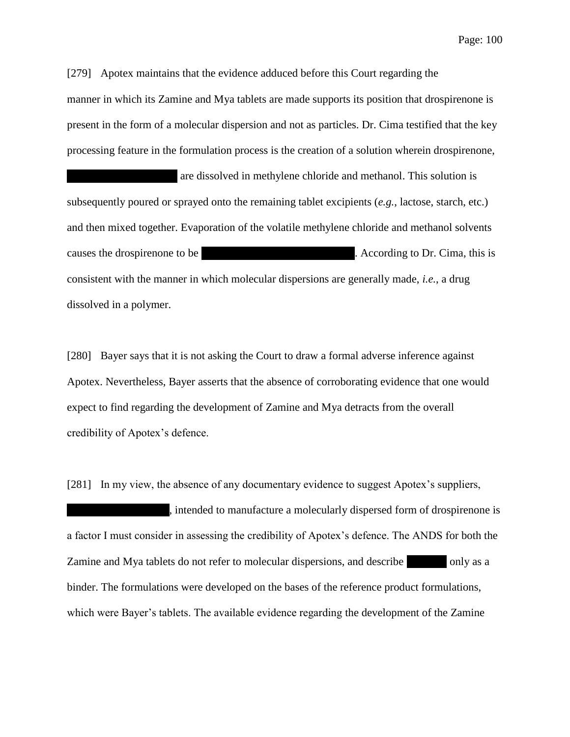[279] Apotex maintains that the evidence adduced before this Court regarding the manner in which its Zamine and Mya tablets are made supports its position that drospirenone is present in the form of a molecular dispersion and not as particles. Dr. Cima testified that the key processing feature in the formulation process is the creation of a solution wherein drospirenone, ██████████████████ are dissolved in methylene chloride and methanol. This solution is subsequently poured or sprayed onto the remaining tablet excipients (*e.g.*, lactose, starch, etc.) and then mixed together. Evaporation of the volatile methylene chloride and methanol solvents causes the drospirenone to be ██████████████████████████. According to Dr. Cima, this is consistent with the manner in which molecular dispersions are generally made, *i.e.*, a drug dissolved in a polymer.

[280] Bayer says that it is not asking the Court to draw a formal adverse inference against Apotex. Nevertheless, Bayer asserts that the absence of corroborating evidence that one would expect to find regarding the development of Zamine and Mya detracts from the overall credibility of Apotex's defence.

[281] In my view, the absence of any documentary evidence to suggest Apotex's suppliers, ██████████████████, intended to manufacture a molecularly dispersed form of drospirenone is a factor I must consider in assessing the credibility of Apotex's defence. The ANDS for both the Zamine and Mya tablets do not refer to molecular dispersions, and describe ███████ only as a binder. The formulations were developed on the bases of the reference product formulations, which were Bayer's tablets. The available evidence regarding the development of the Zamine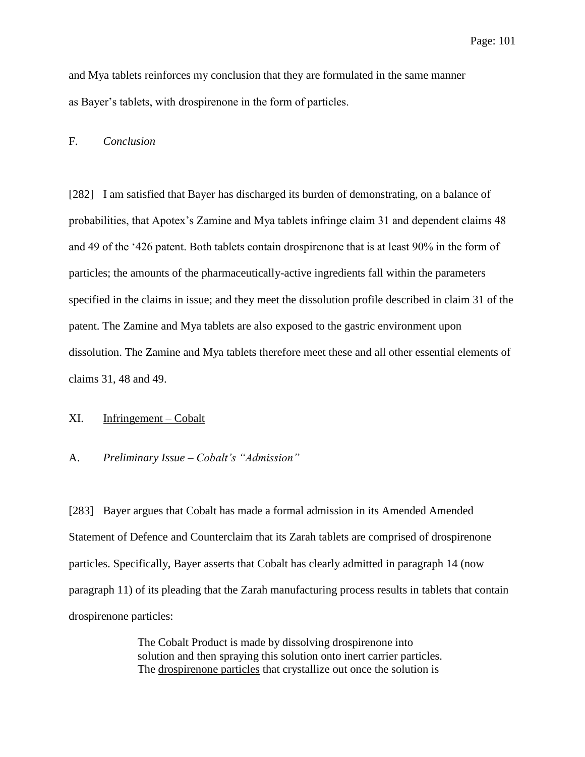and Mya tablets reinforces my conclusion that they are formulated in the same manner as Bayer's tablets, with drospirenone in the form of particles.

### F. *Conclusion*

[282] I am satisfied that Bayer has discharged its burden of demonstrating, on a balance of probabilities, that Apotex's Zamine and Mya tablets infringe claim 31 and dependent claims 48 and 49 of the '426 patent. Both tablets contain drospirenone that is at least 90% in the form of particles; the amounts of the pharmaceutically-active ingredients fall within the parameters specified in the claims in issue; and they meet the dissolution profile described in claim 31 of the patent. The Zamine and Mya tablets are also exposed to the gastric environment upon dissolution. The Zamine and Mya tablets therefore meet these and all other essential elements of claims 31, 48 and 49.

## XI. Infringement – Cobalt

### A. *Preliminary Issue – Cobalt's "Admission"*

[283] Bayer argues that Cobalt has made a formal admission in its Amended Amended Statement of Defence and Counterclaim that its Zarah tablets are comprised of drospirenone particles. Specifically, Bayer asserts that Cobalt has clearly admitted in paragraph 14 (now paragraph 11) of its pleading that the Zarah manufacturing process results in tablets that contain drospirenone particles:

> The Cobalt Product is made by dissolving drospirenone into solution and then spraying this solution onto inert carrier particles. The drospirenone particles that crystallize out once the solution is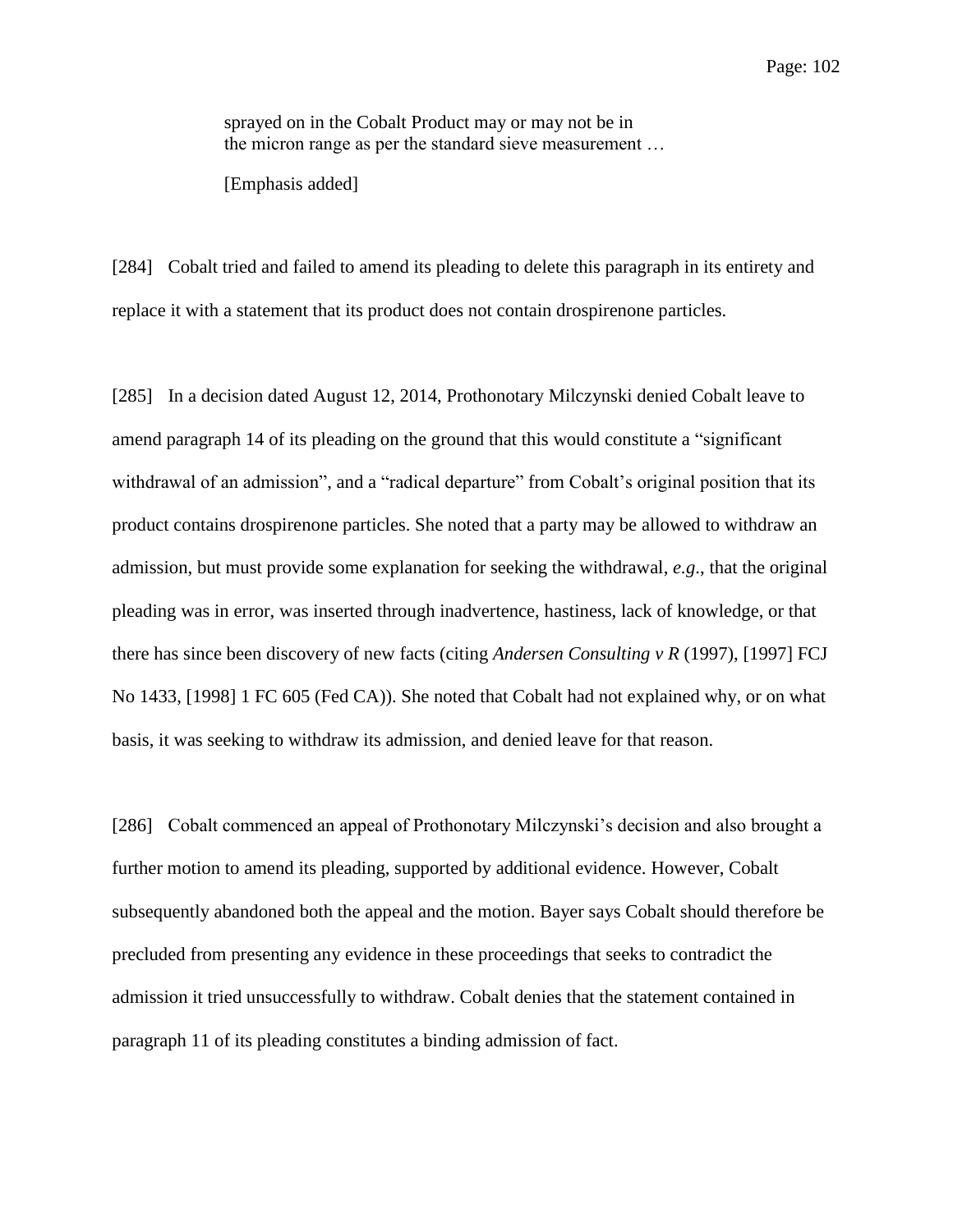> sprayed on in the Cobalt Product may or may not be in the micron range as per the standard sieve measurement …
>
> [Emphasis added]

[284] Cobalt tried and failed to amend its pleading to delete this paragraph in its entirety and replace it with a statement that its product does not contain drospirenone particles.

[285] In a decision dated August 12, 2014, Prothonotary Milczynski denied Cobalt leave to amend paragraph 14 of its pleading on the ground that this would constitute a "significant withdrawal of an admission", and a "radical departure" from Cobalt's original position that its product contains drospirenone particles. She noted that a party may be allowed to withdraw an admission, but must provide some explanation for seeking the withdrawal, *e.g*., that the original pleading was in error, was inserted through inadvertence, hastiness, lack of knowledge, or that there has since been discovery of new facts (citing *Andersen Consulting v R* (1997), [1997] FCJ No 1433, [1998] 1 FC 605 (Fed CA)). She noted that Cobalt had not explained why, or on what basis, it was seeking to withdraw its admission, and denied leave for that reason.

[286] Cobalt commenced an appeal of Prothonotary Milczynski's decision and also brought a further motion to amend its pleading, supported by additional evidence. However, Cobalt subsequently abandoned both the appeal and the motion. Bayer says Cobalt should therefore be precluded from presenting any evidence in these proceedings that seeks to contradict the admission it tried unsuccessfully to withdraw. Cobalt denies that the statement contained in paragraph 11 of its pleading constitutes a binding admission of fact.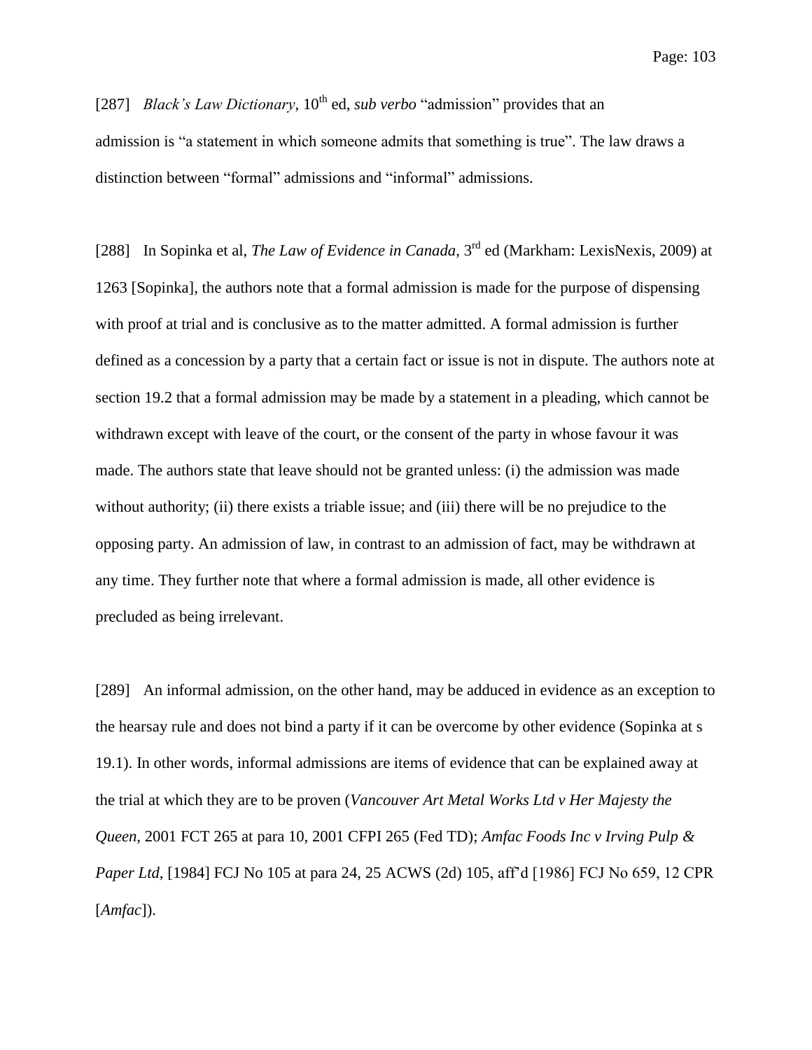[287] *Black's Law Dictionary*, 10th ed, *sub verbo* "admission" provides that an admission is "a statement in which someone admits that something is true". The law draws a distinction between "formal" admissions and "informal" admissions.

[288] In Sopinka et al, *The Law of Evidence in Canada*, 3rd ed (Markham: LexisNexis, 2009) at 1263 [Sopinka], the authors note that a formal admission is made for the purpose of dispensing with proof at trial and is conclusive as to the matter admitted. A formal admission is further defined as a concession by a party that a certain fact or issue is not in dispute. The authors note at section 19.2 that a formal admission may be made by a statement in a pleading, which cannot be withdrawn except with leave of the court, or the consent of the party in whose favour it was made. The authors state that leave should not be granted unless: (i) the admission was made without authority; (ii) there exists a triable issue; and (iii) there will be no prejudice to the opposing party. An admission of law, in contrast to an admission of fact, may be withdrawn at any time. They further note that where a formal admission is made, all other evidence is precluded as being irrelevant.

[289] An informal admission, on the other hand, may be adduced in evidence as an exception to the hearsay rule and does not bind a party if it can be overcome by other evidence (Sopinka at s 19.1). In other words, informal admissions are items of evidence that can be explained away at the trial at which they are to be proven (*Vancouver Art Metal Works Ltd v Her Majesty the Queen*, 2001 FCT 265 at para 10, 2001 CFPI 265 (Fed TD); *Amfac Foods Inc v Irving Pulp & Paper Ltd*, [1984] FCJ No 105 at para 24, 25 ACWS (2d) 105, aff'd [1986] FCJ No 659, 12 CPR [*Amfac*]).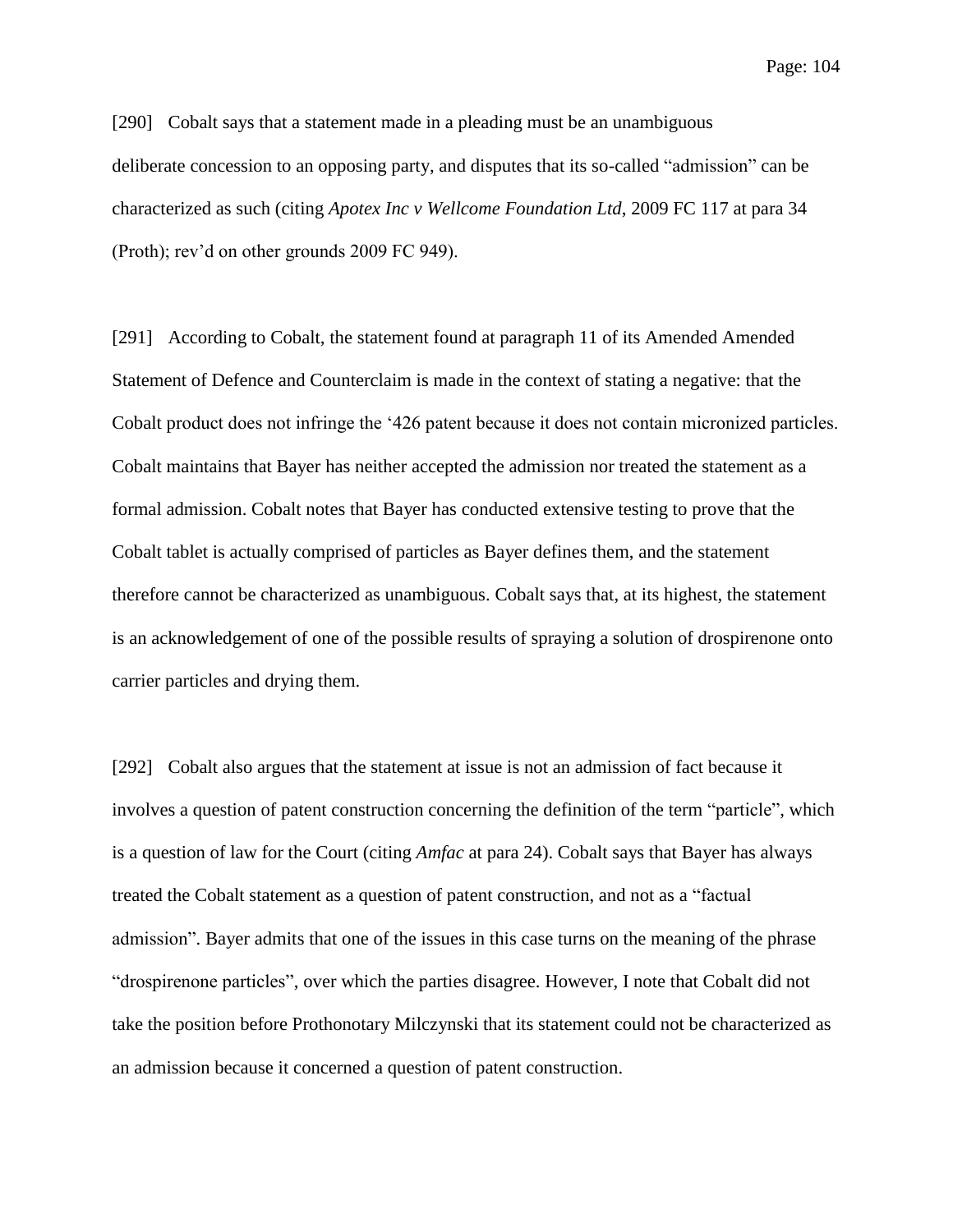[290] Cobalt says that a statement made in a pleading must be an unambiguous deliberate concession to an opposing party, and disputes that its so-called "admission" can be characterized as such (citing *Apotex Inc v Wellcome Foundation Ltd*, 2009 FC 117 at para 34 (Proth); rev'd on other grounds 2009 FC 949).

[291] According to Cobalt, the statement found at paragraph 11 of its Amended Amended Statement of Defence and Counterclaim is made in the context of stating a negative: that the Cobalt product does not infringe the '426 patent because it does not contain micronized particles. Cobalt maintains that Bayer has neither accepted the admission nor treated the statement as a formal admission. Cobalt notes that Bayer has conducted extensive testing to prove that the Cobalt tablet is actually comprised of particles as Bayer defines them, and the statement therefore cannot be characterized as unambiguous. Cobalt says that, at its highest, the statement is an acknowledgement of one of the possible results of spraying a solution of drospirenone onto carrier particles and drying them.

[292] Cobalt also argues that the statement at issue is not an admission of fact because it involves a question of patent construction concerning the definition of the term "particle", which is a question of law for the Court (citing *Amfac* at para 24). Cobalt says that Bayer has always treated the Cobalt statement as a question of patent construction, and not as a "factual admission". Bayer admits that one of the issues in this case turns on the meaning of the phrase "drospirenone particles", over which the parties disagree. However, I note that Cobalt did not take the position before Prothonotary Milczynski that its statement could not be characterized as an admission because it concerned a question of patent construction.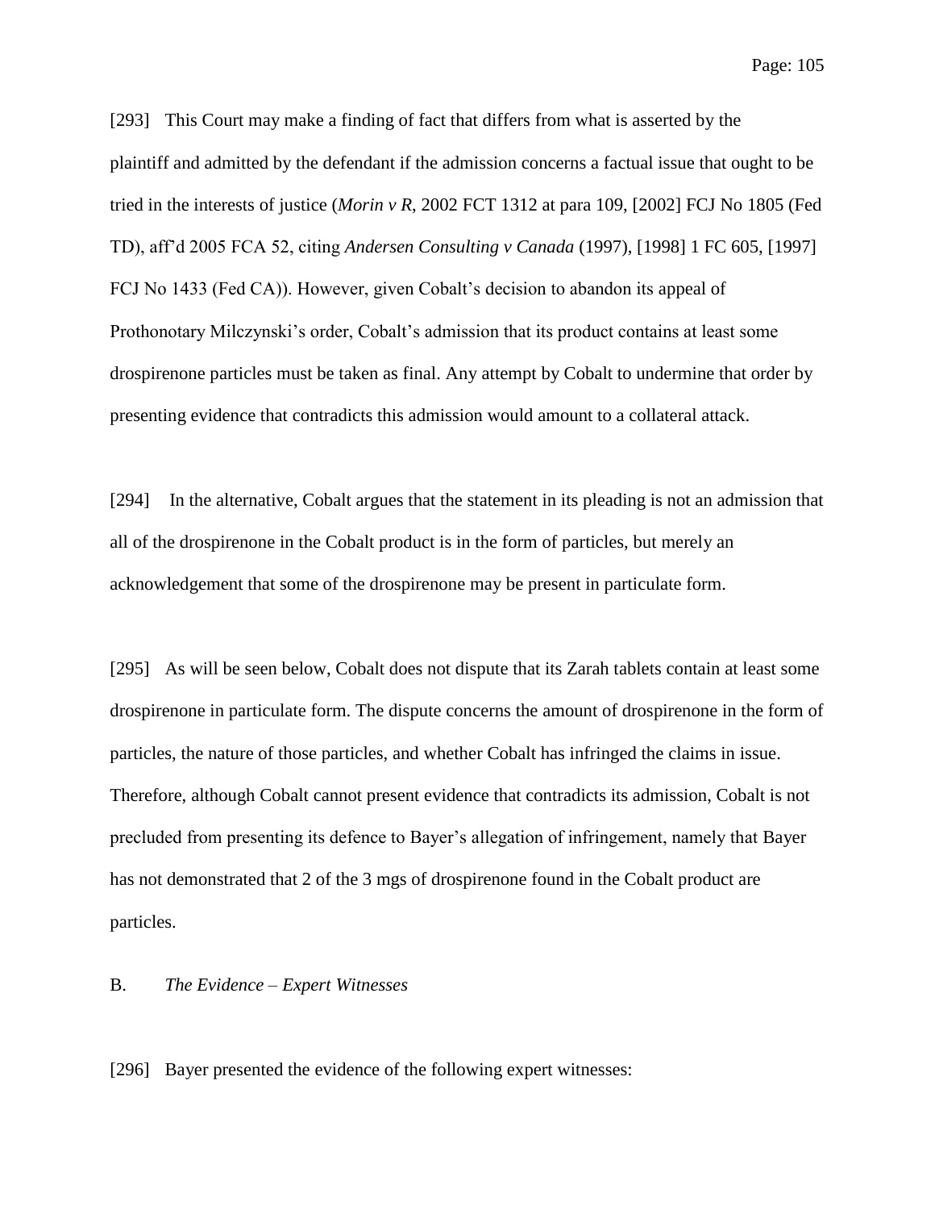[293] This Court may make a finding of fact that differs from what is asserted by the plaintiff and admitted by the defendant if the admission concerns a factual issue that ought to be tried in the interests of justice (*Morin v R*, 2002 FCT 1312 at para 109, [2002] FCJ No 1805 (Fed TD), aff'd 2005 FCA 52, citing *Andersen Consulting v Canada* (1997), [1998] 1 FC 605, [1997] FCJ No 1433 (Fed CA)). However, given Cobalt's decision to abandon its appeal of Prothonotary Milczynski's order, Cobalt's admission that its product contains at least some drospirenone particles must be taken as final. Any attempt by Cobalt to undermine that order by presenting evidence that contradicts this admission would amount to a collateral attack.

[294] In the alternative, Cobalt argues that the statement in its pleading is not an admission that all of the drospirenone in the Cobalt product is in the form of particles, but merely an acknowledgement that some of the drospirenone may be present in particulate form.

[295] As will be seen below, Cobalt does not dispute that its Zarah tablets contain at least some drospirenone in particulate form. The dispute concerns the amount of drospirenone in the form of particles, the nature of those particles, and whether Cobalt has infringed the claims in issue. Therefore, although Cobalt cannot present evidence that contradicts its admission, Cobalt is not precluded from presenting its defence to Bayer's allegation of infringement, namely that Bayer has not demonstrated that 2 of the 3 mgs of drospirenone found in the Cobalt product are particles.

### B. *The Evidence – Expert Witnesses*

[296] Bayer presented the evidence of the following expert witnesses: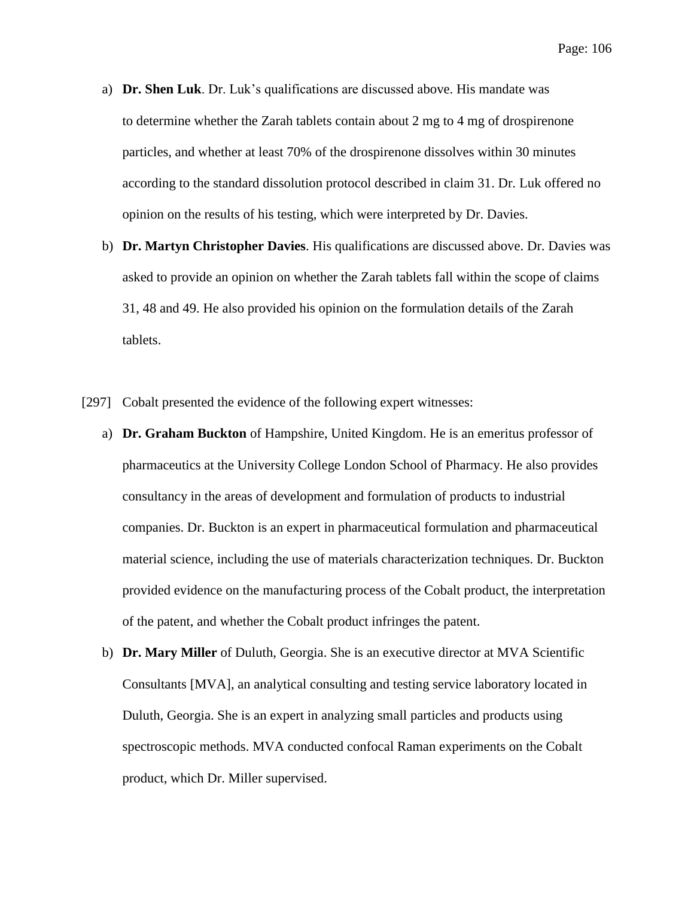a) **Dr. Shen Luk**. Dr. Luk's qualifications are discussed above. His mandate was to determine whether the Zarah tablets contain about 2 mg to 4 mg of drospirenone particles, and whether at least 70% of the drospirenone dissolves within 30 minutes according to the standard dissolution protocol described in claim 31. Dr. Luk offered no opinion on the results of his testing, which were interpreted by Dr. Davies.

b) **Dr. Martyn Christopher Davies**. His qualifications are discussed above. Dr. Davies was asked to provide an opinion on whether the Zarah tablets fall within the scope of claims 31, 48 and 49. He also provided his opinion on the formulation details of the Zarah tablets.

[297] Cobalt presented the evidence of the following expert witnesses:

a) **Dr. Graham Buckton** of Hampshire, United Kingdom. He is an emeritus professor of pharmaceutics at the University College London School of Pharmacy. He also provides consultancy in the areas of development and formulation of products to industrial companies. Dr. Buckton is an expert in pharmaceutical formulation and pharmaceutical material science, including the use of materials characterization techniques. Dr. Buckton provided evidence on the manufacturing process of the Cobalt product, the interpretation of the patent, and whether the Cobalt product infringes the patent.

b) **Dr. Mary Miller** of Duluth, Georgia. She is an executive director at MVA Scientific Consultants [MVA], an analytical consulting and testing service laboratory located in Duluth, Georgia. She is an expert in analyzing small particles and products using spectroscopic methods. MVA conducted confocal Raman experiments on the Cobalt product, which Dr. Miller supervised.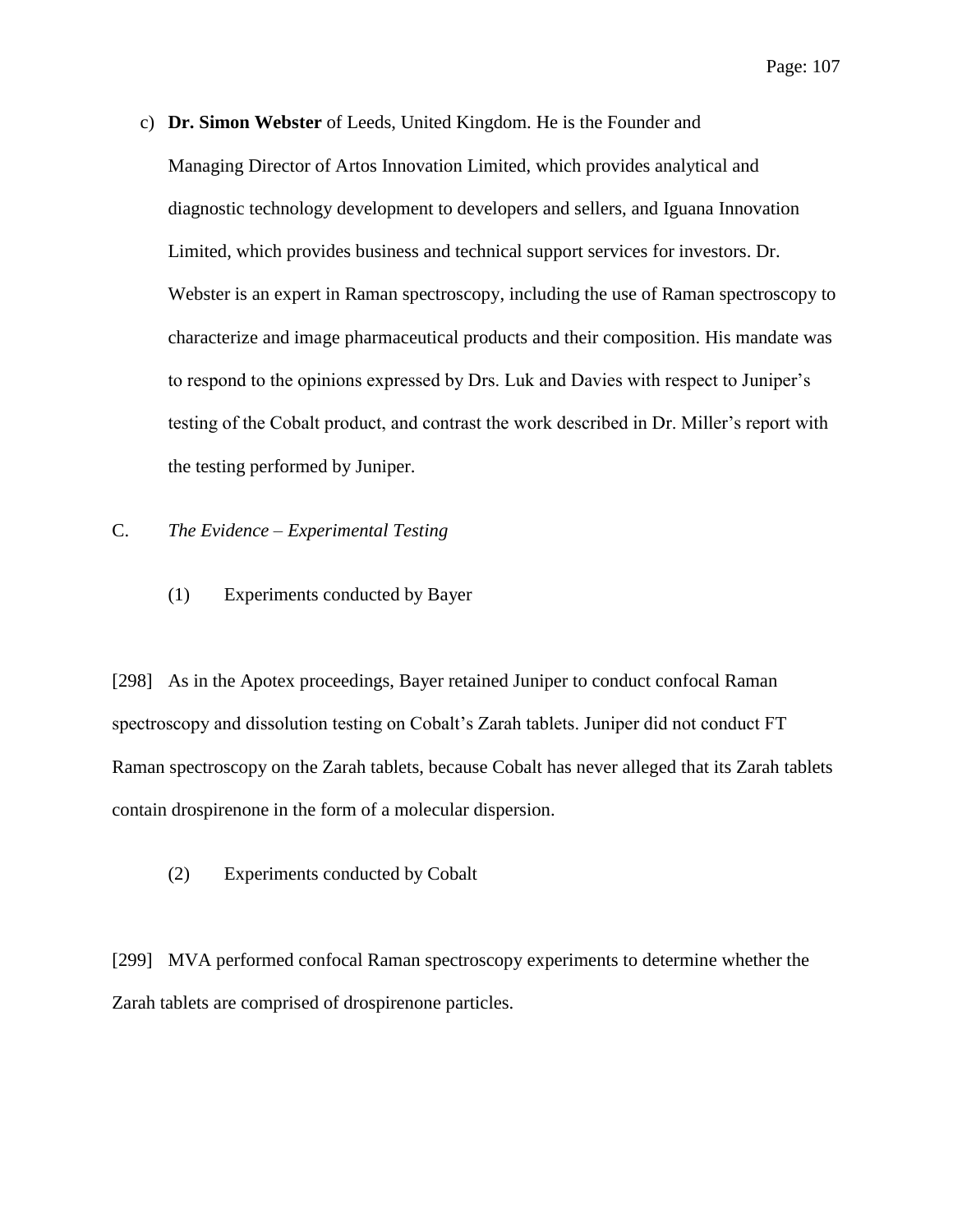c) **Dr. Simon Webster** of Leeds, United Kingdom. He is the Founder and Managing Director of Artos Innovation Limited, which provides analytical and diagnostic technology development to developers and sellers, and Iguana Innovation Limited, which provides business and technical support services for investors. Dr. Webster is an expert in Raman spectroscopy, including the use of Raman spectroscopy to characterize and image pharmaceutical products and their composition. His mandate was to respond to the opinions expressed by Drs. Luk and Davies with respect to Juniper's testing of the Cobalt product, and contrast the work described in Dr. Miller's report with the testing performed by Juniper.

C. *The Evidence – Experimental Testing*

(1) Experiments conducted by Bayer

[298] As in the Apotex proceedings, Bayer retained Juniper to conduct confocal Raman spectroscopy and dissolution testing on Cobalt's Zarah tablets. Juniper did not conduct FT Raman spectroscopy on the Zarah tablets, because Cobalt has never alleged that its Zarah tablets contain drospirenone in the form of a molecular dispersion.

(2) Experiments conducted by Cobalt

[299] MVA performed confocal Raman spectroscopy experiments to determine whether the Zarah tablets are comprised of drospirenone particles.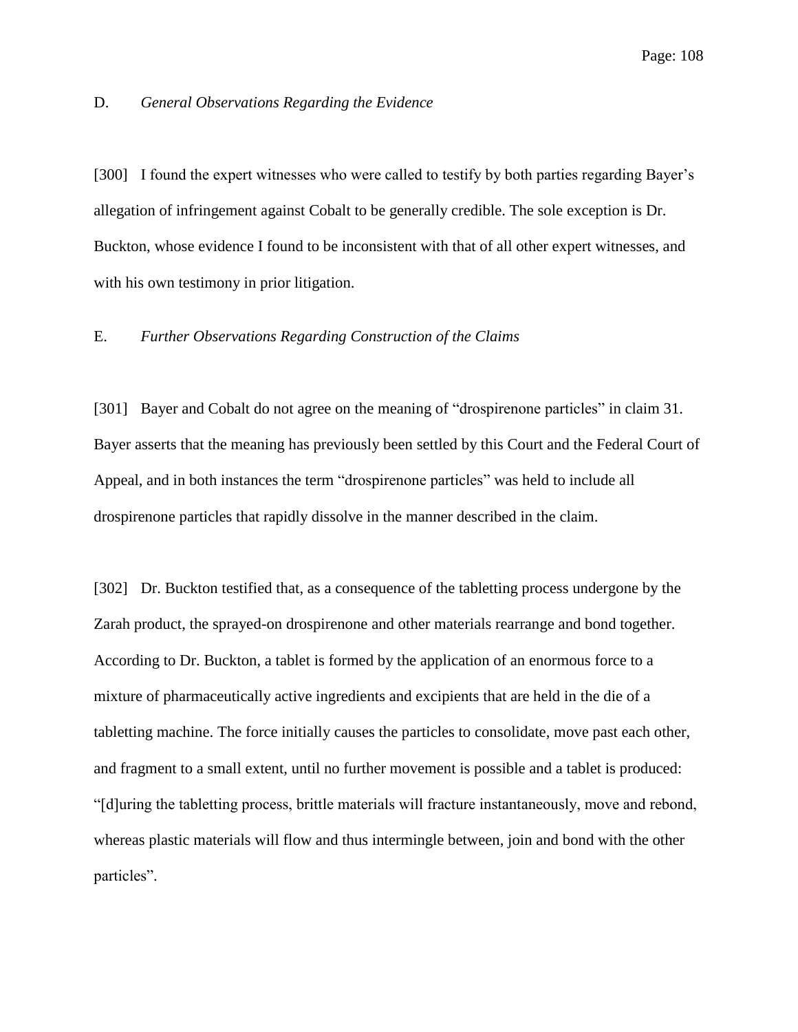### D. *General Observations Regarding the Evidence*

[300] I found the expert witnesses who were called to testify by both parties regarding Bayer's allegation of infringement against Cobalt to be generally credible. The sole exception is Dr. Buckton, whose evidence I found to be inconsistent with that of all other expert witnesses, and with his own testimony in prior litigation.

### E. *Further Observations Regarding Construction of the Claims*

[301] Bayer and Cobalt do not agree on the meaning of "drospirenone particles" in claim 31. Bayer asserts that the meaning has previously been settled by this Court and the Federal Court of Appeal, and in both instances the term "drospirenone particles" was held to include all drospirenone particles that rapidly dissolve in the manner described in the claim.

[302] Dr. Buckton testified that, as a consequence of the tabletting process undergone by the Zarah product, the sprayed-on drospirenone and other materials rearrange and bond together. According to Dr. Buckton, a tablet is formed by the application of an enormous force to a mixture of pharmaceutically active ingredients and excipients that are held in the die of a tabletting machine. The force initially causes the particles to consolidate, move past each other, and fragment to a small extent, until no further movement is possible and a tablet is produced: "[d]uring the tabletting process, brittle materials will fracture instantaneously, move and rebond, whereas plastic materials will flow and thus intermingle between, join and bond with the other particles".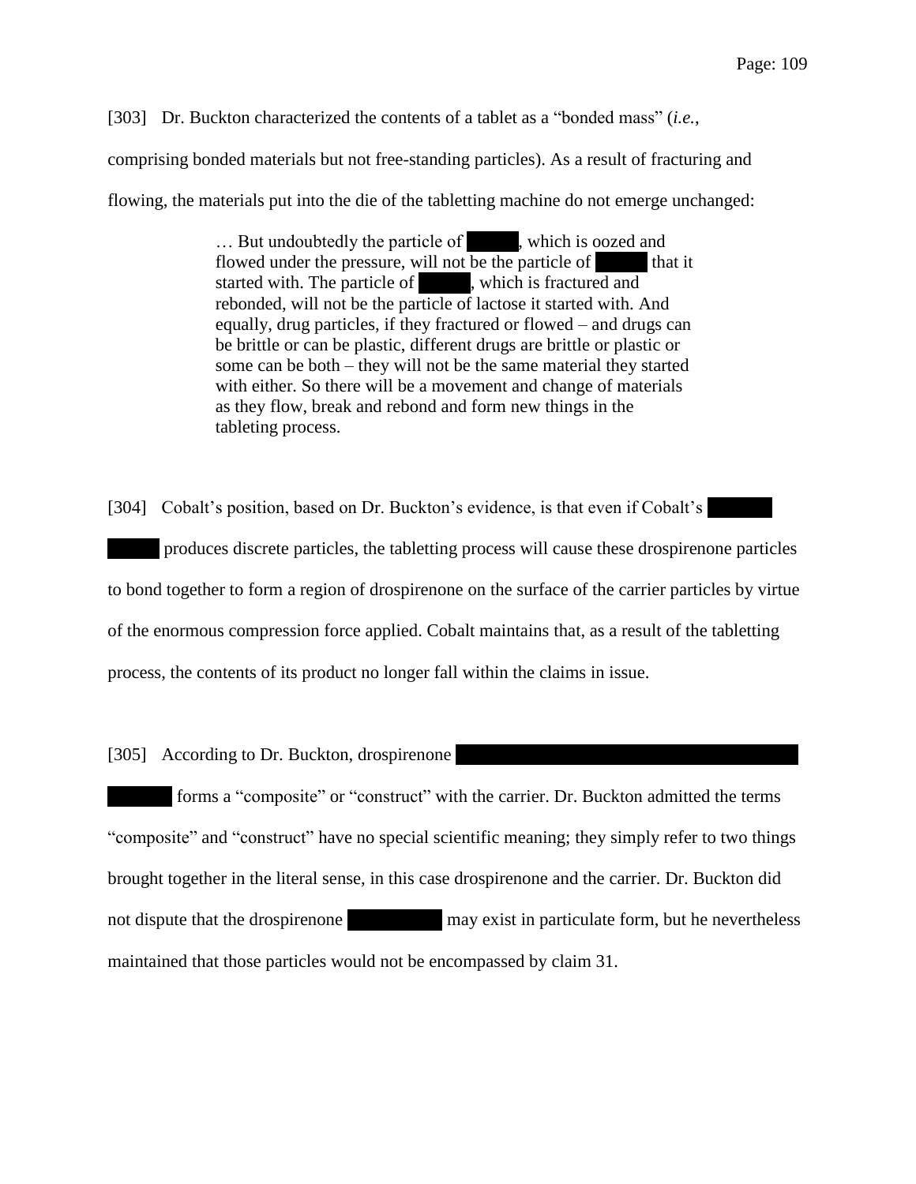[303] Dr. Buckton characterized the contents of a tablet as a "bonded mass" (*i.e.*, comprising bonded materials but not free-standing particles). As a result of fracturing and flowing, the materials put into the die of the tabletting machine do not emerge unchanged:

> … But undoubtedly the particle of ██████, which is oozed and flowed under the pressure, will not be the particle of ██████ that it started with. The particle of ██████, which is fractured and rebonded, will not be the particle of lactose it started with. And equally, drug particles, if they fractured or flowed – and drugs can be brittle or can be plastic, different drugs are brittle or plastic or some can be both – they will not be the same material they started with either. So there will be a movement and change of materials as they flow, break and rebond and form new things in the tableting process.

[304] Cobalt's position, based on Dr. Buckton's evidence, is that even if Cobalt's ██████ ██████ produces discrete particles, the tabletting process will cause these drospirenone particles to bond together to form a region of drospirenone on the surface of the carrier particles by virtue of the enormous compression force applied. Cobalt maintains that, as a result of the tabletting process, the contents of its product no longer fall within the claims in issue.

[305] According to Dr. Buckton, drospirenone ██████████████████████ ██████ forms a "composite" or "construct" with the carrier. Dr. Buckton admitted the terms "composite" and "construct" have no special scientific meaning; they simply refer to two things brought together in the literal sense, in this case drospirenone and the carrier. Dr. Buckton did not dispute that the drospirenone ██████████ may exist in particulate form, but he nevertheless maintained that those particles would not be encompassed by claim 31.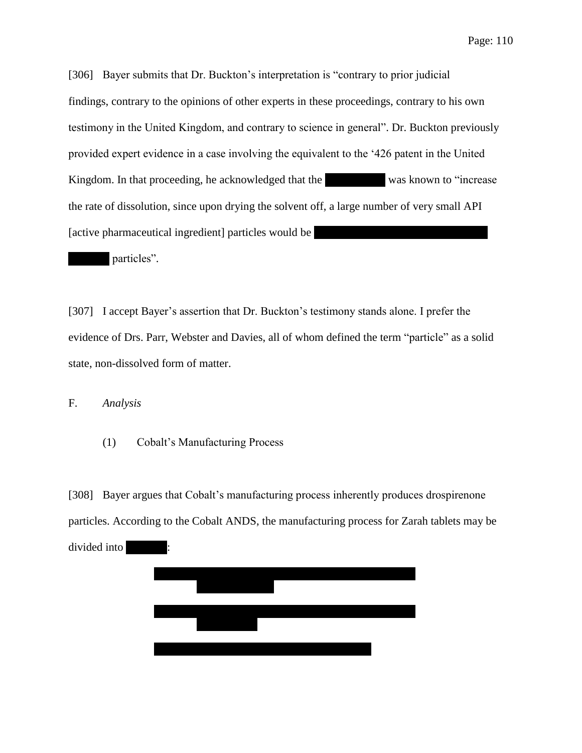[306] Bayer submits that Dr. Buckton's interpretation is "contrary to prior judicial findings, contrary to the opinions of other experts in these proceedings, contrary to his own testimony in the United Kingdom, and contrary to science in general". Dr. Buckton previously provided expert evidence in a case involving the equivalent to the '426 patent in the United Kingdom. In that proceeding, he acknowledged that the [REDACTED] was known to "increase the rate of dissolution, since upon drying the solvent off, a large number of very small API [active pharmaceutical ingredient] particles would be [REDACTED] [REDACTED] particles".

[307] I accept Bayer's assertion that Dr. Buckton's testimony stands alone. I prefer the evidence of Drs. Parr, Webster and Davies, all of whom defined the term "particle" as a solid state, non-dissolved form of matter.

F. *Analysis*

(1) Cobalt's Manufacturing Process

[308] Bayer argues that Cobalt's manufacturing process inherently produces drospirenone particles. According to the Cobalt ANDS, the manufacturing process for Zarah tablets may be divided into [REDACTED]:

> [REDACTED]
>
> [REDACTED]
>
> [REDACTED]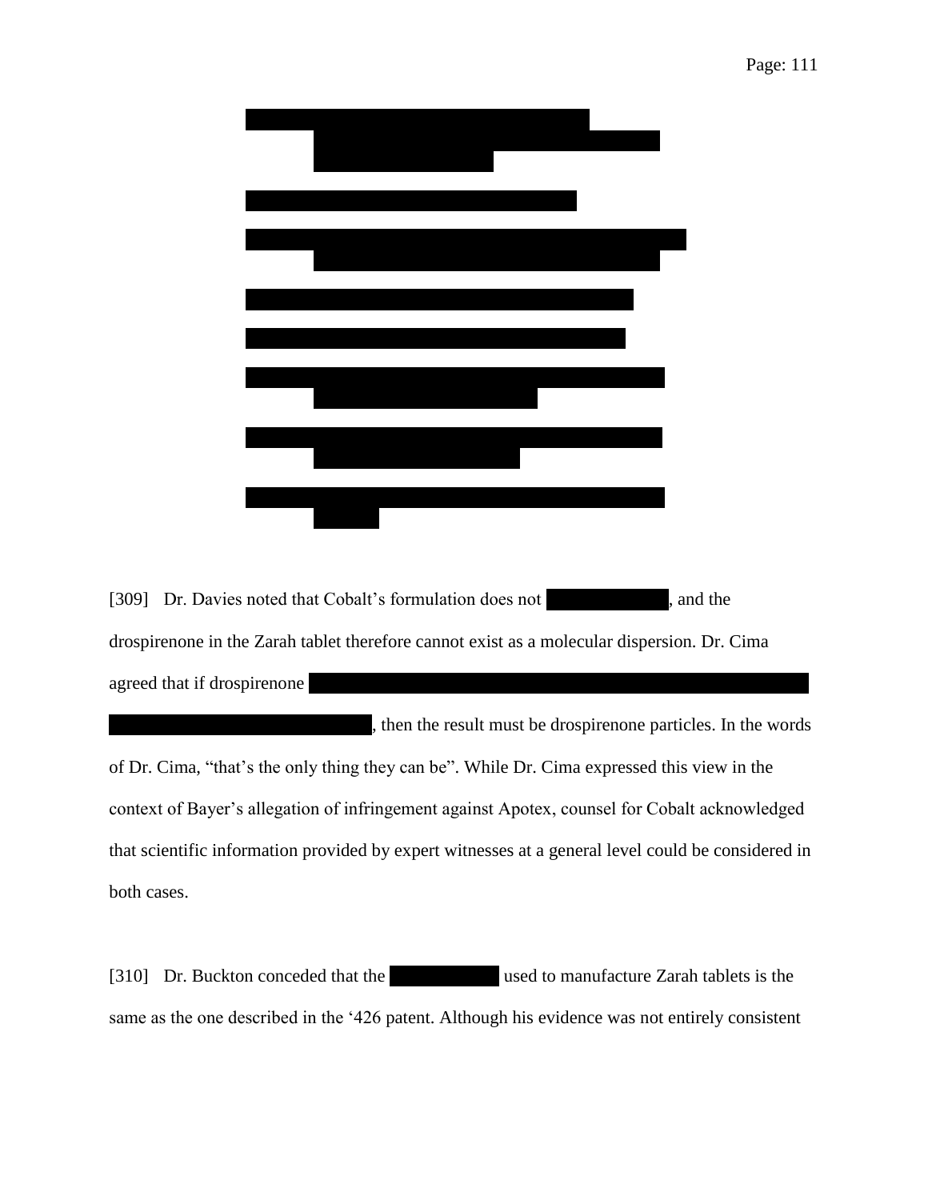[309] Dr. Davies noted that Cobalt's formulation does not [REDACTED], and the drospirenone in the Zarah tablet therefore cannot exist as a molecular dispersion. Dr. Cima agreed that if drospirenone [REDACTED], then the result must be drospirenone particles. In the words of Dr. Cima, "that's the only thing they can be". While Dr. Cima expressed this view in the context of Bayer's allegation of infringement against Apotex, counsel for Cobalt acknowledged that scientific information provided by expert witnesses at a general level could be considered in both cases.

[310] Dr. Buckton conceded that the [REDACTED] used to manufacture Zarah tablets is the same as the one described in the '426 patent. Although his evidence was not entirely consistent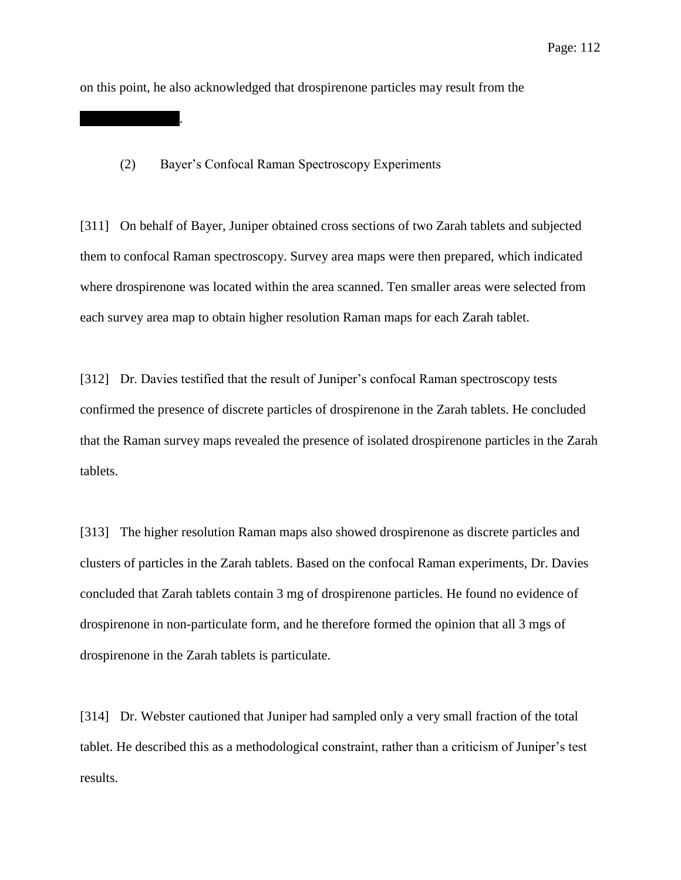on this point, he also acknowledged that drospirenone particles may result from the ████████.

(2) Bayer's Confocal Raman Spectroscopy Experiments

[311] On behalf of Bayer, Juniper obtained cross sections of two Zarah tablets and subjected them to confocal Raman spectroscopy. Survey area maps were then prepared, which indicated where drospirenone was located within the area scanned. Ten smaller areas were selected from each survey area map to obtain higher resolution Raman maps for each Zarah tablet.

[312] Dr. Davies testified that the result of Juniper's confocal Raman spectroscopy tests confirmed the presence of discrete particles of drospirenone in the Zarah tablets. He concluded that the Raman survey maps revealed the presence of isolated drospirenone particles in the Zarah tablets.

[313] The higher resolution Raman maps also showed drospirenone as discrete particles and clusters of particles in the Zarah tablets. Based on the confocal Raman experiments, Dr. Davies concluded that Zarah tablets contain 3 mg of drospirenone particles. He found no evidence of drospirenone in non-particulate form, and he therefore formed the opinion that all 3 mgs of drospirenone in the Zarah tablets is particulate.

[314] Dr. Webster cautioned that Juniper had sampled only a very small fraction of the total tablet. He described this as a methodological constraint, rather than a criticism of Juniper's test results.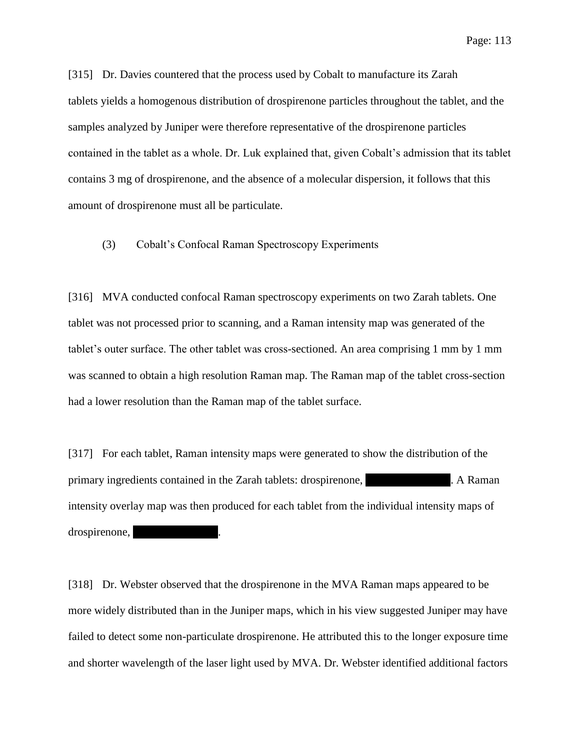[315] Dr. Davies countered that the process used by Cobalt to manufacture its Zarah tablets yields a homogenous distribution of drospirenone particles throughout the tablet, and the samples analyzed by Juniper were therefore representative of the drospirenone particles contained in the tablet as a whole. Dr. Luk explained that, given Cobalt's admission that its tablet contains 3 mg of drospirenone, and the absence of a molecular dispersion, it follows that this amount of drospirenone must all be particulate.

(3) Cobalt's Confocal Raman Spectroscopy Experiments

[316] MVA conducted confocal Raman spectroscopy experiments on two Zarah tablets. One tablet was not processed prior to scanning, and a Raman intensity map was generated of the tablet's outer surface. The other tablet was cross-sectioned. An area comprising 1 mm by 1 mm was scanned to obtain a high resolution Raman map. The Raman map of the tablet cross-section had a lower resolution than the Raman map of the tablet surface.

[317] For each tablet, Raman intensity maps were generated to show the distribution of the primary ingredients contained in the Zarah tablets: drospirenone, ██████████. A Raman intensity overlay map was then produced for each tablet from the individual intensity maps of drospirenone, ██████████.

[318] Dr. Webster observed that the drospirenone in the MVA Raman maps appeared to be more widely distributed than in the Juniper maps, which in his view suggested Juniper may have failed to detect some non-particulate drospirenone. He attributed this to the longer exposure time and shorter wavelength of the laser light used by MVA. Dr. Webster identified additional factors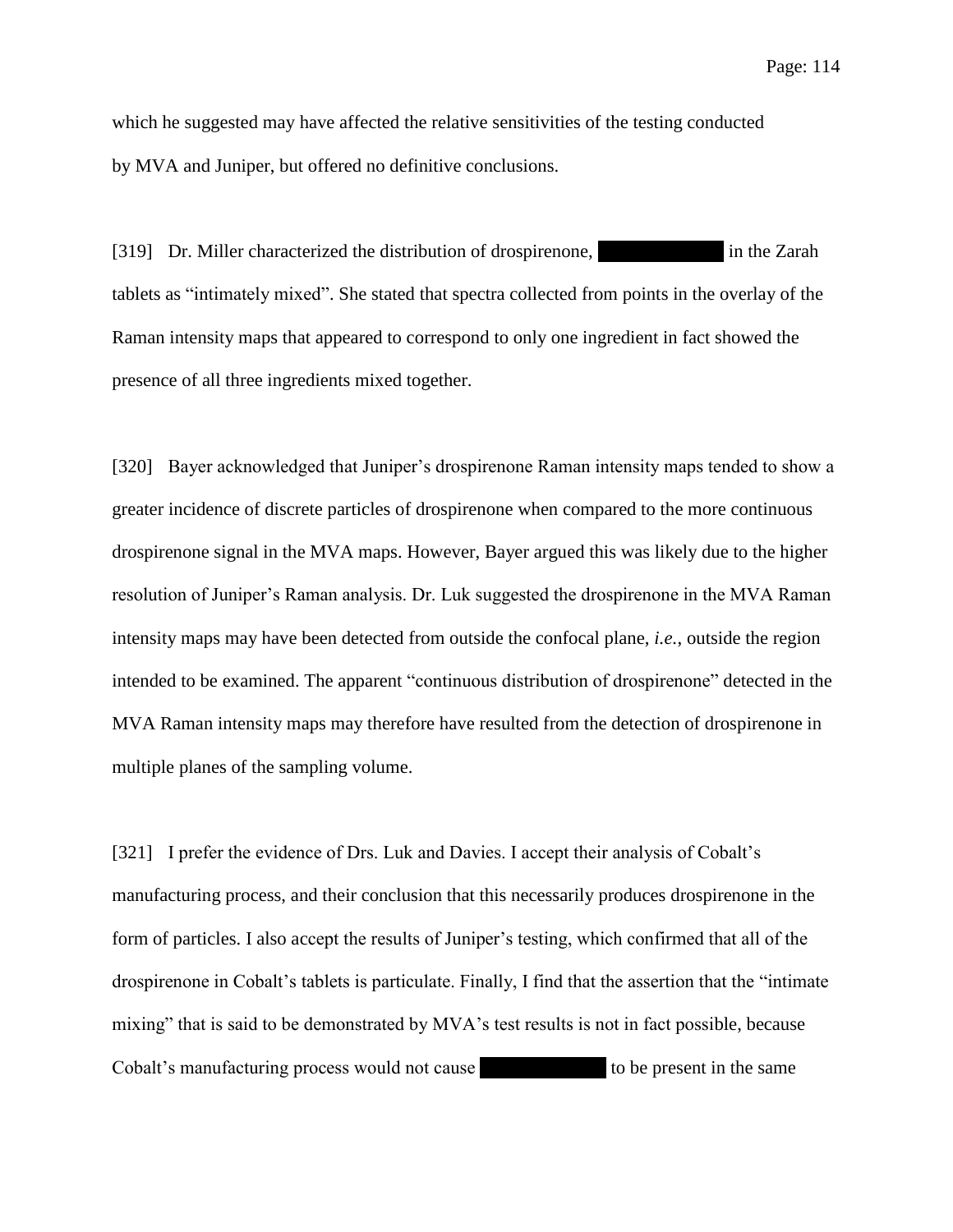which he suggested may have affected the relative sensitivities of the testing conducted by MVA and Juniper, but offered no definitive conclusions.

[319] Dr. Miller characterized the distribution of drospirenone, [REDACTED] in the Zarah tablets as “intimately mixed”. She stated that spectra collected from points in the overlay of the Raman intensity maps that appeared to correspond to only one ingredient in fact showed the presence of all three ingredients mixed together.

[320] Bayer acknowledged that Juniper’s drospirenone Raman intensity maps tended to show a greater incidence of discrete particles of drospirenone when compared to the more continuous drospirenone signal in the MVA maps. However, Bayer argued this was likely due to the higher resolution of Juniper’s Raman analysis. Dr. Luk suggested the drospirenone in the MVA Raman intensity maps may have been detected from outside the confocal plane, *i.e.*, outside the region intended to be examined. The apparent “continuous distribution of drospirenone” detected in the MVA Raman intensity maps may therefore have resulted from the detection of drospirenone in multiple planes of the sampling volume.

[321] I prefer the evidence of Drs. Luk and Davies. I accept their analysis of Cobalt’s manufacturing process, and their conclusion that this necessarily produces drospirenone in the form of particles. I also accept the results of Juniper’s testing, which confirmed that all of the drospirenone in Cobalt’s tablets is particulate. Finally, I find that the assertion that the “intimate mixing” that is said to be demonstrated by MVA’s test results is not in fact possible, because Cobalt’s manufacturing process would not cause [REDACTED] to be present in the same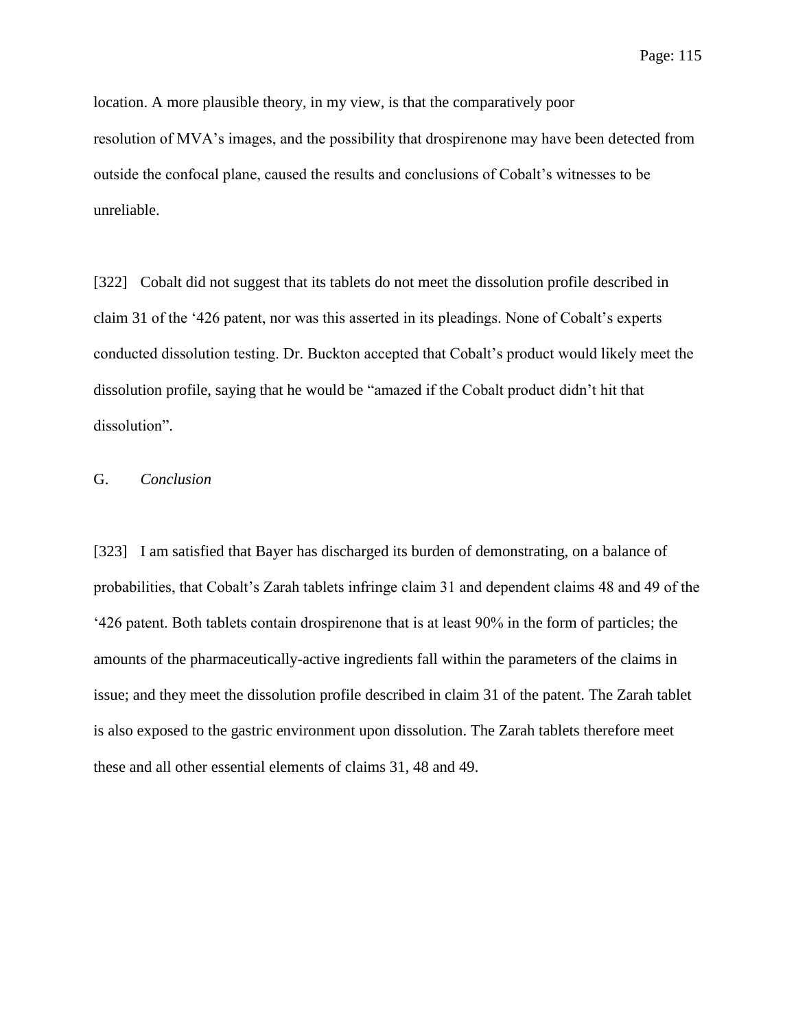location. A more plausible theory, in my view, is that the comparatively poor resolution of MVA's images, and the possibility that drospirenone may have been detected from outside the confocal plane, caused the results and conclusions of Cobalt's witnesses to be unreliable.

[322] Cobalt did not suggest that its tablets do not meet the dissolution profile described in claim 31 of the '426 patent, nor was this asserted in its pleadings. None of Cobalt's experts conducted dissolution testing. Dr. Buckton accepted that Cobalt's product would likely meet the dissolution profile, saying that he would be "amazed if the Cobalt product didn't hit that dissolution".

## G. *Conclusion*

[323] I am satisfied that Bayer has discharged its burden of demonstrating, on a balance of probabilities, that Cobalt's Zarah tablets infringe claim 31 and dependent claims 48 and 49 of the '426 patent. Both tablets contain drospirenone that is at least 90% in the form of particles; the amounts of the pharmaceutically-active ingredients fall within the parameters of the claims in issue; and they meet the dissolution profile described in claim 31 of the patent. The Zarah tablet is also exposed to the gastric environment upon dissolution. The Zarah tablets therefore meet these and all other essential elements of claims 31, 48 and 49.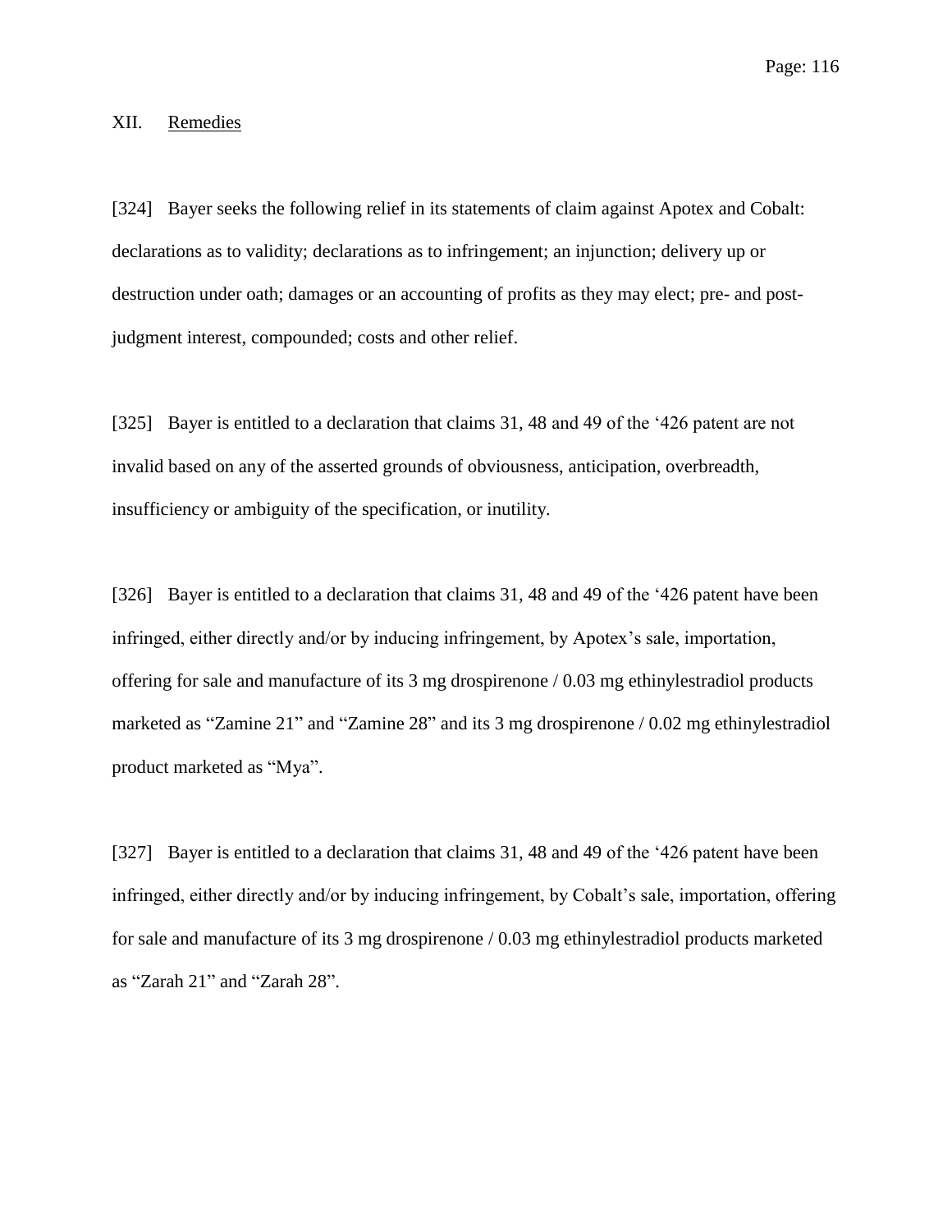## XII. Remedies

[324] Bayer seeks the following relief in its statements of claim against Apotex and Cobalt: declarations as to validity; declarations as to infringement; an injunction; delivery up or destruction under oath; damages or an accounting of profits as they may elect; pre- and post-judgment interest, compounded; costs and other relief.

[325] Bayer is entitled to a declaration that claims 31, 48 and 49 of the '426 patent are not invalid based on any of the asserted grounds of obviousness, anticipation, overbreadth, insufficiency or ambiguity of the specification, or inutility.

[326] Bayer is entitled to a declaration that claims 31, 48 and 49 of the '426 patent have been infringed, either directly and/or by inducing infringement, by Apotex's sale, importation, offering for sale and manufacture of its 3 mg drospirenone / 0.03 mg ethinylestradiol products marketed as "Zamine 21" and "Zamine 28" and its 3 mg drospirenone / 0.02 mg ethinylestradiol product marketed as "Mya".

[327] Bayer is entitled to a declaration that claims 31, 48 and 49 of the '426 patent have been infringed, either directly and/or by inducing infringement, by Cobalt's sale, importation, offering for sale and manufacture of its 3 mg drospirenone / 0.03 mg ethinylestradiol products marketed as "Zarah 21" and "Zarah 28".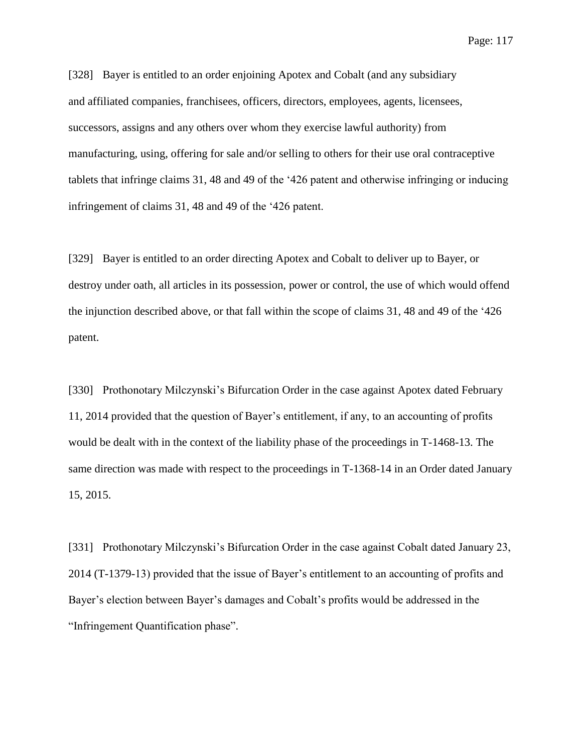[328] Bayer is entitled to an order enjoining Apotex and Cobalt (and any subsidiary and affiliated companies, franchisees, officers, directors, employees, agents, licensees, successors, assigns and any others over whom they exercise lawful authority) from manufacturing, using, offering for sale and/or selling to others for their use oral contraceptive tablets that infringe claims 31, 48 and 49 of the '426 patent and otherwise infringing or inducing infringement of claims 31, 48 and 49 of the '426 patent.

[329] Bayer is entitled to an order directing Apotex and Cobalt to deliver up to Bayer, or destroy under oath, all articles in its possession, power or control, the use of which would offend the injunction described above, or that fall within the scope of claims 31, 48 and 49 of the '426 patent.

[330] Prothonotary Milczynski's Bifurcation Order in the case against Apotex dated February 11, 2014 provided that the question of Bayer's entitlement, if any, to an accounting of profits would be dealt with in the context of the liability phase of the proceedings in T-1468-13. The same direction was made with respect to the proceedings in T-1368-14 in an Order dated January 15, 2015.

[331] Prothonotary Milczynski's Bifurcation Order in the case against Cobalt dated January 23, 2014 (T-1379-13) provided that the issue of Bayer's entitlement to an accounting of profits and Bayer's election between Bayer's damages and Cobalt's profits would be addressed in the "Infringement Quantification phase".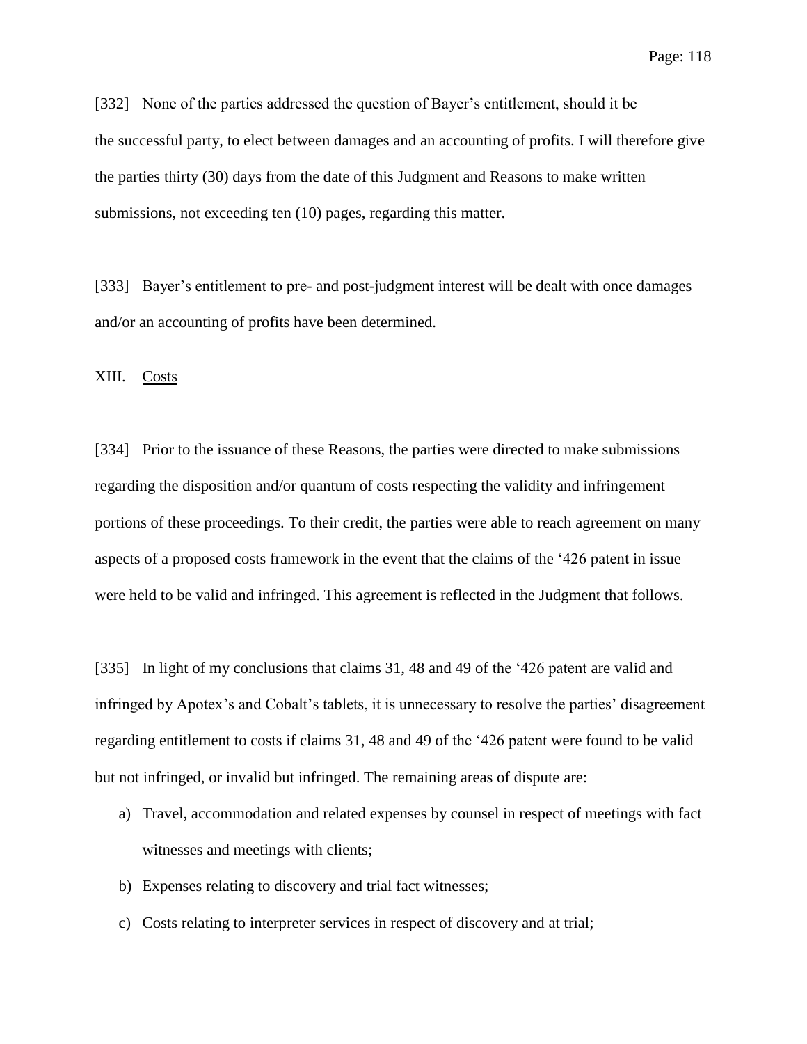[332] None of the parties addressed the question of Bayer's entitlement, should it be the successful party, to elect between damages and an accounting of profits. I will therefore give the parties thirty (30) days from the date of this Judgment and Reasons to make written submissions, not exceeding ten (10) pages, regarding this matter.

[333] Bayer's entitlement to pre- and post-judgment interest will be dealt with once damages and/or an accounting of profits have been determined.

## XIII. Costs

[334] Prior to the issuance of these Reasons, the parties were directed to make submissions regarding the disposition and/or quantum of costs respecting the validity and infringement portions of these proceedings. To their credit, the parties were able to reach agreement on many aspects of a proposed costs framework in the event that the claims of the '426 patent in issue were held to be valid and infringed. This agreement is reflected in the Judgment that follows.

[335] In light of my conclusions that claims 31, 48 and 49 of the '426 patent are valid and infringed by Apotex's and Cobalt's tablets, it is unnecessary to resolve the parties' disagreement regarding entitlement to costs if claims 31, 48 and 49 of the '426 patent were found to be valid but not infringed, or invalid but infringed. The remaining areas of dispute are:

a) Travel, accommodation and related expenses by counsel in respect of meetings with fact witnesses and meetings with clients;

b) Expenses relating to discovery and trial fact witnesses;

c) Costs relating to interpreter services in respect of discovery and at trial;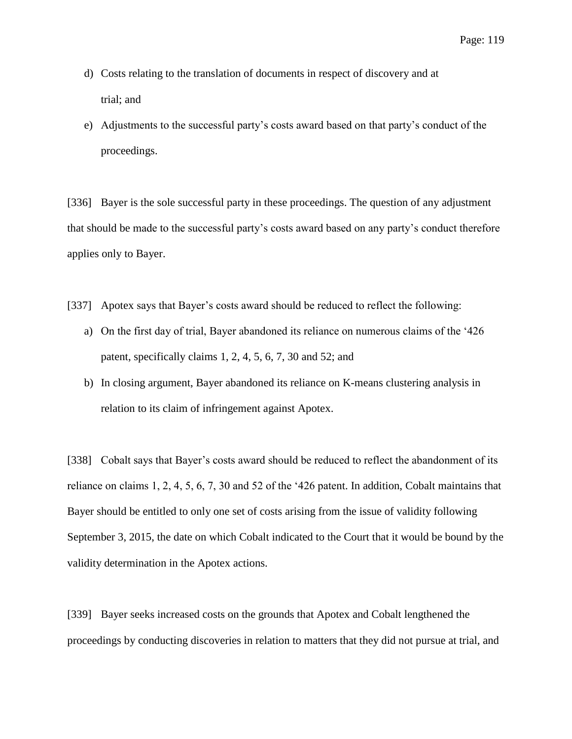d) Costs relating to the translation of documents in respect of discovery and at trial; and

e) Adjustments to the successful party's costs award based on that party's conduct of the proceedings.

[336] Bayer is the sole successful party in these proceedings. The question of any adjustment that should be made to the successful party's costs award based on any party's conduct therefore applies only to Bayer.

[337] Apotex says that Bayer's costs award should be reduced to reflect the following:

a) On the first day of trial, Bayer abandoned its reliance on numerous claims of the '426 patent, specifically claims 1, 2, 4, 5, 6, 7, 30 and 52; and

b) In closing argument, Bayer abandoned its reliance on K-means clustering analysis in relation to its claim of infringement against Apotex.

[338] Cobalt says that Bayer's costs award should be reduced to reflect the abandonment of its reliance on claims 1, 2, 4, 5, 6, 7, 30 and 52 of the '426 patent. In addition, Cobalt maintains that Bayer should be entitled to only one set of costs arising from the issue of validity following September 3, 2015, the date on which Cobalt indicated to the Court that it would be bound by the validity determination in the Apotex actions.

[339] Bayer seeks increased costs on the grounds that Apotex and Cobalt lengthened the proceedings by conducting discoveries in relation to matters that they did not pursue at trial, and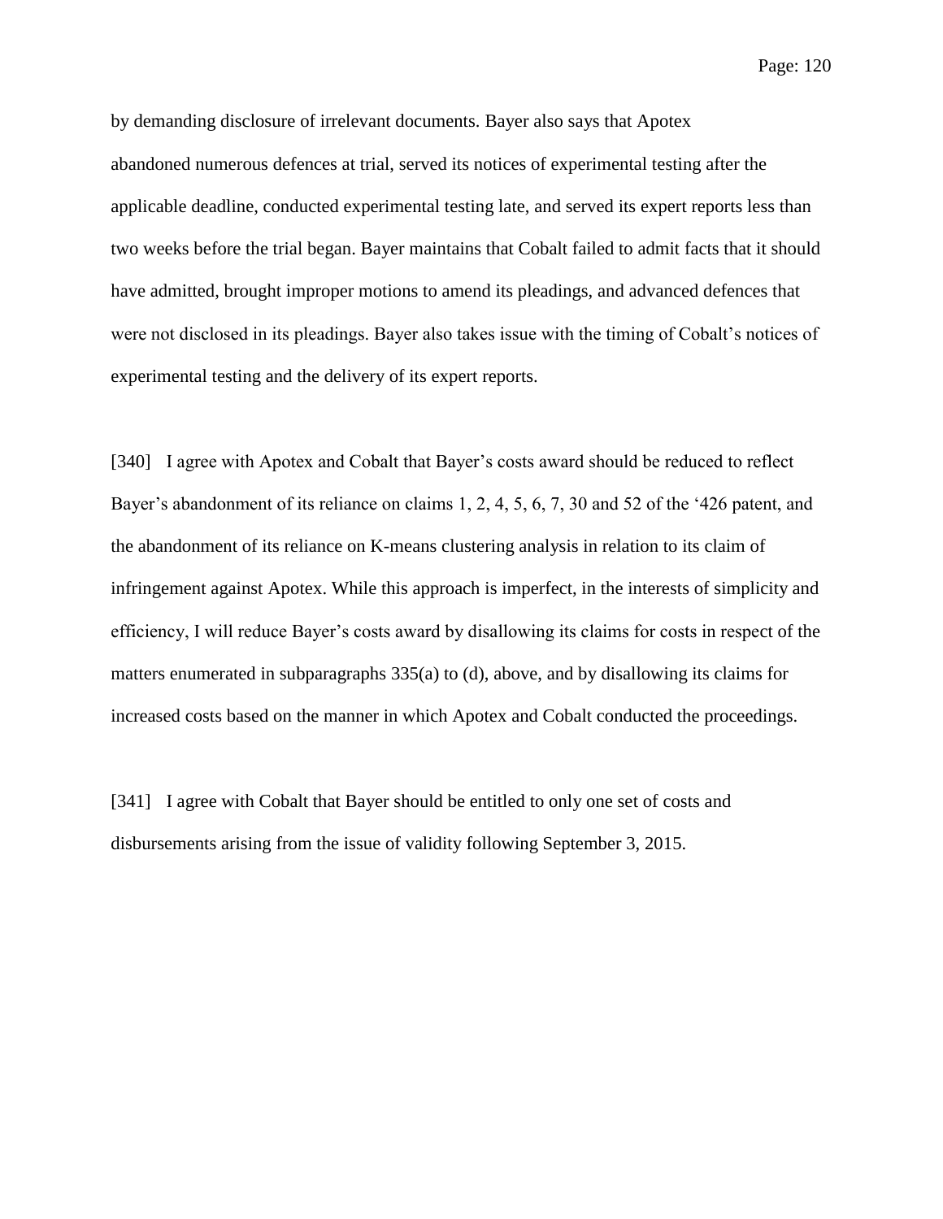by demanding disclosure of irrelevant documents. Bayer also says that Apotex abandoned numerous defences at trial, served its notices of experimental testing after the applicable deadline, conducted experimental testing late, and served its expert reports less than two weeks before the trial began. Bayer maintains that Cobalt failed to admit facts that it should have admitted, brought improper motions to amend its pleadings, and advanced defences that were not disclosed in its pleadings. Bayer also takes issue with the timing of Cobalt's notices of experimental testing and the delivery of its expert reports.

[340] I agree with Apotex and Cobalt that Bayer's costs award should be reduced to reflect Bayer's abandonment of its reliance on claims 1, 2, 4, 5, 6, 7, 30 and 52 of the '426 patent, and the abandonment of its reliance on K-means clustering analysis in relation to its claim of infringement against Apotex. While this approach is imperfect, in the interests of simplicity and efficiency, I will reduce Bayer's costs award by disallowing its claims for costs in respect of the matters enumerated in subparagraphs 335(a) to (d), above, and by disallowing its claims for increased costs based on the manner in which Apotex and Cobalt conducted the proceedings.

[341] I agree with Cobalt that Bayer should be entitled to only one set of costs and disbursements arising from the issue of validity following September 3, 2015.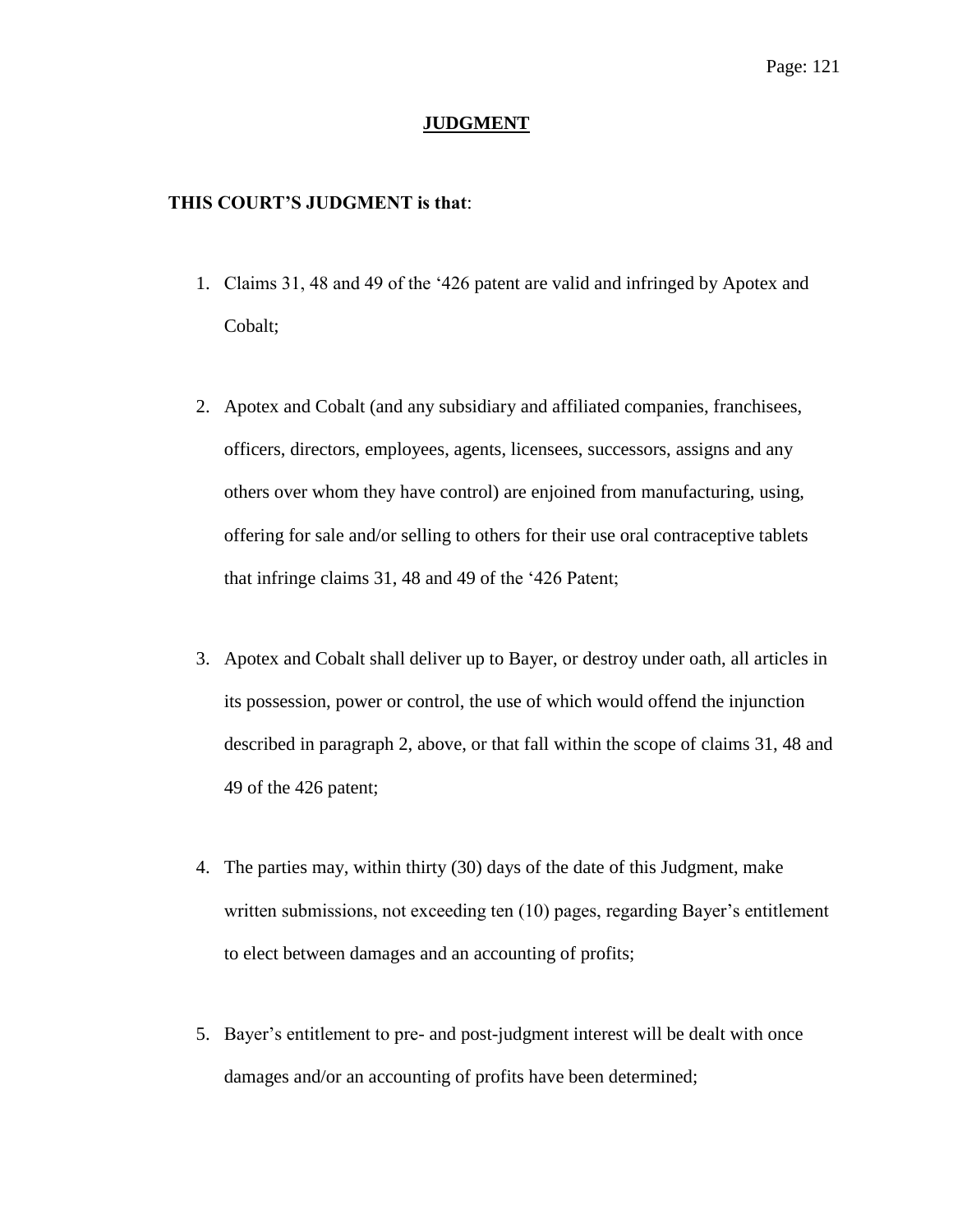# JUDGMENT

**THIS COURT'S JUDGMENT is that**:

1. Claims 31, 48 and 49 of the '426 patent are valid and infringed by Apotex and Cobalt;

2. Apotex and Cobalt (and any subsidiary and affiliated companies, franchisees, officers, directors, employees, agents, licensees, successors, assigns and any others over whom they have control) are enjoined from manufacturing, using, offering for sale and/or selling to others for their use oral contraceptive tablets that infringe claims 31, 48 and 49 of the '426 Patent;

3. Apotex and Cobalt shall deliver up to Bayer, or destroy under oath, all articles in its possession, power or control, the use of which would offend the injunction described in paragraph 2, above, or that fall within the scope of claims 31, 48 and 49 of the 426 patent;

4. The parties may, within thirty (30) days of the date of this Judgment, make written submissions, not exceeding ten (10) pages, regarding Bayer's entitlement to elect between damages and an accounting of profits;

5. Bayer's entitlement to pre- and post-judgment interest will be dealt with once damages and/or an accounting of profits have been determined;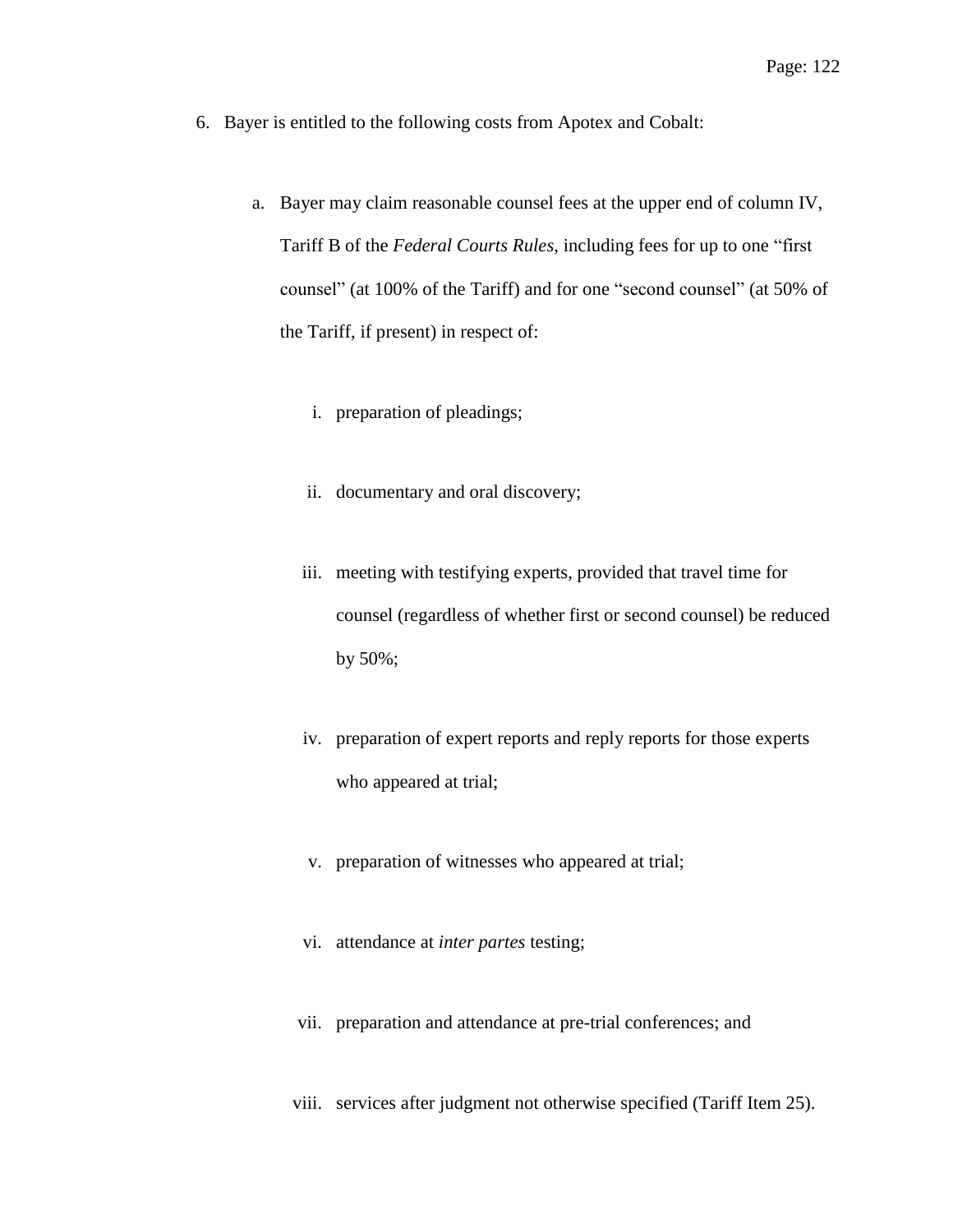6. Bayer is entitled to the following costs from Apotex and Cobalt:

   a. Bayer may claim reasonable counsel fees at the upper end of column IV, Tariff B of the *Federal Courts Rules*, including fees for up to one "first counsel" (at 100% of the Tariff) and for one "second counsel" (at 50% of the Tariff, if present) in respect of:

      i. preparation of pleadings;

      ii. documentary and oral discovery;

      iii. meeting with testifying experts, provided that travel time for counsel (regardless of whether first or second counsel) be reduced by 50%;

      iv. preparation of expert reports and reply reports for those experts who appeared at trial;

      v. preparation of witnesses who appeared at trial;

      vi. attendance at *inter partes* testing;

      vii. preparation and attendance at pre-trial conferences; and

      viii. services after judgment not otherwise specified (Tariff Item 25).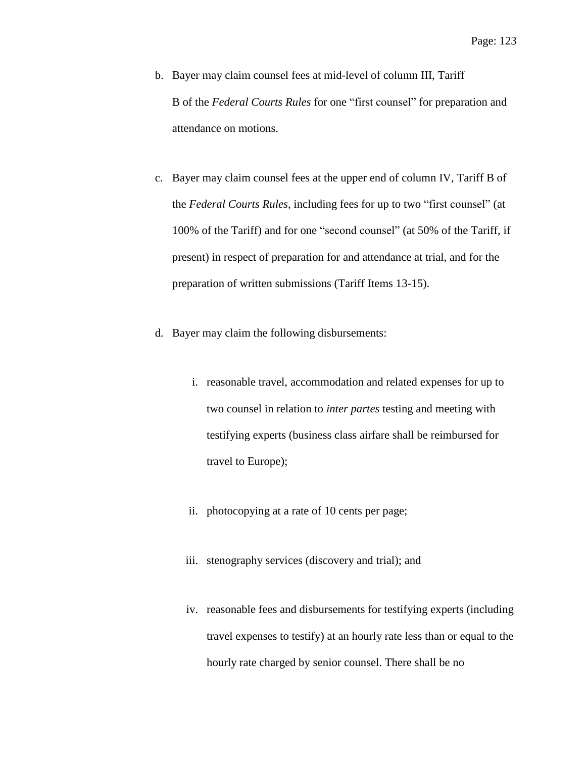b. Bayer may claim counsel fees at mid-level of column III, Tariff B of the *Federal Courts Rules* for one "first counsel" for preparation and attendance on motions.

c. Bayer may claim counsel fees at the upper end of column IV, Tariff B of the *Federal Courts Rules*, including fees for up to two "first counsel" (at 100% of the Tariff) and for one "second counsel" (at 50% of the Tariff, if present) in respect of preparation for and attendance at trial, and for the preparation of written submissions (Tariff Items 13-15).

d. Bayer may claim the following disbursements:

   i. reasonable travel, accommodation and related expenses for up to two counsel in relation to *inter partes* testing and meeting with testifying experts (business class airfare shall be reimbursed for travel to Europe);

   ii. photocopying at a rate of 10 cents per page;

   iii. stenography services (discovery and trial); and

   iv. reasonable fees and disbursements for testifying experts (including travel expenses to testify) at an hourly rate less than or equal to the hourly rate charged by senior counsel. There shall be no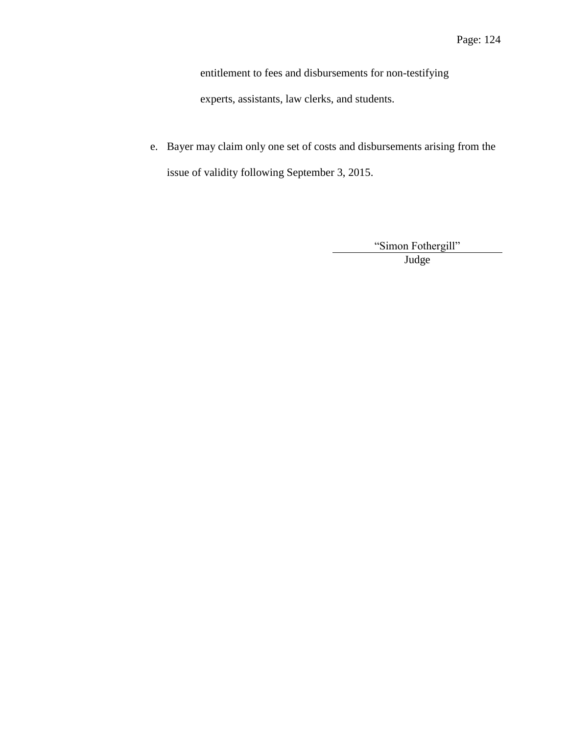entitlement to fees and disbursements for non-testifying experts, assistants, law clerks, and students.

e. Bayer may claim only one set of costs and disbursements arising from the issue of validity following September 3, 2015.

"Simon Fothergill"

Judge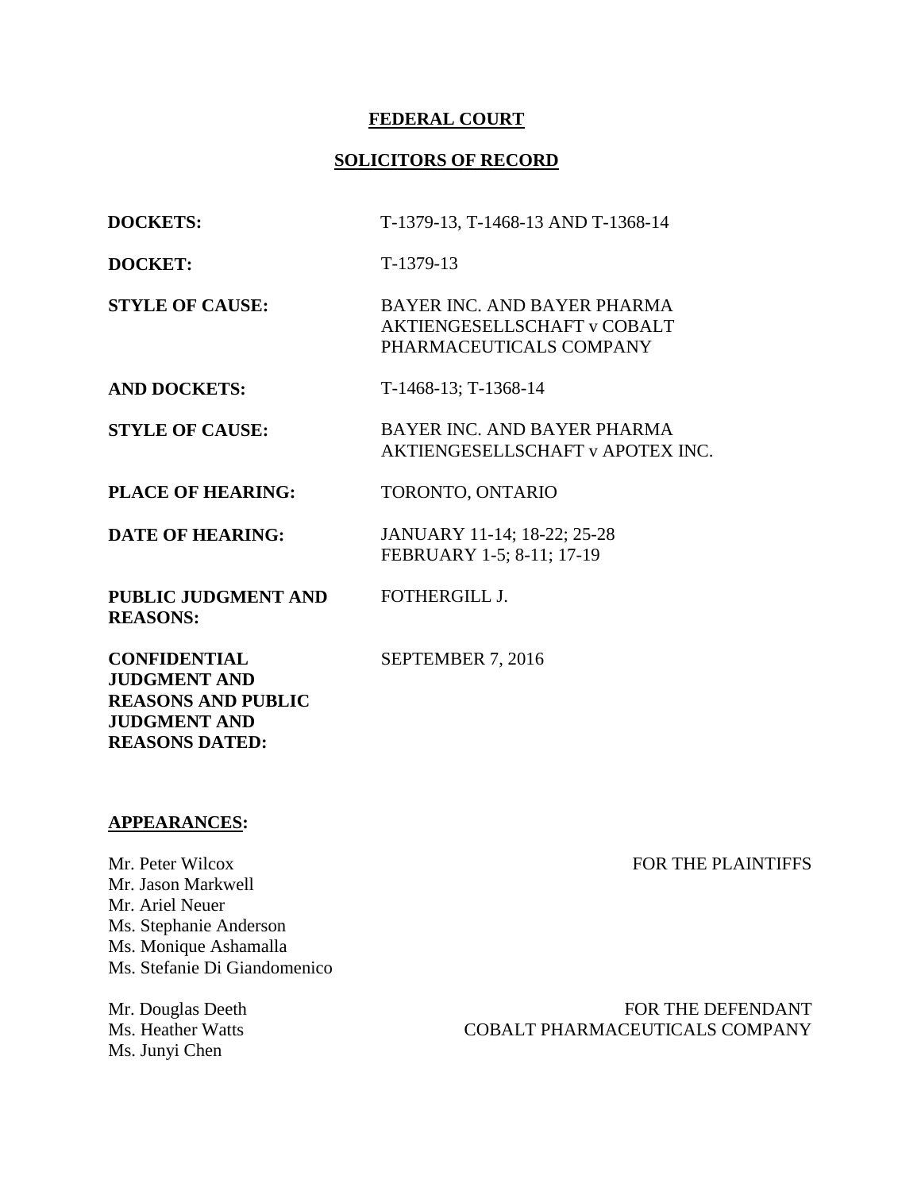**FEDERAL COURT**

**SOLICITORS OF RECORD**

| | |
|---|---|
| **DOCKETS:** | T-1379-13, T-1468-13 AND T-1368-14 |
| **DOCKET:** | T-1379-13 |
| **STYLE OF CAUSE:** | BAYER INC. AND BAYER PHARMA AKTIENGESELLSCHAFT v COBALT PHARMACEUTICALS COMPANY |
| **AND DOCKETS:** | T-1468-13; T-1368-14 |
| **STYLE OF CAUSE:** | BAYER INC. AND BAYER PHARMA AKTIENGESELLSCHAFT v APOTEX INC. |
| **PLACE OF HEARING:** | TORONTO, ONTARIO |
| **DATE OF HEARING:** | JANUARY 11-14; 18-22; 25-28 FEBRUARY 1-5; 8-11; 17-19 |
| **PUBLIC JUDGMENT AND REASONS:** | FOTHERGILL J. |
| **CONFIDENTIAL JUDGMENT AND REASONS AND PUBLIC JUDGMENT AND REASONS DATED:** | SEPTEMBER 7, 2016 |

**APPEARANCES:**

| | |
|---|---|
| Mr. Peter Wilcox<br>Mr. Jason Markwell<br>Mr. Ariel Neuer<br>Ms. Stephanie Anderson<br>Ms. Monique Ashamalla<br>Ms. Stefanie Di Giandomenico | FOR THE PLAINTIFFS |
| Mr. Douglas Deeth<br>Ms. Heather Watts<br>Ms. Junyi Chen | FOR THE DEFENDANT COBALT PHARMACEUTICALS COMPANY |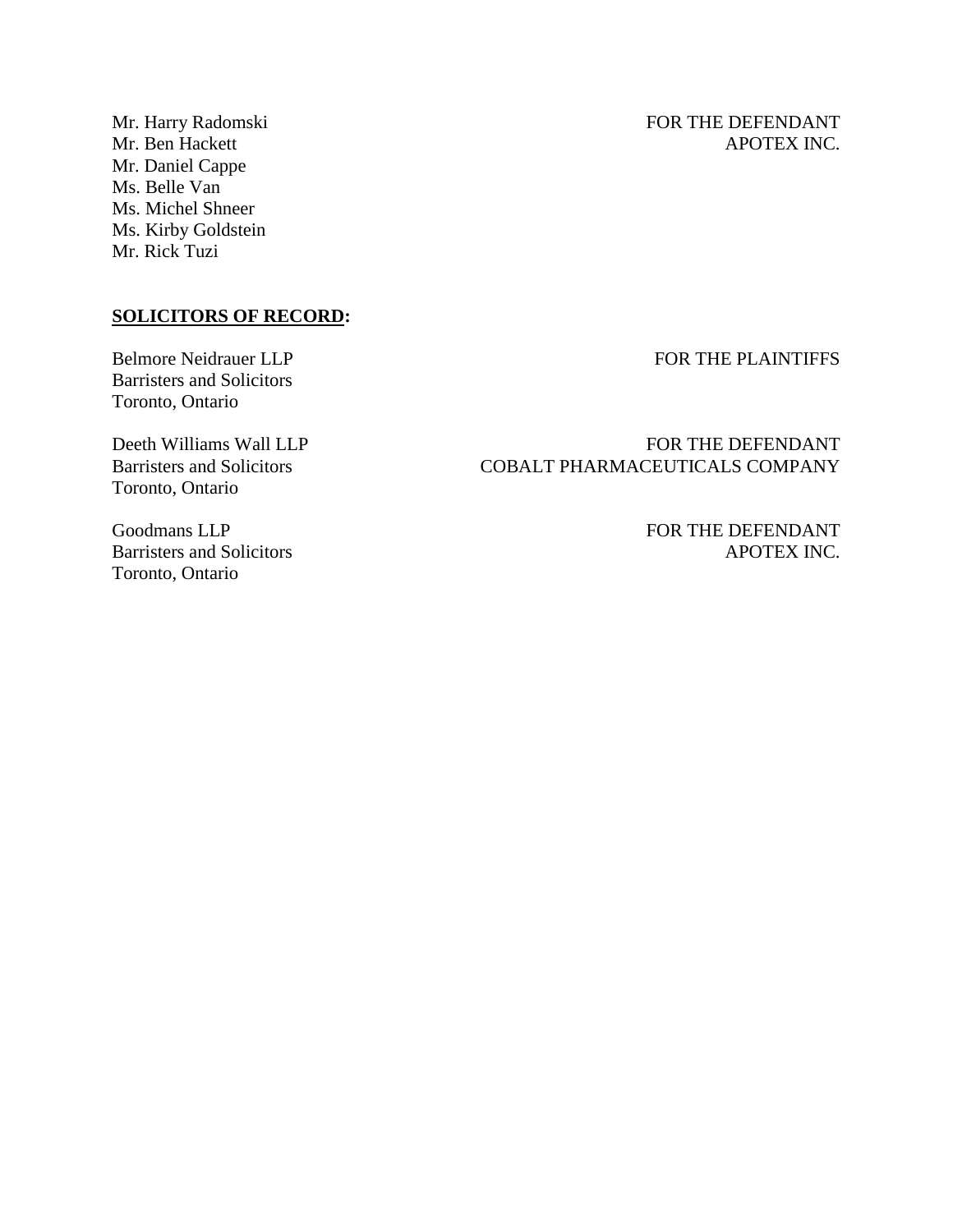| | |
|---|---|
| Mr. Harry Radomski<br>Mr. Ben Hackett<br>Mr. Daniel Cappe<br>Ms. Belle Van<br>Ms. Michel Shneer<br>Ms. Kirby Goldstein<br>Mr. Rick Tuzi | FOR THE DEFENDANT<br>APOTEX INC. |

**SOLICITORS OF RECORD:**

| | |
|---|---|
| Belmore Neidrauer LLP<br>Barristers and Solicitors<br>Toronto, Ontario | FOR THE PLAINTIFFS |
| Deeth Williams Wall LLP<br>Barristers and Solicitors<br>Toronto, Ontario | FOR THE DEFENDANT<br>COBALT PHARMACEUTICALS COMPANY |
| Goodmans LLP<br>Barristers and Solicitors<br>Toronto, Ontario | FOR THE DEFENDANT<br>APOTEX INC. |